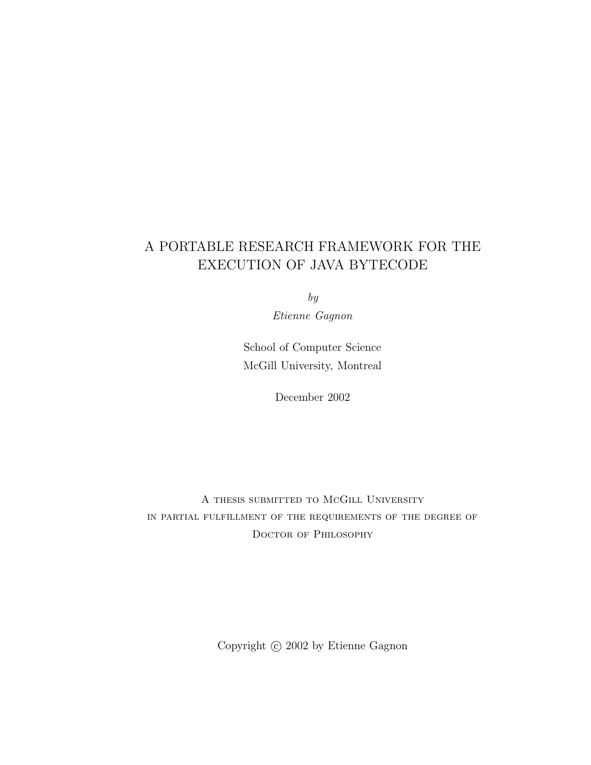# A PORTABLE RESEARCH FRAMEWORK FOR THE EXECUTION OF JAVA BYTECODE

*by*

*Etienne Gagnon*

School of Computer Science
McGill University, Montreal

December 2002

A thesis submitted to McGill University
in partial fulfillment of the requirements of the degree of
Doctor of Philosophy

Copyright © 2002 by Etienne Gagnon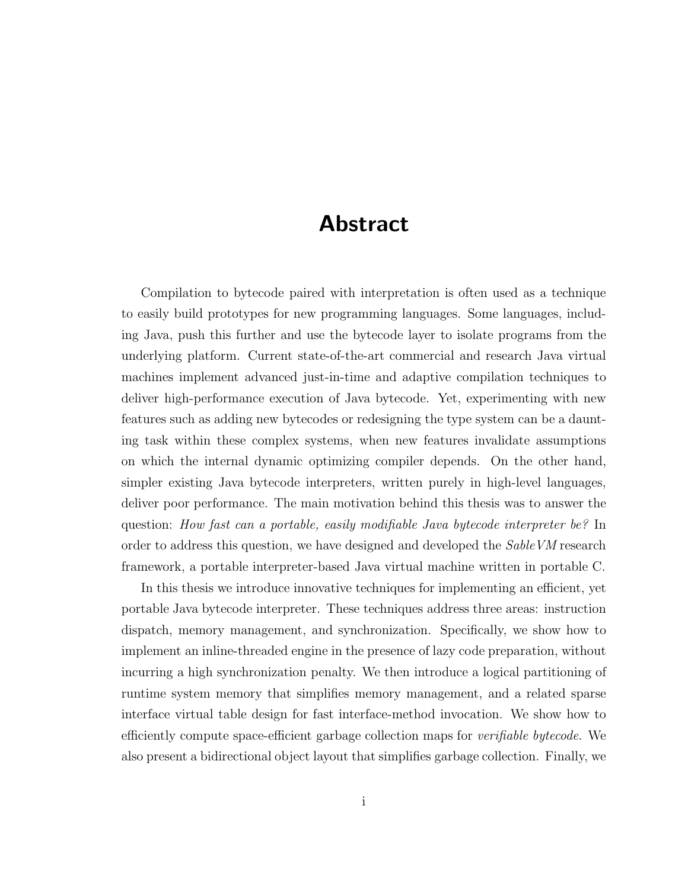# Abstract

Compilation to bytecode paired with interpretation is often used as a technique to easily build prototypes for new programming languages. Some languages, including Java, push this further and use the bytecode layer to isolate programs from the underlying platform. Current state-of-the-art commercial and research Java virtual machines implement advanced just-in-time and adaptive compilation techniques to deliver high-performance execution of Java bytecode. Yet, experimenting with new features such as adding new bytecodes or redesigning the type system can be a daunting task within these complex systems, when new features invalidate assumptions on which the internal dynamic optimizing compiler depends. On the other hand, simpler existing Java bytecode interpreters, written purely in high-level languages, deliver poor performance. The main motivation behind this thesis was to answer the question: *How fast can a portable, easily modifiable Java bytecode interpreter be?* In order to address this question, we have designed and developed the *SableVM* research framework, a portable interpreter-based Java virtual machine written in portable C.

In this thesis we introduce innovative techniques for implementing an efficient, yet portable Java bytecode interpreter. These techniques address three areas: instruction dispatch, memory management, and synchronization. Specifically, we show how to implement an inline-threaded engine in the presence of lazy code preparation, without incurring a high synchronization penalty. We then introduce a logical partitioning of runtime system memory that simplifies memory management, and a related sparse interface virtual table design for fast interface-method invocation. We show how to efficiently compute space-efficient garbage collection maps for *verifiable bytecode*. We also present a bidirectional object layout that simplifies garbage collection. Finally, we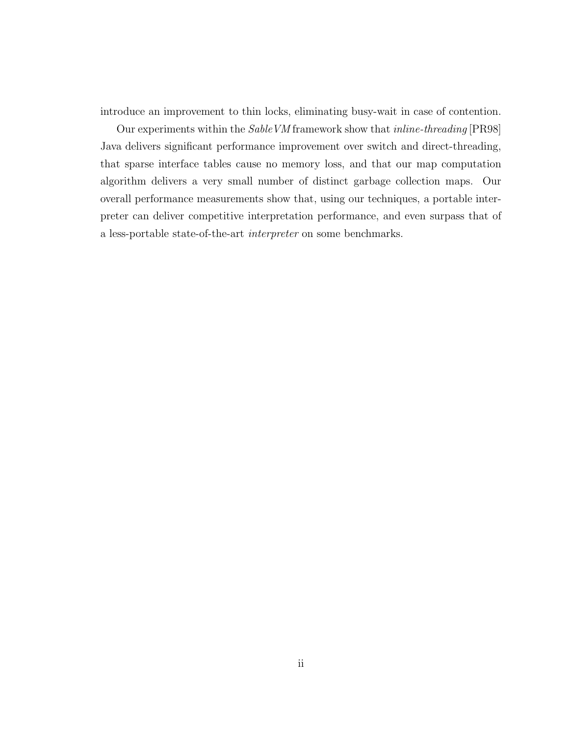introduce an improvement to thin locks, eliminating busy-wait in case of contention.

Our experiments within the *SableVM* framework show that *inline-threading* [PR98] Java delivers significant performance improvement over switch and direct-threading, that sparse interface tables cause no memory loss, and that our map computation algorithm delivers a very small number of distinct garbage collection maps. Our overall performance measurements show that, using our techniques, a portable interpreter can deliver competitive interpretation performance, and even surpass that of a less-portable state-of-the-art *interpreter* on some benchmarks.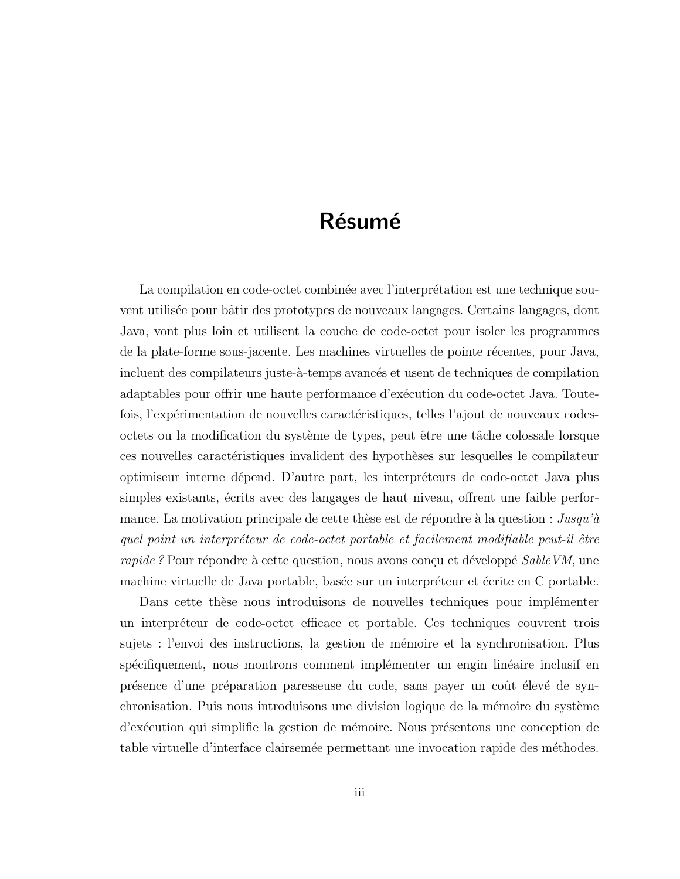# Résumé

La compilation en code-octet combinée avec l'interprétation est une technique souvent utilisée pour bâtir des prototypes de nouveaux langages. Certains langages, dont Java, vont plus loin et utilisent la couche de code-octet pour isoler les programmes de la plate-forme sous-jacente. Les machines virtuelles de pointe récentes, pour Java, incluent des compilateurs juste-à-temps avancés et usent de techniques de compilation adaptables pour offrir une haute performance d'exécution du code-octet Java. Toutefois, l'expérimentation de nouvelles caractéristiques, telles l'ajout de nouveaux codes-octets ou la modification du système de types, peut être une tâche colossale lorsque ces nouvelles caractéristiques invalident des hypothèses sur lesquelles le compilateur optimiseur interne dépend. D'autre part, les interpréteurs de code-octet Java plus simples existants, écrits avec des langages de haut niveau, offrent une faible performance. La motivation principale de cette thèse est de répondre à la question : *Jusqu'à quel point un interpréteur de code-octet portable et facilement modifiable peut-il être rapide ?* Pour répondre à cette question, nous avons conçu et développé *SableVM*, une machine virtuelle de Java portable, basée sur un interpréteur et écrite en C portable.

Dans cette thèse nous introduisons de nouvelles techniques pour implémenter un interpréteur de code-octet efficace et portable. Ces techniques couvrent trois sujets : l'envoi des instructions, la gestion de mémoire et la synchronisation. Plus spécifiquement, nous montrons comment implémenter un engin linéaire inclusif en présence d'une préparation paresseuse du code, sans payer un coût élevé de synchronisation. Puis nous introduisons une division logique de la mémoire du système d'exécution qui simplifie la gestion de mémoire. Nous présentons une conception de table virtuelle d'interface clairsemée permettant une invocation rapide des méthodes.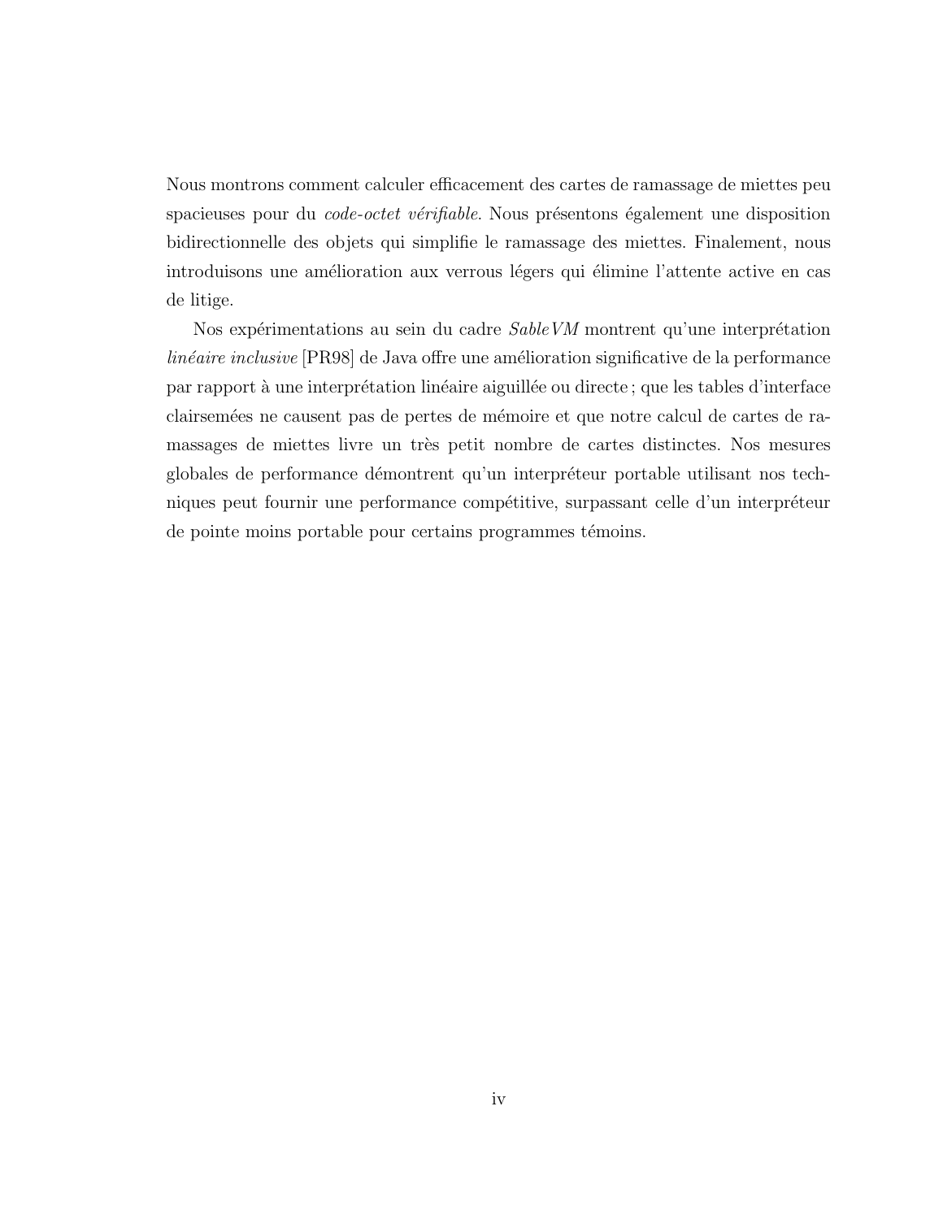Nous montrons comment calculer efficacement des cartes de ramassage de miettes peu spacieuses pour du *code-octet vérifiable*. Nous présentons également une disposition bidirectionnelle des objets qui simplifie le ramassage des miettes. Finalement, nous introduisons une amélioration aux verrous légers qui élimine l'attente active en cas de litige.

Nos expérimentations au sein du cadre *SableVM* montrent qu'une interprétation *linéaire inclusive* [PR98] de Java offre une amélioration significative de la performance par rapport à une interprétation linéaire aiguillée ou directe ; que les tables d'interface clairsemées ne causent pas de pertes de mémoire et que notre calcul de cartes de ramassages de miettes livre un très petit nombre de cartes distinctes. Nos mesures globales de performance démontrent qu'un interpréteur portable utilisant nos techniques peut fournir une performance compétitive, surpassant celle d'un interpréteur de pointe moins portable pour certains programmes témoins.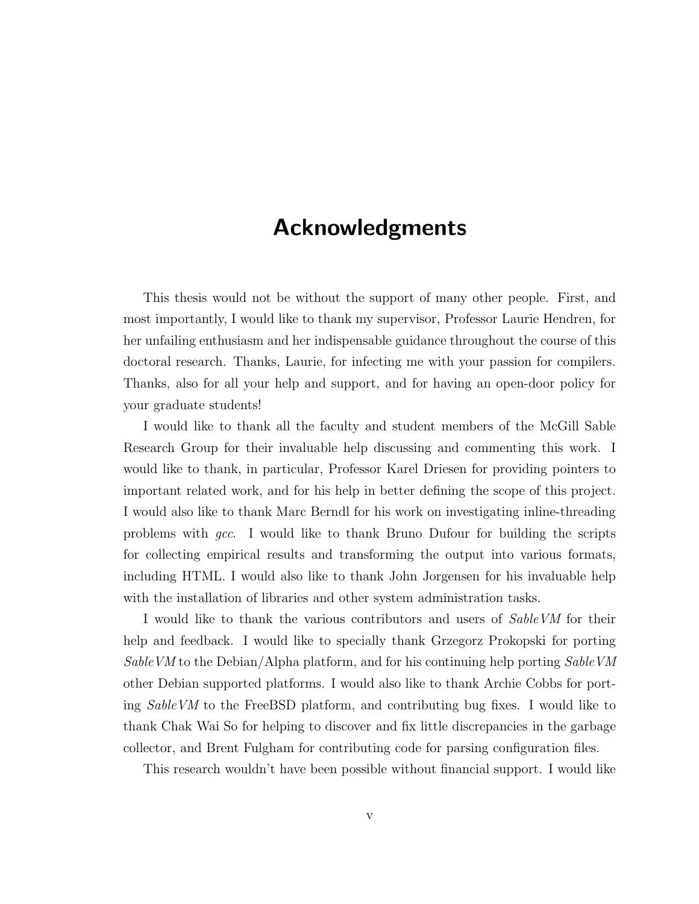# Acknowledgments

This thesis would not be without the support of many other people. First, and most importantly, I would like to thank my supervisor, Professor Laurie Hendren, for her unfailing enthusiasm and her indispensable guidance throughout the course of this doctoral research. Thanks, Laurie, for infecting me with your passion for compilers. Thanks, also for all your help and support, and for having an open-door policy for your graduate students!

I would like to thank all the faculty and student members of the McGill Sable Research Group for their invaluable help discussing and commenting this work. I would like to thank, in particular, Professor Karel Driesen for providing pointers to important related work, and for his help in better defining the scope of this project. I would also like to thank Marc Berndl for his work on investigating inline-threading problems with *gcc*. I would like to thank Bruno Dufour for building the scripts for collecting empirical results and transforming the output into various formats, including HTML. I would also like to thank John Jorgensen for his invaluable help with the installation of libraries and other system administration tasks.

I would like to thank the various contributors and users of *SableVM* for their help and feedback. I would like to specially thank Grzegorz Prokopski for porting *SableVM* to the Debian/Alpha platform, and for his continuing help porting *SableVM* other Debian supported platforms. I would also like to thank Archie Cobbs for porting *SableVM* to the FreeBSD platform, and contributing bug fixes. I would like to thank Chak Wai So for helping to discover and fix little discrepancies in the garbage collector, and Brent Fulgham for contributing code for parsing configuration files.

This research wouldn't have been possible without financial support. I would like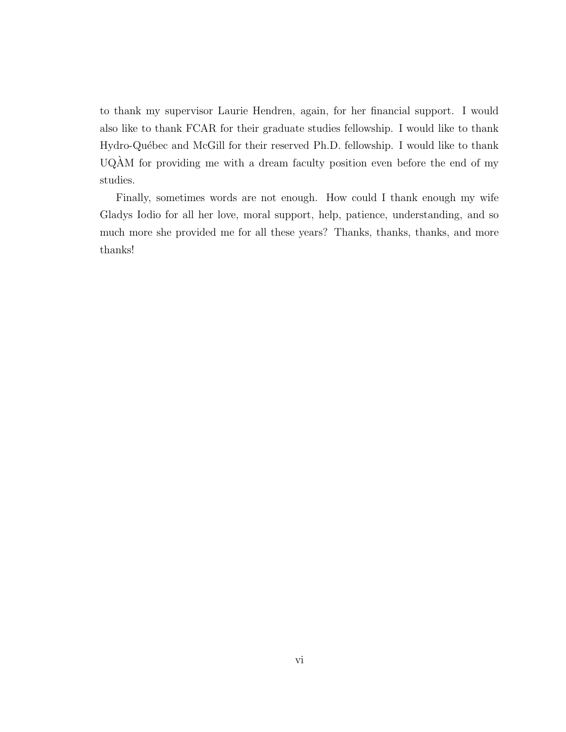to thank my supervisor Laurie Hendren, again, for her financial support. I would also like to thank FCAR for their graduate studies fellowship. I would like to thank Hydro-Québec and McGill for their reserved Ph.D. fellowship. I would like to thank UQÀM for providing me with a dream faculty position even before the end of my studies.

Finally, sometimes words are not enough. How could I thank enough my wife Gladys Iodio for all her love, moral support, help, patience, understanding, and so much more she provided me for all these years? Thanks, thanks, thanks, and more thanks!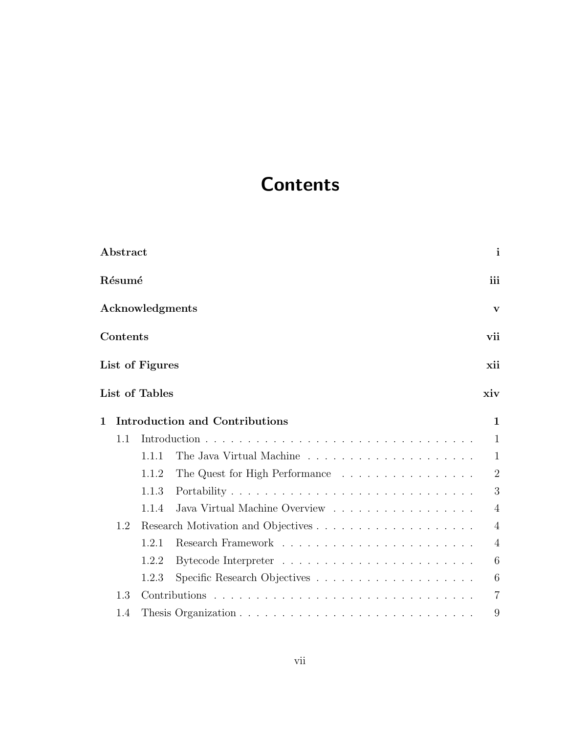# Contents

| | |
|---|---|
| **Abstract** | **i** |
| **Résumé** | **iii** |
| **Acknowledgments** | **v** |
| **Contents** | **vii** |
| **List of Figures** | **xii** |
| **List of Tables** | **xiv** |
| **1 Introduction and Contributions** | **1** |
| 1.1 Introduction | 1 |
| 1.1.1 The Java Virtual Machine | 1 |
| 1.1.2 The Quest for High Performance | 2 |
| 1.1.3 Portability | 3 |
| 1.1.4 Java Virtual Machine Overview | 4 |
| 1.2 Research Motivation and Objectives | 4 |
| 1.2.1 Research Framework | 4 |
| 1.2.2 Bytecode Interpreter | 6 |
| 1.2.3 Specific Research Objectives | 6 |
| 1.3 Contributions | 7 |
| 1.4 Thesis Organization | 9 |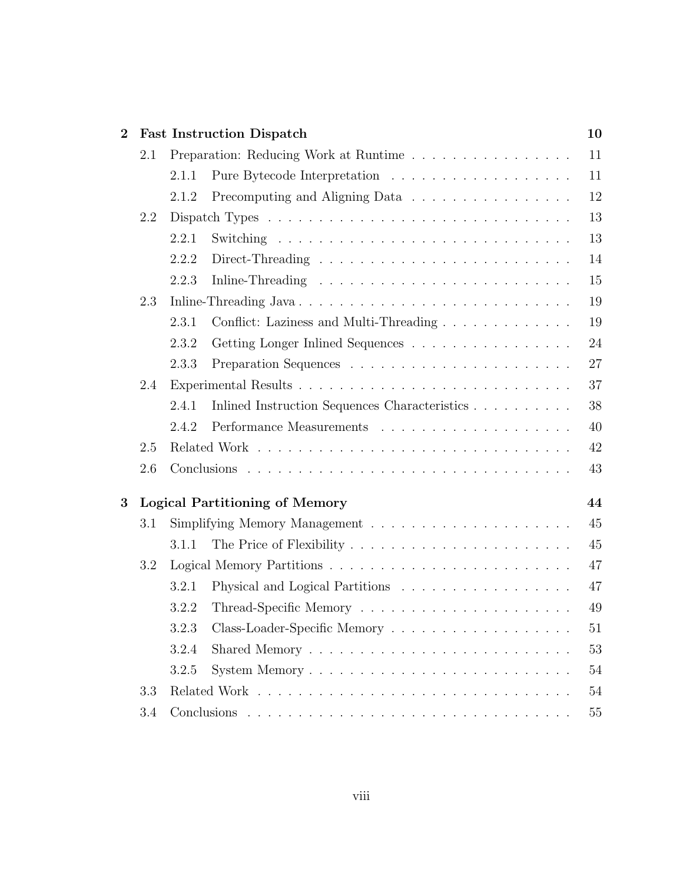**2 Fast Instruction Dispatch** — 10

- 2.1 Preparation: Reducing Work at Runtime — 11
  - 2.1.1 Pure Bytecode Interpretation — 11
  - 2.1.2 Precomputing and Aligning Data — 12
- 2.2 Dispatch Types — 13
  - 2.2.1 Switching — 13
  - 2.2.2 Direct-Threading — 14
  - 2.2.3 Inline-Threading — 15
- 2.3 Inline-Threading Java — 19
  - 2.3.1 Conflict: Laziness and Multi-Threading — 19
  - 2.3.2 Getting Longer Inlined Sequences — 24
  - 2.3.3 Preparation Sequences — 27
- 2.4 Experimental Results — 37
  - 2.4.1 Inlined Instruction Sequences Characteristics — 38
  - 2.4.2 Performance Measurements — 40
- 2.5 Related Work — 42
- 2.6 Conclusions — 43

**3 Logical Partitioning of Memory** — 44

- 3.1 Simplifying Memory Management — 45
  - 3.1.1 The Price of Flexibility — 45
- 3.2 Logical Memory Partitions — 47
  - 3.2.1 Physical and Logical Partitions — 47
  - 3.2.2 Thread-Specific Memory — 49
  - 3.2.3 Class-Loader-Specific Memory — 51
  - 3.2.4 Shared Memory — 53
  - 3.2.5 System Memory — 54
- 3.3 Related Work — 54
- 3.4 Conclusions — 55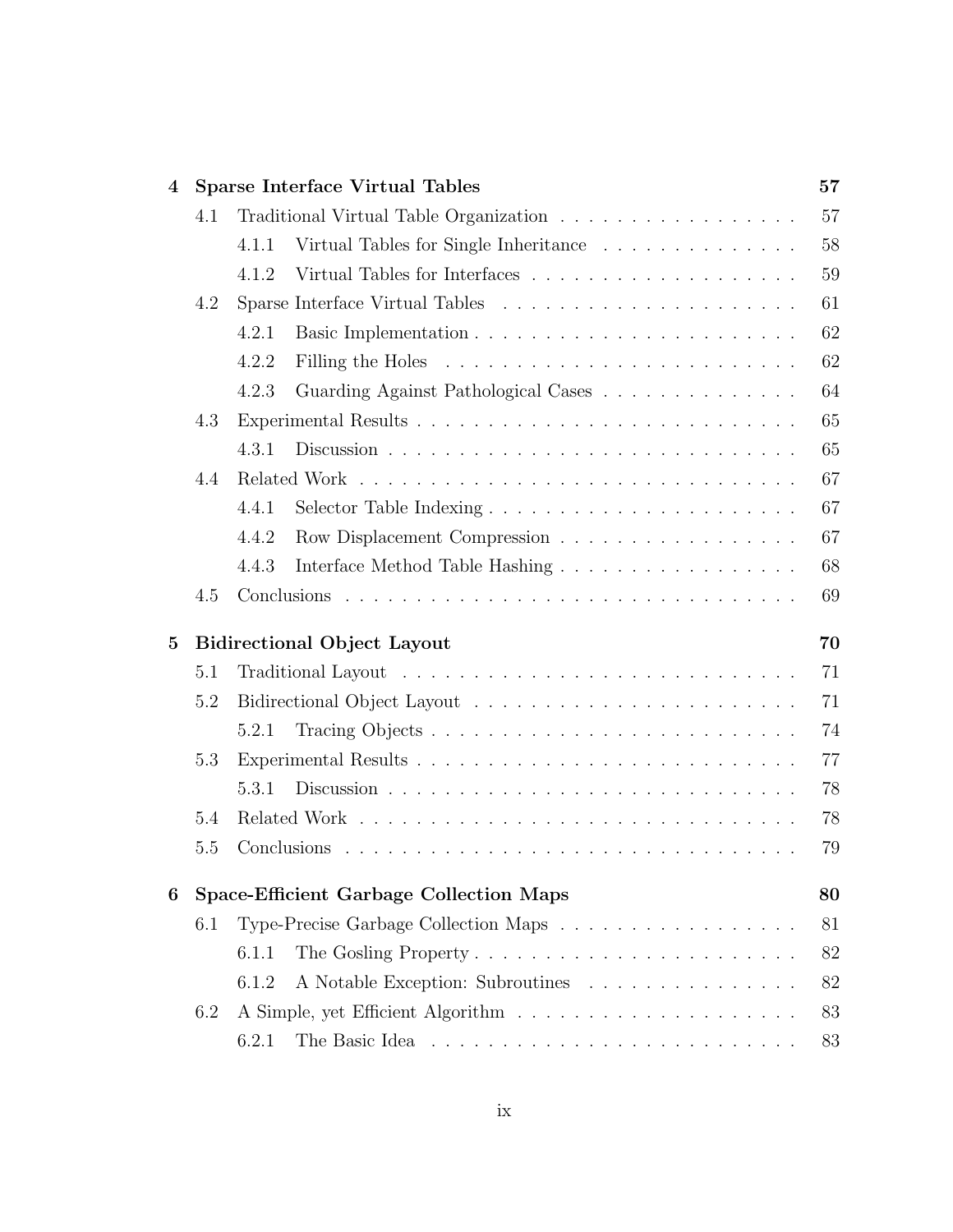| | | |
|---|---|---|
| **4** | **Sparse Interface Virtual Tables** | **57** |
| 4.1 | Traditional Virtual Table Organization | 57 |
| 4.1.1 | Virtual Tables for Single Inheritance | 58 |
| 4.1.2 | Virtual Tables for Interfaces | 59 |
| 4.2 | Sparse Interface Virtual Tables | 61 |
| 4.2.1 | Basic Implementation | 62 |
| 4.2.2 | Filling the Holes | 62 |
| 4.2.3 | Guarding Against Pathological Cases | 64 |
| 4.3 | Experimental Results | 65 |
| 4.3.1 | Discussion | 65 |
| 4.4 | Related Work | 67 |
| 4.4.1 | Selector Table Indexing | 67 |
| 4.4.2 | Row Displacement Compression | 67 |
| 4.4.3 | Interface Method Table Hashing | 68 |
| 4.5 | Conclusions | 69 |
| **5** | **Bidirectional Object Layout** | **70** |
| 5.1 | Traditional Layout | 71 |
| 5.2 | Bidirectional Object Layout | 71 |
| 5.2.1 | Tracing Objects | 74 |
| 5.3 | Experimental Results | 77 |
| 5.3.1 | Discussion | 78 |
| 5.4 | Related Work | 78 |
| 5.5 | Conclusions | 79 |
| **6** | **Space-Efficient Garbage Collection Maps** | **80** |
| 6.1 | Type-Precise Garbage Collection Maps | 81 |
| 6.1.1 | The Gosling Property | 82 |
| 6.1.2 | A Notable Exception: Subroutines | 82 |
| 6.2 | A Simple, yet Efficient Algorithm | 83 |
| 6.2.1 | The Basic Idea | 83 |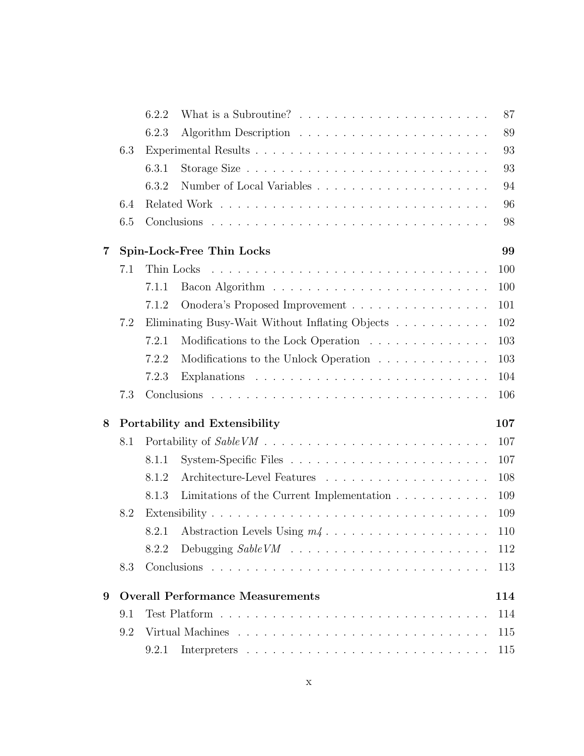| | | | |
|---|---|---|---|
| | 6.2.2 | What is a Subroutine? | 87 |
| | 6.2.3 | Algorithm Description | 89 |
| 6.3 | | Experimental Results | 93 |
| | 6.3.1 | Storage Size | 93 |
| | 6.3.2 | Number of Local Variables | 94 |
| 6.4 | | Related Work | 96 |
| 6.5 | | Conclusions | 98 |

**7 Spin-Lock-Free Thin Locks** **99**

| | | | |
|---|---|---|---|
| 7.1 | | Thin Locks | 100 |
| | 7.1.1 | Bacon Algorithm | 100 |
| | 7.1.2 | Onodera's Proposed Improvement | 101 |
| 7.2 | | Eliminating Busy-Wait Without Inflating Objects | 102 |
| | 7.2.1 | Modifications to the Lock Operation | 103 |
| | 7.2.2 | Modifications to the Unlock Operation | 103 |
| | 7.2.3 | Explanations | 104 |
| 7.3 | | Conclusions | 106 |

**8 Portability and Extensibility** **107**

| | | | |
|---|---|---|---|
| 8.1 | | Portability of *SableVM* | 107 |
| | 8.1.1 | System-Specific Files | 107 |
| | 8.1.2 | Architecture-Level Features | 108 |
| | 8.1.3 | Limitations of the Current Implementation | 109 |
| 8.2 | | Extensibility | 109 |
| | 8.2.1 | Abstraction Levels Using *m4* | 110 |
| | 8.2.2 | Debugging *SableVM* | 112 |
| 8.3 | | Conclusions | 113 |

**9 Overall Performance Measurements** **114**

| | | | |
|---|---|---|---|
| 9.1 | | Test Platform | 114 |
| 9.2 | | Virtual Machines | 115 |
| | 9.2.1 | Interpreters | 115 |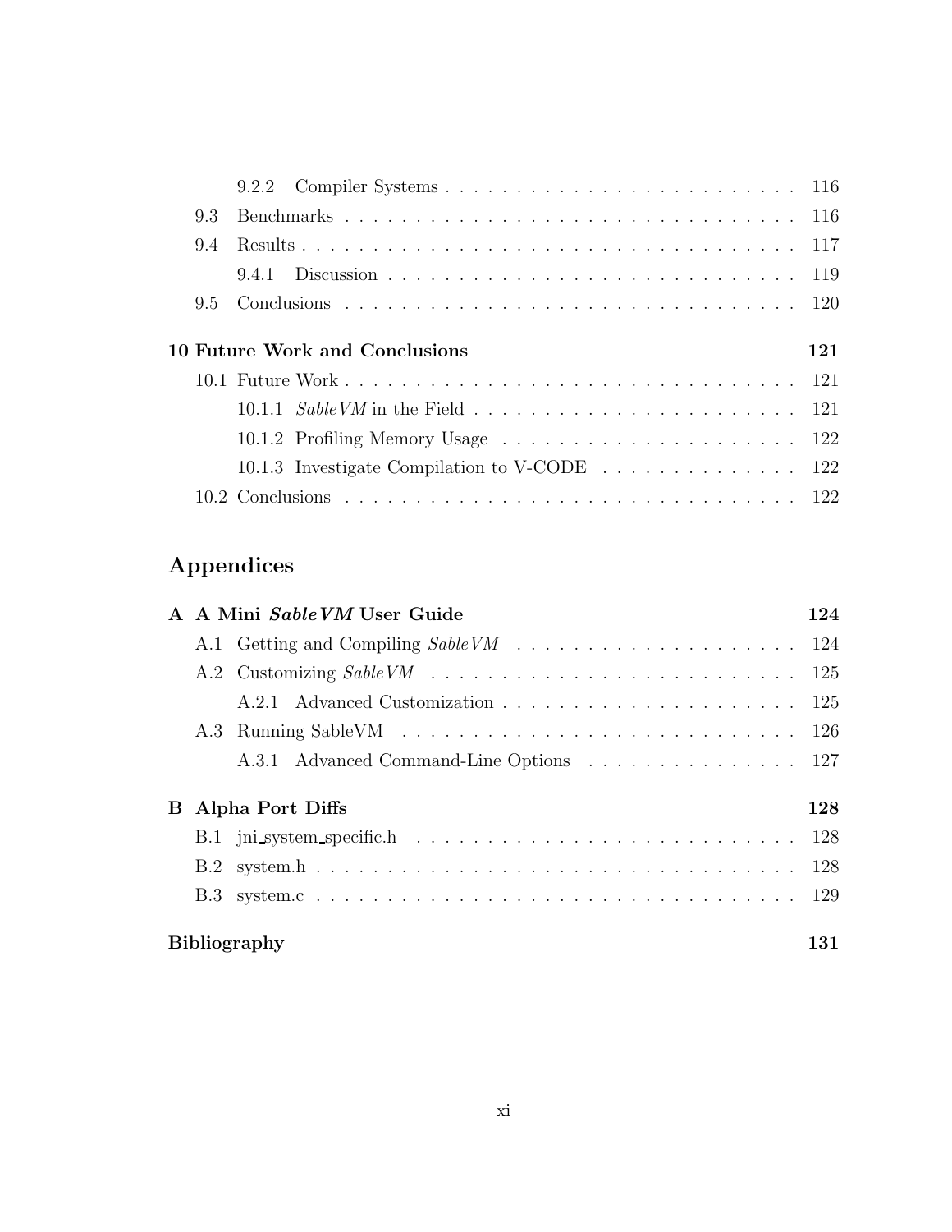9.2.2 Compiler Systems . . . . . . . . . . . . . . . . . . . . . . . . 116

9.3 Benchmarks . . . . . . . . . . . . . . . . . . . . . . . . . . . . . . 116

9.4 Results . . . . . . . . . . . . . . . . . . . . . . . . . . . . . . . . . 117

9.4.1 Discussion . . . . . . . . . . . . . . . . . . . . . . . . . . . 119

9.5 Conclusions . . . . . . . . . . . . . . . . . . . . . . . . . . . . . . 120

**10 Future Work and Conclusions** **121**

10.1 Future Work . . . . . . . . . . . . . . . . . . . . . . . . . . . . . . 121

10.1.1 *SableVM* in the Field . . . . . . . . . . . . . . . . . . . . . . 121

10.1.2 Profiling Memory Usage . . . . . . . . . . . . . . . . . . . . 122

10.1.3 Investigate Compilation to V-CODE . . . . . . . . . . . . . . 122

10.2 Conclusions . . . . . . . . . . . . . . . . . . . . . . . . . . . . . . 122

## Appendices

**A A Mini *SableVM* User Guide** **124**

A.1 Getting and Compiling *SableVM* . . . . . . . . . . . . . . . . . . . 124

A.2 Customizing *SableVM* . . . . . . . . . . . . . . . . . . . . . . . . . 125

A.2.1 Advanced Customization . . . . . . . . . . . . . . . . . . . . 125

A.3 Running SableVM . . . . . . . . . . . . . . . . . . . . . . . . . . . 126

A.3.1 Advanced Command-Line Options . . . . . . . . . . . . . . . 127

**B Alpha Port Diffs** **128**

B.1 jni_system_specific.h . . . . . . . . . . . . . . . . . . . . . . . . . 128

B.2 system.h . . . . . . . . . . . . . . . . . . . . . . . . . . . . . . . . 128

B.3 system.c . . . . . . . . . . . . . . . . . . . . . . . . . . . . . . . . 129

**Bibliography** **131**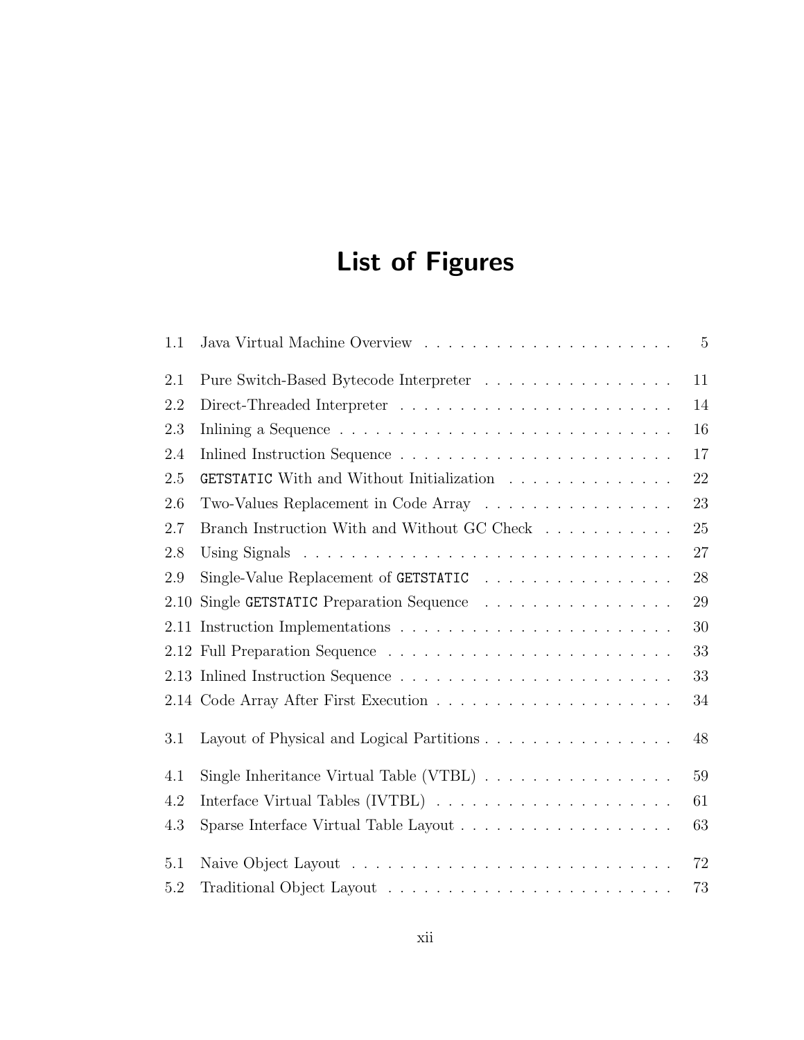# List of Figures

| | | |
|---|---|---|
| 1.1 | Java Virtual Machine Overview | 5 |
| 2.1 | Pure Switch-Based Bytecode Interpreter | 11 |
| 2.2 | Direct-Threaded Interpreter | 14 |
| 2.3 | Inlining a Sequence | 16 |
| 2.4 | Inlined Instruction Sequence | 17 |
| 2.5 | `GETSTATIC` With and Without Initialization | 22 |
| 2.6 | Two-Values Replacement in Code Array | 23 |
| 2.7 | Branch Instruction With and Without GC Check | 25 |
| 2.8 | Using Signals | 27 |
| 2.9 | Single-Value Replacement of `GETSTATIC` | 28 |
| 2.10 | Single `GETSTATIC` Preparation Sequence | 29 |
| 2.11 | Instruction Implementations | 30 |
| 2.12 | Full Preparation Sequence | 33 |
| 2.13 | Inlined Instruction Sequence | 33 |
| 2.14 | Code Array After First Execution | 34 |
| 3.1 | Layout of Physical and Logical Partitions | 48 |
| 4.1 | Single Inheritance Virtual Table (VTBL) | 59 |
| 4.2 | Interface Virtual Tables (IVTBL) | 61 |
| 4.3 | Sparse Interface Virtual Table Layout | 63 |
| 5.1 | Naive Object Layout | 72 |
| 5.2 | Traditional Object Layout | 73 |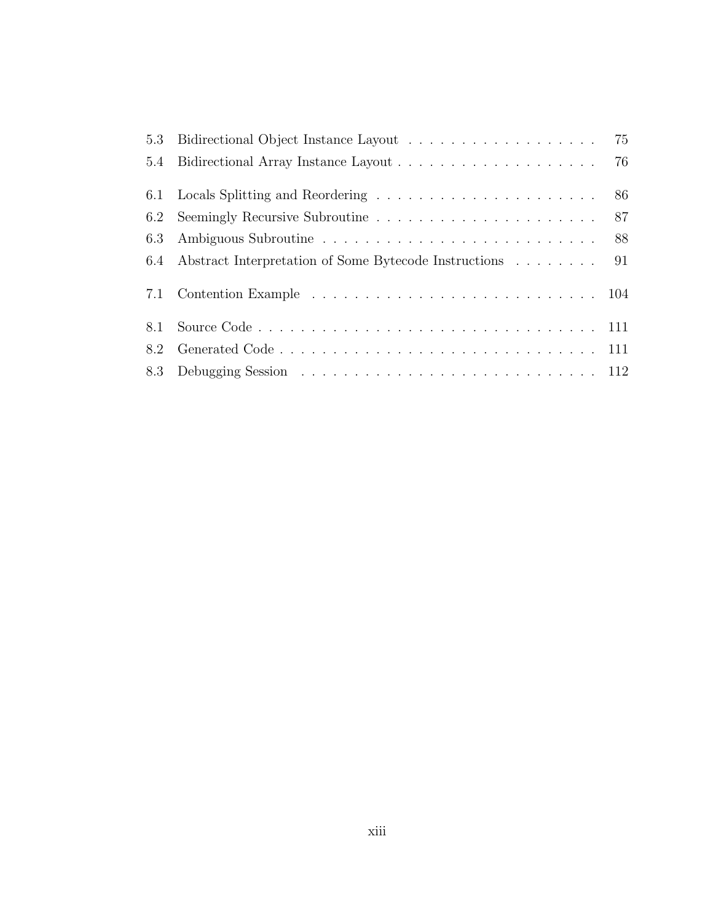5.3 Bidirectional Object Instance Layout . . . . . . . . . . . . . . . . . . 75
5.4 Bidirectional Array Instance Layout . . . . . . . . . . . . . . . . . . . 76

6.1 Locals Splitting and Reordering . . . . . . . . . . . . . . . . . . . . . 86
6.2 Seemingly Recursive Subroutine . . . . . . . . . . . . . . . . . . . . . 87
6.3 Ambiguous Subroutine . . . . . . . . . . . . . . . . . . . . . . . . . . 88
6.4 Abstract Interpretation of Some Bytecode Instructions . . . . . . . . 91

7.1 Contention Example . . . . . . . . . . . . . . . . . . . . . . . . . . . 104

8.1 Source Code . . . . . . . . . . . . . . . . . . . . . . . . . . . . . . . . 111
8.2 Generated Code . . . . . . . . . . . . . . . . . . . . . . . . . . . . . . 111
8.3 Debugging Session . . . . . . . . . . . . . . . . . . . . . . . . . . . . 112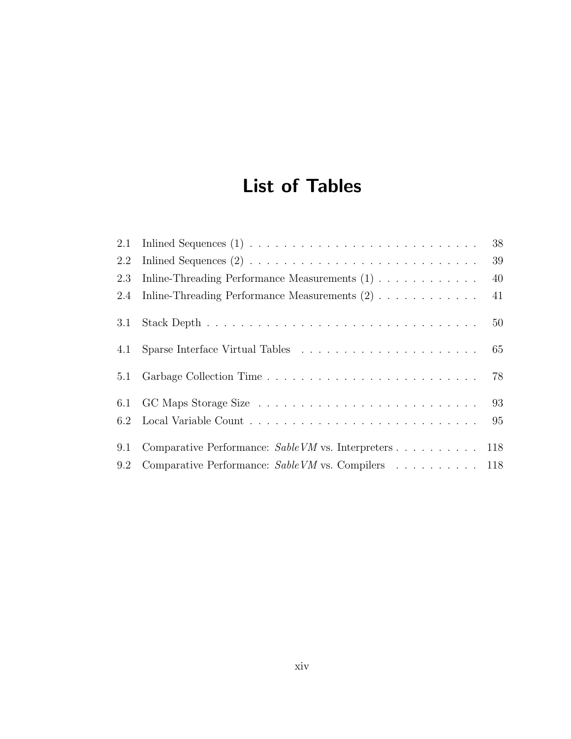# List of Tables

| | | |
|---|---|---|
| 2.1 | Inlined Sequences (1) | 38 |
| 2.2 | Inlined Sequences (2) | 39 |
| 2.3 | Inline-Threading Performance Measurements (1) | 40 |
| 2.4 | Inline-Threading Performance Measurements (2) | 41 |
| 3.1 | Stack Depth | 50 |
| 4.1 | Sparse Interface Virtual Tables | 65 |
| 5.1 | Garbage Collection Time | 78 |
| 6.1 | GC Maps Storage Size | 93 |
| 6.2 | Local Variable Count | 95 |
| 9.1 | Comparative Performance: *SableVM* vs. Interpreters | 118 |
| 9.2 | Comparative Performance: *SableVM* vs. Compilers | 118 |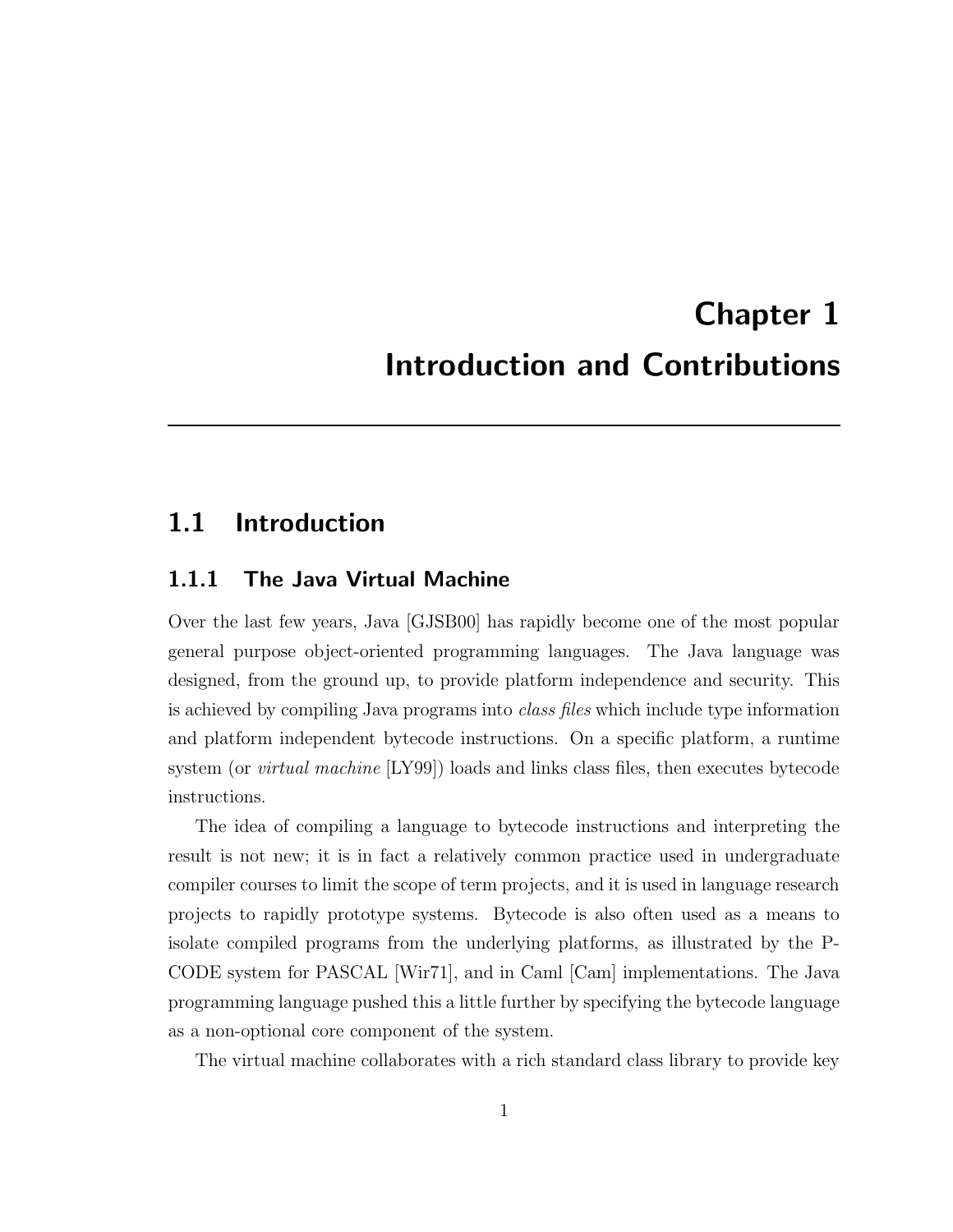# Chapter 1
# Introduction and Contributions

## 1.1 Introduction

### 1.1.1 The Java Virtual Machine

Over the last few years, Java [GJSB00] has rapidly become one of the most popular general purpose object-oriented programming languages. The Java language was designed, from the ground up, to provide platform independence and security. This is achieved by compiling Java programs into *class files* which include type information and platform independent bytecode instructions. On a specific platform, a runtime system (or *virtual machine* [LY99]) loads and links class files, then executes bytecode instructions.

The idea of compiling a language to bytecode instructions and interpreting the result is not new; it is in fact a relatively common practice used in undergraduate compiler courses to limit the scope of term projects, and it is used in language research projects to rapidly prototype systems. Bytecode is also often used as a means to isolate compiled programs from the underlying platforms, as illustrated by the P-CODE system for PASCAL [Wir71], and in Caml [Cam] implementations. The Java programming language pushed this a little further by specifying the bytecode language as a non-optional core component of the system.

The virtual machine collaborates with a rich standard class library to provide key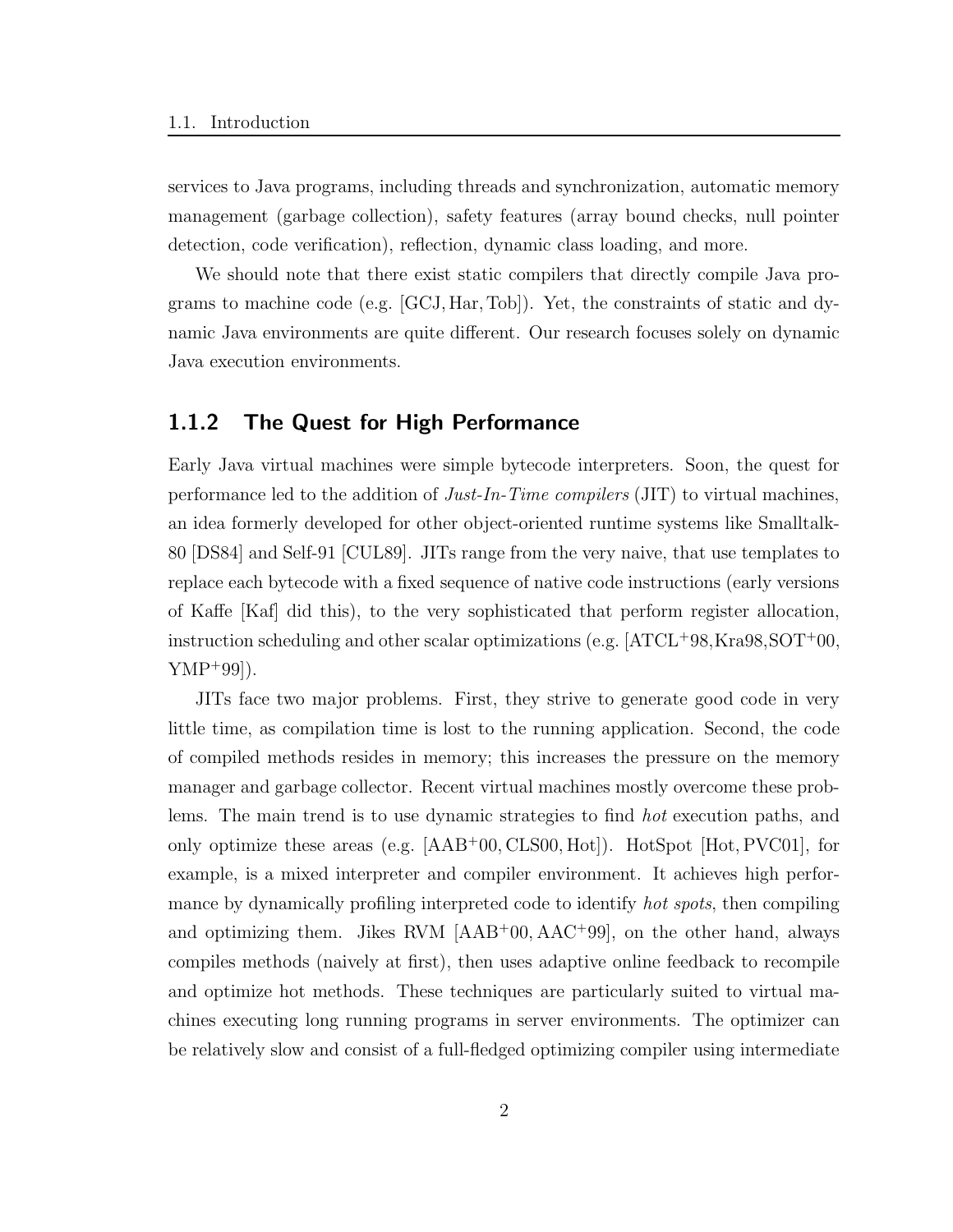services to Java programs, including threads and synchronization, automatic memory management (garbage collection), safety features (array bound checks, null pointer detection, code verification), reflection, dynamic class loading, and more.

We should note that there exist static compilers that directly compile Java programs to machine code (e.g. [GCJ, Har, Tob]). Yet, the constraints of static and dynamic Java environments are quite different. Our research focuses solely on dynamic Java execution environments.

### 1.1.2 The Quest for High Performance

Early Java virtual machines were simple bytecode interpreters. Soon, the quest for performance led to the addition of *Just-In-Time compilers* (JIT) to virtual machines, an idea formerly developed for other object-oriented runtime systems like Smalltalk-80 [DS84] and Self-91 [CUL89]. JITs range from the very naive, that use templates to replace each bytecode with a fixed sequence of native code instructions (early versions of Kaffe [Kaf] did this), to the very sophisticated that perform register allocation, instruction scheduling and other scalar optimizations (e.g. [ATCL+98, Kra98, SOT+00, YMP+99]).

JITs face two major problems. First, they strive to generate good code in very little time, as compilation time is lost to the running application. Second, the code of compiled methods resides in memory; this increases the pressure on the memory manager and garbage collector. Recent virtual machines mostly overcome these problems. The main trend is to use dynamic strategies to find *hot* execution paths, and only optimize these areas (e.g. [AAB+00, CLS00, Hot]). HotSpot [Hot, PVC01], for example, is a mixed interpreter and compiler environment. It achieves high performance by dynamically profiling interpreted code to identify *hot spots*, then compiling and optimizing them. Jikes RVM [AAB+00, AAC+99], on the other hand, always compiles methods (naively at first), then uses adaptive online feedback to recompile and optimize hot methods. These techniques are particularly suited to virtual machines executing long running programs in server environments. The optimizer can be relatively slow and consist of a full-fledged optimizing compiler using intermediate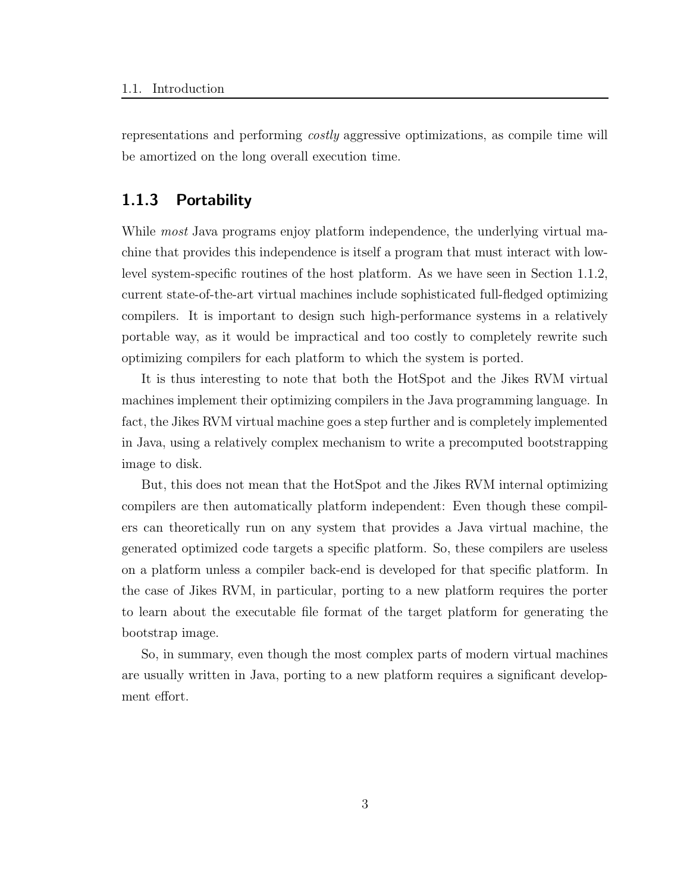representations and performing *costly* aggressive optimizations, as compile time will be amortized on the long overall execution time.

### 1.1.3 Portability

While *most* Java programs enjoy platform independence, the underlying virtual machine that provides this independence is itself a program that must interact with low-level system-specific routines of the host platform. As we have seen in Section 1.1.2, current state-of-the-art virtual machines include sophisticated full-fledged optimizing compilers. It is important to design such high-performance systems in a relatively portable way, as it would be impractical and too costly to completely rewrite such optimizing compilers for each platform to which the system is ported.

It is thus interesting to note that both the HotSpot and the Jikes RVM virtual machines implement their optimizing compilers in the Java programming language. In fact, the Jikes RVM virtual machine goes a step further and is completely implemented in Java, using a relatively complex mechanism to write a precomputed bootstrapping image to disk.

But, this does not mean that the HotSpot and the Jikes RVM internal optimizing compilers are then automatically platform independent: Even though these compilers can theoretically run on any system that provides a Java virtual machine, the generated optimized code targets a specific platform. So, these compilers are useless on a platform unless a compiler back-end is developed for that specific platform. In the case of Jikes RVM, in particular, porting to a new platform requires the porter to learn about the executable file format of the target platform for generating the bootstrap image.

So, in summary, even though the most complex parts of modern virtual machines are usually written in Java, porting to a new platform requires a significant development effort.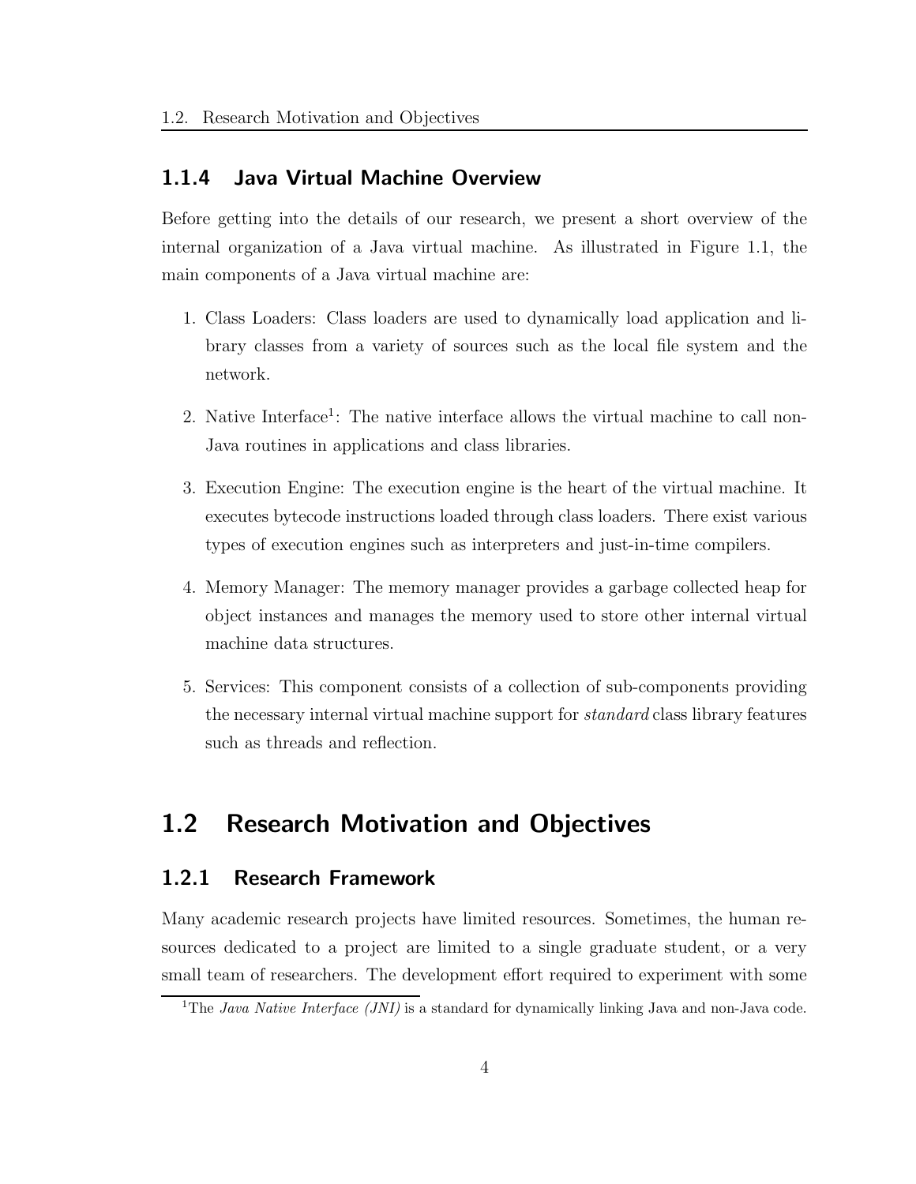### 1.1.4 Java Virtual Machine Overview

Before getting into the details of our research, we present a short overview of the internal organization of a Java virtual machine. As illustrated in Figure 1.1, the main components of a Java virtual machine are:

1. Class Loaders: Class loaders are used to dynamically load application and library classes from a variety of sources such as the local file system and the network.

2. Native Interface[1]: The native interface allows the virtual machine to call non-Java routines in applications and class libraries.

3. Execution Engine: The execution engine is the heart of the virtual machine. It executes bytecode instructions loaded through class loaders. There exist various types of execution engines such as interpreters and just-in-time compilers.

4. Memory Manager: The memory manager provides a garbage collected heap for object instances and manages the memory used to store other internal virtual machine data structures.

5. Services: This component consists of a collection of sub-components providing the necessary internal virtual machine support for *standard* class library features such as threads and reflection.

## 1.2 Research Motivation and Objectives

### 1.2.1 Research Framework

Many academic research projects have limited resources. Sometimes, the human resources dedicated to a project are limited to a single graduate student, or a very small team of researchers. The development effort required to experiment with some

[1] The *Java Native Interface (JNI)* is a standard for dynamically linking Java and non-Java code.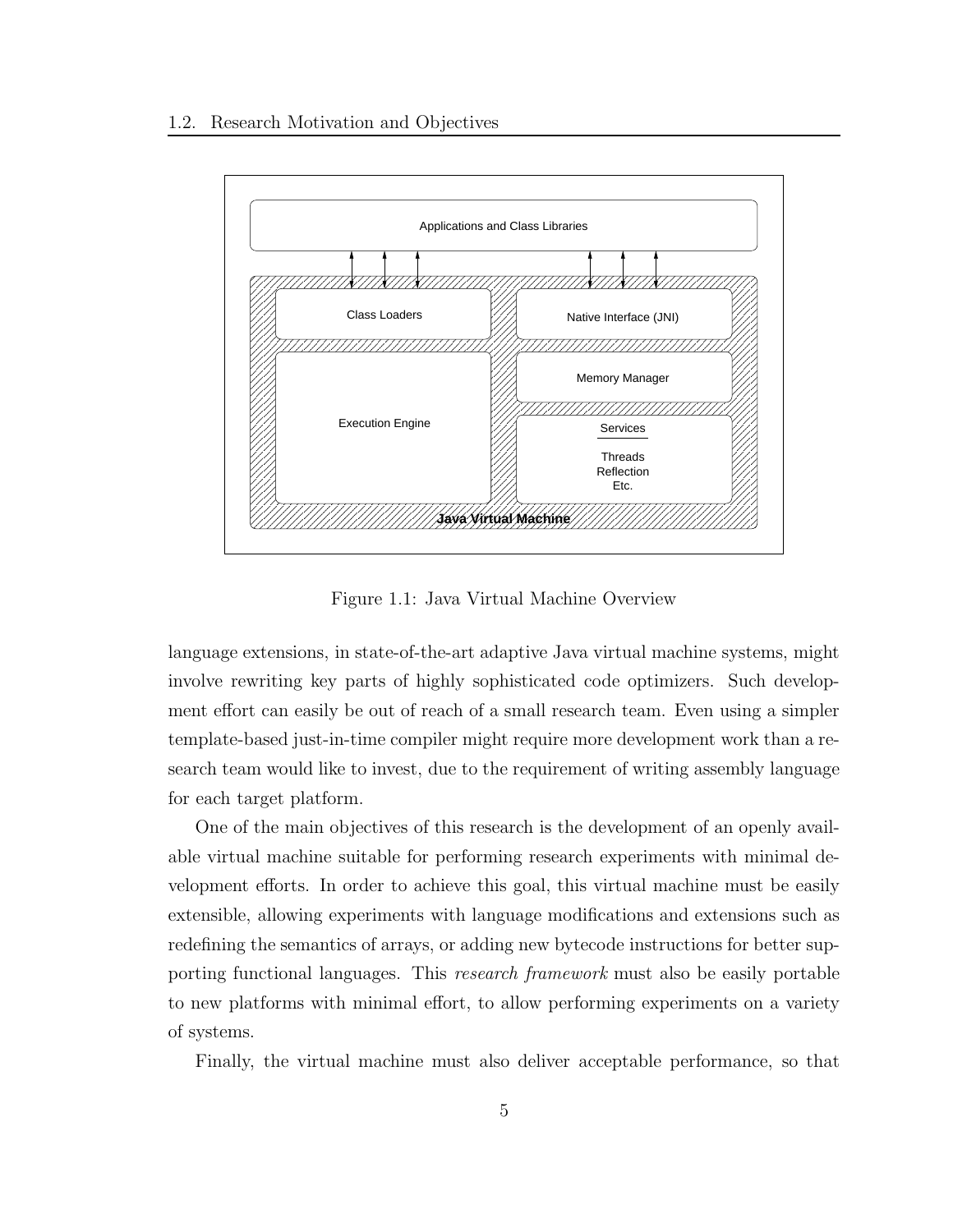Figure 1.1: Java Virtual Machine Overview

language extensions, in state-of-the-art adaptive Java virtual machine systems, might involve rewriting key parts of highly sophisticated code optimizers. Such development effort can easily be out of reach of a small research team. Even using a simpler template-based just-in-time compiler might require more development work than a research team would like to invest, due to the requirement of writing assembly language for each target platform.

One of the main objectives of this research is the development of an openly available virtual machine suitable for performing research experiments with minimal development efforts. In order to achieve this goal, this virtual machine must be easily extensible, allowing experiments with language modifications and extensions such as redefining the semantics of arrays, or adding new bytecode instructions for better supporting functional languages. This *research framework* must also be easily portable to new platforms with minimal effort, to allow performing experiments on a variety of systems.

Finally, the virtual machine must also deliver acceptable performance, so that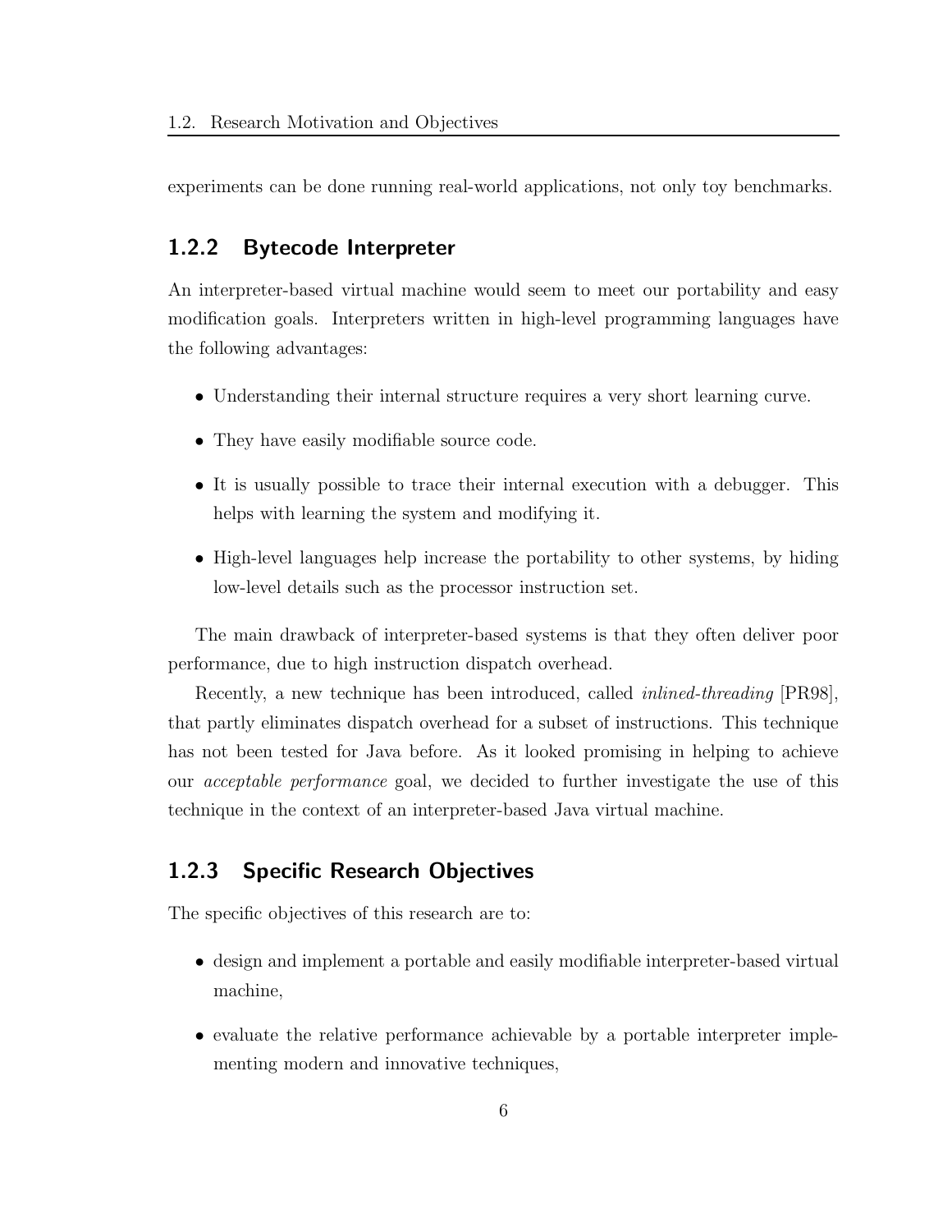experiments can be done running real-world applications, not only toy benchmarks.

### 1.2.2 Bytecode Interpreter

An interpreter-based virtual machine would seem to meet our portability and easy modification goals. Interpreters written in high-level programming languages have the following advantages:

- Understanding their internal structure requires a very short learning curve.
- They have easily modifiable source code.
- It is usually possible to trace their internal execution with a debugger. This helps with learning the system and modifying it.
- High-level languages help increase the portability to other systems, by hiding low-level details such as the processor instruction set.

The main drawback of interpreter-based systems is that they often deliver poor performance, due to high instruction dispatch overhead.

Recently, a new technique has been introduced, called *inlined-threading* [PR98], that partly eliminates dispatch overhead for a subset of instructions. This technique has not been tested for Java before. As it looked promising in helping to achieve our *acceptable performance* goal, we decided to further investigate the use of this technique in the context of an interpreter-based Java virtual machine.

### 1.2.3 Specific Research Objectives

The specific objectives of this research are to:

- design and implement a portable and easily modifiable interpreter-based virtual machine,
- evaluate the relative performance achievable by a portable interpreter implementing modern and innovative techniques,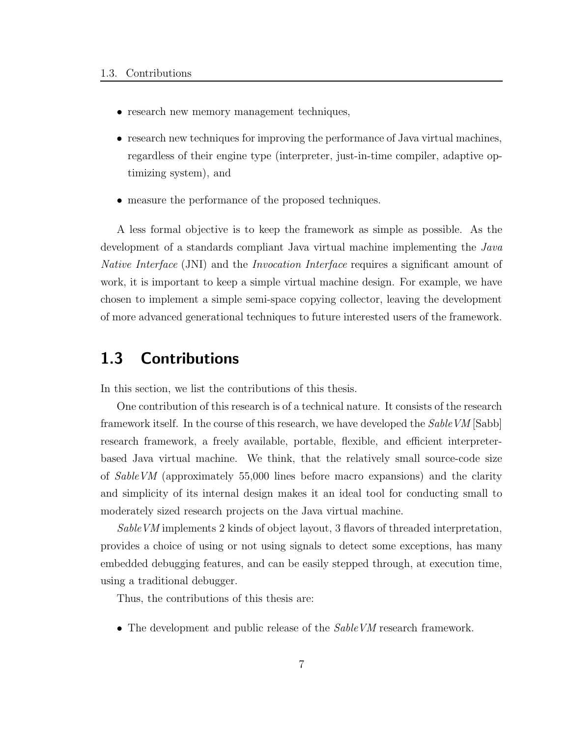- research new memory management techniques,
- research new techniques for improving the performance of Java virtual machines, regardless of their engine type (interpreter, just-in-time compiler, adaptive optimizing system), and
- measure the performance of the proposed techniques.

A less formal objective is to keep the framework as simple as possible. As the development of a standards compliant Java virtual machine implementing the *Java Native Interface* (JNI) and the *Invocation Interface* requires a significant amount of work, it is important to keep a simple virtual machine design. For example, we have chosen to implement a simple semi-space copying collector, leaving the development of more advanced generational techniques to future interested users of the framework.

## 1.3 Contributions

In this section, we list the contributions of this thesis.

One contribution of this research is of a technical nature. It consists of the research framework itself. In the course of this research, we have developed the *SableVM* [Sabb] research framework, a freely available, portable, flexible, and efficient interpreter-based Java virtual machine. We think, that the relatively small source-code size of *SableVM* (approximately 55,000 lines before macro expansions) and the clarity and simplicity of its internal design makes it an ideal tool for conducting small to moderately sized research projects on the Java virtual machine.

*SableVM* implements 2 kinds of object layout, 3 flavors of threaded interpretation, provides a choice of using or not using signals to detect some exceptions, has many embedded debugging features, and can be easily stepped through, at execution time, using a traditional debugger.

Thus, the contributions of this thesis are:

- The development and public release of the *SableVM* research framework.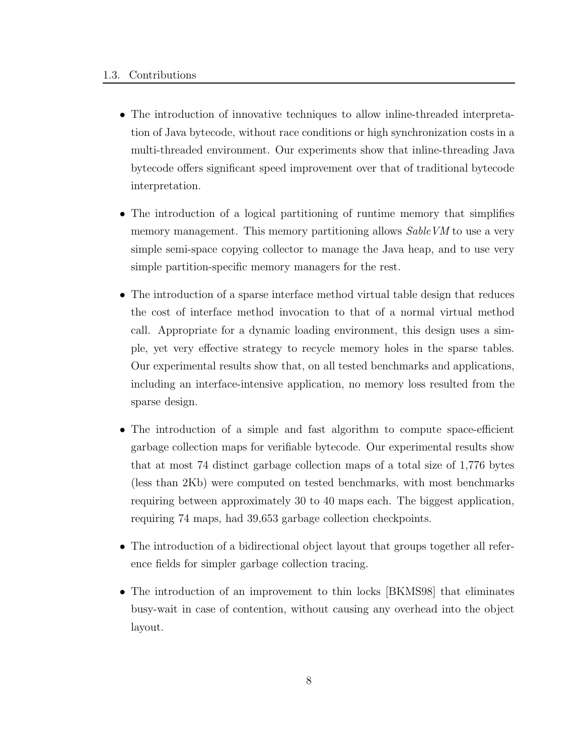- The introduction of innovative techniques to allow inline-threaded interpretation of Java bytecode, without race conditions or high synchronization costs in a multi-threaded environment. Our experiments show that inline-threading Java bytecode offers significant speed improvement over that of traditional bytecode interpretation.

- The introduction of a logical partitioning of runtime memory that simplifies memory management. This memory partitioning allows *SableVM* to use a very simple semi-space copying collector to manage the Java heap, and to use very simple partition-specific memory managers for the rest.

- The introduction of a sparse interface method virtual table design that reduces the cost of interface method invocation to that of a normal virtual method call. Appropriate for a dynamic loading environment, this design uses a simple, yet very effective strategy to recycle memory holes in the sparse tables. Our experimental results show that, on all tested benchmarks and applications, including an interface-intensive application, no memory loss resulted from the sparse design.

- The introduction of a simple and fast algorithm to compute space-efficient garbage collection maps for verifiable bytecode. Our experimental results show that at most 74 distinct garbage collection maps of a total size of 1,776 bytes (less than 2Kb) were computed on tested benchmarks, with most benchmarks requiring between approximately 30 to 40 maps each. The biggest application, requiring 74 maps, had 39,653 garbage collection checkpoints.

- The introduction of a bidirectional object layout that groups together all reference fields for simpler garbage collection tracing.

- The introduction of an improvement to thin locks [BKMS98] that eliminates busy-wait in case of contention, without causing any overhead into the object layout.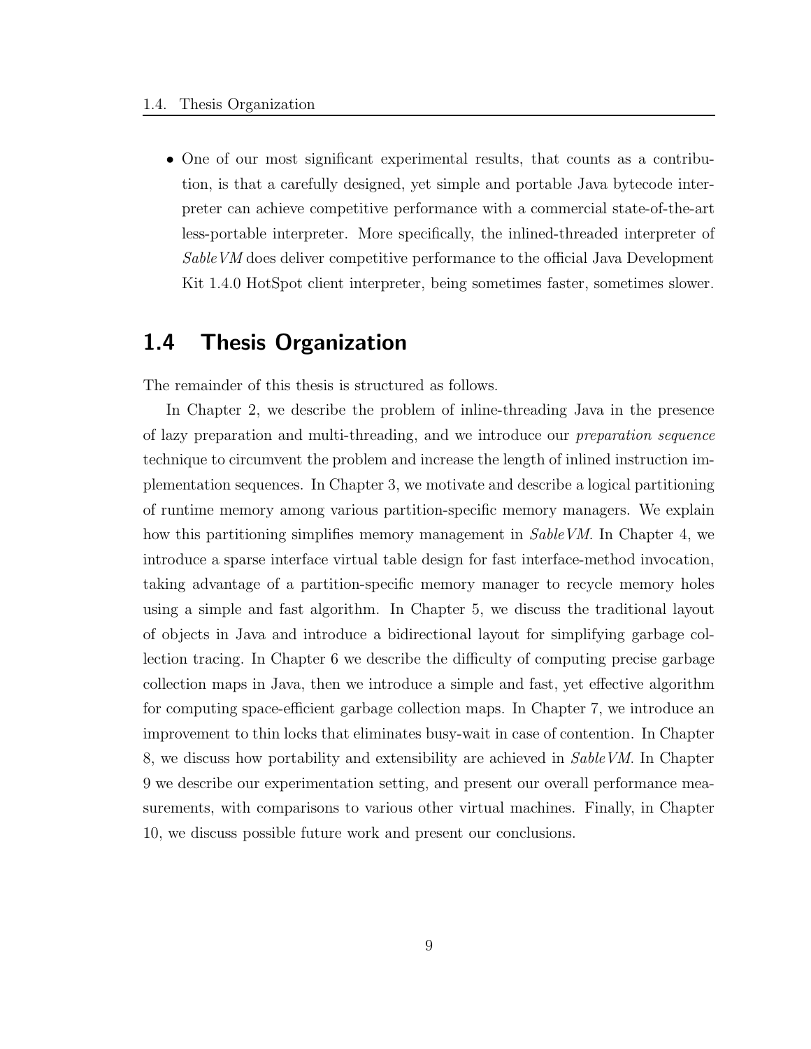- One of our most significant experimental results, that counts as a contribution, is that a carefully designed, yet simple and portable Java bytecode interpreter can achieve competitive performance with a commercial state-of-the-art less-portable interpreter. More specifically, the inlined-threaded interpreter of *SableVM* does deliver competitive performance to the official Java Development Kit 1.4.0 HotSpot client interpreter, being sometimes faster, sometimes slower.

## 1.4 Thesis Organization

The remainder of this thesis is structured as follows.

In Chapter 2, we describe the problem of inline-threading Java in the presence of lazy preparation and multi-threading, and we introduce our *preparation sequence* technique to circumvent the problem and increase the length of inlined instruction implementation sequences. In Chapter 3, we motivate and describe a logical partitioning of runtime memory among various partition-specific memory managers. We explain how this partitioning simplifies memory management in *SableVM*. In Chapter 4, we introduce a sparse interface virtual table design for fast interface-method invocation, taking advantage of a partition-specific memory manager to recycle memory holes using a simple and fast algorithm. In Chapter 5, we discuss the traditional layout of objects in Java and introduce a bidirectional layout for simplifying garbage collection tracing. In Chapter 6 we describe the difficulty of computing precise garbage collection maps in Java, then we introduce a simple and fast, yet effective algorithm for computing space-efficient garbage collection maps. In Chapter 7, we introduce an improvement to thin locks that eliminates busy-wait in case of contention. In Chapter 8, we discuss how portability and extensibility are achieved in *SableVM*. In Chapter 9 we describe our experimentation setting, and present our overall performance measurements, with comparisons to various other virtual machines. Finally, in Chapter 10, we discuss possible future work and present our conclusions.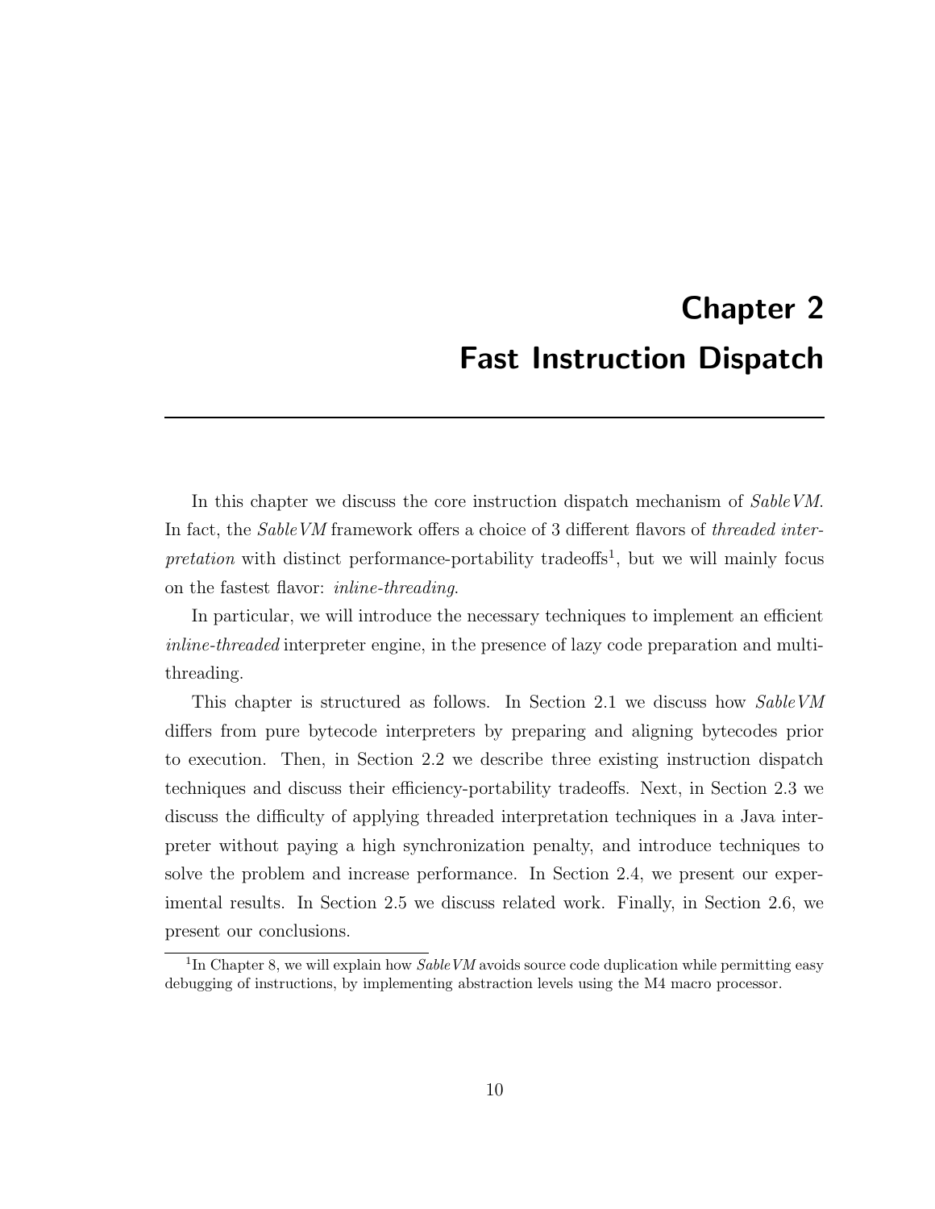# Chapter 2
# Fast Instruction Dispatch

In this chapter we discuss the core instruction dispatch mechanism of *SableVM*. In fact, the *SableVM* framework offers a choice of 3 different flavors of *threaded interpretation* with distinct performance-portability tradeoffs[1], but we will mainly focus on the fastest flavor: *inline-threading*.

In particular, we will introduce the necessary techniques to implement an efficient *inline-threaded* interpreter engine, in the presence of lazy code preparation and multi-threading.

This chapter is structured as follows. In Section 2.1 we discuss how *SableVM* differs from pure bytecode interpreters by preparing and aligning bytecodes prior to execution. Then, in Section 2.2 we describe three existing instruction dispatch techniques and discuss their efficiency-portability tradeoffs. Next, in Section 2.3 we discuss the difficulty of applying threaded interpretation techniques in a Java interpreter without paying a high synchronization penalty, and introduce techniques to solve the problem and increase performance. In Section 2.4, we present our experimental results. In Section 2.5 we discuss related work. Finally, in Section 2.6, we present our conclusions.

[1] In Chapter 8, we will explain how *SableVM* avoids source code duplication while permitting easy debugging of instructions, by implementing abstraction levels using the M4 macro processor.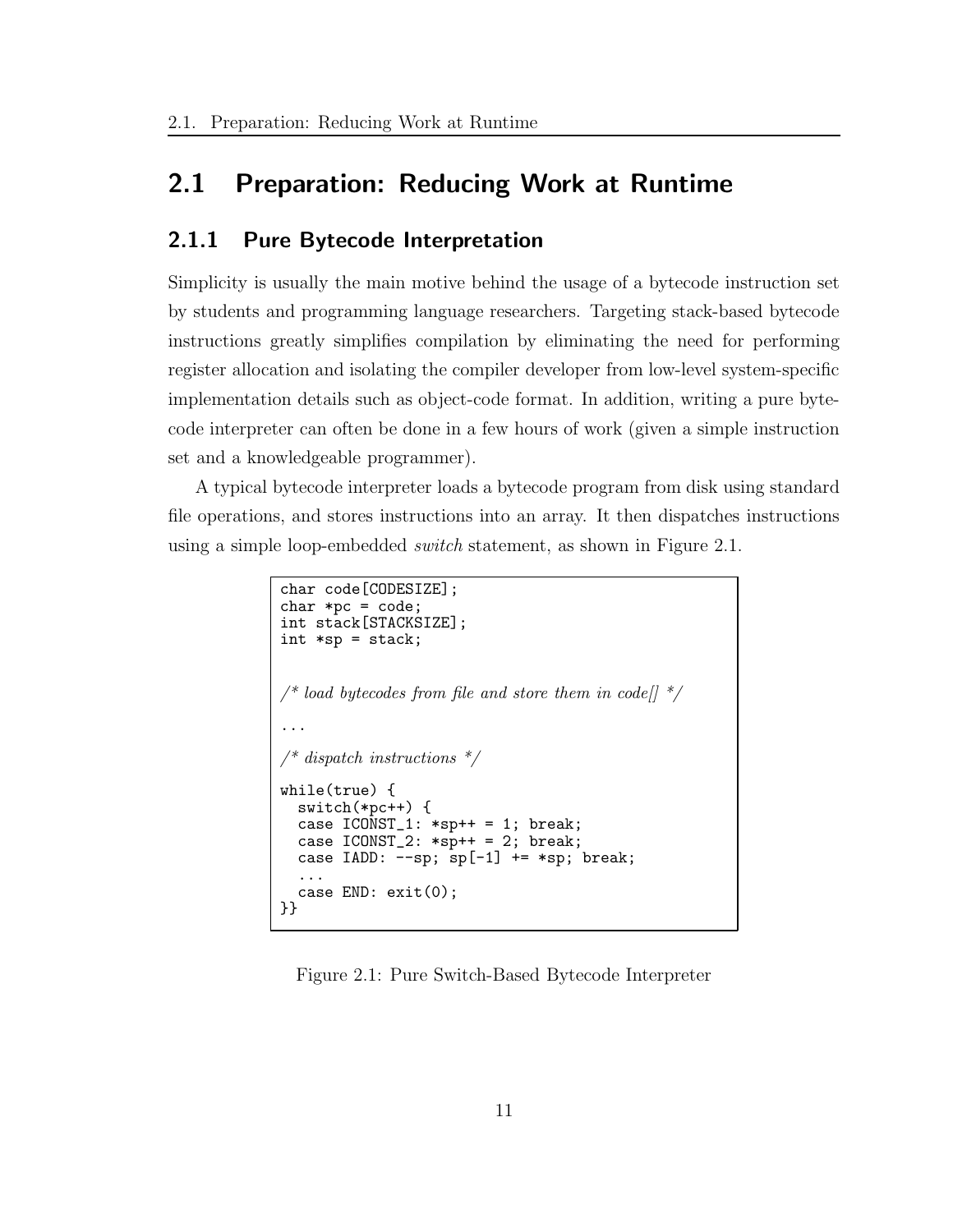## 2.1 Preparation: Reducing Work at Runtime

### 2.1.1 Pure Bytecode Interpretation

Simplicity is usually the main motive behind the usage of a bytecode instruction set by students and programming language researchers. Targeting stack-based bytecode instructions greatly simplifies compilation by eliminating the need for performing register allocation and isolating the compiler developer from low-level system-specific implementation details such as object-code format. In addition, writing a pure bytecode interpreter can often be done in a few hours of work (given a simple instruction set and a knowledgeable programmer).

A typical bytecode interpreter loads a bytecode program from disk using standard file operations, and stores instructions into an array. It then dispatches instructions using a simple loop-embedded *switch* statement, as shown in Figure 2.1.

```
char code[CODESIZE];
char *pc = code;
int stack[STACKSIZE];
int *sp = stack;


/* load bytecodes from file and store them in code[] */

...

/* dispatch instructions */

while(true) {
  switch(*pc++) {
  case ICONST_1: *sp++ = 1; break;
  case ICONST_2: *sp++ = 2; break;
  case IADD: --sp; sp[-1] += *sp; break;
  ...
  case END: exit(0);
}}
```

Figure 2.1: Pure Switch-Based Bytecode Interpreter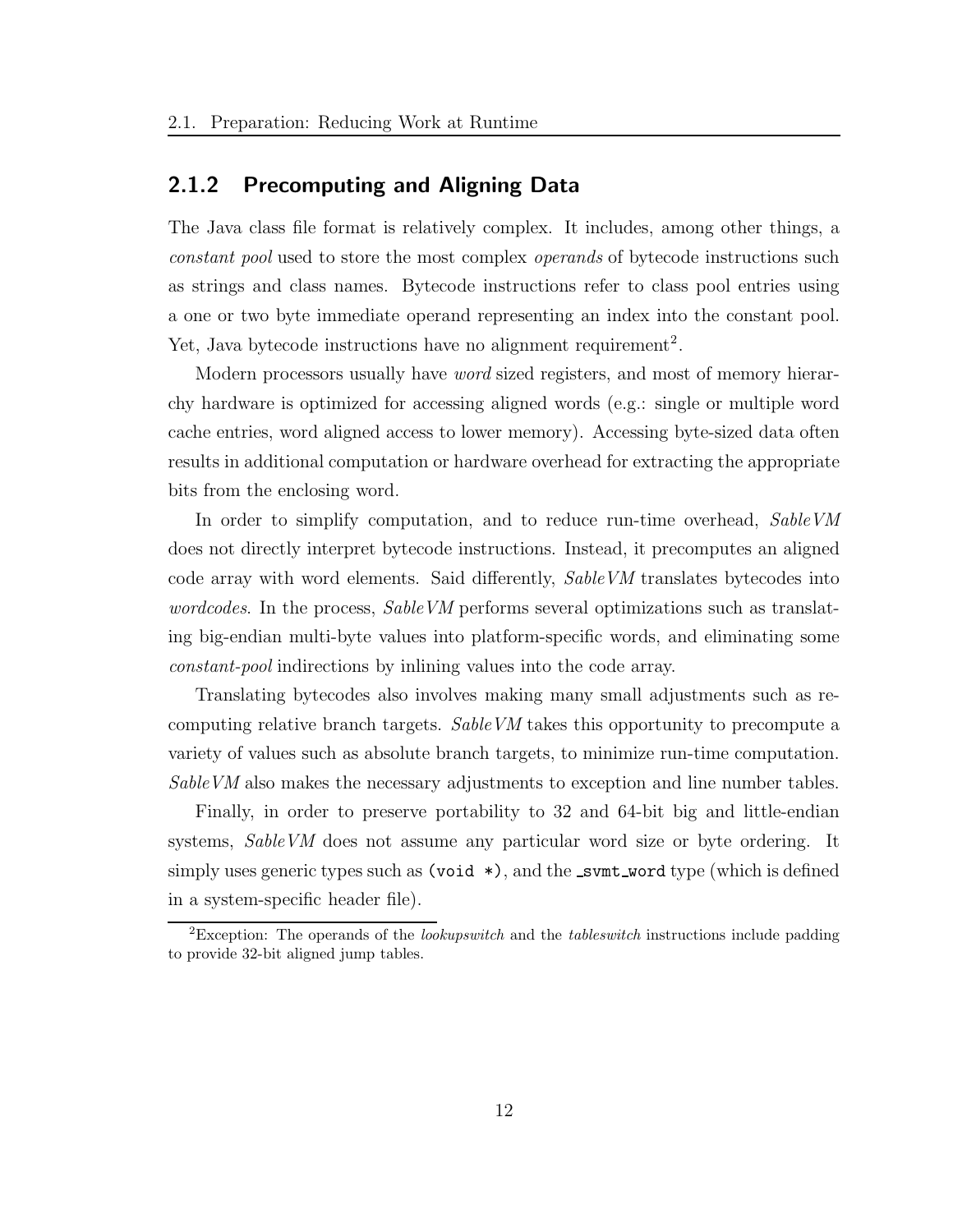### 2.1.2 Precomputing and Aligning Data

The Java class file format is relatively complex. It includes, among other things, a *constant pool* used to store the most complex *operands* of bytecode instructions such as strings and class names. Bytecode instructions refer to class pool entries using a one or two byte immediate operand representing an index into the constant pool. Yet, Java bytecode instructions have no alignment requirement[2].

Modern processors usually have *word* sized registers, and most of memory hierarchy hardware is optimized for accessing aligned words (e.g.: single or multiple word cache entries, word aligned access to lower memory). Accessing byte-sized data often results in additional computation or hardware overhead for extracting the appropriate bits from the enclosing word.

In order to simplify computation, and to reduce run-time overhead, *SableVM* does not directly interpret bytecode instructions. Instead, it precomputes an aligned code array with word elements. Said differently, *SableVM* translates bytecodes into *wordcodes*. In the process, *SableVM* performs several optimizations such as translating big-endian multi-byte values into platform-specific words, and eliminating some *constant-pool* indirections by inlining values into the code array.

Translating bytecodes also involves making many small adjustments such as recomputing relative branch targets. *SableVM* takes this opportunity to precompute a variety of values such as absolute branch targets, to minimize run-time computation. *SableVM* also makes the necessary adjustments to exception and line number tables.

Finally, in order to preserve portability to 32 and 64-bit big and little-endian systems, *SableVM* does not assume any particular word size or byte ordering. It simply uses generic types such as `(void *)`, and the `_svmt_word` type (which is defined in a system-specific header file).

[2]Exception: The operands of the *lookupswitch* and the *tableswitch* instructions include padding to provide 32-bit aligned jump tables.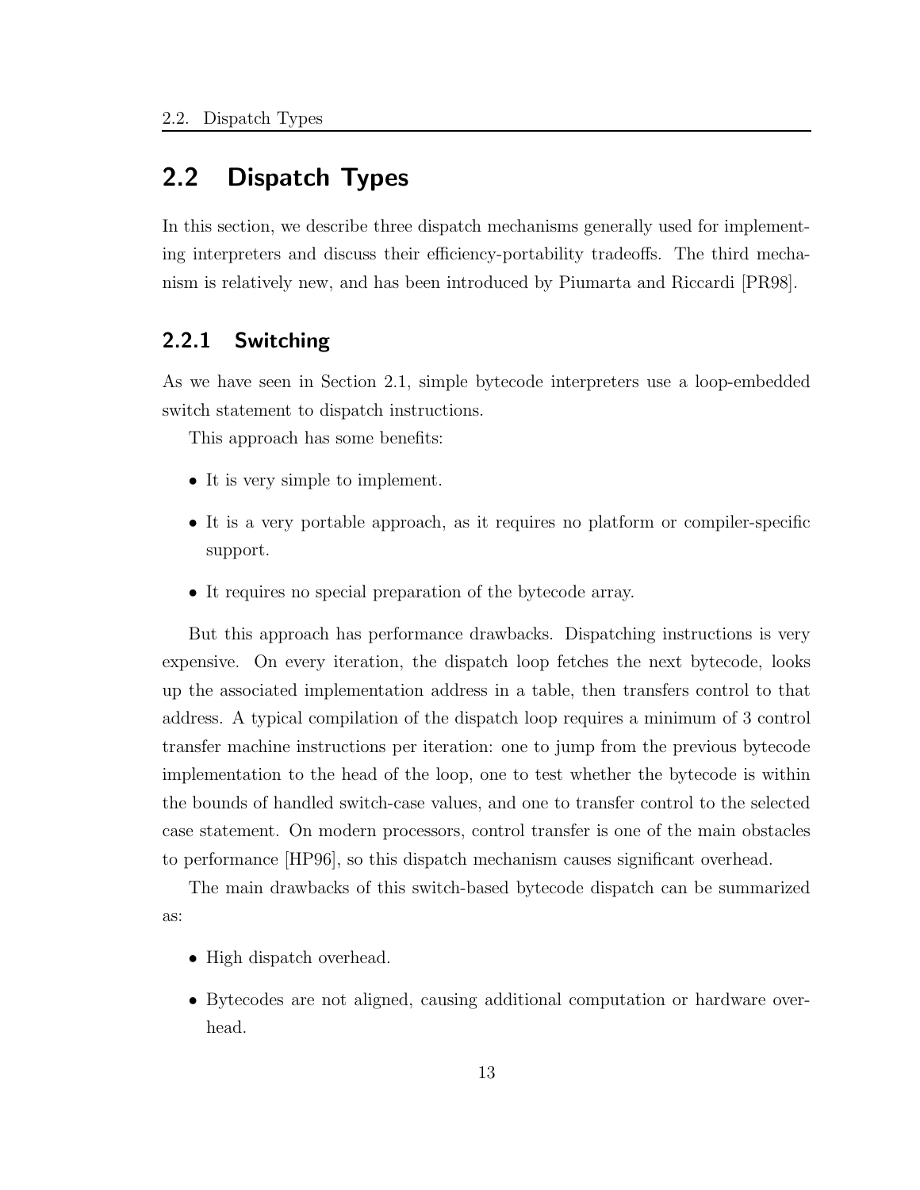## 2.2 Dispatch Types

In this section, we describe three dispatch mechanisms generally used for implementing interpreters and discuss their efficiency-portability tradeoffs. The third mechanism is relatively new, and has been introduced by Piumarta and Riccardi [PR98].

### 2.2.1 Switching

As we have seen in Section 2.1, simple bytecode interpreters use a loop-embedded switch statement to dispatch instructions.

This approach has some benefits:

- It is very simple to implement.
- It is a very portable approach, as it requires no platform or compiler-specific support.
- It requires no special preparation of the bytecode array.

But this approach has performance drawbacks. Dispatching instructions is very expensive. On every iteration, the dispatch loop fetches the next bytecode, looks up the associated implementation address in a table, then transfers control to that address. A typical compilation of the dispatch loop requires a minimum of 3 control transfer machine instructions per iteration: one to jump from the previous bytecode implementation to the head of the loop, one to test whether the bytecode is within the bounds of handled switch-case values, and one to transfer control to the selected case statement. On modern processors, control transfer is one of the main obstacles to performance [HP96], so this dispatch mechanism causes significant overhead.

The main drawbacks of this switch-based bytecode dispatch can be summarized as:

- High dispatch overhead.
- Bytecodes are not aligned, causing additional computation or hardware overhead.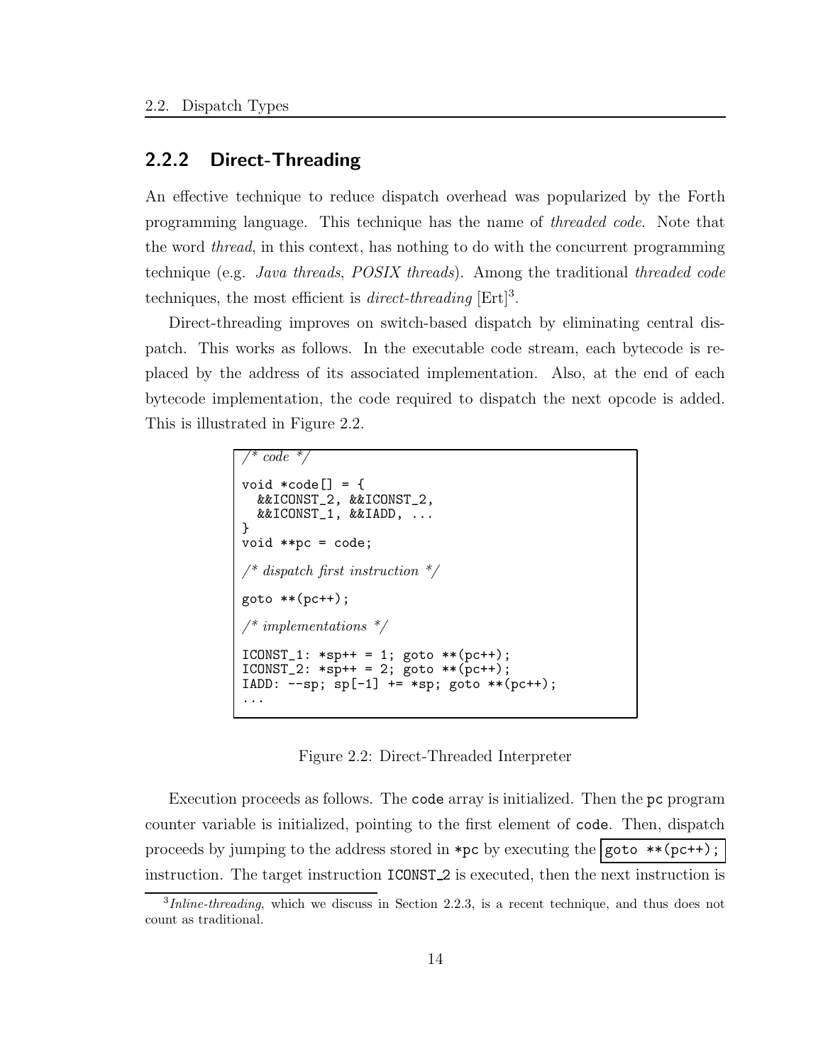### 2.2.2 Direct-Threading

An effective technique to reduce dispatch overhead was popularized by the Forth programming language. This technique has the name of *threaded code*. Note that the word *thread*, in this context, has nothing to do with the concurrent programming technique (e.g. *Java threads*, *POSIX threads*). Among the traditional *threaded code* techniques, the most efficient is *direct-threading* [Ert][3].

Direct-threading improves on switch-based dispatch by eliminating central dispatch. This works as follows. In the executable code stream, each bytecode is replaced by the address of its associated implementation. Also, at the end of each bytecode implementation, the code required to dispatch the next opcode is added. This is illustrated in Figure 2.2.

```
/* code */

void *code[] = {
  &&ICONST_2, &&ICONST_2,
  &&ICONST_1, &&IADD, ...
}
void **pc = code;

/* dispatch first instruction */

goto **(pc++);

/* implementations */

ICONST_1: *sp++ = 1; goto **(pc++);
ICONST_2: *sp++ = 2; goto **(pc++);
IADD: --sp; sp[-1] += *sp; goto **(pc++);
...
```

Figure 2.2: Direct-Threaded Interpreter

Execution proceeds as follows. The `code` array is initialized. Then the `pc` program counter variable is initialized, pointing to the first element of `code`. Then, dispatch proceeds by jumping to the address stored in `*pc` by executing the `goto **(pc++);` instruction. The target instruction `ICONST_2` is executed, then the next instruction is

[3] *Inline-threading*, which we discuss in Section 2.2.3, is a recent technique, and thus does not count as traditional.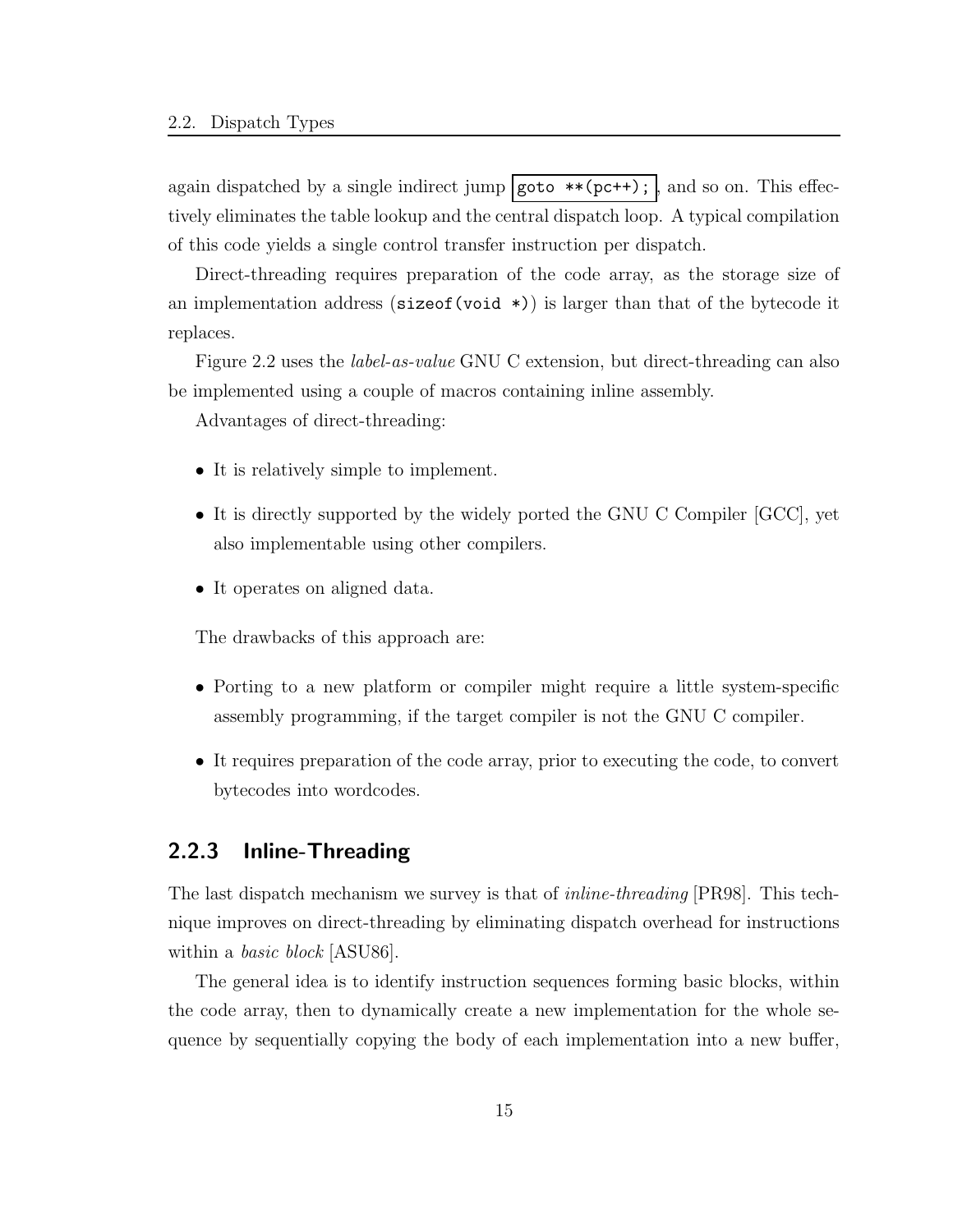again dispatched by a single indirect jump `goto **(pc++);`, and so on. This effectively eliminates the table lookup and the central dispatch loop. A typical compilation of this code yields a single control transfer instruction per dispatch.

Direct-threading requires preparation of the code array, as the storage size of an implementation address (`sizeof(void *)`) is larger than that of the bytecode it replaces.

Figure 2.2 uses the *label-as-value* GNU C extension, but direct-threading can also be implemented using a couple of macros containing inline assembly.

Advantages of direct-threading:

- It is relatively simple to implement.
- It is directly supported by the widely ported the GNU C Compiler [GCC], yet also implementable using other compilers.
- It operates on aligned data.

The drawbacks of this approach are:

- Porting to a new platform or compiler might require a little system-specific assembly programming, if the target compiler is not the GNU C compiler.
- It requires preparation of the code array, prior to executing the code, to convert bytecodes into wordcodes.

### 2.2.3 Inline-Threading

The last dispatch mechanism we survey is that of *inline-threading* [PR98]. This technique improves on direct-threading by eliminating dispatch overhead for instructions within a *basic block* [ASU86].

The general idea is to identify instruction sequences forming basic blocks, within the code array, then to dynamically create a new implementation for the whole sequence by sequentially copying the body of each implementation into a new buffer,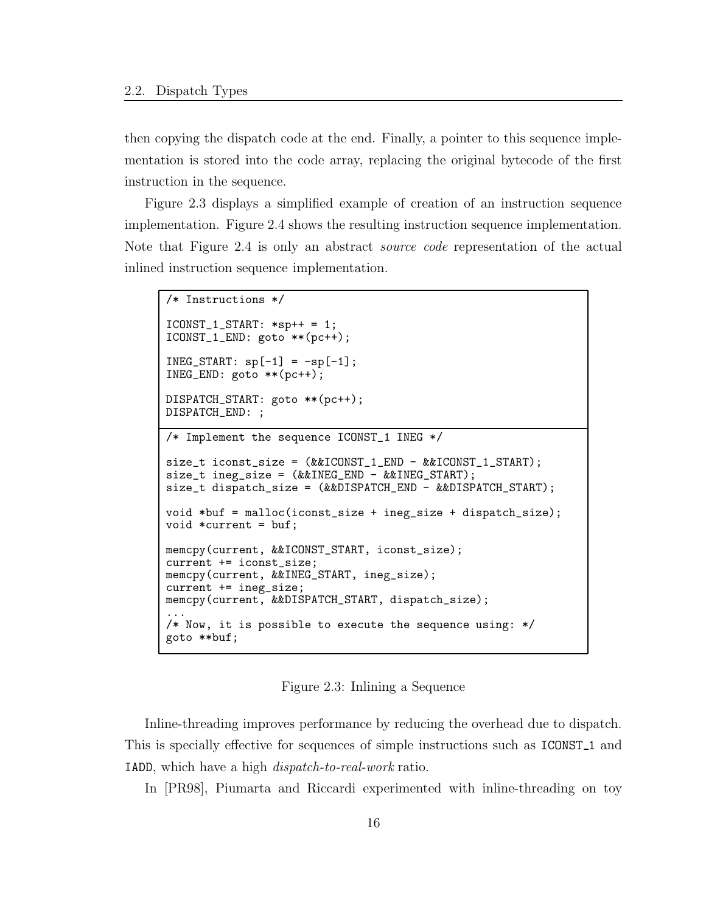then copying the dispatch code at the end. Finally, a pointer to this sequence implementation is stored into the code array, replacing the original bytecode of the first instruction in the sequence.

Figure 2.3 displays a simplified example of creation of an instruction sequence implementation. Figure 2.4 shows the resulting instruction sequence implementation. Note that Figure 2.4 is only an abstract *source code* representation of the actual inlined instruction sequence implementation.

```
/* Instructions */

ICONST_1_START: *sp++ = 1;
ICONST_1_END: goto **(pc++);

INEG_START: sp[-1] = -sp[-1];
INEG_END: goto **(pc++);

DISPATCH_START: goto **(pc++);
DISPATCH_END: ;
```

```
/* Implement the sequence ICONST_1 INEG */

size_t iconst_size = (&&ICONST_1_END - &&ICONST_1_START);
size_t ineg_size = (&&INEG_END - &&INEG_START);
size_t dispatch_size = (&&DISPATCH_END - &&DISPATCH_START);

void *buf = malloc(iconst_size + ineg_size + dispatch_size);
void *current = buf;

memcpy(current, &&ICONST_START, iconst_size);
current += iconst_size;
memcpy(current, &&INEG_START, ineg_size);
current += ineg_size;
memcpy(current, &&DISPATCH_START, dispatch_size);
...
/* Now, it is possible to execute the sequence using: */
goto **buf;
```

Figure 2.3: Inlining a Sequence

Inline-threading improves performance by reducing the overhead due to dispatch. This is specially effective for sequences of simple instructions such as `ICONST_1` and `IADD`, which have a high *dispatch-to-real-work* ratio.

In [PR98], Piumarta and Riccardi experimented with inline-threading on toy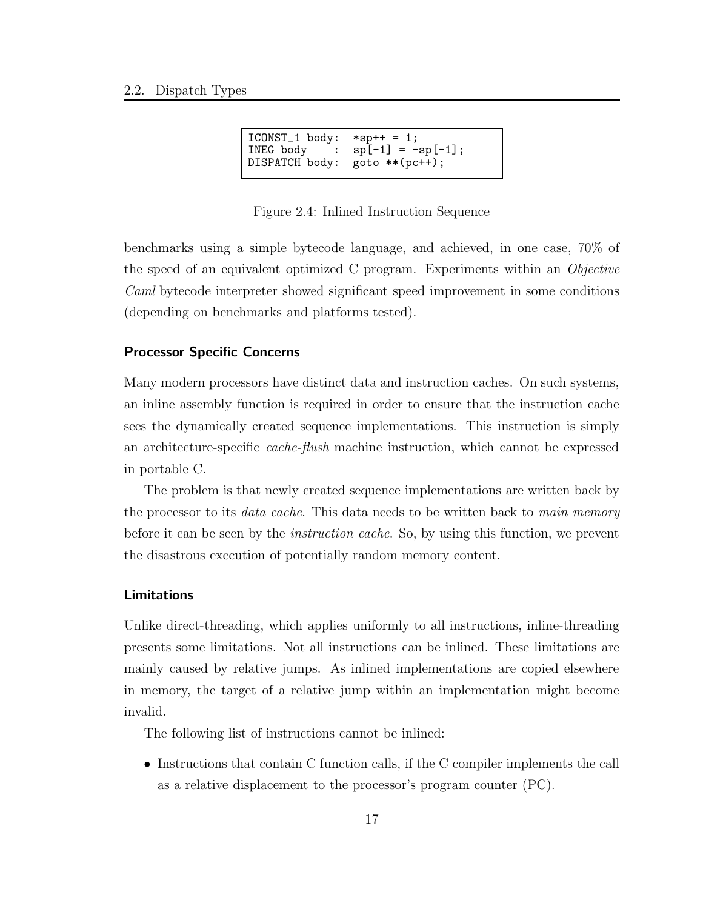```
ICONST_1 body:  *sp++ = 1;
INEG body    :  sp[-1] = -sp[-1];
DISPATCH body:  goto **(pc++);
```

Figure 2.4: Inlined Instruction Sequence

benchmarks using a simple bytecode language, and achieved, in one case, 70% of the speed of an equivalent optimized C program. Experiments within an *Objective Caml* bytecode interpreter showed significant speed improvement in some conditions (depending on benchmarks and platforms tested).

#### Processor Specific Concerns

Many modern processors have distinct data and instruction caches. On such systems, an inline assembly function is required in order to ensure that the instruction cache sees the dynamically created sequence implementations. This instruction is simply an architecture-specific *cache-flush* machine instruction, which cannot be expressed in portable C.

The problem is that newly created sequence implementations are written back by the processor to its *data cache*. This data needs to be written back to *main memory* before it can be seen by the *instruction cache*. So, by using this function, we prevent the disastrous execution of potentially random memory content.

#### Limitations

Unlike direct-threading, which applies uniformly to all instructions, inline-threading presents some limitations. Not all instructions can be inlined. These limitations are mainly caused by relative jumps. As inlined implementations are copied elsewhere in memory, the target of a relative jump within an implementation might become invalid.

The following list of instructions cannot be inlined:

- Instructions that contain C function calls, if the C compiler implements the call as a relative displacement to the processor's program counter (PC).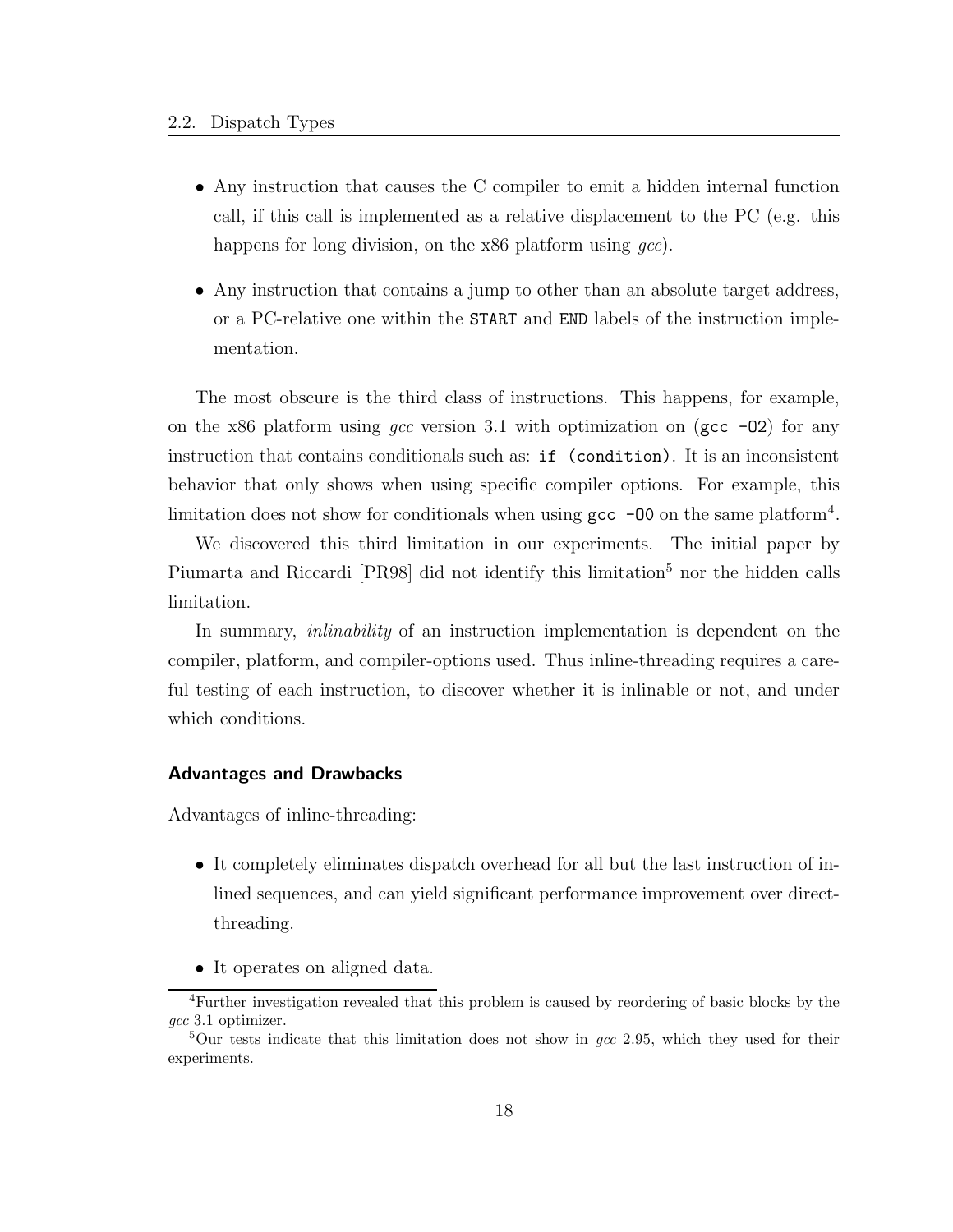- Any instruction that causes the C compiler to emit a hidden internal function call, if this call is implemented as a relative displacement to the PC (e.g. this happens for long division, on the x86 platform using *gcc*).
- Any instruction that contains a jump to other than an absolute target address, or a PC-relative one within the `START` and `END` labels of the instruction implementation.

The most obscure is the third class of instructions. This happens, for example, on the x86 platform using *gcc* version 3.1 with optimization on (`gcc -O2`) for any instruction that contains conditionals such as: `if (condition)`. It is an inconsistent behavior that only shows when using specific compiler options. For example, this limitation does not show for conditionals when using `gcc -O0` on the same platform[4].

We discovered this third limitation in our experiments. The initial paper by Piumarta and Riccardi [PR98] did not identify this limitation[5] nor the hidden calls limitation.

In summary, *inlinability* of an instruction implementation is dependent on the compiler, platform, and compiler-options used. Thus inline-threading requires a careful testing of each instruction, to discover whether it is inlinable or not, and under which conditions.

#### Advantages and Drawbacks

Advantages of inline-threading:

- It completely eliminates dispatch overhead for all but the last instruction of inlined sequences, and can yield significant performance improvement over direct-threading.
- It operates on aligned data.

---

[4] Further investigation revealed that this problem is caused by reordering of basic blocks by the *gcc* 3.1 optimizer.

[5] Our tests indicate that this limitation does not show in *gcc* 2.95, which they used for their experiments.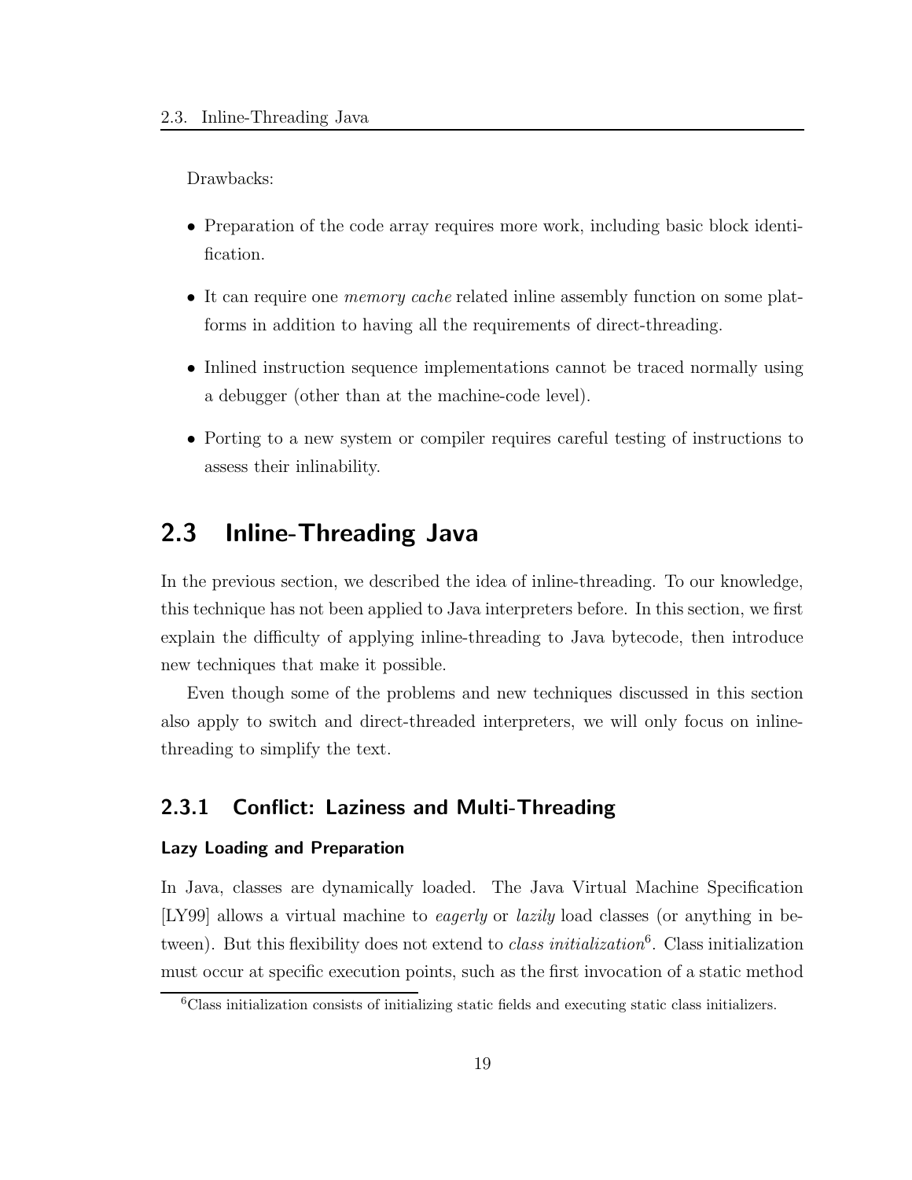Drawbacks:

- Preparation of the code array requires more work, including basic block identification.
- It can require one *memory cache* related inline assembly function on some platforms in addition to having all the requirements of direct-threading.
- Inlined instruction sequence implementations cannot be traced normally using a debugger (other than at the machine-code level).
- Porting to a new system or compiler requires careful testing of instructions to assess their inlinability.

## 2.3 Inline-Threading Java

In the previous section, we described the idea of inline-threading. To our knowledge, this technique has not been applied to Java interpreters before. In this section, we first explain the difficulty of applying inline-threading to Java bytecode, then introduce new techniques that make it possible.

Even though some of the problems and new techniques discussed in this section also apply to switch and direct-threaded interpreters, we will only focus on inline-threading to simplify the text.

### 2.3.1 Conflict: Laziness and Multi-Threading

#### Lazy Loading and Preparation

In Java, classes are dynamically loaded. The Java Virtual Machine Specification [LY99] allows a virtual machine to *eagerly* or *lazily* load classes (or anything in between). But this flexibility does not extend to *class initialization*[6]. Class initialization must occur at specific execution points, such as the first invocation of a static method

[6]Class initialization consists of initializing static fields and executing static class initializers.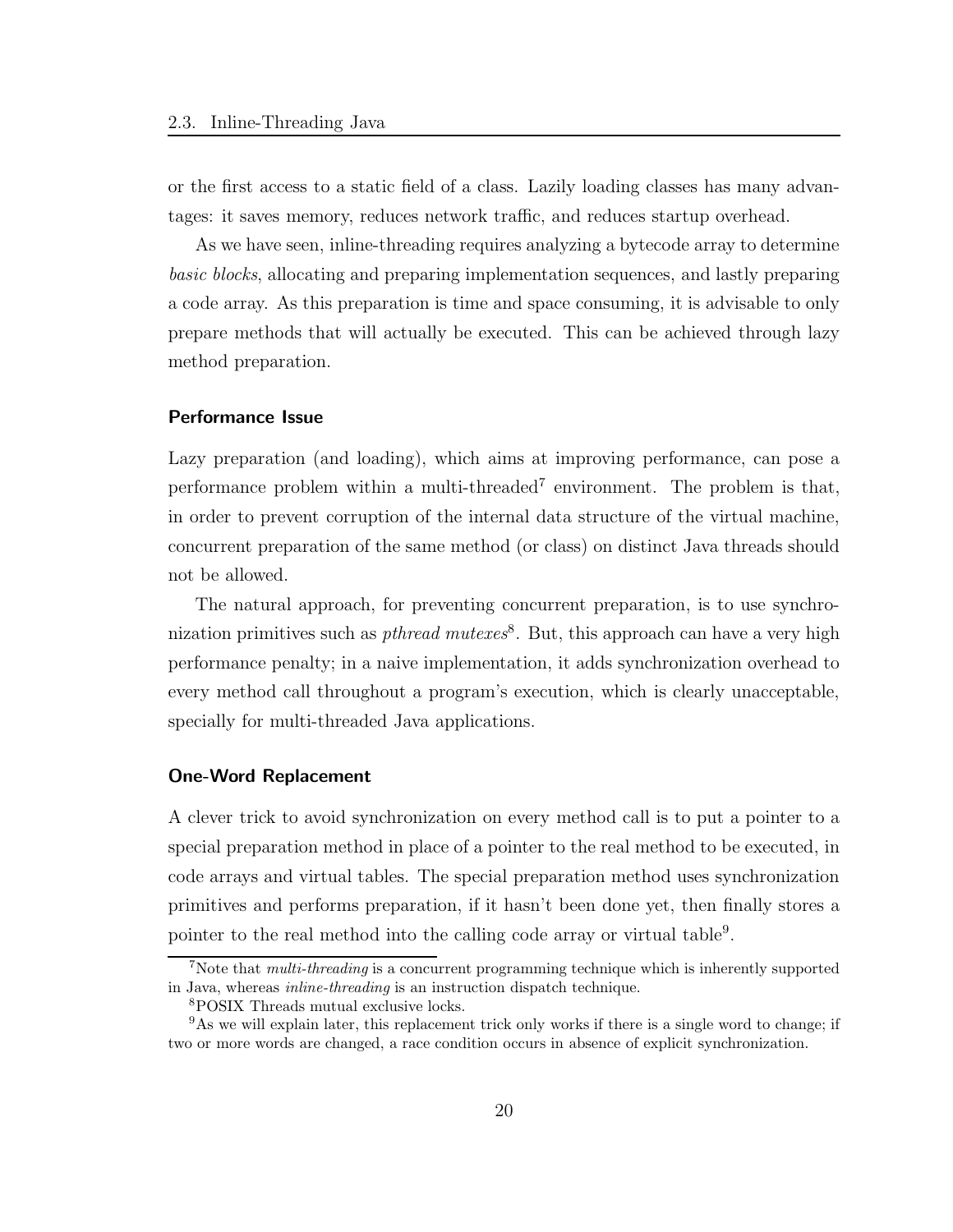or the first access to a static field of a class. Lazily loading classes has many advantages: it saves memory, reduces network traffic, and reduces startup overhead.

As we have seen, inline-threading requires analyzing a bytecode array to determine *basic blocks*, allocating and preparing implementation sequences, and lastly preparing a code array. As this preparation is time and space consuming, it is advisable to only prepare methods that will actually be executed. This can be achieved through lazy method preparation.

### Performance Issue

Lazy preparation (and loading), which aims at improving performance, can pose a performance problem within a multi-threaded[7] environment. The problem is that, in order to prevent corruption of the internal data structure of the virtual machine, concurrent preparation of the same method (or class) on distinct Java threads should not be allowed.

The natural approach, for preventing concurrent preparation, is to use synchronization primitives such as *pthread mutexes*[8]. But, this approach can have a very high performance penalty; in a naive implementation, it adds synchronization overhead to every method call throughout a program's execution, which is clearly unacceptable, specially for multi-threaded Java applications.

### One-Word Replacement

A clever trick to avoid synchronization on every method call is to put a pointer to a special preparation method in place of a pointer to the real method to be executed, in code arrays and virtual tables. The special preparation method uses synchronization primitives and performs preparation, if it hasn't been done yet, then finally stores a pointer to the real method into the calling code array or virtual table[9].

---

[7] Note that *multi-threading* is a concurrent programming technique which is inherently supported in Java, whereas *inline-threading* is an instruction dispatch technique.

[8] POSIX Threads mutual exclusive locks.

[9] As we will explain later, this replacement trick only works if there is a single word to change; if two or more words are changed, a race condition occurs in absence of explicit synchronization.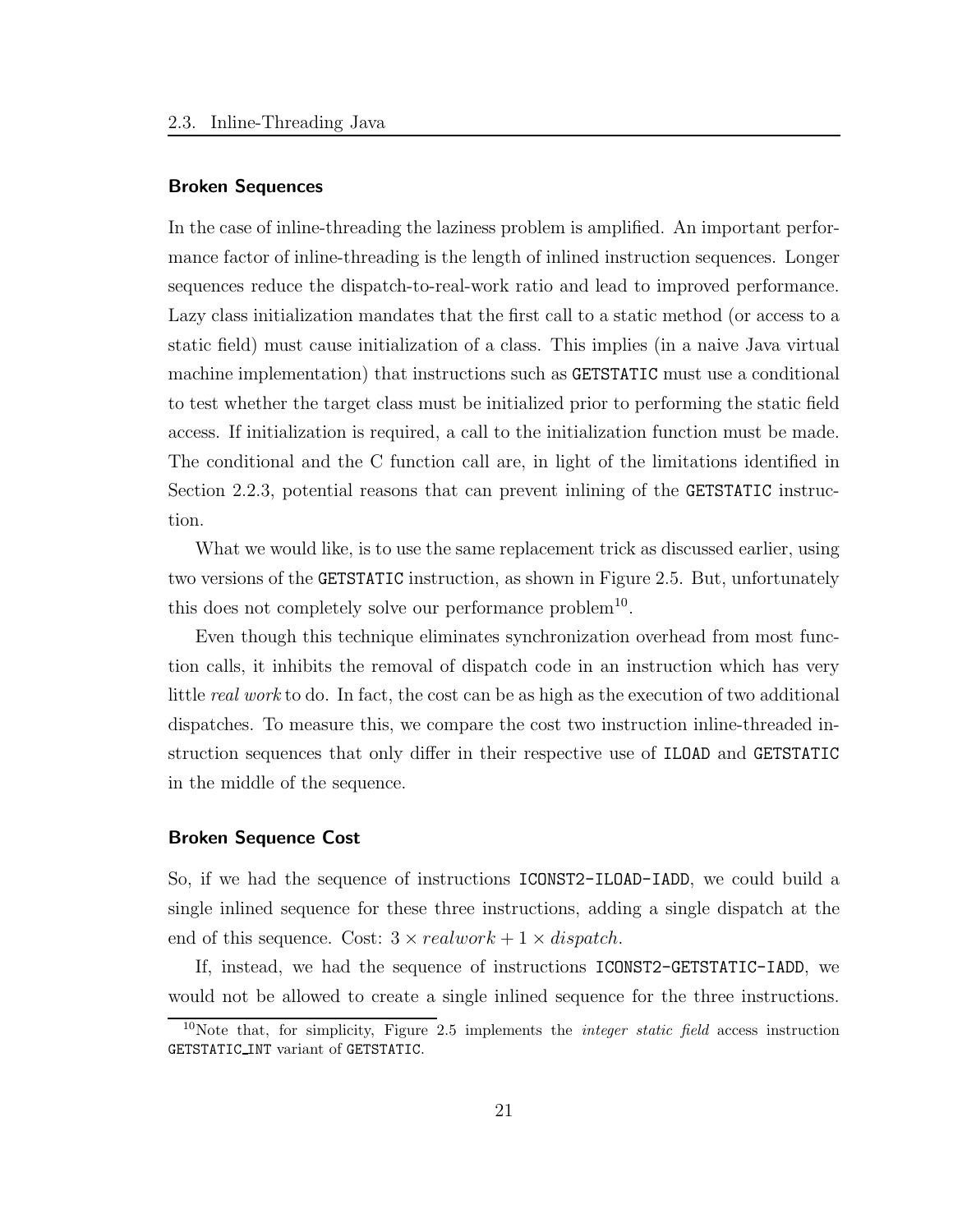### Broken Sequences

In the case of inline-threading the laziness problem is amplified. An important performance factor of inline-threading is the length of inlined instruction sequences. Longer sequences reduce the dispatch-to-real-work ratio and lead to improved performance. Lazy class initialization mandates that the first call to a static method (or access to a static field) must cause initialization of a class. This implies (in a naive Java virtual machine implementation) that instructions such as `GETSTATIC` must use a conditional to test whether the target class must be initialized prior to performing the static field access. If initialization is required, a call to the initialization function must be made. The conditional and the C function call are, in light of the limitations identified in Section 2.2.3, potential reasons that can prevent inlining of the `GETSTATIC` instruction.

What we would like, is to use the same replacement trick as discussed earlier, using two versions of the `GETSTATIC` instruction, as shown in Figure 2.5. But, unfortunately this does not completely solve our performance problem[10].

Even though this technique eliminates synchronization overhead from most function calls, it inhibits the removal of dispatch code in an instruction which has very little *real work* to do. In fact, the cost can be as high as the execution of two additional dispatches. To measure this, we compare the cost two instruction inline-threaded instruction sequences that only differ in their respective use of `ILOAD` and `GETSTATIC` in the middle of the sequence.

### Broken Sequence Cost

So, if we had the sequence of instructions `ICONST2-ILOAD-IADD`, we could build a single inlined sequence for these three instructions, adding a single dispatch at the end of this sequence. Cost: $3 \times realwork + 1 \times dispatch$.

If, instead, we had the sequence of instructions `ICONST2-GETSTATIC-IADD`, we would not be allowed to create a single inlined sequence for the three instructions.

[10] Note that, for simplicity, Figure 2.5 implements the *integer static field* access instruction `GETSTATIC_INT` variant of `GETSTATIC`.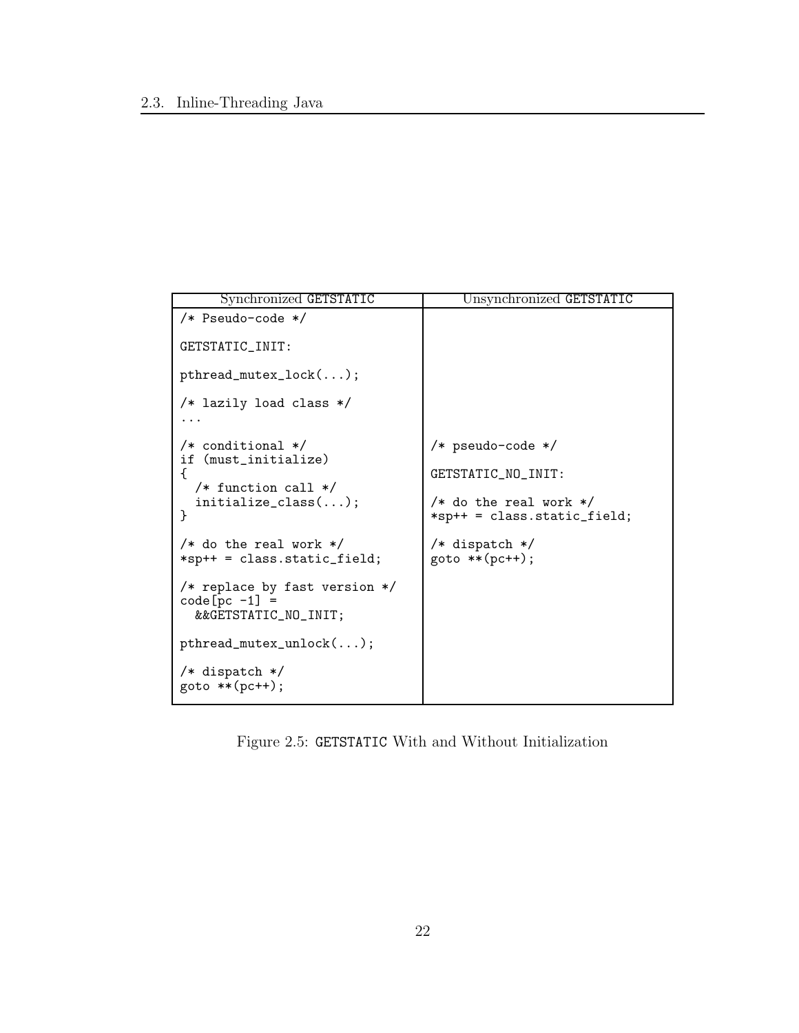| Synchronized `GETSTATIC` | Unsynchronized `GETSTATIC` |
| --- | --- |
| <pre>/* Pseudo-code */<br><br>GETSTATIC_INIT:<br><br>pthread_mutex_lock(...);<br><br>/* lazily load class */<br>...<br><br>/* conditional */<br>if (must_initialize)<br>{<br>  /* function call */<br>  initialize_class(...);<br>}<br><br>/* do the real work */<br>*sp++ = class.static_field;<br><br>/* replace by fast version */<br>code[pc -1] =<br>  &&GETSTATIC_NO_INIT;<br><br>pthread_mutex_unlock(...);<br><br>/* dispatch */<br>goto **(pc++);</pre> | <pre>/* pseudo-code */<br><br>GETSTATIC_NO_INIT:<br><br>/* do the real work */<br>*sp++ = class.static_field;<br><br>/* dispatch */<br>goto **(pc++);</pre> |

Figure 2.5: `GETSTATIC` With and Without Initialization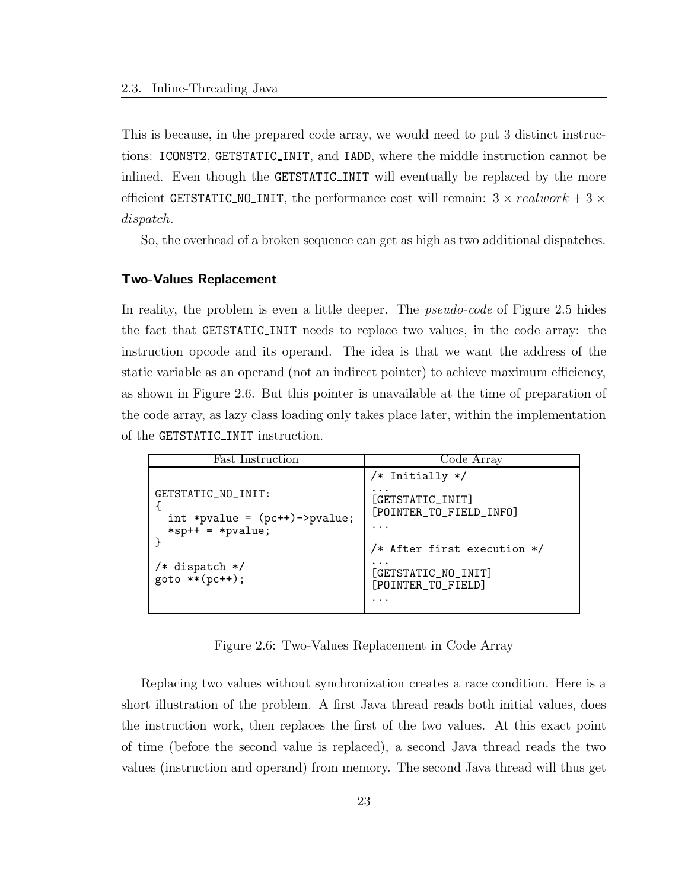This is because, in the prepared code array, we would need to put 3 distinct instructions: ICONST2, GETSTATIC_INIT, and IADD, where the middle instruction cannot be inlined. Even though the GETSTATIC_INIT will eventually be replaced by the more efficient GETSTATIC_NO_INIT, the performance cost will remain: $3 \times realwork + 3 \times dispatch$.

So, the overhead of a broken sequence can get as high as two additional dispatches.

### Two-Values Replacement

In reality, the problem is even a little deeper. The *pseudo-code* of Figure 2.5 hides the fact that GETSTATIC_INIT needs to replace two values, in the code array: the instruction opcode and its operand. The idea is that we want the address of the static variable as an operand (not an indirect pointer) to achieve maximum efficiency, as shown in Figure 2.6. But this pointer is unavailable at the time of preparation of the code array, as lazy class loading only takes place later, within the implementation of the GETSTATIC_INIT instruction.

| Fast Instruction | Code Array |
| --- | --- |
| <pre>GETSTATIC_NO_INIT:<br>{<br>  int *pvalue = (pc++)->pvalue;<br>  *sp++ = *pvalue;<br>}<br><br>/* dispatch */<br>goto **(pc++);</pre> | <pre>/* Initially */<br>...<br>[GETSTATIC_INIT]<br>[POINTER_TO_FIELD_INFO]<br>...<br><br>/* After first execution */<br>...<br>[GETSTATIC_NO_INIT]<br>[POINTER_TO_FIELD]<br>...</pre> |

Figure 2.6: Two-Values Replacement in Code Array

Replacing two values without synchronization creates a race condition. Here is a short illustration of the problem. A first Java thread reads both initial values, does the instruction work, then replaces the first of the two values. At this exact point of time (before the second value is replaced), a second Java thread reads the two values (instruction and operand) from memory. The second Java thread will thus get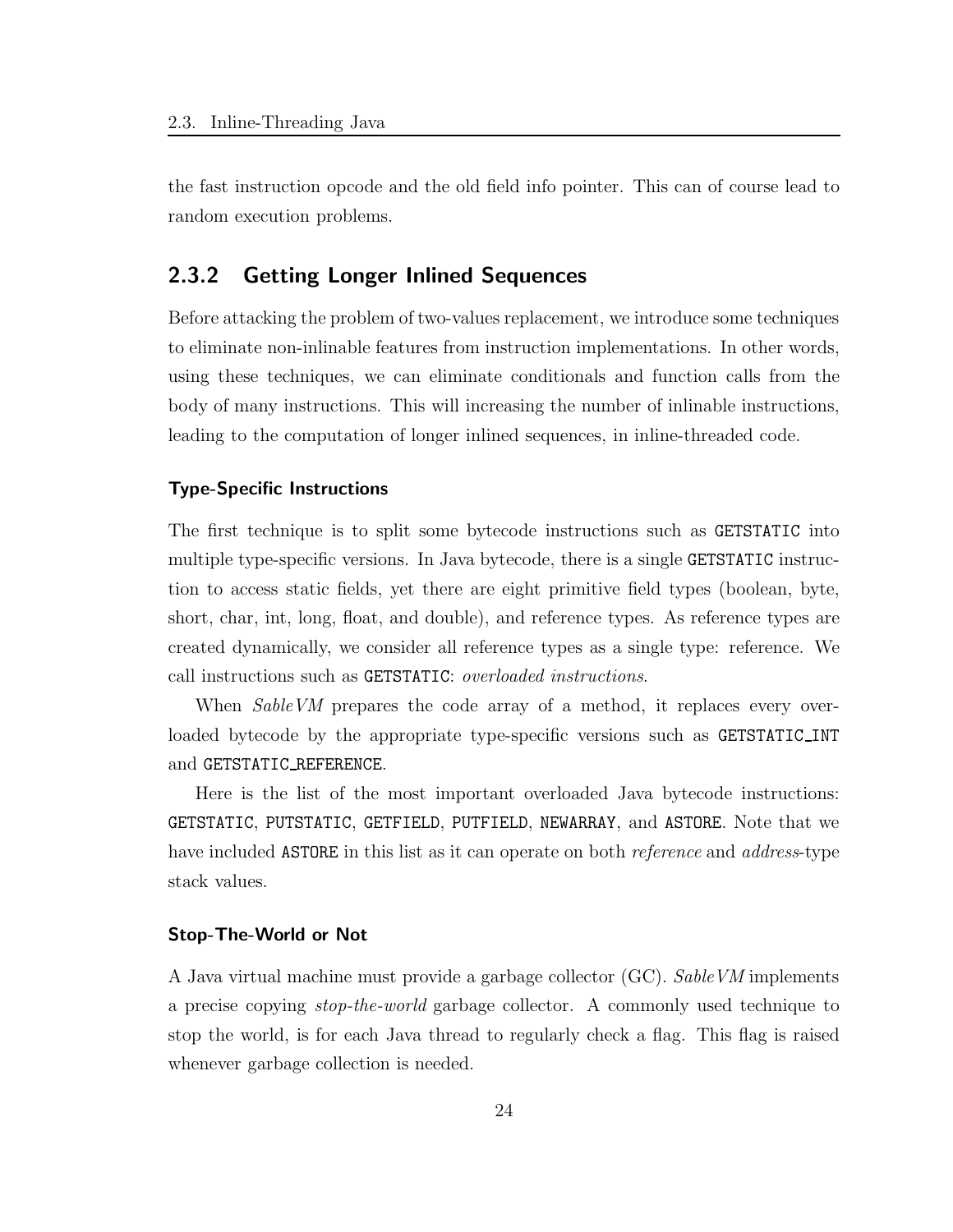the fast instruction opcode and the old field info pointer. This can of course lead to random execution problems.

### 2.3.2 Getting Longer Inlined Sequences

Before attacking the problem of two-values replacement, we introduce some techniques to eliminate non-inlinable features from instruction implementations. In other words, using these techniques, we can eliminate conditionals and function calls from the body of many instructions. This will increasing the number of inlinable instructions, leading to the computation of longer inlined sequences, in inline-threaded code.

#### Type-Specific Instructions

The first technique is to split some bytecode instructions such as `GETSTATIC` into multiple type-specific versions. In Java bytecode, there is a single `GETSTATIC` instruction to access static fields, yet there are eight primitive field types (boolean, byte, short, char, int, long, float, and double), and reference types. As reference types are created dynamically, we consider all reference types as a single type: reference. We call instructions such as `GETSTATIC`: *overloaded instructions*.

When *SableVM* prepares the code array of a method, it replaces every overloaded bytecode by the appropriate type-specific versions such as `GETSTATIC_INT` and `GETSTATIC_REFERENCE`.

Here is the list of the most important overloaded Java bytecode instructions: `GETSTATIC`, `PUTSTATIC`, `GETFIELD`, `PUTFIELD`, `NEWARRAY`, and `ASTORE`. Note that we have included `ASTORE` in this list as it can operate on both *reference* and *address*-type stack values.

#### Stop-The-World or Not

A Java virtual machine must provide a garbage collector (GC). *SableVM* implements a precise copying *stop-the-world* garbage collector. A commonly used technique to stop the world, is for each Java thread to regularly check a flag. This flag is raised whenever garbage collection is needed.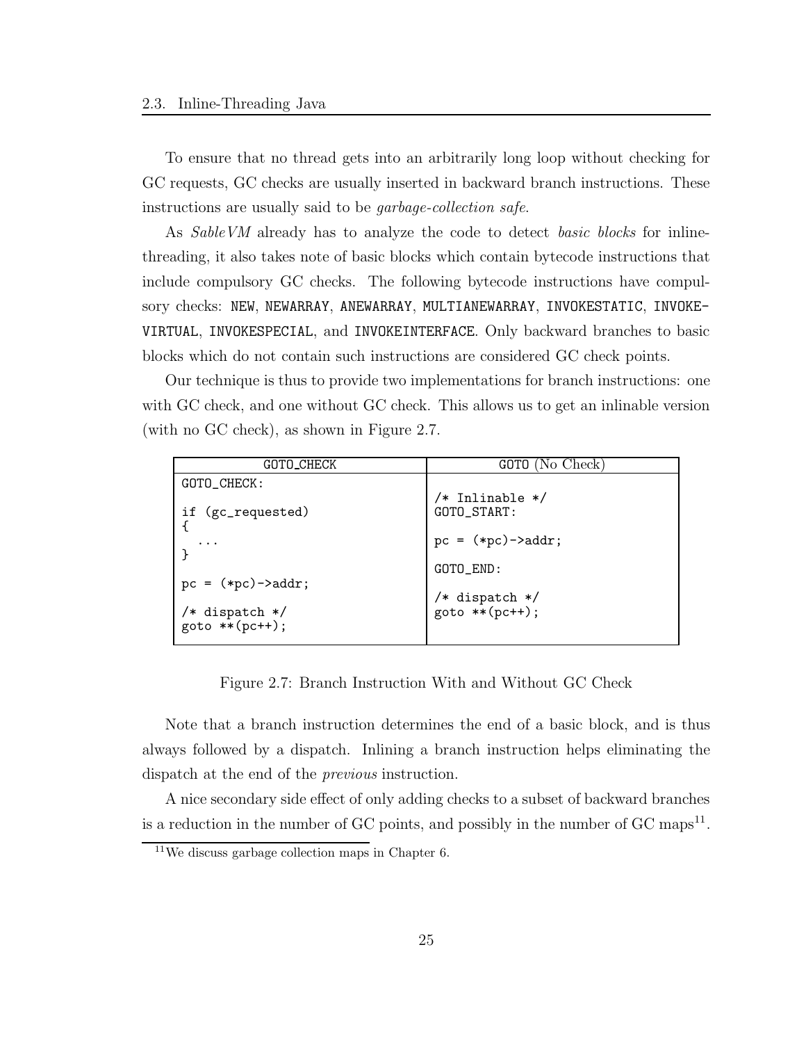To ensure that no thread gets into an arbitrarily long loop without checking for GC requests, GC checks are usually inserted in backward branch instructions. These instructions are usually said to be *garbage-collection safe*.

As *SableVM* already has to analyze the code to detect *basic blocks* for inline-threading, it also takes note of basic blocks which contain bytecode instructions that include compulsory GC checks. The following bytecode instructions have compulsory checks: `NEW`, `NEWARRAY`, `ANEWARRAY`, `MULTIANEWARRAY`, `INVOKESTATIC`, `INVOKEVIRTUAL`, `INVOKESPECIAL`, and `INVOKEINTERFACE`. Only backward branches to basic blocks which do not contain such instructions are considered GC check points.

Our technique is thus to provide two implementations for branch instructions: one with GC check, and one without GC check. This allows us to get an inlinable version (with no GC check), as shown in Figure 2.7.

| GOTO_CHECK | GOTO (No Check) |
|---|---|
| <pre>GOTO_CHECK:<br><br>if (gc_requested)<br>{<br>  ...<br>}<br><br>pc = (*pc)->addr;<br><br>/* dispatch */<br>goto **(pc++);</pre> | <pre>/* Inlinable */<br>GOTO_START:<br><br>pc = (*pc)->addr;<br><br>GOTO_END:<br><br>/* dispatch */<br>goto **(pc++);</pre> |

Figure 2.7: Branch Instruction With and Without GC Check

Note that a branch instruction determines the end of a basic block, and is thus always followed by a dispatch. Inlining a branch instruction helps eliminating the dispatch at the end of the *previous* instruction.

A nice secondary side effect of only adding checks to a subset of backward branches is a reduction in the number of GC points, and possibly in the number of GC maps[11].

[11] We discuss garbage collection maps in Chapter 6.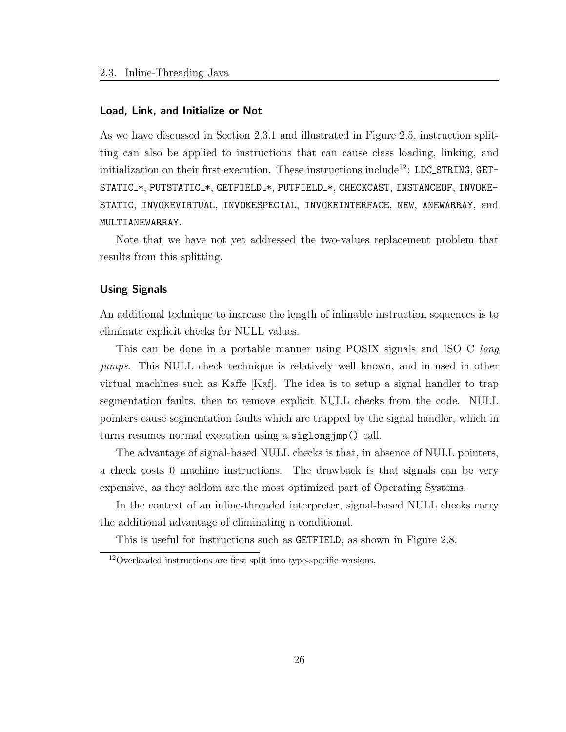### Load, Link, and Initialize or Not

As we have discussed in Section 2.3.1 and illustrated in Figure 2.5, instruction splitting can also be applied to instructions that can cause class loading, linking, and initialization on their first execution. These instructions include[12]: `LDC_STRING`, `GETSTATIC_*`, `PUTSTATIC_*`, `GETFIELD_*`, `PUTFIELD_*`, `CHECKCAST`, `INSTANCEOF`, `INVOKESTATIC`, `INVOKEVIRTUAL`, `INVOKESPECIAL`, `INVOKEINTERFACE`, `NEW`, `ANEWARRAY`, and `MULTIANEWARRAY`.

Note that we have not yet addressed the two-values replacement problem that results from this splitting.

### Using Signals

An additional technique to increase the length of inlinable instruction sequences is to eliminate explicit checks for NULL values.

This can be done in a portable manner using POSIX signals and ISO C *long jumps*. This NULL check technique is relatively well known, and in used in other virtual machines such as Kaffe [Kaf]. The idea is to setup a signal handler to trap segmentation faults, then to remove explicit NULL checks from the code. NULL pointers cause segmentation faults which are trapped by the signal handler, which in turns resumes normal execution using a `siglongjmp()` call.

The advantage of signal-based NULL checks is that, in absence of NULL pointers, a check costs 0 machine instructions. The drawback is that signals can be very expensive, as they seldom are the most optimized part of Operating Systems.

In the context of an inline-threaded interpreter, signal-based NULL checks carry the additional advantage of eliminating a conditional.

This is useful for instructions such as `GETFIELD`, as shown in Figure 2.8.

[12] Overloaded instructions are first split into type-specific versions.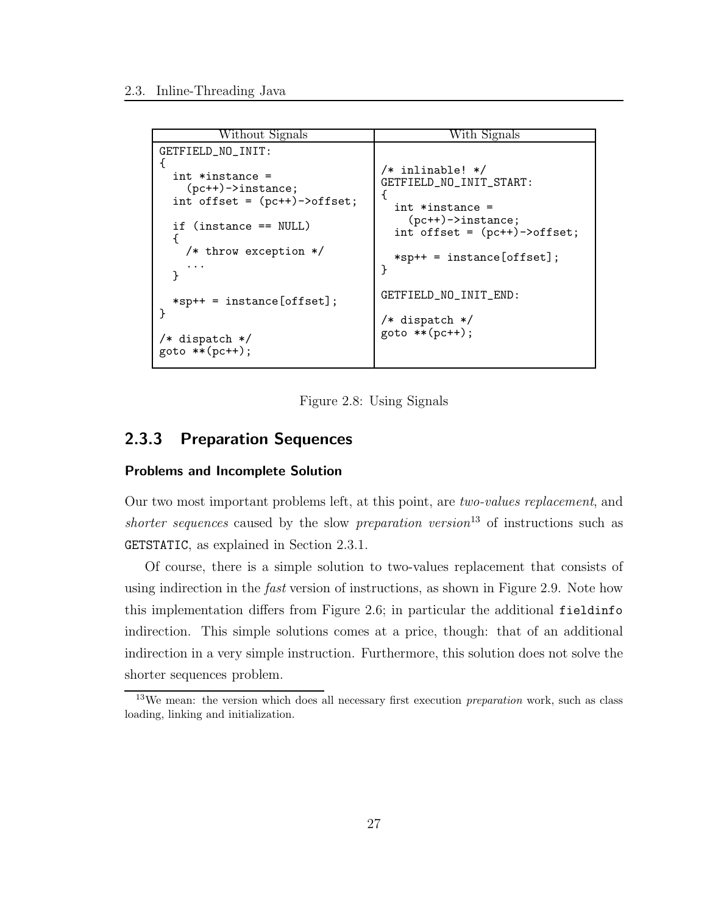| Without Signals | With Signals |
|---|---|
| <pre>GETFIELD_NO_INIT:<br>{<br>  int *instance =<br>    (pc++)->instance;<br>  int offset = (pc++)->offset;<br><br>  if (instance == NULL)<br>  {<br>    /* throw exception */<br>    ...<br>  }<br><br>  *sp++ = instance[offset];<br>}<br><br>/* dispatch */<br>goto **(pc++);</pre> | <pre>/* inlinable! */<br>GETFIELD_NO_INIT_START:<br>{<br>  int *instance =<br>    (pc++)->instance;<br>  int offset = (pc++)->offset;<br><br>  *sp++ = instance[offset];<br>}<br><br>GETFIELD_NO_INIT_END:<br><br>/* dispatch */<br>goto **(pc++);</pre> |

Figure 2.8: Using Signals

### 2.3.3 Preparation Sequences

#### Problems and Incomplete Solution

Our two most important problems left, at this point, are *two-values replacement*, and *shorter sequences* caused by the slow *preparation version*[13] of instructions such as `GETSTATIC`, as explained in Section 2.3.1.

Of course, there is a simple solution to two-values replacement that consists of using indirection in the *fast* version of instructions, as shown in Figure 2.9. Note how this implementation differs from Figure 2.6; in particular the additional `fieldinfo` indirection. This simple solutions comes at a price, though: that of an additional indirection in a very simple instruction. Furthermore, this solution does not solve the shorter sequences problem.

[13] We mean: the version which does all necessary first execution *preparation* work, such as class loading, linking and initialization.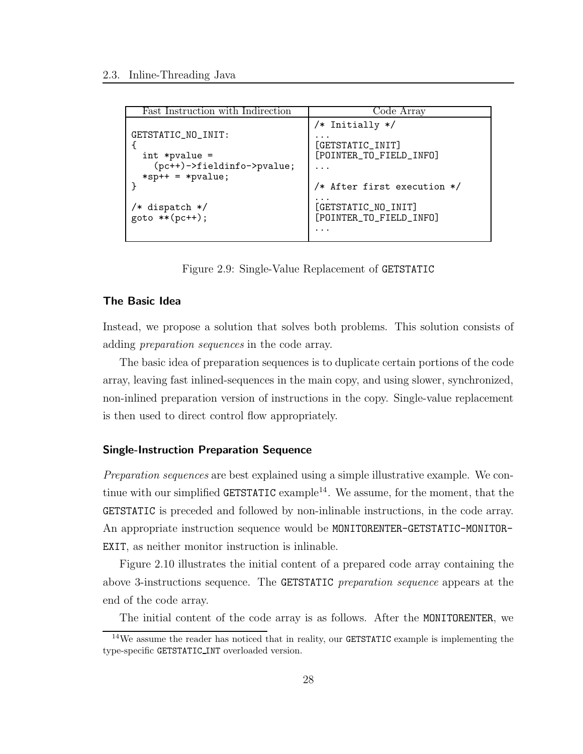| Fast Instruction with Indirection | Code Array |
|---|---|
| <pre>GETSTATIC_NO_INIT:<br>{<br>  int *pvalue =<br>    (pc++)->fieldinfo->pvalue;<br>  *sp++ = *pvalue;<br>}<br><br>/* dispatch */<br>goto **(pc++);</pre> | <pre>/* Initially */<br>...<br>[GETSTATIC_INIT]<br>[POINTER_TO_FIELD_INFO]<br>...<br><br>/* After first execution */<br>...<br>[GETSTATIC_NO_INIT]<br>[POINTER_TO_FIELD_INFO]<br>...</pre> |

Figure 2.9: Single-Value Replacement of GETSTATIC

### The Basic Idea

Instead, we propose a solution that solves both problems. This solution consists of adding *preparation sequences* in the code array.

The basic idea of preparation sequences is to duplicate certain portions of the code array, leaving fast inlined-sequences in the main copy, and using slower, synchronized, non-inlined preparation version of instructions in the copy. Single-value replacement is then used to direct control flow appropriately.

### Single-Instruction Preparation Sequence

*Preparation sequences* are best explained using a simple illustrative example. We continue with our simplified GETSTATIC example[14]. We assume, for the moment, that the GETSTATIC is preceded and followed by non-inlinable instructions, in the code array. An appropriate instruction sequence would be MONITORENTER-GETSTATIC-MONITOR-EXIT, as neither monitor instruction is inlinable.

Figure 2.10 illustrates the initial content of a prepared code array containing the above 3-instructions sequence. The GETSTATIC *preparation sequence* appears at the end of the code array.

The initial content of the code array is as follows. After the MONITORENTER, we

[14] We assume the reader has noticed that in reality, our GETSTATIC example is implementing the type-specific GETSTATIC_INT overloaded version.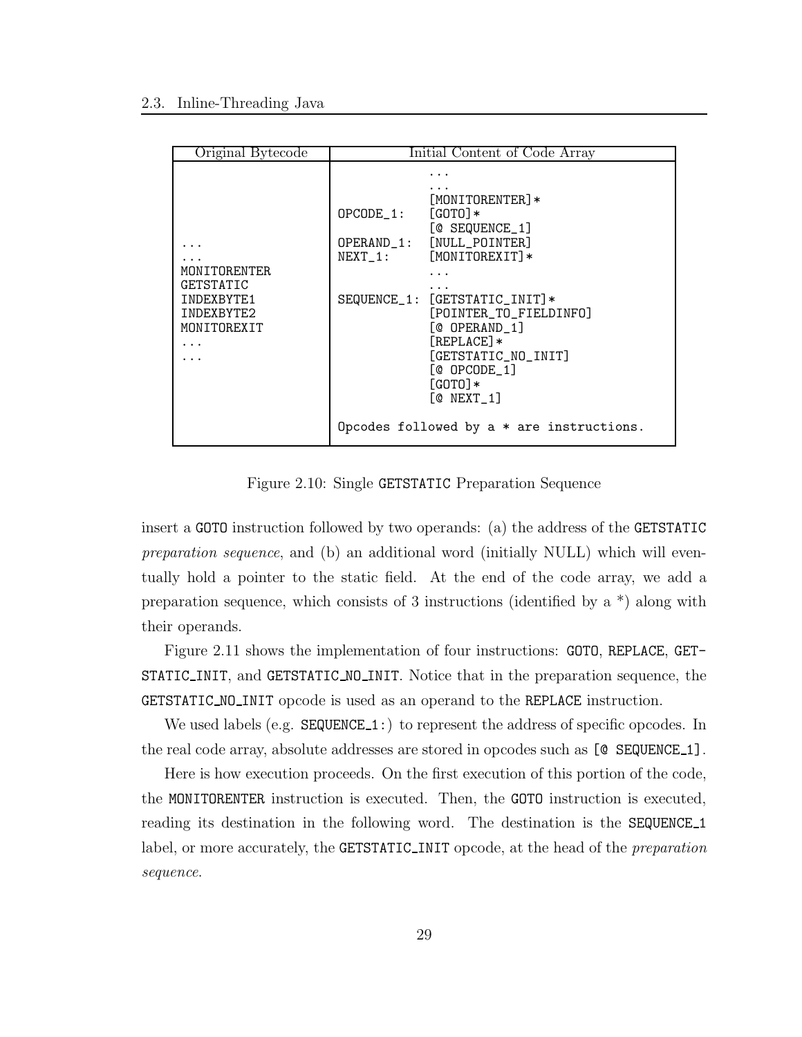| Original Bytecode | Initial Content of Code Array |
|---|---|
| ...<br>...<br>MONITORENTER<br>GETSTATIC<br>INDEXBYTE1<br>INDEXBYTE2<br>MONITOREXIT<br>...<br>... | `...`<br>`...`<br>`[MONITORENTER]*`<br>`OPCODE_1: [GOTO]*`<br>`[@ SEQUENCE_1]`<br>`OPERAND_1: [NULL_POINTER]`<br>`NEXT_1: [MONITOREXIT]*`<br>`...`<br>`...`<br>`SEQUENCE_1: [GETSTATIC_INIT]*`<br>`[POINTER_TO_FIELDINFO]`<br>`[@ OPERAND_1]`<br>`[REPLACE]*`<br>`[GETSTATIC_NO_INIT]`<br>`[@ OPCODE_1]`<br>`[GOTO]*`<br>`[@ NEXT_1]`<br><br>Opcodes followed by a * are instructions. |

Figure 2.10: Single GETSTATIC Preparation Sequence

insert a GOTO instruction followed by two operands: (a) the address of the GETSTATIC *preparation sequence*, and (b) an additional word (initially NULL) which will eventually hold a pointer to the static field. At the end of the code array, we add a preparation sequence, which consists of 3 instructions (identified by a *) along with their operands.

Figure 2.11 shows the implementation of four instructions: GOTO, REPLACE, GETSTATIC_INIT, and GETSTATIC_NO_INIT. Notice that in the preparation sequence, the GETSTATIC_NO_INIT opcode is used as an operand to the REPLACE instruction.

We used labels (e.g. SEQUENCE_1:) to represent the address of specific opcodes. In the real code array, absolute addresses are stored in opcodes such as [@ SEQUENCE_1].

Here is how execution proceeds. On the first execution of this portion of the code, the MONITORENTER instruction is executed. Then, the GOTO instruction is executed, reading its destination in the following word. The destination is the SEQUENCE_1 label, or more accurately, the GETSTATIC_INIT opcode, at the head of the *preparation sequence*.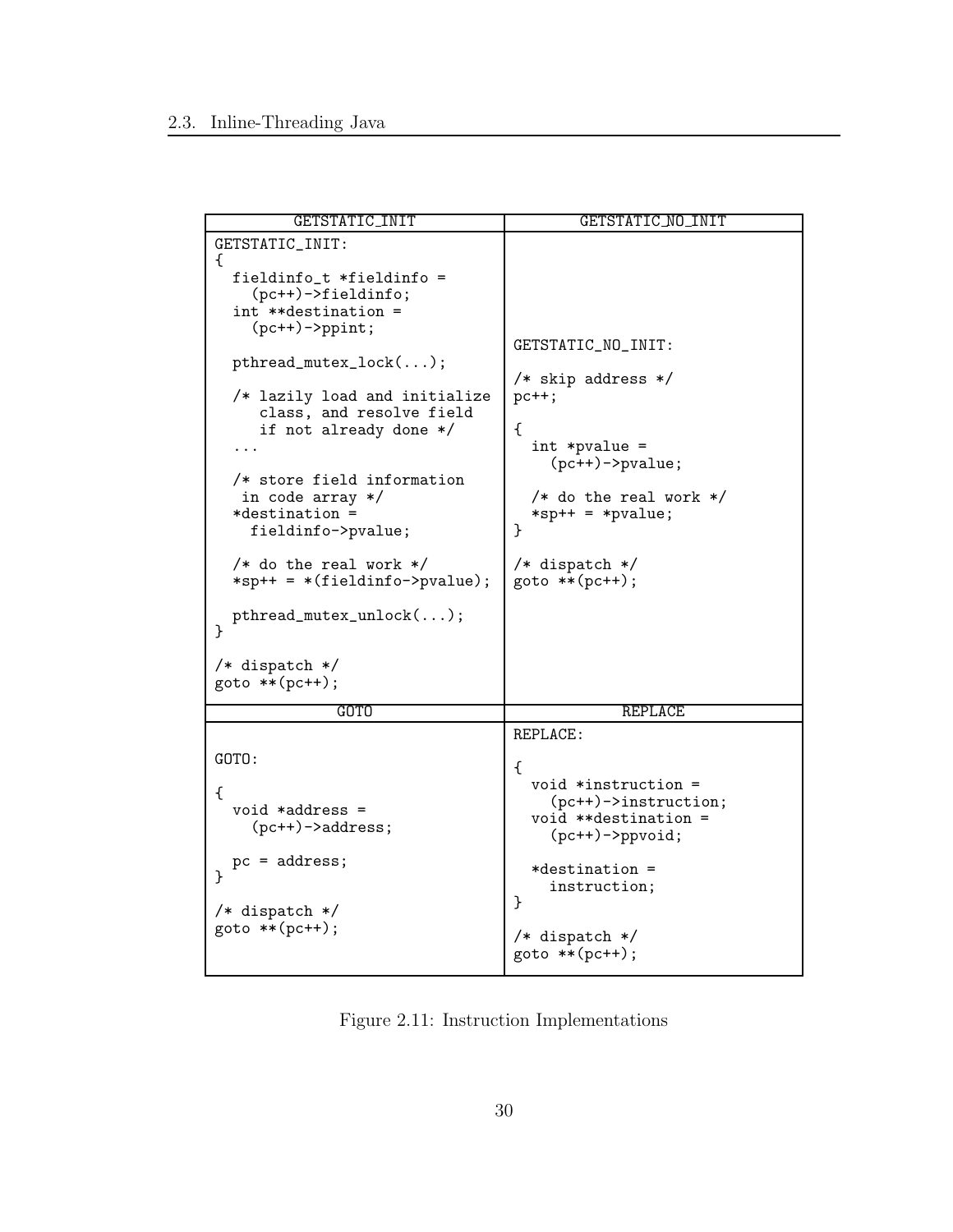| GETSTATIC_INIT | GETSTATIC_NO_INIT |
|---|---|
| <pre>GETSTATIC_INIT:<br>{<br>  fieldinfo_t *fieldinfo =<br>    (pc++)->fieldinfo;<br>  int **destination =<br>    (pc++)->ppint;<br><br>  pthread_mutex_lock(...);<br><br>  /* lazily load and initialize<br>     class, and resolve field<br>     if not already done */<br>  ...<br><br>  /* store field information<br>   in code array */<br>  *destination =<br>    fieldinfo->pvalue;<br><br>  /* do the real work */<br>  *sp++ = *(fieldinfo->pvalue);<br><br>  pthread_mutex_unlock(...);<br>}<br><br>/* dispatch */<br>goto **(pc++);</pre> | <pre>GETSTATIC_NO_INIT:<br><br>/* skip address */<br>pc++;<br><br>{<br>  int *pvalue =<br>    (pc++)->pvalue;<br><br>  /* do the real work */<br>  *sp++ = *pvalue;<br>}<br><br>/* dispatch */<br>goto **(pc++);</pre> |
| **GOTO** | **REPLACE** |
| <pre>GOTO:<br><br>{<br>  void *address =<br>    (pc++)->address;<br><br>  pc = address;<br>}<br><br>/* dispatch */<br>goto **(pc++);</pre> | <pre>REPLACE:<br><br>{<br>  void *instruction =<br>    (pc++)->instruction;<br>  void **destination =<br>    (pc++)->ppvoid;<br><br>  *destination =<br>    instruction;<br>}<br><br>/* dispatch */<br>goto **(pc++);</pre> |

Figure 2.11: Instruction Implementations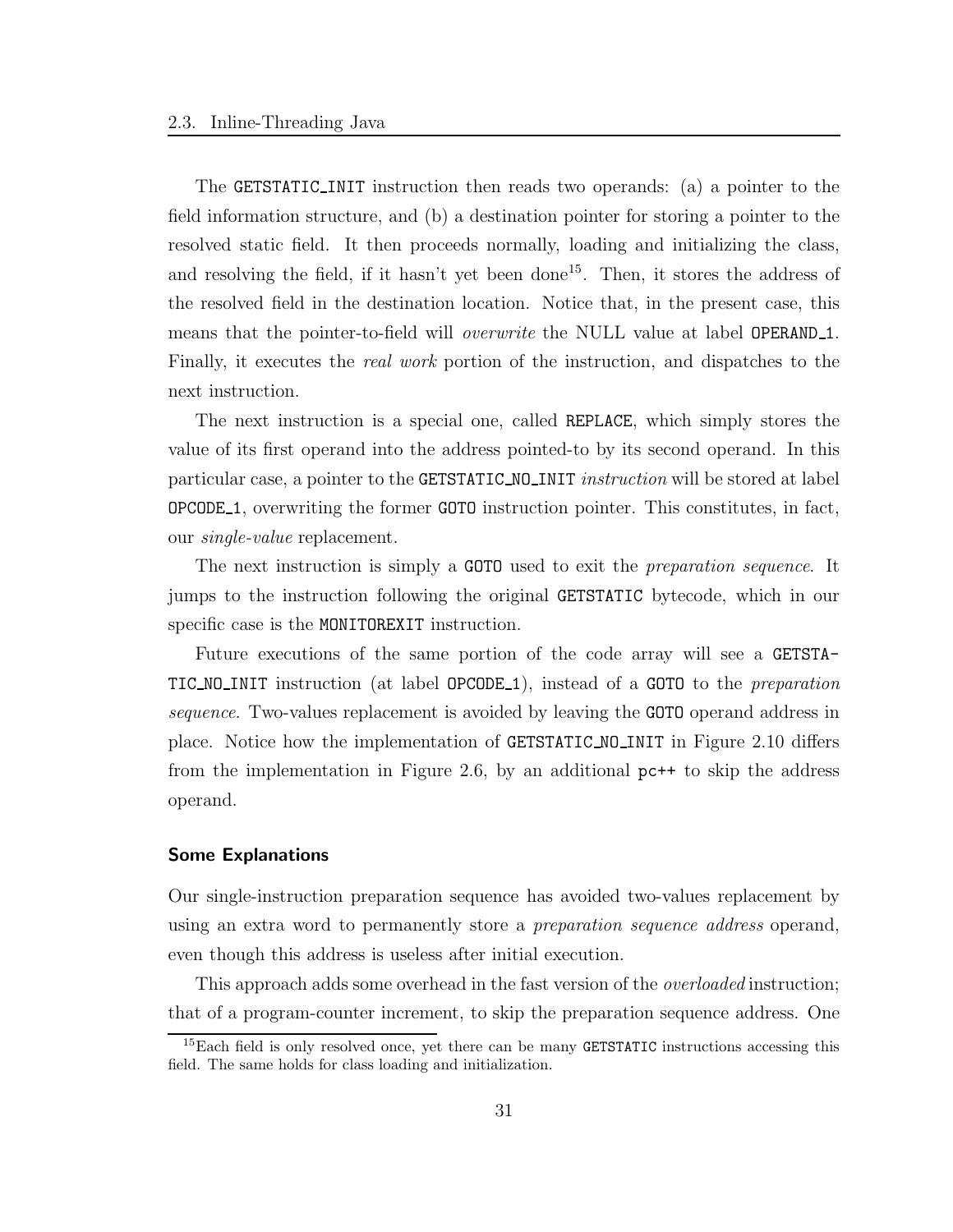The GETSTATIC_INIT instruction then reads two operands: (a) a pointer to the field information structure, and (b) a destination pointer for storing a pointer to the resolved static field. It then proceeds normally, loading and initializing the class, and resolving the field, if it hasn't yet been done[15]. Then, it stores the address of the resolved field in the destination location. Notice that, in the present case, this means that the pointer-to-field will *overwrite* the NULL value at label OPERAND_1. Finally, it executes the *real work* portion of the instruction, and dispatches to the next instruction.

The next instruction is a special one, called REPLACE, which simply stores the value of its first operand into the address pointed-to by its second operand. In this particular case, a pointer to the GETSTATIC_NO_INIT *instruction* will be stored at label OPCODE_1, overwriting the former GOTO instruction pointer. This constitutes, in fact, our *single-value* replacement.

The next instruction is simply a GOTO used to exit the *preparation sequence*. It jumps to the instruction following the original GETSTATIC bytecode, which in our specific case is the MONITOREXIT instruction.

Future executions of the same portion of the code array will see a GETSTATIC_NO_INIT instruction (at label OPCODE_1), instead of a GOTO to the *preparation sequence*. Two-values replacement is avoided by leaving the GOTO operand address in place. Notice how the implementation of GETSTATIC_NO_INIT in Figure 2.10 differs from the implementation in Figure 2.6, by an additional pc++ to skip the address operand.

### Some Explanations

Our single-instruction preparation sequence has avoided two-values replacement by using an extra word to permanently store a *preparation sequence address* operand, even though this address is useless after initial execution.

This approach adds some overhead in the fast version of the *overloaded* instruction; that of a program-counter increment, to skip the preparation sequence address. One

[15] Each field is only resolved once, yet there can be many GETSTATIC instructions accessing this field. The same holds for class loading and initialization.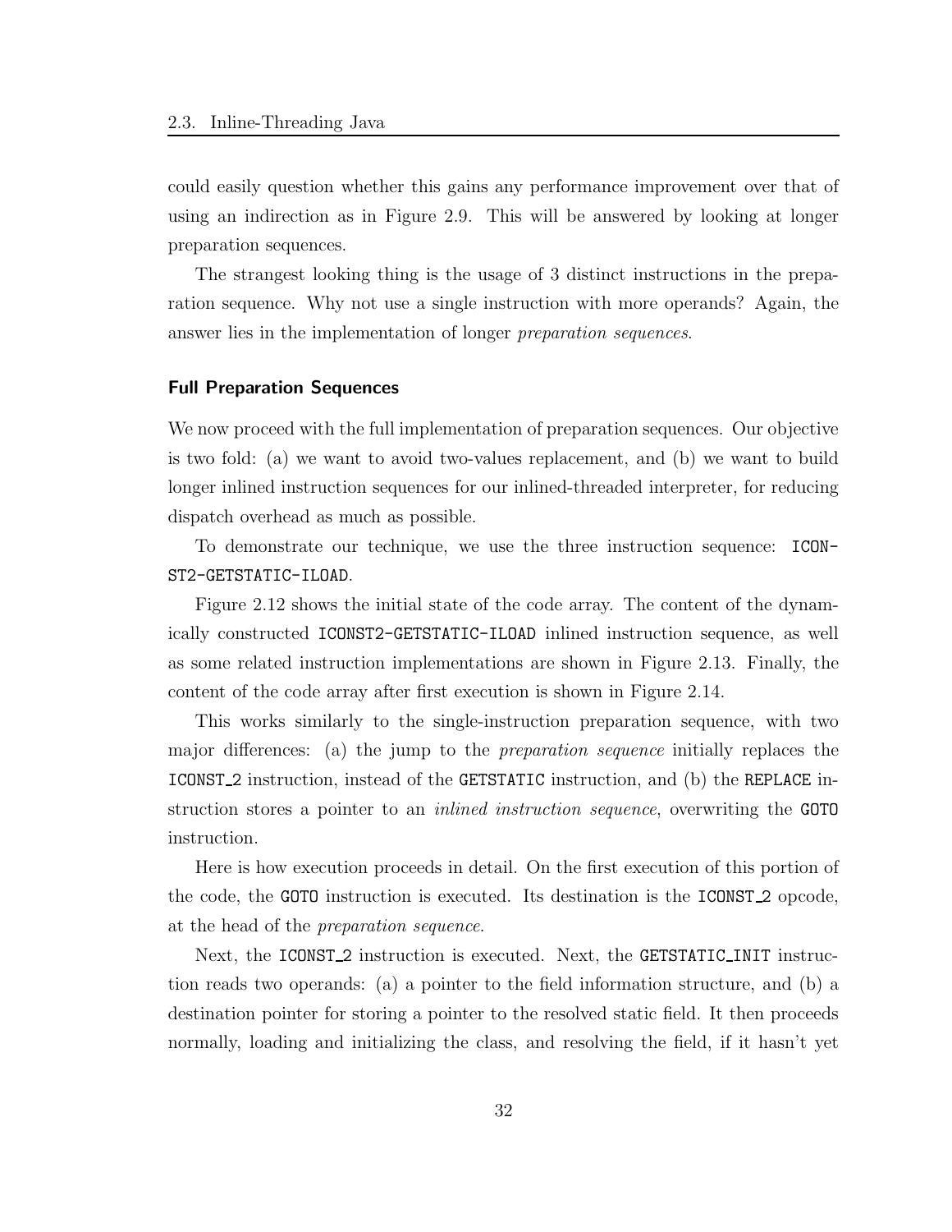could easily question whether this gains any performance improvement over that of using an indirection as in Figure 2.9. This will be answered by looking at longer preparation sequences.

The strangest looking thing is the usage of 3 distinct instructions in the preparation sequence. Why not use a single instruction with more operands? Again, the answer lies in the implementation of longer *preparation sequences*.

### Full Preparation Sequences

We now proceed with the full implementation of preparation sequences. Our objective is two fold: (a) we want to avoid two-values replacement, and (b) we want to build longer inlined instruction sequences for our inlined-threaded interpreter, for reducing dispatch overhead as much as possible.

To demonstrate our technique, we use the three instruction sequence: `ICONST2-GETSTATIC-ILOAD`.

Figure 2.12 shows the initial state of the code array. The content of the dynamically constructed `ICONST2-GETSTATIC-ILOAD` inlined instruction sequence, as well as some related instruction implementations are shown in Figure 2.13. Finally, the content of the code array after first execution is shown in Figure 2.14.

This works similarly to the single-instruction preparation sequence, with two major differences: (a) the jump to the *preparation sequence* initially replaces the `ICONST_2` instruction, instead of the `GETSTATIC` instruction, and (b) the `REPLACE` instruction stores a pointer to an *inlined instruction sequence*, overwriting the `GOTO` instruction.

Here is how execution proceeds in detail. On the first execution of this portion of the code, the `GOTO` instruction is executed. Its destination is the `ICONST_2` opcode, at the head of the *preparation sequence*.

Next, the `ICONST_2` instruction is executed. Next, the `GETSTATIC_INIT` instruction reads two operands: (a) a pointer to the field information structure, and (b) a destination pointer for storing a pointer to the resolved static field. It then proceeds normally, loading and initializing the class, and resolving the field, if it hasn't yet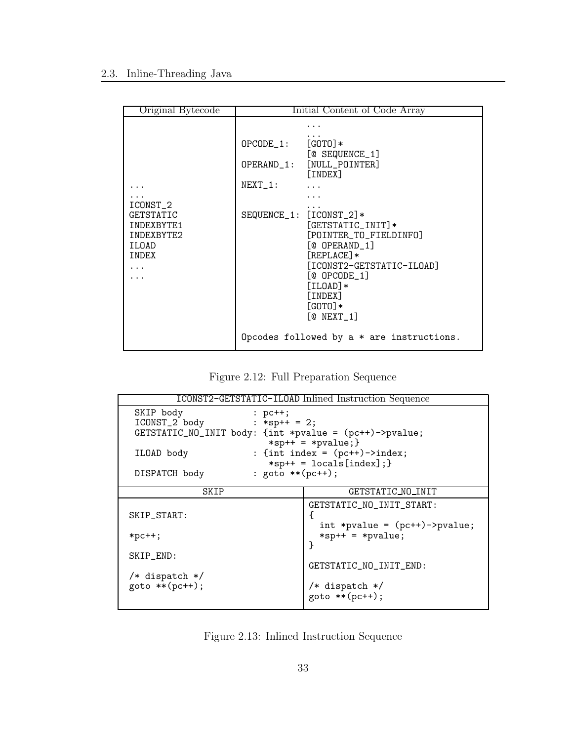| Original Bytecode | Initial Content of Code Array |
|---|---|
| | ``` ... ``` |
| | ``` ... ``` |
| | `OPCODE_1:    [GOTO]*` |
| | `             [@ SEQUENCE_1]` |
| | `OPERAND_1:   [NULL_POINTER]` |
| | `             [INDEX]` |
| `...` | `NEXT_1:      ...` |
| `...` | `             ...` |
| `ICONST_2` | `             ...` |
| `GETSTATIC` | `SEQUENCE_1:  [ICONST_2]*` |
| `INDEXBYTE1` | `             [GETSTATIC_INIT]*` |
| `INDEXBYTE2` | `             [POINTER_TO_FIELDINFO]` |
| `ILOAD` | `             [@ OPERAND_1]` |
| `INDEX` | `             [REPLACE]*` |
| `...` | `             [ICONST2-GETSTATIC-ILOAD]` |
| `...` | `             [@ OPCODE_1]` |
| | `             [ILOAD]*` |
| | `             [INDEX]` |
| | `             [GOTO]*` |
| | `             [@ NEXT_1]` |
| | Opcodes followed by a * are instructions. |

Figure 2.12: Full Preparation Sequence

**ICONST2-GETSTATIC-ILOAD Inlined Instruction Sequence**

```
SKIP body              : pc++;
ICONST_2 body          : *sp++ = 2;
GETSTATIC_NO_INIT body: {int *pvalue = (pc++)->pvalue;
                         *sp++ = *pvalue;}
ILOAD body             : {int index = (pc++)->index;
                         *sp++ = locals[index];}
DISPATCH body          : goto **(pc++);
```

| SKIP | GETSTATIC_NO_INIT |
|---|---|
| <pre>SKIP_START:<br><br>*pc++;<br><br>SKIP_END:<br><br>/* dispatch */<br>goto **(pc++);</pre> | <pre>GETSTATIC_NO_INIT_START:<br>{<br>  int *pvalue = (pc++)->pvalue;<br>  *sp++ = *pvalue;<br>}<br><br>GETSTATIC_NO_INIT_END:<br><br>/* dispatch */<br>goto **(pc++);</pre> |

Figure 2.13: Inlined Instruction Sequence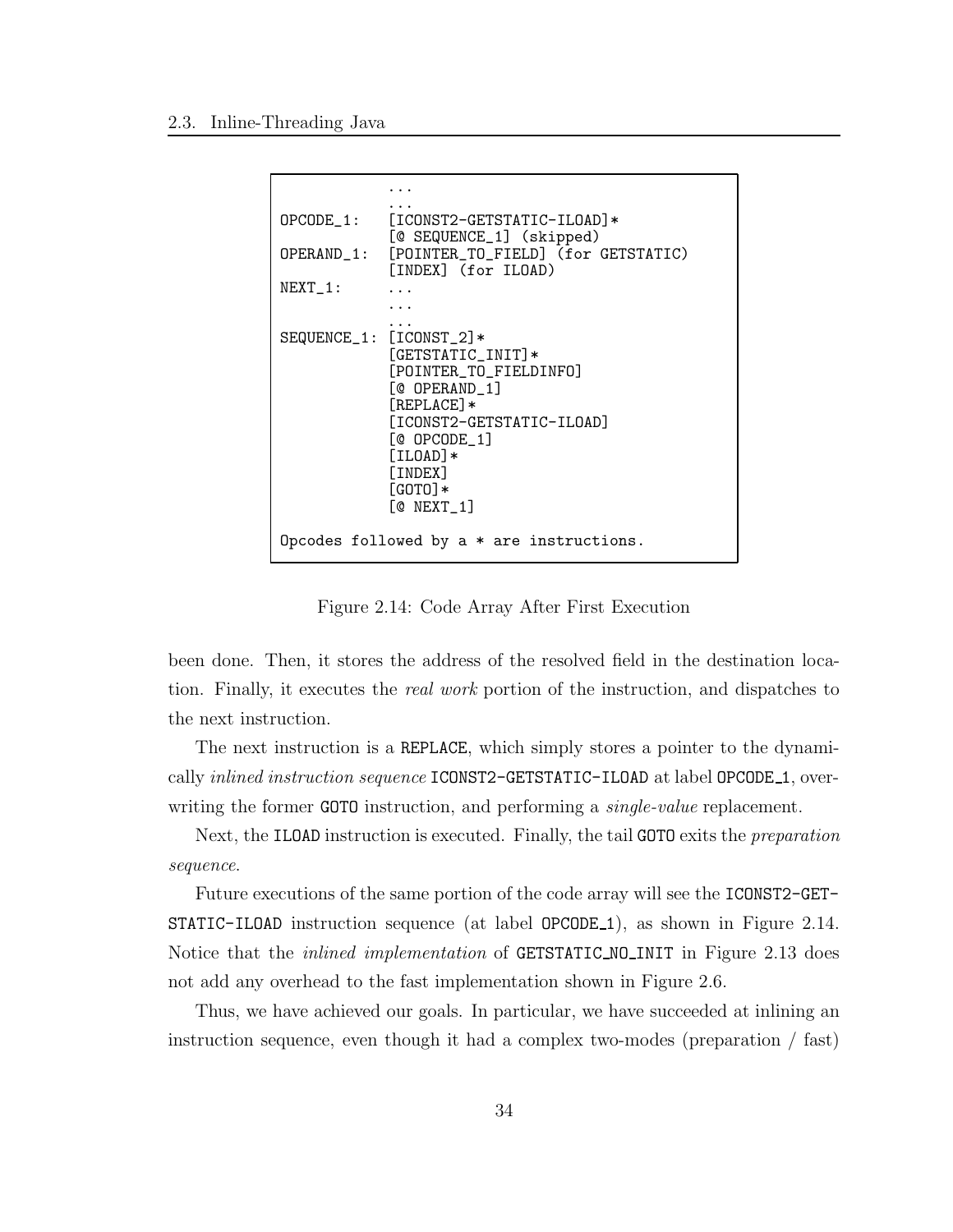```
             ...
             ...
OPCODE_1:    [ICONST2-GETSTATIC-ILOAD]*
             [@ SEQUENCE_1] (skipped)
OPERAND_1:   [POINTER_TO_FIELD] (for GETSTATIC)
             [INDEX] (for ILOAD)
NEXT_1:      ...
             ...
             ...
SEQUENCE_1:  [ICONST_2]*
             [GETSTATIC_INIT]*
             [POINTER_TO_FIELDINFO]
             [@ OPERAND_1]
             [REPLACE]*
             [ICONST2-GETSTATIC-ILOAD]
             [@ OPCODE_1]
             [ILOAD]*
             [INDEX]
             [GOTO]*
             [@ NEXT_1]

Opcodes followed by a * are instructions.
```

Figure 2.14: Code Array After First Execution

been done. Then, it stores the address of the resolved field in the destination location. Finally, it executes the *real work* portion of the instruction, and dispatches to the next instruction.

The next instruction is a `REPLACE`, which simply stores a pointer to the dynamically *inlined instruction sequence* `ICONST2-GETSTATIC-ILOAD` at label `OPCODE_1`, overwriting the former `GOTO` instruction, and performing a *single-value* replacement.

Next, the `ILOAD` instruction is executed. Finally, the tail `GOTO` exits the *preparation sequence*.

Future executions of the same portion of the code array will see the `ICONST2-GETSTATIC-ILOAD` instruction sequence (at label `OPCODE_1`), as shown in Figure 2.14. Notice that the *inlined implementation* of `GETSTATIC_NO_INIT` in Figure 2.13 does not add any overhead to the fast implementation shown in Figure 2.6.

Thus, we have achieved our goals. In particular, we have succeeded at inlining an instruction sequence, even though it had a complex two-modes (preparation / fast)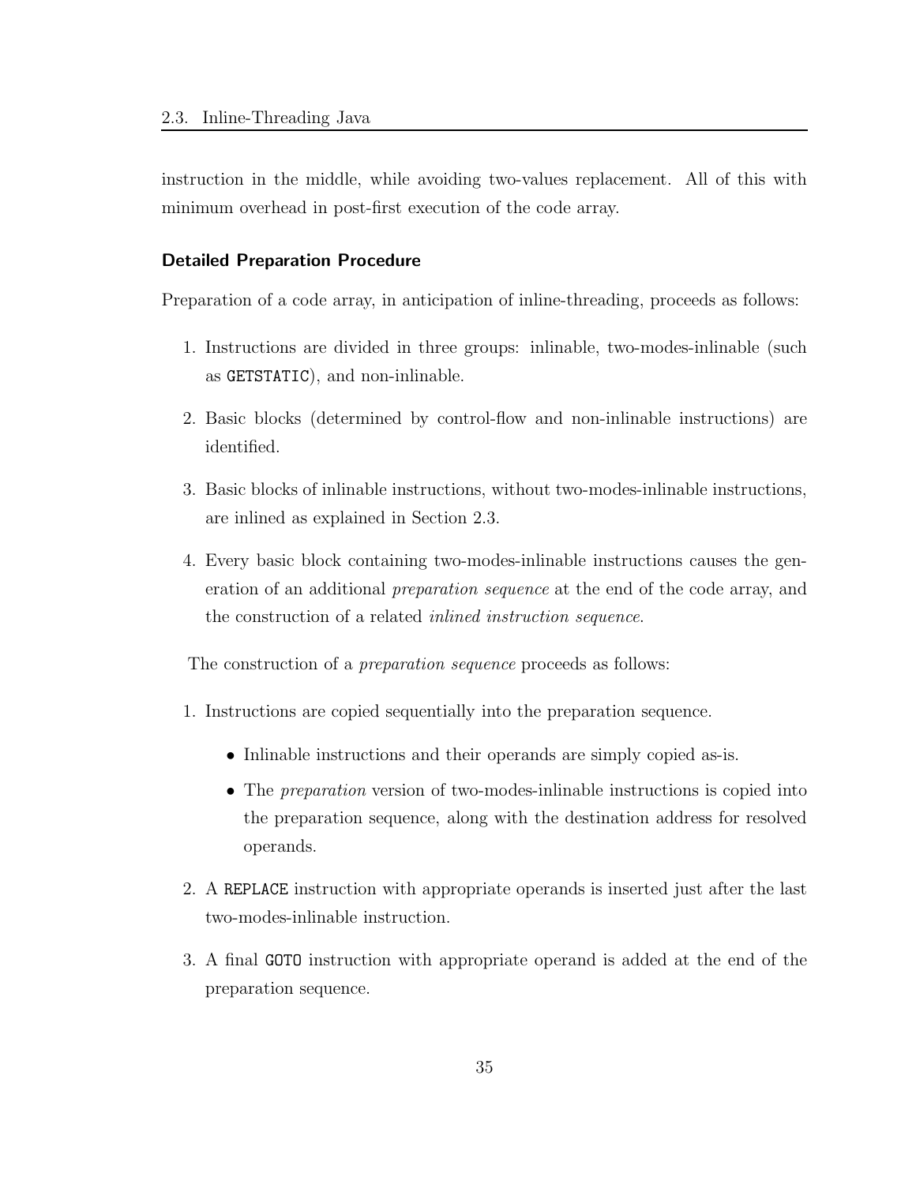instruction in the middle, while avoiding two-values replacement. All of this with minimum overhead in post-first execution of the code array.

### Detailed Preparation Procedure

Preparation of a code array, in anticipation of inline-threading, proceeds as follows:

1. Instructions are divided in three groups: inlinable, two-modes-inlinable (such as `GETSTATIC`), and non-inlinable.
2. Basic blocks (determined by control-flow and non-inlinable instructions) are identified.
3. Basic blocks of inlinable instructions, without two-modes-inlinable instructions, are inlined as explained in Section 2.3.
4. Every basic block containing two-modes-inlinable instructions causes the generation of an additional *preparation sequence* at the end of the code array, and the construction of a related *inlined instruction sequence*.

The construction of a *preparation sequence* proceeds as follows:

1. Instructions are copied sequentially into the preparation sequence.
   - Inlinable instructions and their operands are simply copied as-is.
   - The *preparation* version of two-modes-inlinable instructions is copied into the preparation sequence, along with the destination address for resolved operands.
2. A `REPLACE` instruction with appropriate operands is inserted just after the last two-modes-inlinable instruction.
3. A final `GOTO` instruction with appropriate operand is added at the end of the preparation sequence.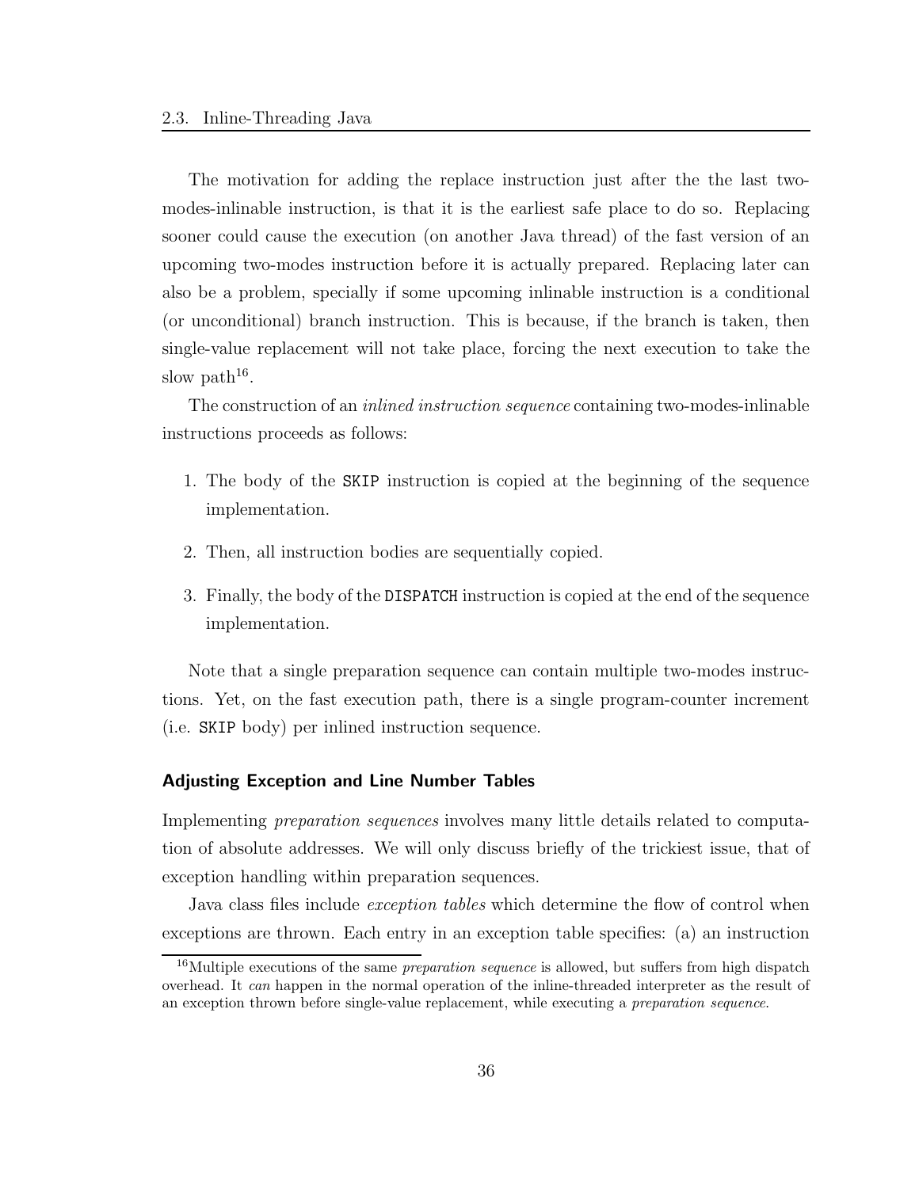The motivation for adding the replace instruction just after the the last two-modes-inlinable instruction, is that it is the earliest safe place to do so. Replacing sooner could cause the execution (on another Java thread) of the fast version of an upcoming two-modes instruction before it is actually prepared. Replacing later can also be a problem, specially if some upcoming inlinable instruction is a conditional (or unconditional) branch instruction. This is because, if the branch is taken, then single-value replacement will not take place, forcing the next execution to take the slow path[16].

The construction of an *inlined instruction sequence* containing two-modes-inlinable instructions proceeds as follows:

1. The body of the `SKIP` instruction is copied at the beginning of the sequence implementation.
2. Then, all instruction bodies are sequentially copied.
3. Finally, the body of the `DISPATCH` instruction is copied at the end of the sequence implementation.

Note that a single preparation sequence can contain multiple two-modes instructions. Yet, on the fast execution path, there is a single program-counter increment (i.e. `SKIP` body) per inlined instruction sequence.

### Adjusting Exception and Line Number Tables

Implementing *preparation sequences* involves many little details related to computation of absolute addresses. We will only discuss briefly of the trickiest issue, that of exception handling within preparation sequences.

Java class files include *exception tables* which determine the flow of control when exceptions are thrown. Each entry in an exception table specifies: (a) an instruction

[16] Multiple executions of the same *preparation sequence* is allowed, but suffers from high dispatch overhead. It *can* happen in the normal operation of the inline-threaded interpreter as the result of an exception thrown before single-value replacement, while executing a *preparation sequence*.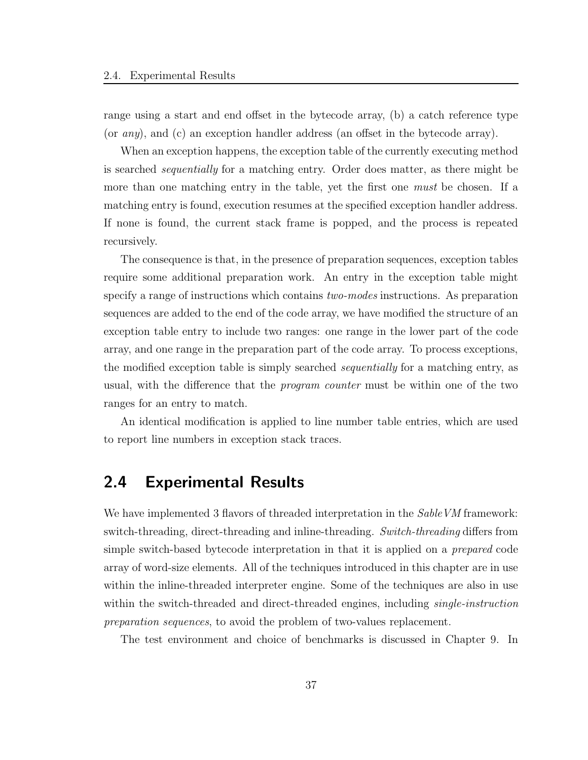range using a start and end offset in the bytecode array, (b) a catch reference type (or *any*), and (c) an exception handler address (an offset in the bytecode array).

When an exception happens, the exception table of the currently executing method is searched *sequentially* for a matching entry. Order does matter, as there might be more than one matching entry in the table, yet the first one *must* be chosen. If a matching entry is found, execution resumes at the specified exception handler address. If none is found, the current stack frame is popped, and the process is repeated recursively.

The consequence is that, in the presence of preparation sequences, exception tables require some additional preparation work. An entry in the exception table might specify a range of instructions which contains *two-modes* instructions. As preparation sequences are added to the end of the code array, we have modified the structure of an exception table entry to include two ranges: one range in the lower part of the code array, and one range in the preparation part of the code array. To process exceptions, the modified exception table is simply searched *sequentially* for a matching entry, as usual, with the difference that the *program counter* must be within one of the two ranges for an entry to match.

An identical modification is applied to line number table entries, which are used to report line numbers in exception stack traces.

## 2.4 Experimental Results

We have implemented 3 flavors of threaded interpretation in the *SableVM* framework: switch-threading, direct-threading and inline-threading. *Switch-threading* differs from simple switch-based bytecode interpretation in that it is applied on a *prepared* code array of word-size elements. All of the techniques introduced in this chapter are in use within the inline-threaded interpreter engine. Some of the techniques are also in use within the switch-threaded and direct-threaded engines, including *single-instruction preparation sequences*, to avoid the problem of two-values replacement.

The test environment and choice of benchmarks is discussed in Chapter 9. In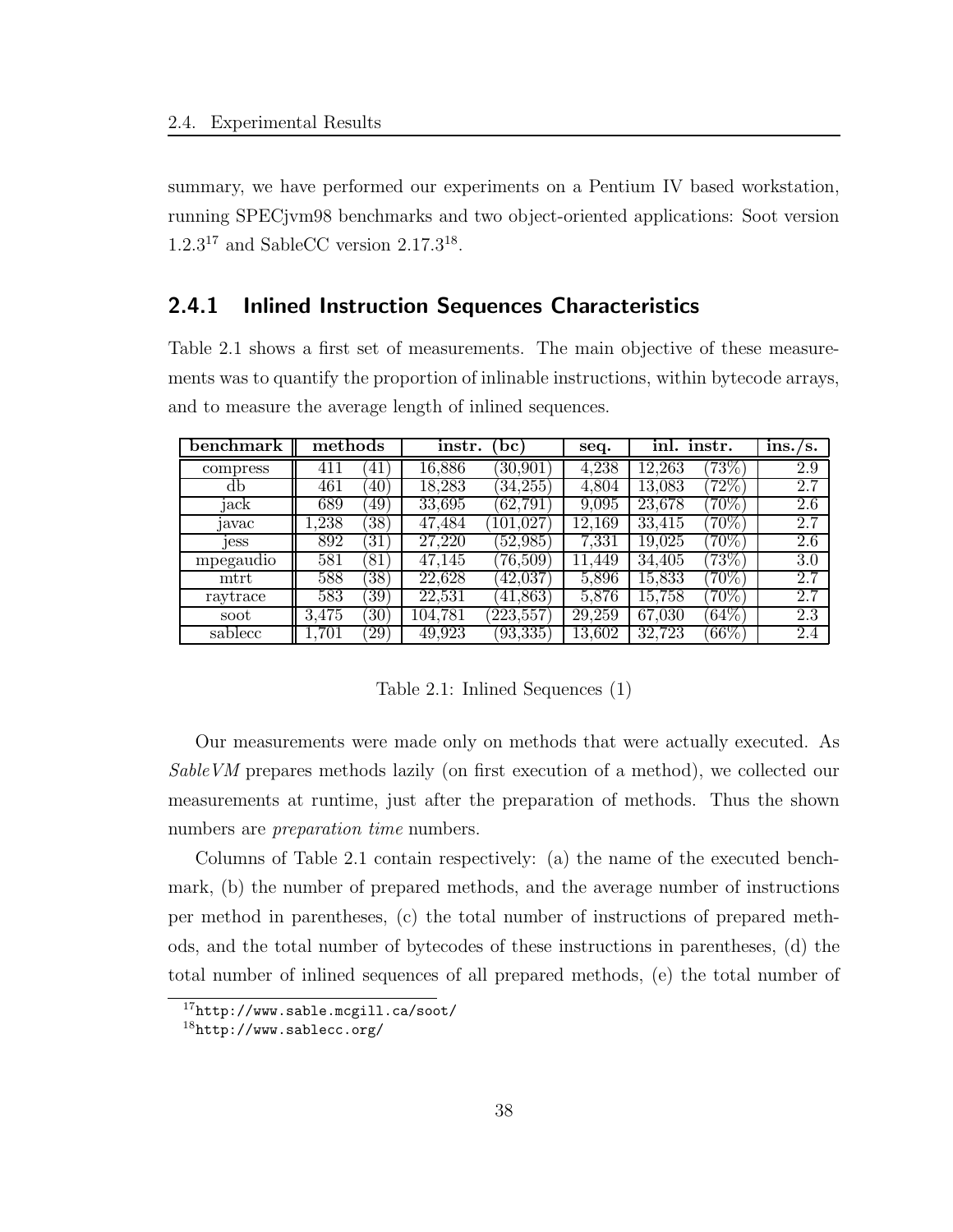summary, we have performed our experiments on a Pentium IV based workstation, running SPECjvm98 benchmarks and two object-oriented applications: Soot version 1.2.3[17] and SableCC version 2.17.3[18].

### 2.4.1 Inlined Instruction Sequences Characteristics

Table 2.1 shows a first set of measurements. The main objective of these measurements was to quantify the proportion of inlinable instructions, within bytecode arrays, and to measure the average length of inlined sequences.

| benchmark | methods | | instr. (bc) | | seq. | inl. instr. | | ins./s. |
|---|---|---|---|---|---|---|---|---|
| compress | 411 | (41) | 16,886 | (30,901) | 4,238 | 12,263 | (73%) | 2.9 |
| db | 461 | (40) | 18,283 | (34,255) | 4,804 | 13,083 | (72%) | 2.7 |
| jack | 689 | (49) | 33,695 | (62,791) | 9,095 | 23,678 | (70%) | 2.6 |
| javac | 1,238 | (38) | 47,484 | (101,027) | 12,169 | 33,415 | (70%) | 2.7 |
| jess | 892 | (31) | 27,220 | (52,985) | 7,331 | 19,025 | (70%) | 2.6 |
| mpegaudio | 581 | (81) | 47,145 | (76,509) | 11,449 | 34,405 | (73%) | 3.0 |
| mtrt | 588 | (38) | 22,628 | (42,037) | 5,896 | 15,833 | (70%) | 2.7 |
| raytrace | 583 | (39) | 22,531 | (41,863) | 5,876 | 15,758 | (70%) | 2.7 |
| soot | 3,475 | (30) | 104,781 | (223,557) | 29,259 | 67,030 | (64%) | 2.3 |
| sablecc | 1,701 | (29) | 49,923 | (93,335) | 13,602 | 32,723 | (66%) | 2.4 |

Table 2.1: Inlined Sequences (1)

Our measurements were made only on methods that were actually executed. As *SableVM* prepares methods lazily (on first execution of a method), we collected our measurements at runtime, just after the preparation of methods. Thus the shown numbers are *preparation time* numbers.

Columns of Table 2.1 contain respectively: (a) the name of the executed benchmark, (b) the number of prepared methods, and the average number of instructions per method in parentheses, (c) the total number of instructions of prepared methods, and the total number of bytecodes of these instructions in parentheses, (d) the total number of inlined sequences of all prepared methods, (e) the total number of

[17] http://www.sable.mcgill.ca/soot/

[18] http://www.sablecc.org/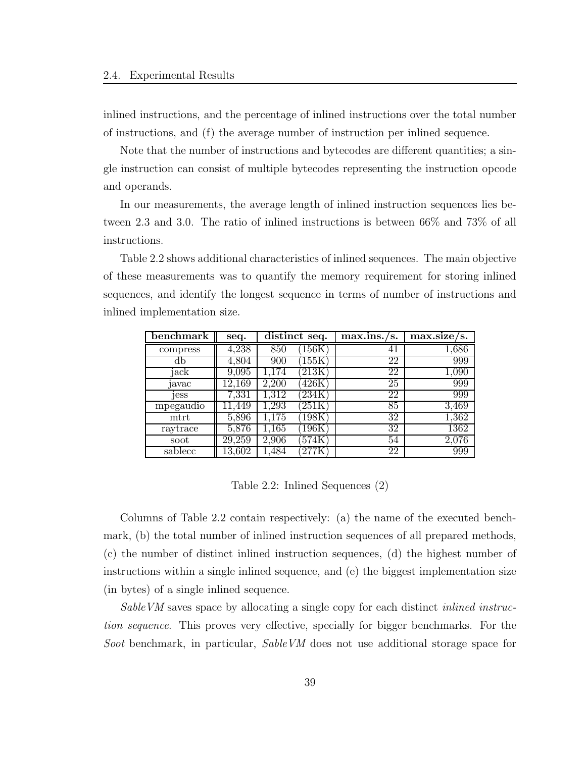inlined instructions, and the percentage of inlined instructions over the total number of instructions, and (f) the average number of instruction per inlined sequence.

Note that the number of instructions and bytecodes are different quantities; a single instruction can consist of multiple bytecodes representing the instruction opcode and operands.

In our measurements, the average length of inlined instruction sequences lies between 2.3 and 3.0. The ratio of inlined instructions is between 66% and 73% of all instructions.

Table 2.2 shows additional characteristics of inlined sequences. The main objective of these measurements was to quantify the memory requirement for storing inlined sequences, and identify the longest sequence in terms of number of instructions and inlined implementation size.

| **benchmark** | **seq.** | **distinct seq.** | | **max.ins./s.** | **max.size/s.** |
|---|---|---|---|---|---|
| compress | 4,238 | 850 | (156K) | 41 | 1,686 |
| db | 4,804 | 900 | (155K) | 22 | 999 |
| jack | 9,095 | 1,174 | (213K) | 22 | 1,090 |
| javac | 12,169 | 2,200 | (426K) | 25 | 999 |
| jess | 7,331 | 1,312 | (234K) | 22 | 999 |
| mpegaudio | 11,449 | 1,293 | (251K) | 85 | 3,469 |
| mtrt | 5,896 | 1,175 | (198K) | 32 | 1,362 |
| raytrace | 5,876 | 1,165 | (196K) | 32 | 1362 |
| soot | 29,259 | 2,906 | (574K) | 54 | 2,076 |
| sablecc | 13,602 | 1,484 | (277K) | 22 | 999 |

Table 2.2: Inlined Sequences (2)

Columns of Table 2.2 contain respectively: (a) the name of the executed benchmark, (b) the total number of inlined instruction sequences of all prepared methods, (c) the number of distinct inlined instruction sequences, (d) the highest number of instructions within a single inlined sequence, and (e) the biggest implementation size (in bytes) of a single inlined sequence.

*SableVM* saves space by allocating a single copy for each distinct *inlined instruction sequence*. This proves very effective, specially for bigger benchmarks. For the *Soot* benchmark, in particular, *SableVM* does not use additional storage space for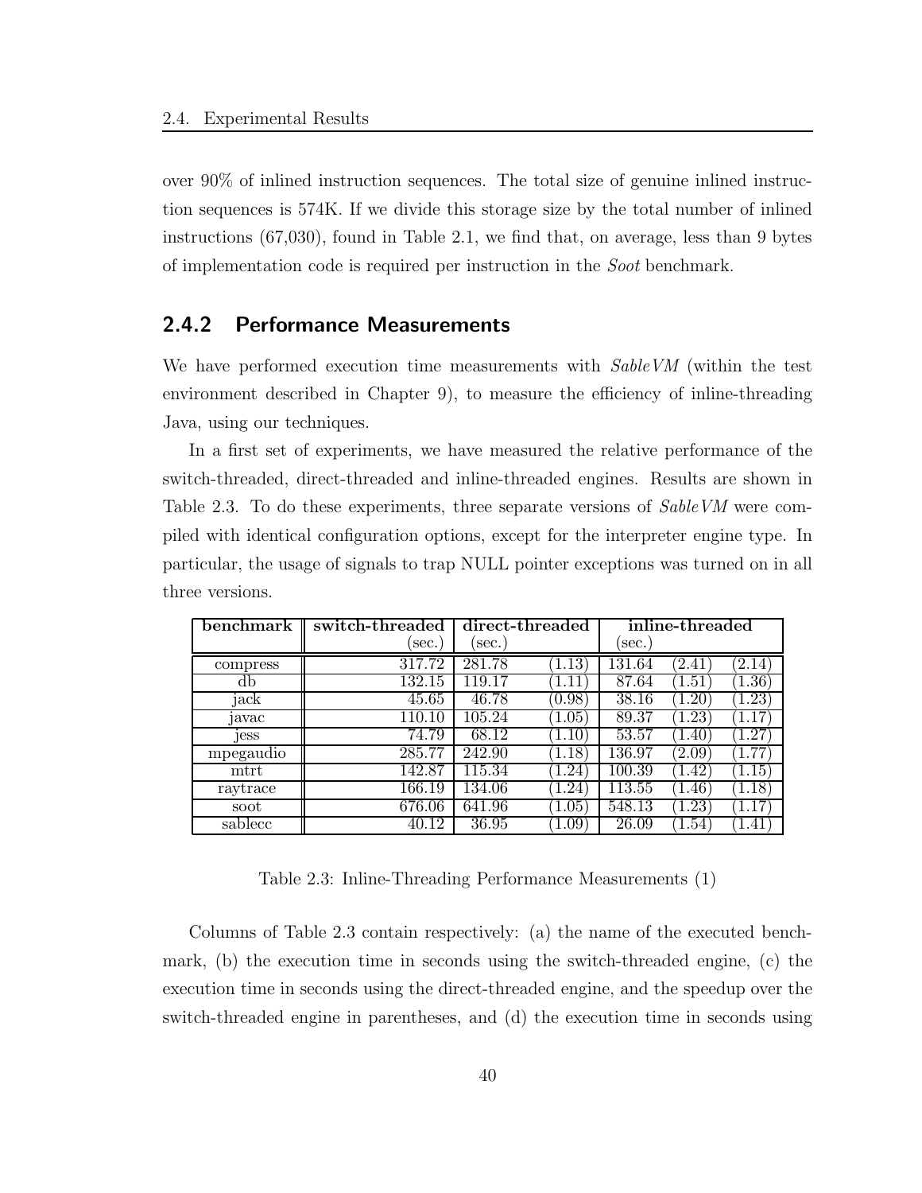over 90% of inlined instruction sequences. The total size of genuine inlined instruction sequences is 574K. If we divide this storage size by the total number of inlined instructions (67,030), found in Table 2.1, we find that, on average, less than 9 bytes of implementation code is required per instruction in the *Soot* benchmark.

### 2.4.2 Performance Measurements

We have performed execution time measurements with *SableVM* (within the test environment described in Chapter 9), to measure the efficiency of inline-threading Java, using our techniques.

In a first set of experiments, we have measured the relative performance of the switch-threaded, direct-threaded and inline-threaded engines. Results are shown in Table 2.3. To do these experiments, three separate versions of *SableVM* were compiled with identical configuration options, except for the interpreter engine type. In particular, the usage of signals to trap NULL pointer exceptions was turned on in all three versions.

| benchmark | switch-threaded (sec.) | direct-threaded (sec.) | | inline-threaded (sec.) | | |
|---|---|---|---|---|---|---|
| compress | 317.72 | 281.78 | (1.13) | 131.64 | (2.41) | (2.14) |
| db | 132.15 | 119.17 | (1.11) | 87.64 | (1.51) | (1.36) |
| jack | 45.65 | 46.78 | (0.98) | 38.16 | (1.20) | (1.23) |
| javac | 110.10 | 105.24 | (1.05) | 89.37 | (1.23) | (1.17) |
| jess | 74.79 | 68.12 | (1.10) | 53.57 | (1.40) | (1.27) |
| mpegaudio | 285.77 | 242.90 | (1.18) | 136.97 | (2.09) | (1.77) |
| mtrt | 142.87 | 115.34 | (1.24) | 100.39 | (1.42) | (1.15) |
| raytrace | 166.19 | 134.06 | (1.24) | 113.55 | (1.46) | (1.18) |
| soot | 676.06 | 641.96 | (1.05) | 548.13 | (1.23) | (1.17) |
| sablecc | 40.12 | 36.95 | (1.09) | 26.09 | (1.54) | (1.41) |

Table 2.3: Inline-Threading Performance Measurements (1)

Columns of Table 2.3 contain respectively: (a) the name of the executed benchmark, (b) the execution time in seconds using the switch-threaded engine, (c) the execution time in seconds using the direct-threaded engine, and the speedup over the switch-threaded engine in parentheses, and (d) the execution time in seconds using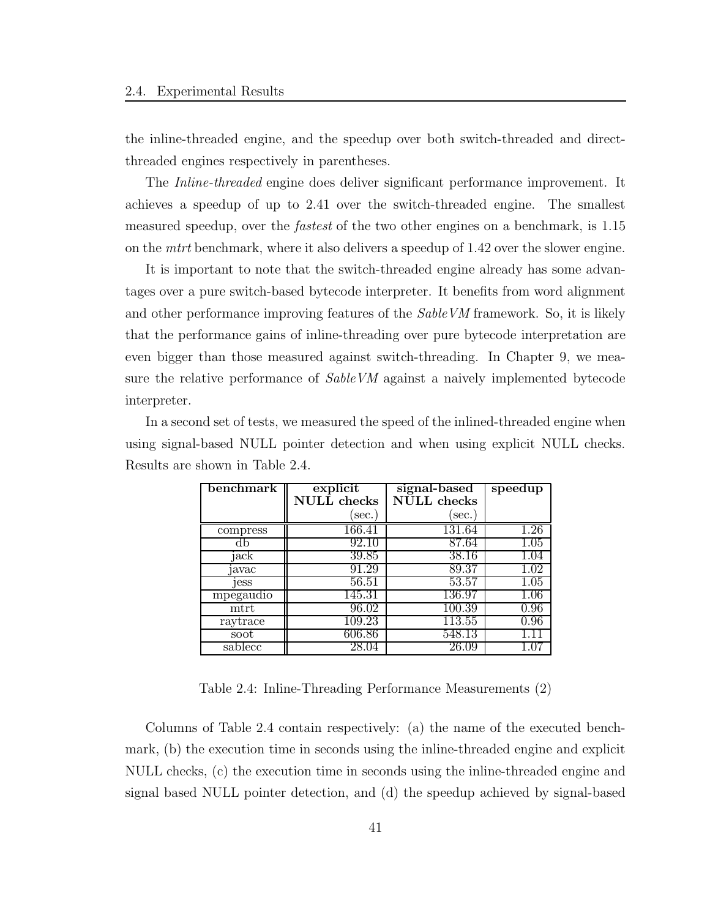the inline-threaded engine, and the speedup over both switch-threaded and direct-threaded engines respectively in parentheses.

The *Inline-threaded* engine does deliver significant performance improvement. It achieves a speedup of up to 2.41 over the switch-threaded engine. The smallest measured speedup, over the *fastest* of the two other engines on a benchmark, is 1.15 on the *mtrt* benchmark, where it also delivers a speedup of 1.42 over the slower engine.

It is important to note that the switch-threaded engine already has some advantages over a pure switch-based bytecode interpreter. It benefits from word alignment and other performance improving features of the *SableVM* framework. So, it is likely that the performance gains of inline-threading over pure bytecode interpretation are even bigger than those measured against switch-threading. In Chapter 9, we measure the relative performance of *SableVM* against a naively implemented bytecode interpreter.

In a second set of tests, we measured the speed of the inlined-threaded engine when using signal-based NULL pointer detection and when using explicit NULL checks. Results are shown in Table 2.4.

| **benchmark** | **explicit NULL checks** (sec.) | **signal-based NULL checks** (sec.) | **speedup** |
|---|---|---|---|
| compress | 166.41 | 131.64 | 1.26 |
| db | 92.10 | 87.64 | 1.05 |
| jack | 39.85 | 38.16 | 1.04 |
| javac | 91.29 | 89.37 | 1.02 |
| jess | 56.51 | 53.57 | 1.05 |
| mpegaudio | 145.31 | 136.97 | 1.06 |
| mtrt | 96.02 | 100.39 | 0.96 |
| raytrace | 109.23 | 113.55 | 0.96 |
| soot | 606.86 | 548.13 | 1.11 |
| sablecc | 28.04 | 26.09 | 1.07 |

Table 2.4: Inline-Threading Performance Measurements (2)

Columns of Table 2.4 contain respectively: (a) the name of the executed benchmark, (b) the execution time in seconds using the inline-threaded engine and explicit NULL checks, (c) the execution time in seconds using the inline-threaded engine and signal based NULL pointer detection, and (d) the speedup achieved by signal-based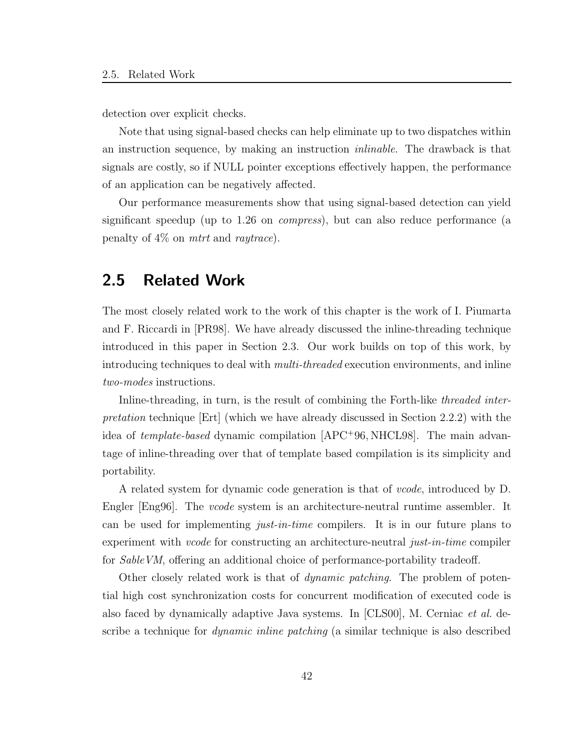detection over explicit checks.

Note that using signal-based checks can help eliminate up to two dispatches within an instruction sequence, by making an instruction *inlinable*. The drawback is that signals are costly, so if NULL pointer exceptions effectively happen, the performance of an application can be negatively affected.

Our performance measurements show that using signal-based detection can yield significant speedup (up to 1.26 on *compress*), but can also reduce performance (a penalty of 4% on *mtrt* and *raytrace*).

## 2.5 Related Work

The most closely related work to the work of this chapter is the work of I. Piumarta and F. Riccardi in [PR98]. We have already discussed the inline-threading technique introduced in this paper in Section 2.3. Our work builds on top of this work, by introducing techniques to deal with *multi-threaded* execution environments, and inline *two-modes* instructions.

Inline-threading, in turn, is the result of combining the Forth-like *threaded interpretation* technique [Ert] (which we have already discussed in Section 2.2.2) with the idea of *template-based* dynamic compilation [APC+96, NHCL98]. The main advantage of inline-threading over that of template based compilation is its simplicity and portability.

A related system for dynamic code generation is that of *vcode*, introduced by D. Engler [Eng96]. The *vcode* system is an architecture-neutral runtime assembler. It can be used for implementing *just-in-time* compilers. It is in our future plans to experiment with *vcode* for constructing an architecture-neutral *just-in-time* compiler for *SableVM*, offering an additional choice of performance-portability tradeoff.

Other closely related work is that of *dynamic patching*. The problem of potential high cost synchronization costs for concurrent modification of executed code is also faced by dynamically adaptive Java systems. In [CLS00], M. Cerniac *et al.* describe a technique for *dynamic inline patching* (a similar technique is also described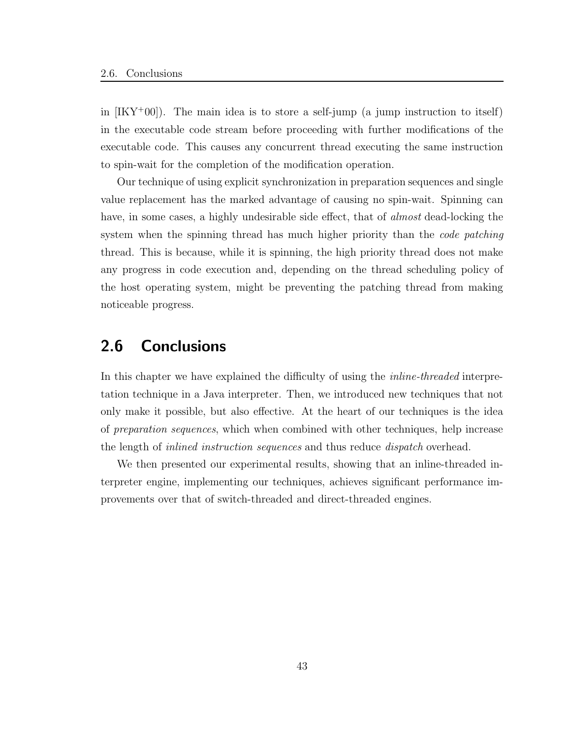in [IKY+00]). The main idea is to store a self-jump (a jump instruction to itself) in the executable code stream before proceeding with further modifications of the executable code. This causes any concurrent thread executing the same instruction to spin-wait for the completion of the modification operation.

Our technique of using explicit synchronization in preparation sequences and single value replacement has the marked advantage of causing no spin-wait. Spinning can have, in some cases, a highly undesirable side effect, that of *almost* dead-locking the system when the spinning thread has much higher priority than the *code patching* thread. This is because, while it is spinning, the high priority thread does not make any progress in code execution and, depending on the thread scheduling policy of the host operating system, might be preventing the patching thread from making noticeable progress.

## 2.6 Conclusions

In this chapter we have explained the difficulty of using the *inline-threaded* interpretation technique in a Java interpreter. Then, we introduced new techniques that not only make it possible, but also effective. At the heart of our techniques is the idea of *preparation sequences*, which when combined with other techniques, help increase the length of *inlined instruction sequences* and thus reduce *dispatch* overhead.

We then presented our experimental results, showing that an inline-threaded interpreter engine, implementing our techniques, achieves significant performance improvements over that of switch-threaded and direct-threaded engines.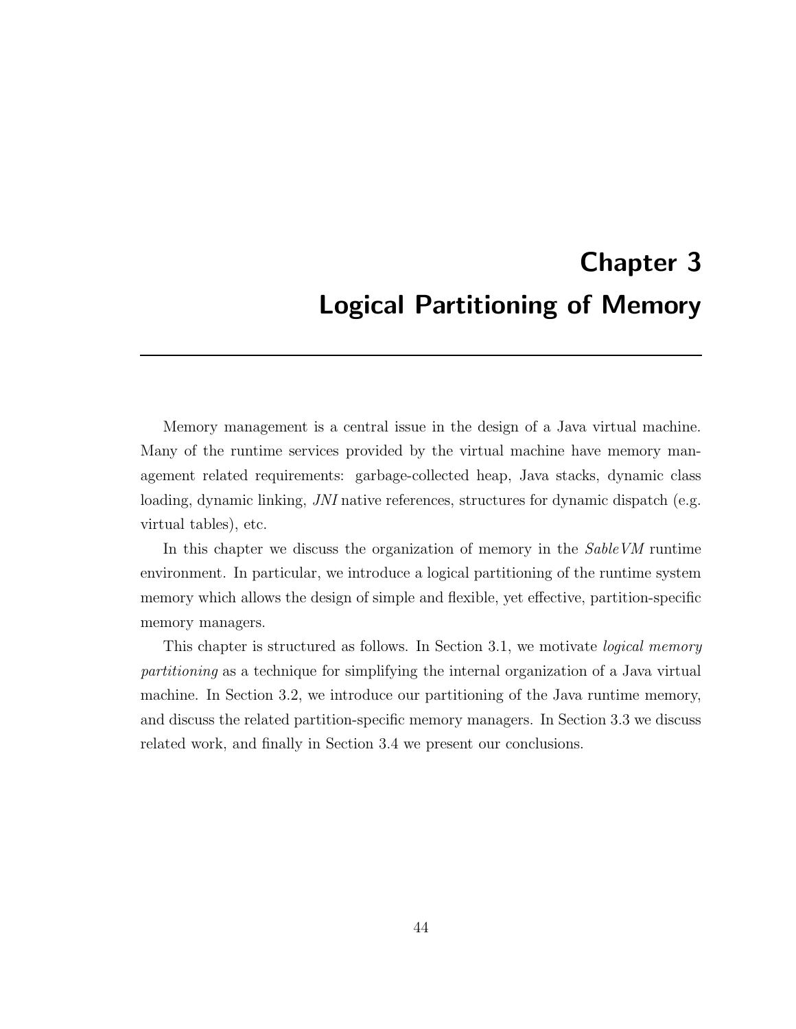# Chapter 3
# Logical Partitioning of Memory

Memory management is a central issue in the design of a Java virtual machine. Many of the runtime services provided by the virtual machine have memory management related requirements: garbage-collected heap, Java stacks, dynamic class loading, dynamic linking, *JNI* native references, structures for dynamic dispatch (e.g. virtual tables), etc.

In this chapter we discuss the organization of memory in the *SableVM* runtime environment. In particular, we introduce a logical partitioning of the runtime system memory which allows the design of simple and flexible, yet effective, partition-specific memory managers.

This chapter is structured as follows. In Section 3.1, we motivate *logical memory partitioning* as a technique for simplifying the internal organization of a Java virtual machine. In Section 3.2, we introduce our partitioning of the Java runtime memory, and discuss the related partition-specific memory managers. In Section 3.3 we discuss related work, and finally in Section 3.4 we present our conclusions.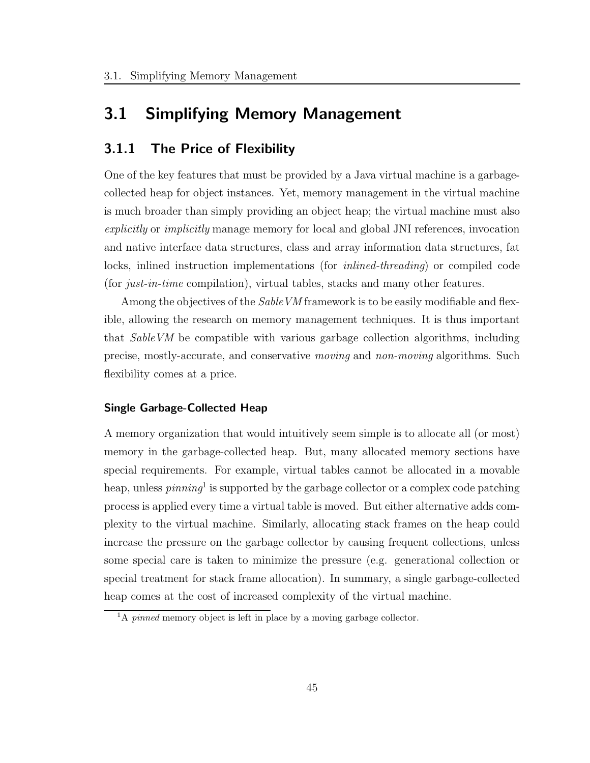## 3.1 Simplifying Memory Management

### 3.1.1 The Price of Flexibility

One of the key features that must be provided by a Java virtual machine is a garbage-collected heap for object instances. Yet, memory management in the virtual machine is much broader than simply providing an object heap; the virtual machine must also *explicitly* or *implicitly* manage memory for local and global JNI references, invocation and native interface data structures, class and array information data structures, fat locks, inlined instruction implementations (for *inlined-threading*) or compiled code (for *just-in-time* compilation), virtual tables, stacks and many other features.

Among the objectives of the *SableVM* framework is to be easily modifiable and flexible, allowing the research on memory management techniques. It is thus important that *SableVM* be compatible with various garbage collection algorithms, including precise, mostly-accurate, and conservative *moving* and *non-moving* algorithms. Such flexibility comes at a price.

#### Single Garbage-Collected Heap

A memory organization that would intuitively seem simple is to allocate all (or most) memory in the garbage-collected heap. But, many allocated memory sections have special requirements. For example, virtual tables cannot be allocated in a movable heap, unless *pinning*[1] is supported by the garbage collector or a complex code patching process is applied every time a virtual table is moved. But either alternative adds complexity to the virtual machine. Similarly, allocating stack frames on the heap could increase the pressure on the garbage collector by causing frequent collections, unless some special care is taken to minimize the pressure (e.g. generational collection or special treatment for stack frame allocation). In summary, a single garbage-collected heap comes at the cost of increased complexity of the virtual machine.

[1]A *pinned* memory object is left in place by a moving garbage collector.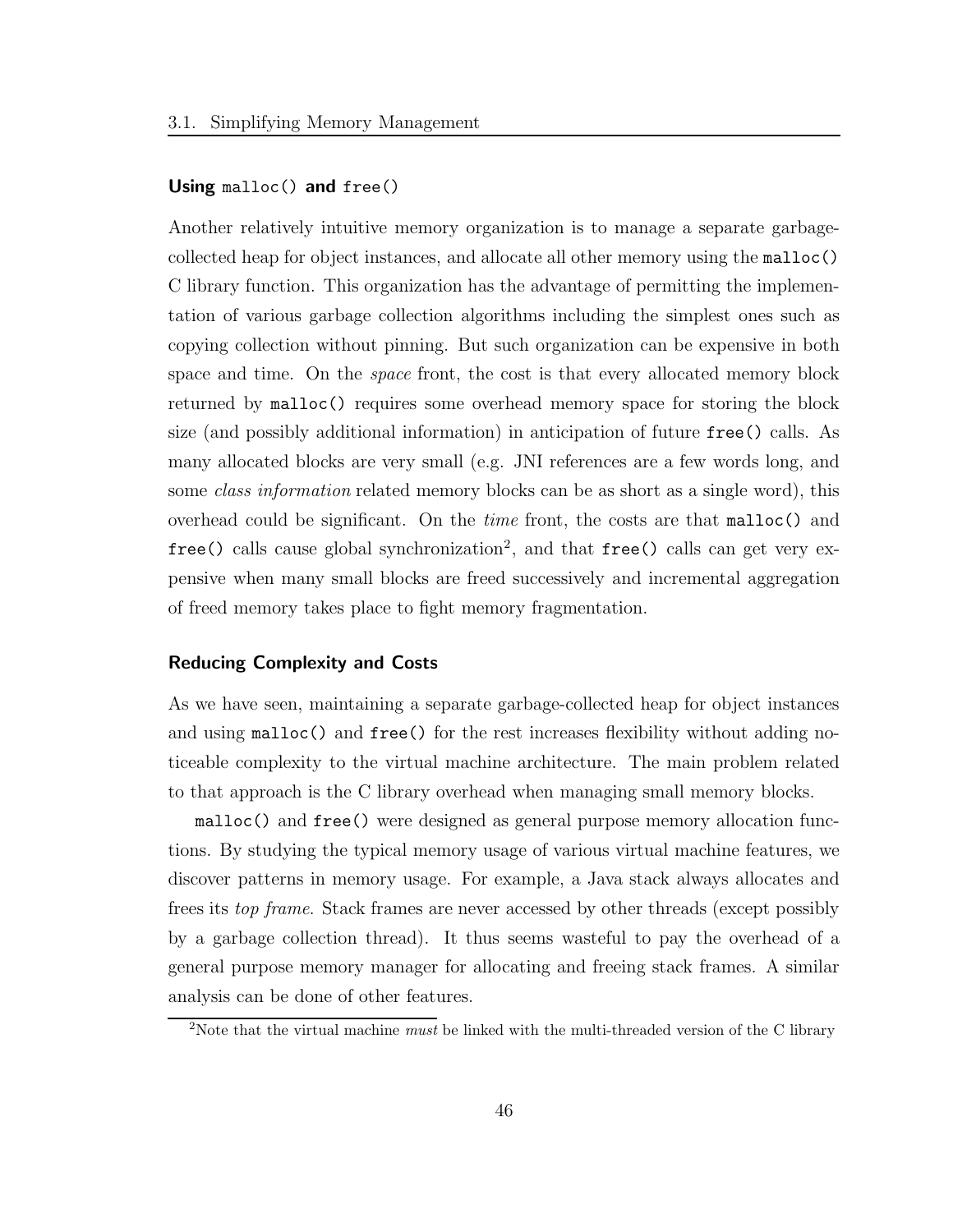### Using `malloc()` and `free()`

Another relatively intuitive memory organization is to manage a separate garbage-collected heap for object instances, and allocate all other memory using the `malloc()` C library function. This organization has the advantage of permitting the implementation of various garbage collection algorithms including the simplest ones such as copying collection without pinning. But such organization can be expensive in both space and time. On the *space* front, the cost is that every allocated memory block returned by `malloc()` requires some overhead memory space for storing the block size (and possibly additional information) in anticipation of future `free()` calls. As many allocated blocks are very small (e.g. JNI references are a few words long, and some *class information* related memory blocks can be as short as a single word), this overhead could be significant. On the *time* front, the costs are that `malloc()` and `free()` calls cause global synchronization[2], and that `free()` calls can get very expensive when many small blocks are freed successively and incremental aggregation of freed memory takes place to fight memory fragmentation.

### Reducing Complexity and Costs

As we have seen, maintaining a separate garbage-collected heap for object instances and using `malloc()` and `free()` for the rest increases flexibility without adding noticeable complexity to the virtual machine architecture. The main problem related to that approach is the C library overhead when managing small memory blocks.

`malloc()` and `free()` were designed as general purpose memory allocation functions. By studying the typical memory usage of various virtual machine features, we discover patterns in memory usage. For example, a Java stack always allocates and frees its *top frame*. Stack frames are never accessed by other threads (except possibly by a garbage collection thread). It thus seems wasteful to pay the overhead of a general purpose memory manager for allocating and freeing stack frames. A similar analysis can be done of other features.

[2] Note that the virtual machine *must* be linked with the multi-threaded version of the C library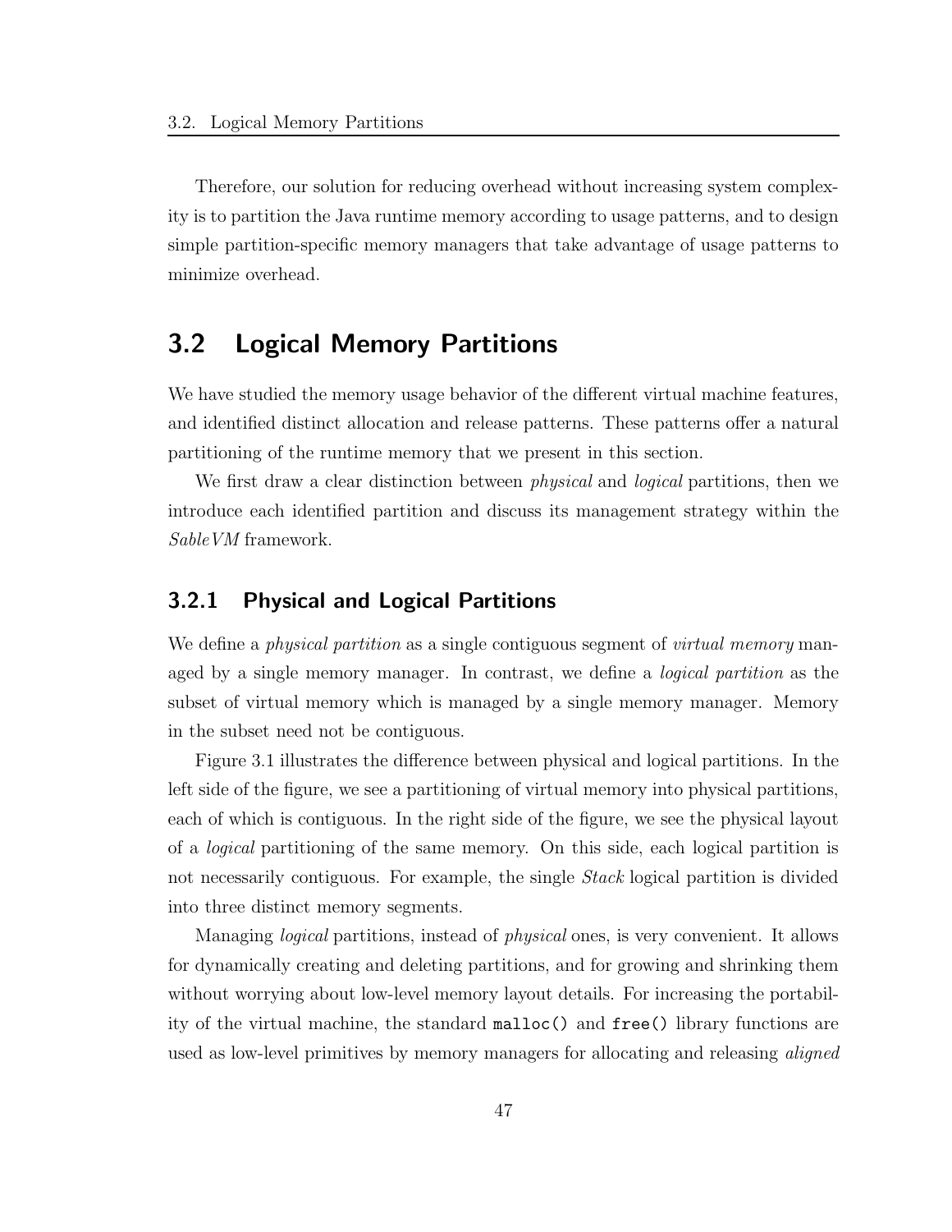Therefore, our solution for reducing overhead without increasing system complexity is to partition the Java runtime memory according to usage patterns, and to design simple partition-specific memory managers that take advantage of usage patterns to minimize overhead.

## 3.2 Logical Memory Partitions

We have studied the memory usage behavior of the different virtual machine features, and identified distinct allocation and release patterns. These patterns offer a natural partitioning of the runtime memory that we present in this section.

We first draw a clear distinction between *physical* and *logical* partitions, then we introduce each identified partition and discuss its management strategy within the *SableVM* framework.

### 3.2.1 Physical and Logical Partitions

We define a *physical partition* as a single contiguous segment of *virtual memory* managed by a single memory manager. In contrast, we define a *logical partition* as the subset of virtual memory which is managed by a single memory manager. Memory in the subset need not be contiguous.

Figure 3.1 illustrates the difference between physical and logical partitions. In the left side of the figure, we see a partitioning of virtual memory into physical partitions, each of which is contiguous. In the right side of the figure, we see the physical layout of a *logical* partitioning of the same memory. On this side, each logical partition is not necessarily contiguous. For example, the single *Stack* logical partition is divided into three distinct memory segments.

Managing *logical* partitions, instead of *physical* ones, is very convenient. It allows for dynamically creating and deleting partitions, and for growing and shrinking them without worrying about low-level memory layout details. For increasing the portability of the virtual machine, the standard `malloc()` and `free()` library functions are used as low-level primitives by memory managers for allocating and releasing *aligned*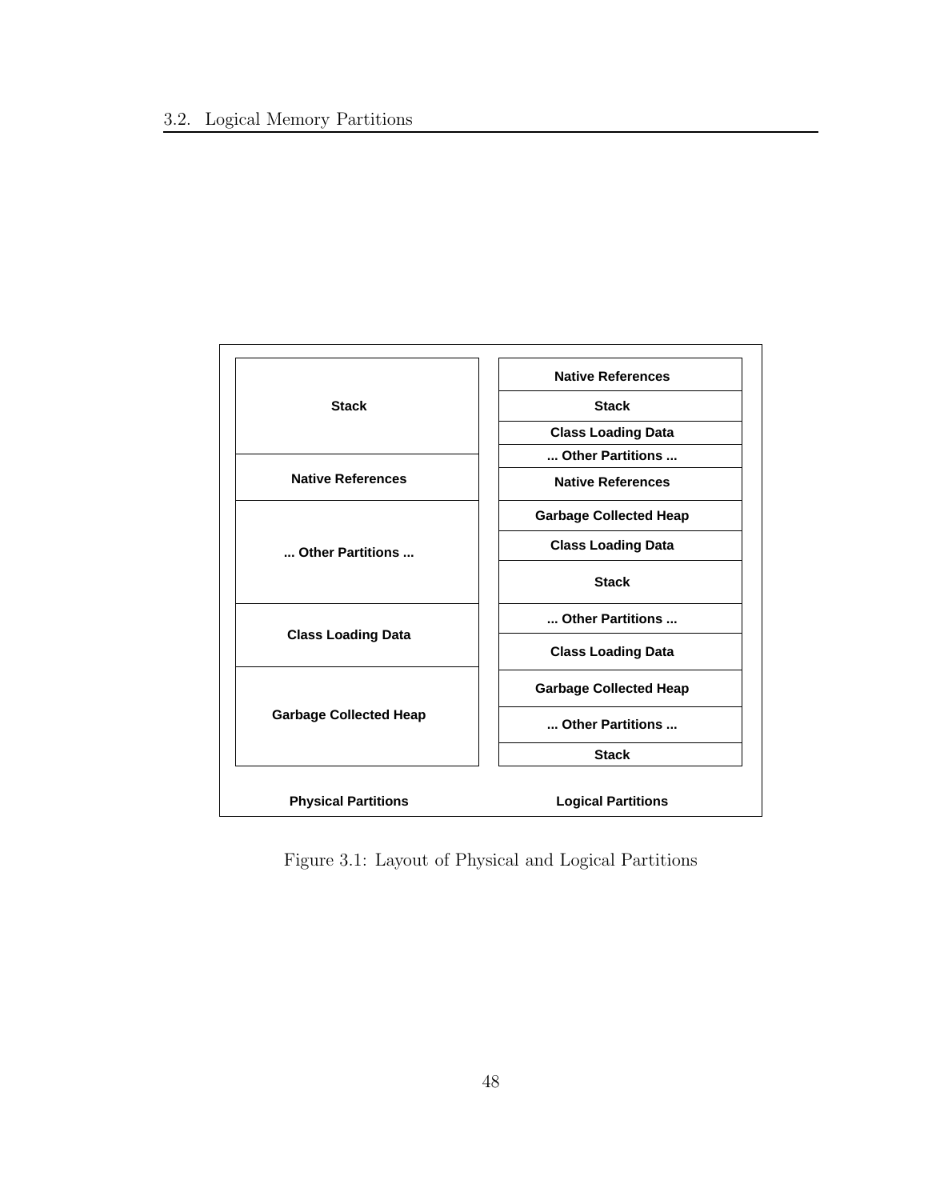**Physical Partitions**

- Stack
- Native References
- ... Other Partitions ...
- Class Loading Data
- Garbage Collected Heap

**Logical Partitions**

- Native References
- Stack
- Class Loading Data
- ... Other Partitions ...
- Native References
- Garbage Collected Heap
- Class Loading Data
- Stack
- ... Other Partitions ...
- Class Loading Data
- Garbage Collected Heap
- ... Other Partitions ...
- Stack

Figure 3.1: Layout of Physical and Logical Partitions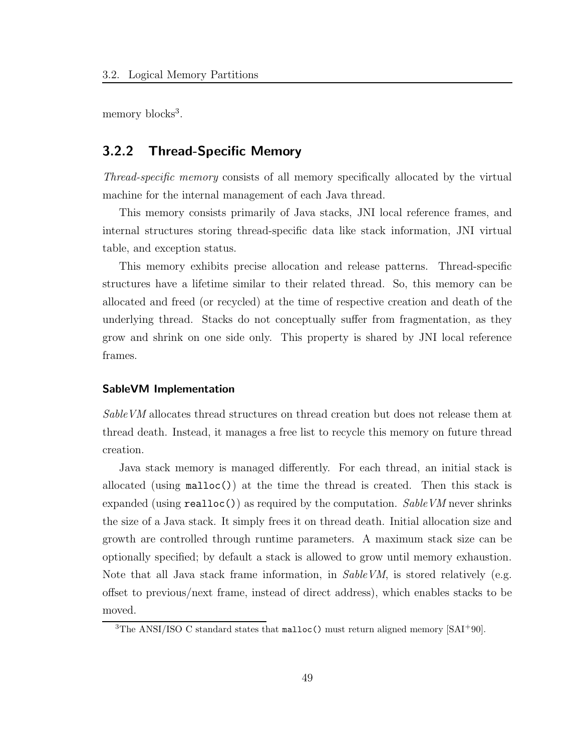memory blocks[3].

### 3.2.2 Thread-Specific Memory

*Thread-specific memory* consists of all memory specifically allocated by the virtual machine for the internal management of each Java thread.

This memory consists primarily of Java stacks, JNI local reference frames, and internal structures storing thread-specific data like stack information, JNI virtual table, and exception status.

This memory exhibits precise allocation and release patterns. Thread-specific structures have a lifetime similar to their related thread. So, this memory can be allocated and freed (or recycled) at the time of respective creation and death of the underlying thread. Stacks do not conceptually suffer from fragmentation, as they grow and shrink on one side only. This property is shared by JNI local reference frames.

#### SableVM Implementation

*SableVM* allocates thread structures on thread creation but does not release them at thread death. Instead, it manages a free list to recycle this memory on future thread creation.

Java stack memory is managed differently. For each thread, an initial stack is allocated (using `malloc()`) at the time the thread is created. Then this stack is expanded (using `realloc()`) as required by the computation. *SableVM* never shrinks the size of a Java stack. It simply frees it on thread death. Initial allocation size and growth are controlled through runtime parameters. A maximum stack size can be optionally specified; by default a stack is allowed to grow until memory exhaustion. Note that all Java stack frame information, in *SableVM*, is stored relatively (e.g. offset to previous/next frame, instead of direct address), which enables stacks to be moved.

[3] The ANSI/ISO C standard states that `malloc()` must return aligned memory [SAI+90].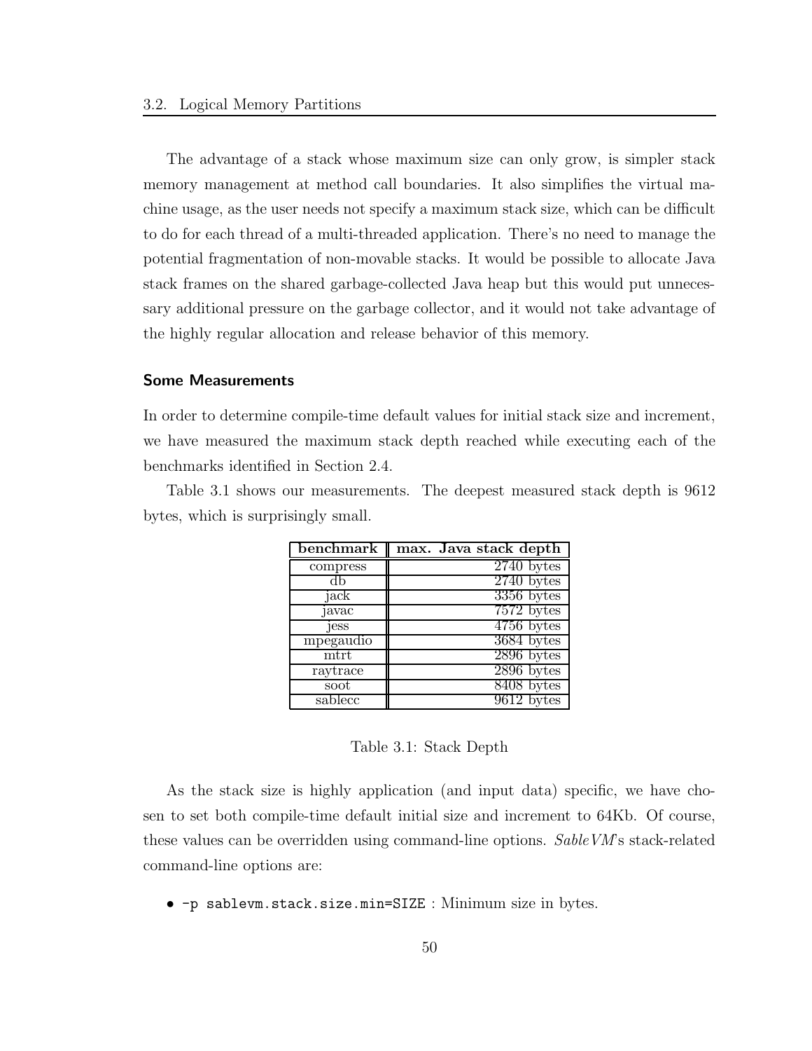The advantage of a stack whose maximum size can only grow, is simpler stack memory management at method call boundaries. It also simplifies the virtual machine usage, as the user needs not specify a maximum stack size, which can be difficult to do for each thread of a multi-threaded application. There's no need to manage the potential fragmentation of non-movable stacks. It would be possible to allocate Java stack frames on the shared garbage-collected Java heap but this would put unnecessary additional pressure on the garbage collector, and it would not take advantage of the highly regular allocation and release behavior of this memory.

### Some Measurements

In order to determine compile-time default values for initial stack size and increment, we have measured the maximum stack depth reached while executing each of the benchmarks identified in Section 2.4.

Table 3.1 shows our measurements. The deepest measured stack depth is 9612 bytes, which is surprisingly small.

| benchmark | max. Java stack depth |
|---|---:|
| compress | 2740 bytes |
| db | 2740 bytes |
| jack | 3356 bytes |
| javac | 7572 bytes |
| jess | 4756 bytes |
| mpegaudio | 3684 bytes |
| mtrt | 2896 bytes |
| raytrace | 2896 bytes |
| soot | 8408 bytes |
| sablecc | 9612 bytes |

Table 3.1: Stack Depth

As the stack size is highly application (and input data) specific, we have chosen to set both compile-time default initial size and increment to 64Kb. Of course, these values can be overridden using command-line options. *SableVM*'s stack-related command-line options are:

- `-p sablevm.stack.size.min=SIZE` : Minimum size in bytes.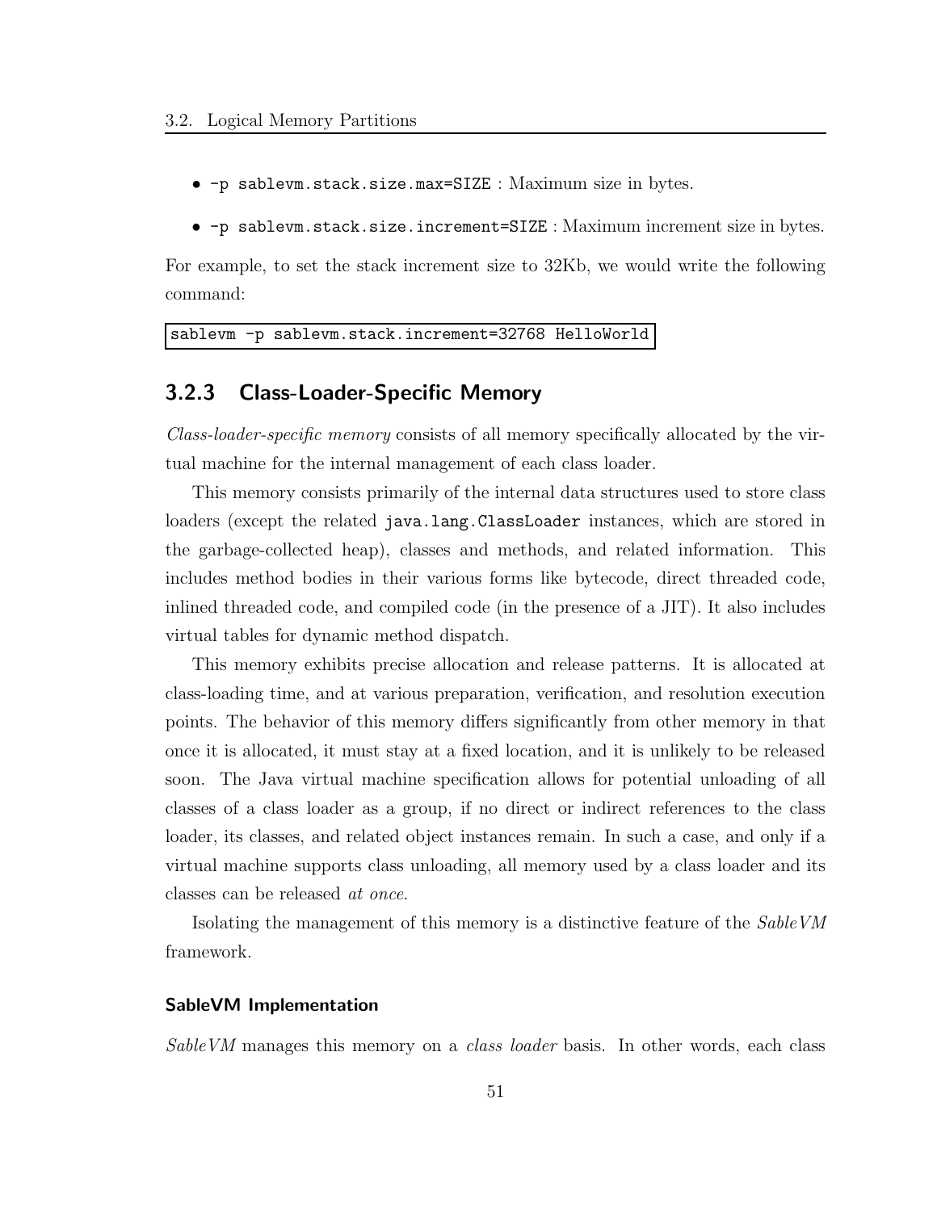- `-p sablevm.stack.size.max=SIZE` : Maximum size in bytes.
- `-p sablevm.stack.size.increment=SIZE` : Maximum increment size in bytes.

For example, to set the stack increment size to 32Kb, we would write the following command:

```
sablevm -p sablevm.stack.increment=32768 HelloWorld
```

### 3.2.3 Class-Loader-Specific Memory

*Class-loader-specific memory* consists of all memory specifically allocated by the virtual machine for the internal management of each class loader.

This memory consists primarily of the internal data structures used to store class loaders (except the related `java.lang.ClassLoader` instances, which are stored in the garbage-collected heap), classes and methods, and related information. This includes method bodies in their various forms like bytecode, direct threaded code, inlined threaded code, and compiled code (in the presence of a JIT). It also includes virtual tables for dynamic method dispatch.

This memory exhibits precise allocation and release patterns. It is allocated at class-loading time, and at various preparation, verification, and resolution execution points. The behavior of this memory differs significantly from other memory in that once it is allocated, it must stay at a fixed location, and it is unlikely to be released soon. The Java virtual machine specification allows for potential unloading of all classes of a class loader as a group, if no direct or indirect references to the class loader, its classes, and related object instances remain. In such a case, and only if a virtual machine supports class unloading, all memory used by a class loader and its classes can be released *at once*.

Isolating the management of this memory is a distinctive feature of the *SableVM* framework.

#### SableVM Implementation

*SableVM* manages this memory on a *class loader* basis. In other words, each class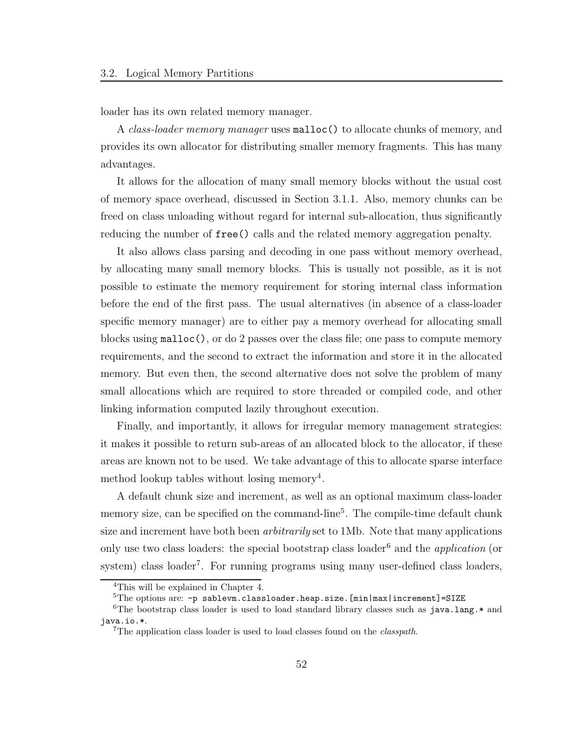loader has its own related memory manager.

A *class-loader memory manager* uses `malloc()` to allocate chunks of memory, and provides its own allocator for distributing smaller memory fragments. This has many advantages.

It allows for the allocation of many small memory blocks without the usual cost of memory space overhead, discussed in Section 3.1.1. Also, memory chunks can be freed on class unloading without regard for internal sub-allocation, thus significantly reducing the number of `free()` calls and the related memory aggregation penalty.

It also allows class parsing and decoding in one pass without memory overhead, by allocating many small memory blocks. This is usually not possible, as it is not possible to estimate the memory requirement for storing internal class information before the end of the first pass. The usual alternatives (in absence of a class-loader specific memory manager) are to either pay a memory overhead for allocating small blocks using `malloc()`, or do 2 passes over the class file; one pass to compute memory requirements, and the second to extract the information and store it in the allocated memory. But even then, the second alternative does not solve the problem of many small allocations which are required to store threaded or compiled code, and other linking information computed lazily throughout execution.

Finally, and importantly, it allows for irregular memory management strategies: it makes it possible to return sub-areas of an allocated block to the allocator, if these areas are known not to be used. We take advantage of this to allocate sparse interface method lookup tables without losing memory[4].

A default chunk size and increment, as well as an optional maximum class-loader memory size, can be specified on the command-line[5]. The compile-time default chunk size and increment have both been *arbitrarily* set to 1Mb. Note that many applications only use two class loaders: the special bootstrap class loader[6] and the *application* (or system) class loader[7]. For running programs using many user-defined class loaders,

---

[4] This will be explained in Chapter 4.

[5] The options are: `-p sablevm.classloader.heap.size.[min|max|increment]=SIZE`

[6] The bootstrap class loader is used to load standard library classes such as `java.lang.*` and `java.io.*`.

[7] The application class loader is used to load classes found on the *classpath*.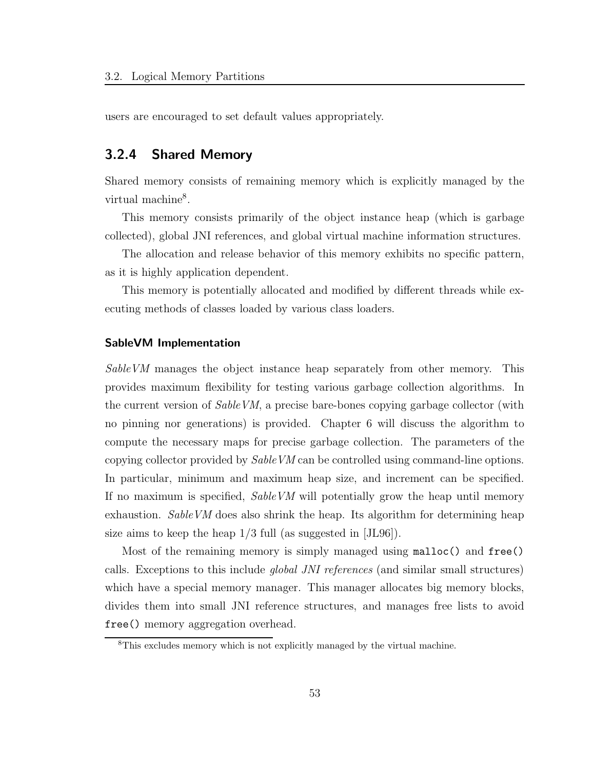users are encouraged to set default values appropriately.

### 3.2.4 Shared Memory

Shared memory consists of remaining memory which is explicitly managed by the virtual machine[8].

This memory consists primarily of the object instance heap (which is garbage collected), global JNI references, and global virtual machine information structures.

The allocation and release behavior of this memory exhibits no specific pattern, as it is highly application dependent.

This memory is potentially allocated and modified by different threads while executing methods of classes loaded by various class loaders.

#### SableVM Implementation

*SableVM* manages the object instance heap separately from other memory. This provides maximum flexibility for testing various garbage collection algorithms. In the current version of *SableVM*, a precise bare-bones copying garbage collector (with no pinning nor generations) is provided. Chapter 6 will discuss the algorithm to compute the necessary maps for precise garbage collection. The parameters of the copying collector provided by *SableVM* can be controlled using command-line options. In particular, minimum and maximum heap size, and increment can be specified. If no maximum is specified, *SableVM* will potentially grow the heap until memory exhaustion. *SableVM* does also shrink the heap. Its algorithm for determining heap size aims to keep the heap 1/3 full (as suggested in [JL96]).

Most of the remaining memory is simply managed using `malloc()` and `free()` calls. Exceptions to this include *global JNI references* (and similar small structures) which have a special memory manager. This manager allocates big memory blocks, divides them into small JNI reference structures, and manages free lists to avoid `free()` memory aggregation overhead.

[8] This excludes memory which is not explicitly managed by the virtual machine.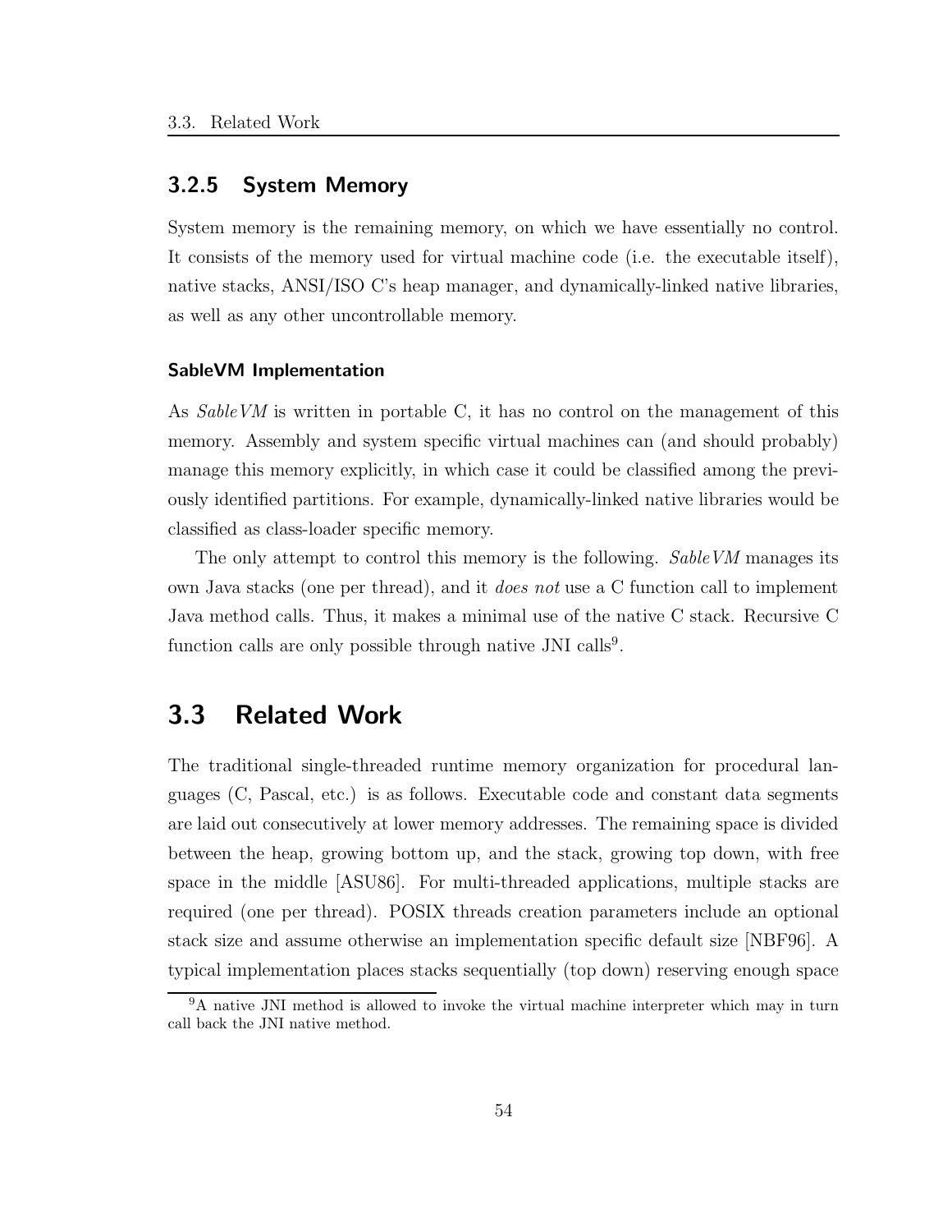### 3.2.5 System Memory

System memory is the remaining memory, on which we have essentially no control. It consists of the memory used for virtual machine code (i.e. the executable itself), native stacks, ANSI/ISO C's heap manager, and dynamically-linked native libraries, as well as any other uncontrollable memory.

#### SableVM Implementation

As *SableVM* is written in portable C, it has no control on the management of this memory. Assembly and system specific virtual machines can (and should probably) manage this memory explicitly, in which case it could be classified among the previously identified partitions. For example, dynamically-linked native libraries would be classified as class-loader specific memory.

The only attempt to control this memory is the following. *SableVM* manages its own Java stacks (one per thread), and it *does not* use a C function call to implement Java method calls. Thus, it makes a minimal use of the native C stack. Recursive C function calls are only possible through native JNI calls[9].

## 3.3 Related Work

The traditional single-threaded runtime memory organization for procedural languages (C, Pascal, etc.) is as follows. Executable code and constant data segments are laid out consecutively at lower memory addresses. The remaining space is divided between the heap, growing bottom up, and the stack, growing top down, with free space in the middle [ASU86]. For multi-threaded applications, multiple stacks are required (one per thread). POSIX threads creation parameters include an optional stack size and assume otherwise an implementation specific default size [NBF96]. A typical implementation places stacks sequentially (top down) reserving enough space

[9] A native JNI method is allowed to invoke the virtual machine interpreter which may in turn call back the JNI native method.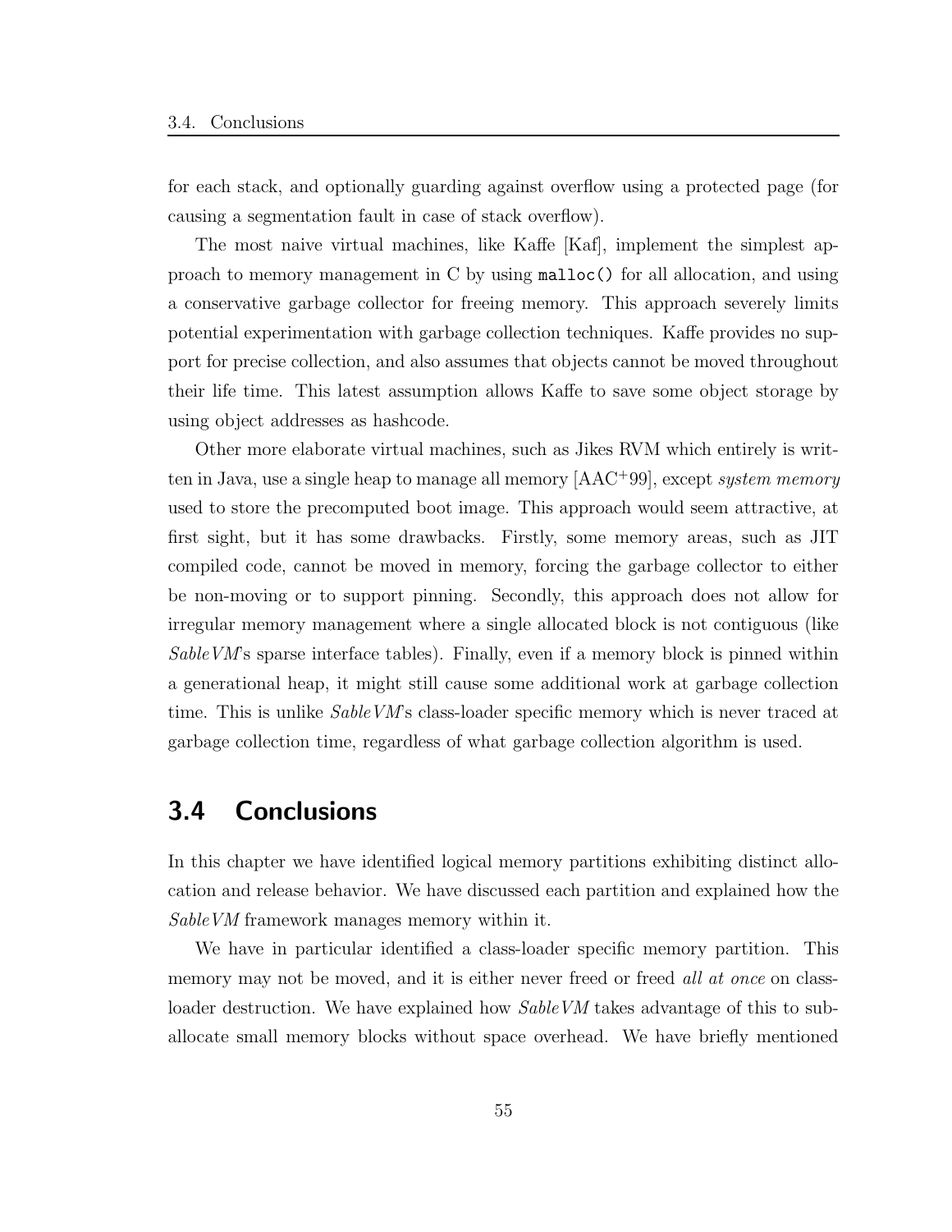for each stack, and optionally guarding against overflow using a protected page (for causing a segmentation fault in case of stack overflow).

The most naive virtual machines, like Kaffe [Kaf], implement the simplest approach to memory management in C by using `malloc()` for all allocation, and using a conservative garbage collector for freeing memory. This approach severely limits potential experimentation with garbage collection techniques. Kaffe provides no support for precise collection, and also assumes that objects cannot be moved throughout their life time. This latest assumption allows Kaffe to save some object storage by using object addresses as hashcode.

Other more elaborate virtual machines, such as Jikes RVM which entirely is written in Java, use a single heap to manage all memory [AAC+99], except *system memory* used to store the precomputed boot image. This approach would seem attractive, at first sight, but it has some drawbacks. Firstly, some memory areas, such as JIT compiled code, cannot be moved in memory, forcing the garbage collector to either be non-moving or to support pinning. Secondly, this approach does not allow for irregular memory management where a single allocated block is not contiguous (like *SableVM*'s sparse interface tables). Finally, even if a memory block is pinned within a generational heap, it might still cause some additional work at garbage collection time. This is unlike *SableVM*'s class-loader specific memory which is never traced at garbage collection time, regardless of what garbage collection algorithm is used.

## 3.4 Conclusions

In this chapter we have identified logical memory partitions exhibiting distinct allocation and release behavior. We have discussed each partition and explained how the *SableVM* framework manages memory within it.

We have in particular identified a class-loader specific memory partition. This memory may not be moved, and it is either never freed or freed *all at once* on class-loader destruction. We have explained how *SableVM* takes advantage of this to sub-allocate small memory blocks without space overhead. We have briefly mentioned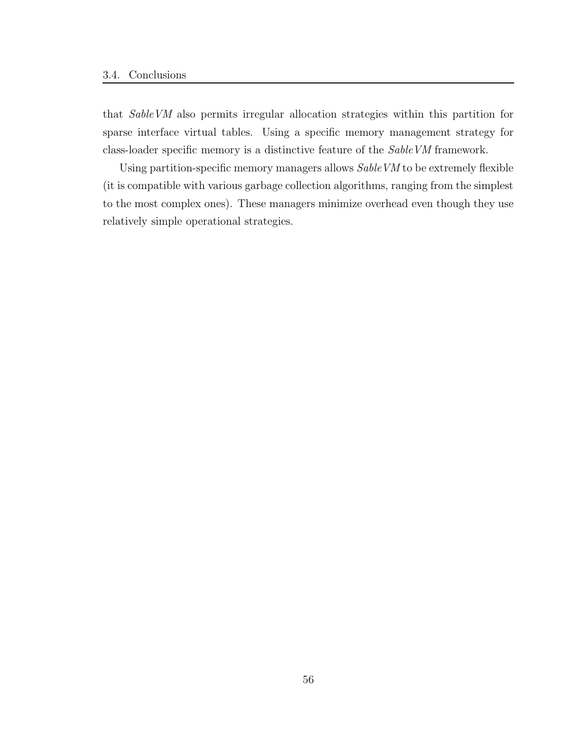that *SableVM* also permits irregular allocation strategies within this partition for sparse interface virtual tables. Using a specific memory management strategy for class-loader specific memory is a distinctive feature of the *SableVM* framework.

Using partition-specific memory managers allows *SableVM* to be extremely flexible (it is compatible with various garbage collection algorithms, ranging from the simplest to the most complex ones). These managers minimize overhead even though they use relatively simple operational strategies.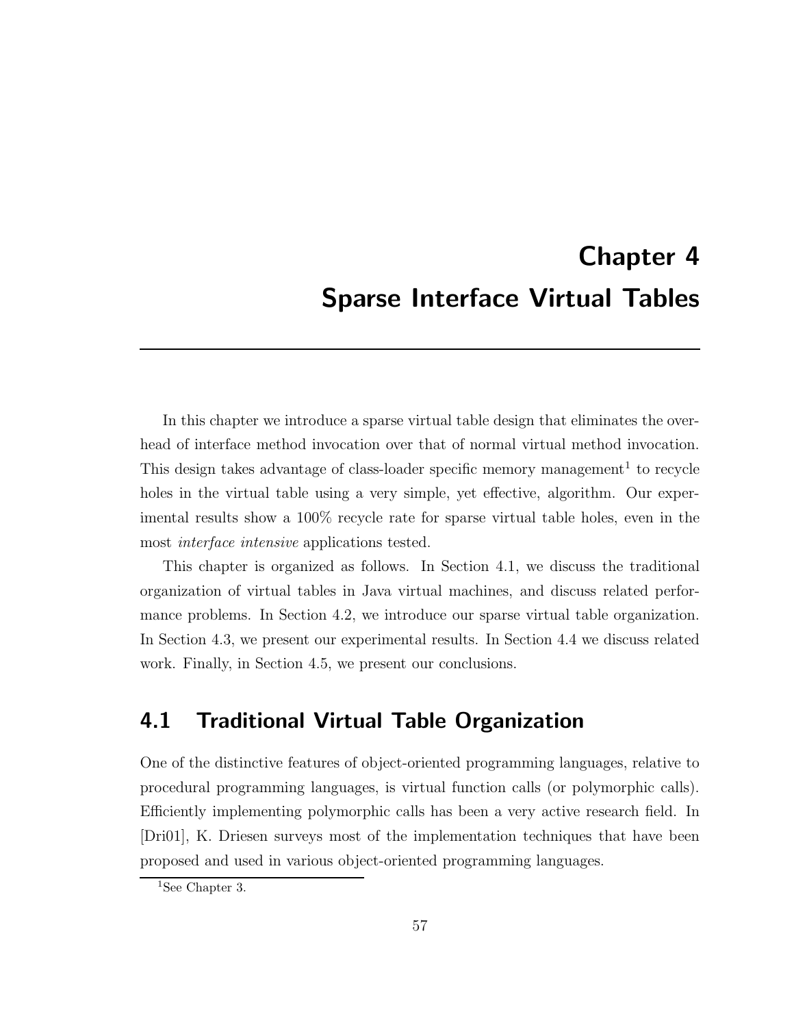# Chapter 4
# Sparse Interface Virtual Tables

In this chapter we introduce a sparse virtual table design that eliminates the overhead of interface method invocation over that of normal virtual method invocation. This design takes advantage of class-loader specific memory management[1] to recycle holes in the virtual table using a very simple, yet effective, algorithm. Our experimental results show a 100% recycle rate for sparse virtual table holes, even in the most *interface intensive* applications tested.

This chapter is organized as follows. In Section 4.1, we discuss the traditional organization of virtual tables in Java virtual machines, and discuss related performance problems. In Section 4.2, we introduce our sparse virtual table organization. In Section 4.3, we present our experimental results. In Section 4.4 we discuss related work. Finally, in Section 4.5, we present our conclusions.

## 4.1 Traditional Virtual Table Organization

One of the distinctive features of object-oriented programming languages, relative to procedural programming languages, is virtual function calls (or polymorphic calls). Efficiently implementing polymorphic calls has been a very active research field. In [Dri01], K. Driesen surveys most of the implementation techniques that have been proposed and used in various object-oriented programming languages.

[1] See Chapter 3.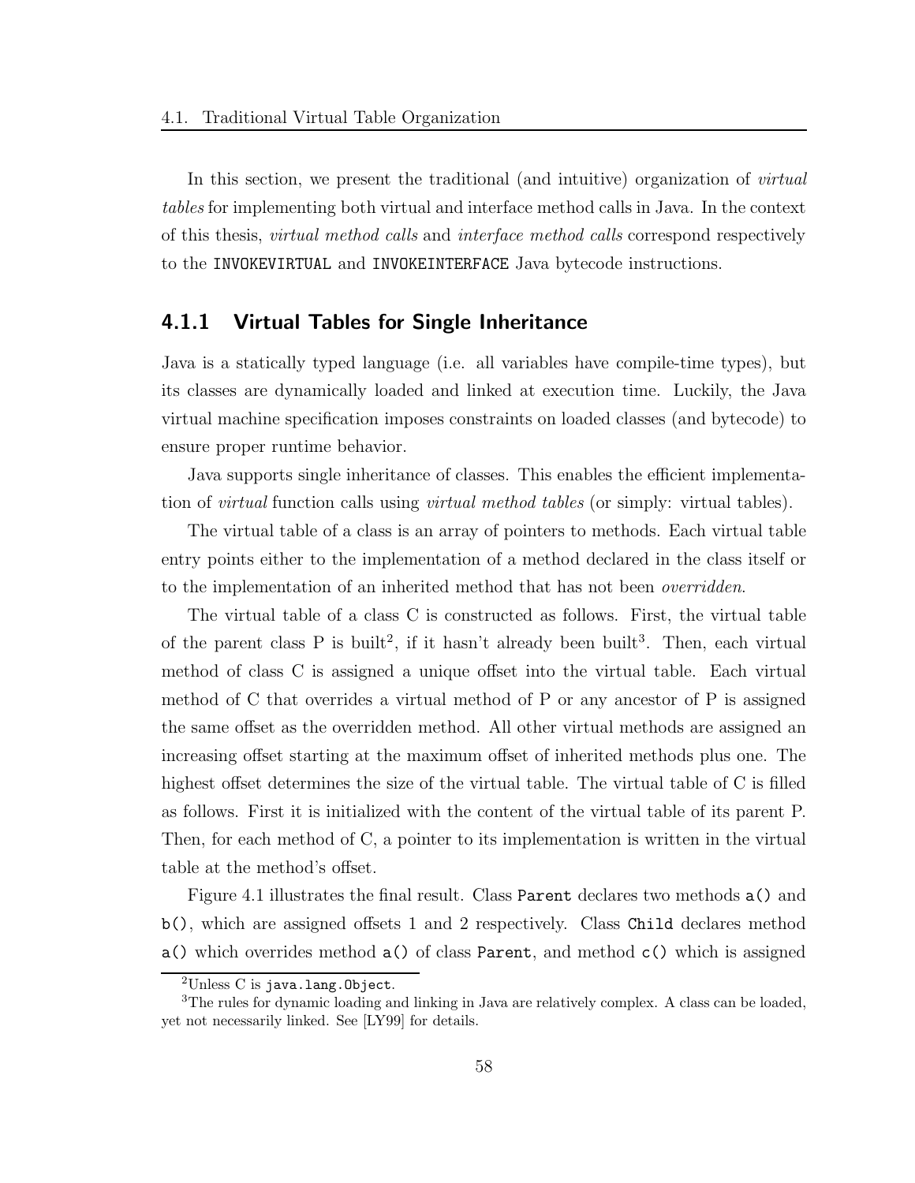In this section, we present the traditional (and intuitive) organization of *virtual tables* for implementing both virtual and interface method calls in Java. In the context of this thesis, *virtual method calls* and *interface method calls* correspond respectively to the `INVOKEVIRTUAL` and `INVOKEINTERFACE` Java bytecode instructions.

### 4.1.1 Virtual Tables for Single Inheritance

Java is a statically typed language (i.e. all variables have compile-time types), but its classes are dynamically loaded and linked at execution time. Luckily, the Java virtual machine specification imposes constraints on loaded classes (and bytecode) to ensure proper runtime behavior.

Java supports single inheritance of classes. This enables the efficient implementation of *virtual* function calls using *virtual method tables* (or simply: virtual tables).

The virtual table of a class is an array of pointers to methods. Each virtual table entry points either to the implementation of a method declared in the class itself or to the implementation of an inherited method that has not been *overridden*.

The virtual table of a class C is constructed as follows. First, the virtual table of the parent class P is built[2], if it hasn't already been built[3]. Then, each virtual method of class C is assigned a unique offset into the virtual table. Each virtual method of C that overrides a virtual method of P or any ancestor of P is assigned the same offset as the overridden method. All other virtual methods are assigned an increasing offset starting at the maximum offset of inherited methods plus one. The highest offset determines the size of the virtual table. The virtual table of C is filled as follows. First it is initialized with the content of the virtual table of its parent P. Then, for each method of C, a pointer to its implementation is written in the virtual table at the method's offset.

Figure 4.1 illustrates the final result. Class `Parent` declares two methods `a()` and `b()`, which are assigned offsets 1 and 2 respectively. Class `Child` declares method `a()` which overrides method `a()` of class `Parent`, and method `c()` which is assigned

[2] Unless C is `java.lang.Object`.

[3] The rules for dynamic loading and linking in Java are relatively complex. A class can be loaded, yet not necessarily linked. See [LY99] for details.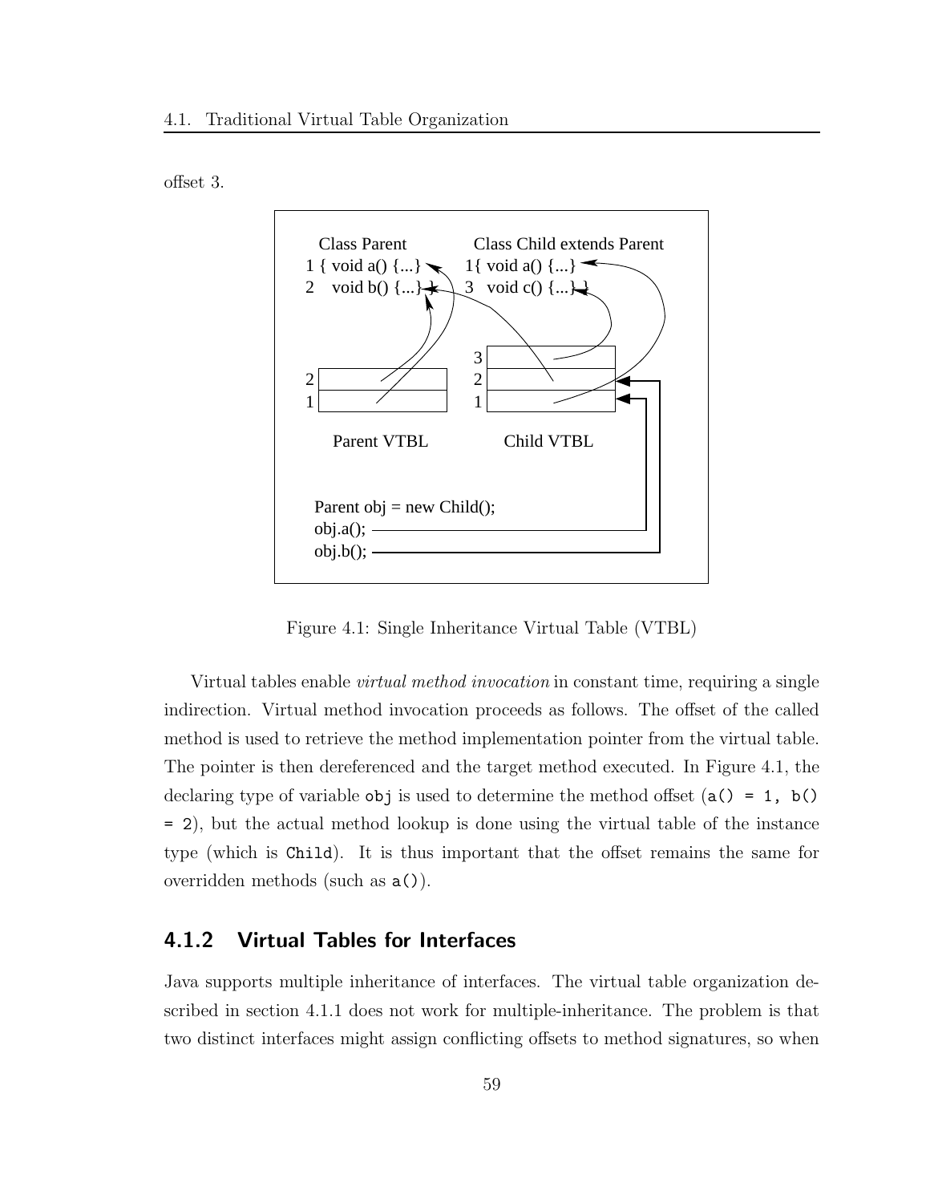offset 3.

```
Class Parent                Class Child extends Parent
1 { void a() {...}          1{ void a() {...}
2   void b() {...} }        3   void c() {...} }

                            3
2                           2
1                           1

Parent VTBL                 Child VTBL

Parent obj = new Child();
obj.a();
obj.b();
```

Figure 4.1: Single Inheritance Virtual Table (VTBL)

Virtual tables enable *virtual method invocation* in constant time, requiring a single indirection. Virtual method invocation proceeds as follows. The offset of the called method is used to retrieve the method implementation pointer from the virtual table. The pointer is then dereferenced and the target method executed. In Figure 4.1, the declaring type of variable `obj` is used to determine the method offset (`a() = 1, b() = 2`), but the actual method lookup is done using the virtual table of the instance type (which is `Child`). It is thus important that the offset remains the same for overridden methods (such as `a()`).

### 4.1.2 Virtual Tables for Interfaces

Java supports multiple inheritance of interfaces. The virtual table organization described in section 4.1.1 does not work for multiple-inheritance. The problem is that two distinct interfaces might assign conflicting offsets to method signatures, so when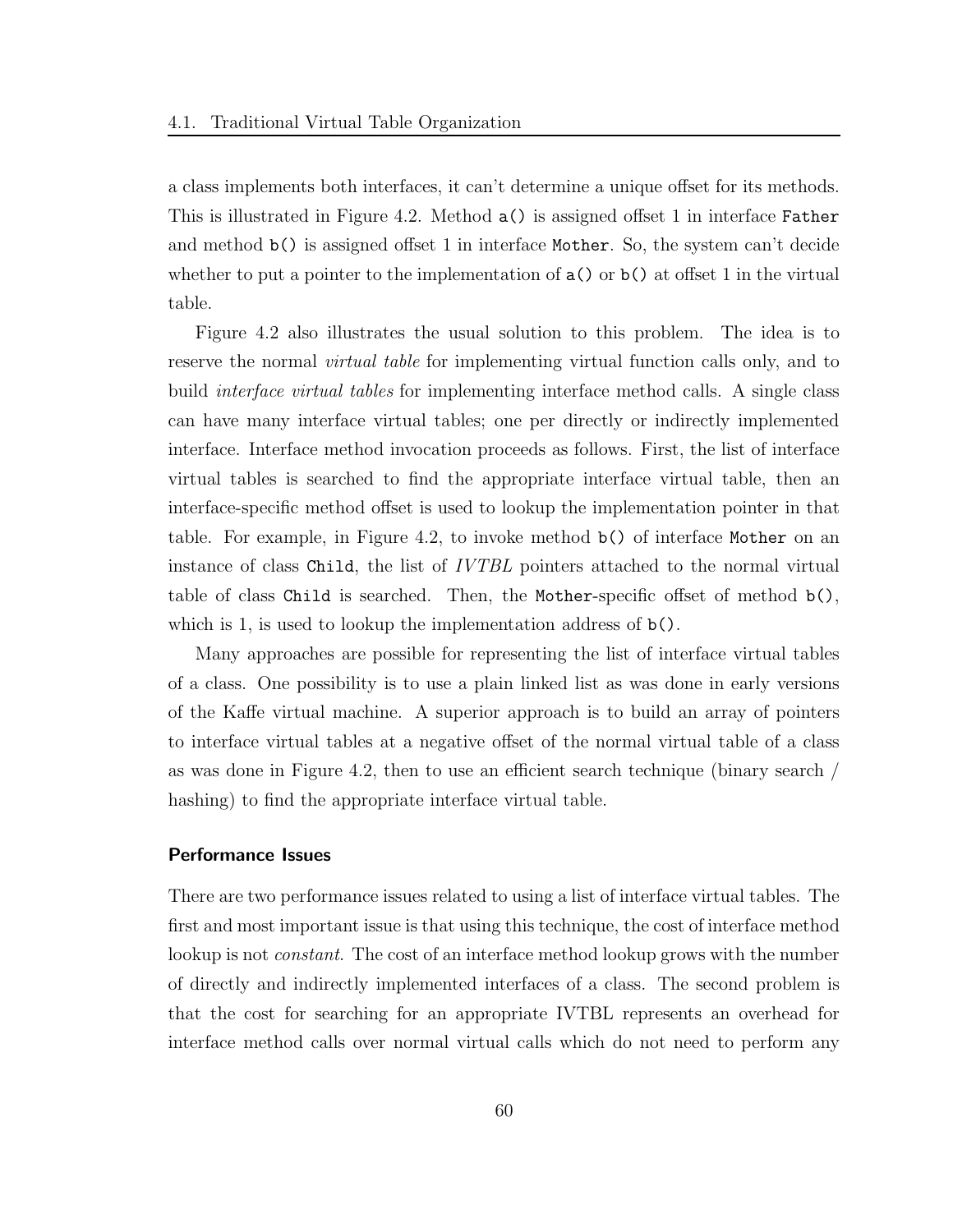a class implements both interfaces, it can't determine a unique offset for its methods. This is illustrated in Figure 4.2. Method `a()` is assigned offset 1 in interface `Father` and method `b()` is assigned offset 1 in interface `Mother`. So, the system can't decide whether to put a pointer to the implementation of `a()` or `b()` at offset 1 in the virtual table.

Figure 4.2 also illustrates the usual solution to this problem. The idea is to reserve the normal *virtual table* for implementing virtual function calls only, and to build *interface virtual tables* for implementing interface method calls. A single class can have many interface virtual tables; one per directly or indirectly implemented interface. Interface method invocation proceeds as follows. First, the list of interface virtual tables is searched to find the appropriate interface virtual table, then an interface-specific method offset is used to lookup the implementation pointer in that table. For example, in Figure 4.2, to invoke method `b()` of interface `Mother` on an instance of class `Child`, the list of *IVTBL* pointers attached to the normal virtual table of class `Child` is searched. Then, the `Mother`-specific offset of method `b()`, which is 1, is used to lookup the implementation address of `b()`.

Many approaches are possible for representing the list of interface virtual tables of a class. One possibility is to use a plain linked list as was done in early versions of the Kaffe virtual machine. A superior approach is to build an array of pointers to interface virtual tables at a negative offset of the normal virtual table of a class as was done in Figure 4.2, then to use an efficient search technique (binary search / hashing) to find the appropriate interface virtual table.

#### Performance Issues

There are two performance issues related to using a list of interface virtual tables. The first and most important issue is that using this technique, the cost of interface method lookup is not *constant*. The cost of an interface method lookup grows with the number of directly and indirectly implemented interfaces of a class. The second problem is that the cost for searching for an appropriate IVTBL represents an overhead for interface method calls over normal virtual calls which do not need to perform any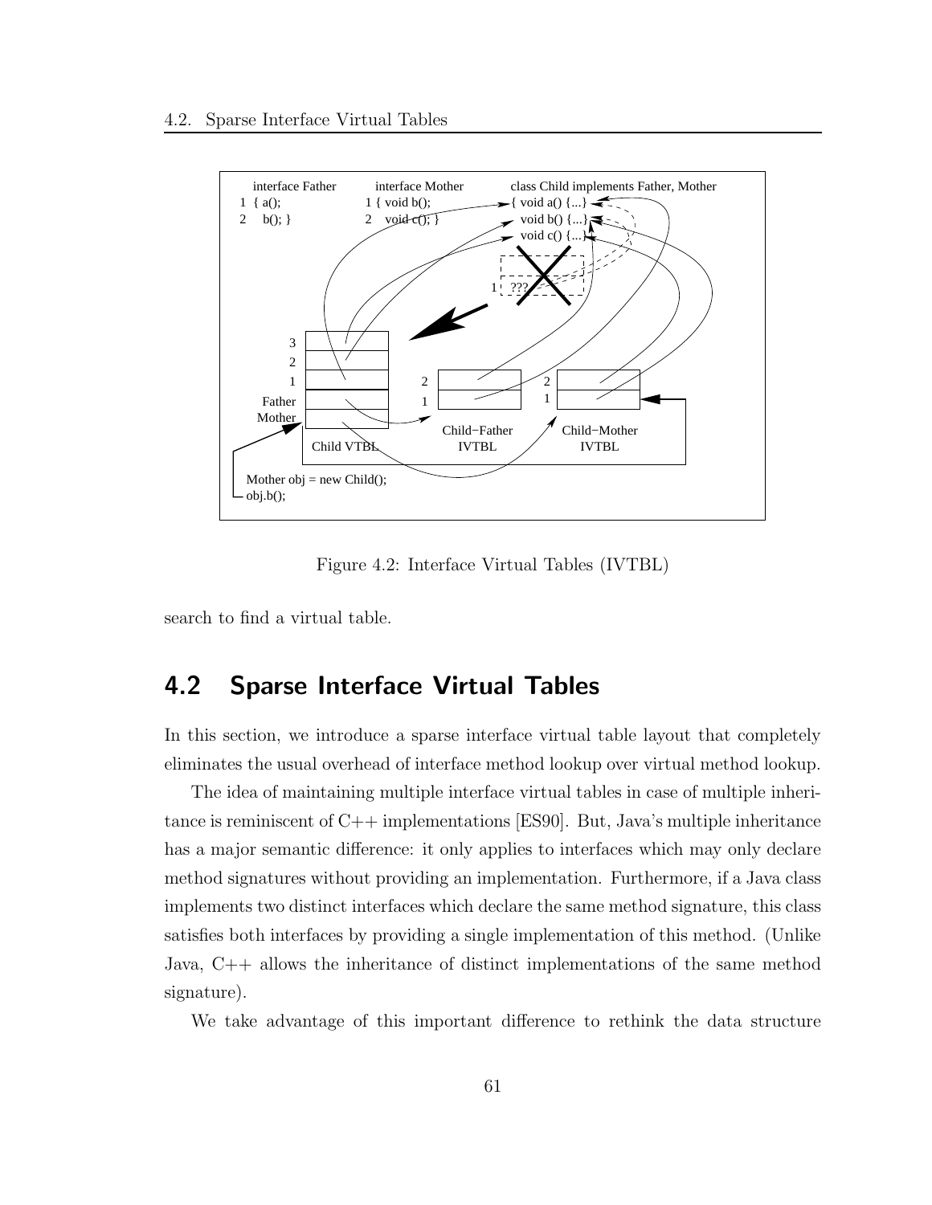Figure 4.2: Interface Virtual Tables (IVTBL)

search to find a virtual table.

## 4.2 Sparse Interface Virtual Tables

In this section, we introduce a sparse interface virtual table layout that completely eliminates the usual overhead of interface method lookup over virtual method lookup.

The idea of maintaining multiple interface virtual tables in case of multiple inheritance is reminiscent of C++ implementations [ES90]. But, Java's multiple inheritance has a major semantic difference: it only applies to interfaces which may only declare method signatures without providing an implementation. Furthermore, if a Java class implements two distinct interfaces which declare the same method signature, this class satisfies both interfaces by providing a single implementation of this method. (Unlike Java, C++ allows the inheritance of distinct implementations of the same method signature).

We take advantage of this important difference to rethink the data structure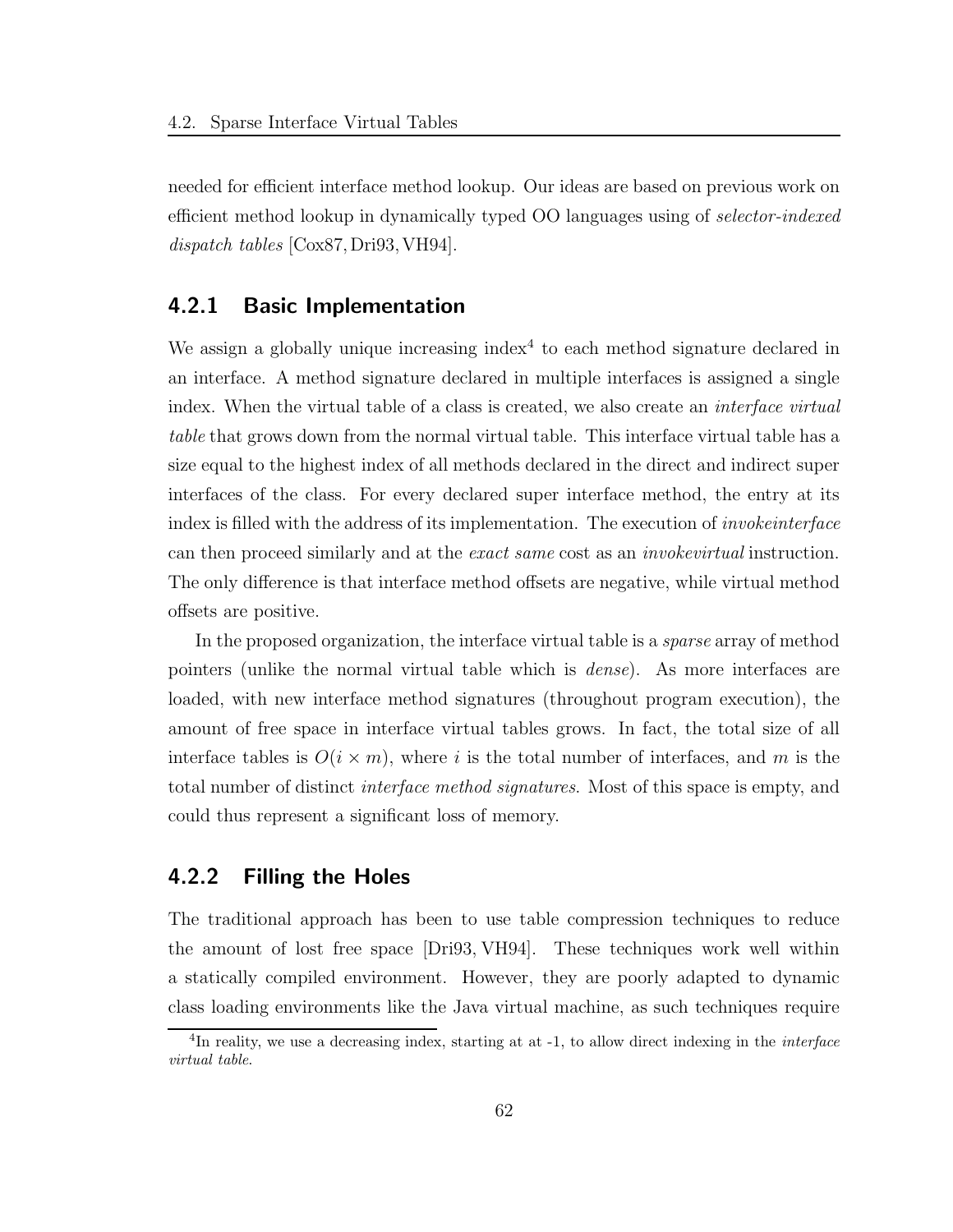needed for efficient interface method lookup. Our ideas are based on previous work on efficient method lookup in dynamically typed OO languages using of *selector-indexed dispatch tables* [Cox87, Dri93, VH94].

### 4.2.1 Basic Implementation

We assign a globally unique increasing index[4] to each method signature declared in an interface. A method signature declared in multiple interfaces is assigned a single index. When the virtual table of a class is created, we also create an *interface virtual table* that grows down from the normal virtual table. This interface virtual table has a size equal to the highest index of all methods declared in the direct and indirect super interfaces of the class. For every declared super interface method, the entry at its index is filled with the address of its implementation. The execution of *invokeinterface* can then proceed similarly and at the *exact same* cost as an *invokevirtual* instruction. The only difference is that interface method offsets are negative, while virtual method offsets are positive.

In the proposed organization, the interface virtual table is a *sparse* array of method pointers (unlike the normal virtual table which is *dense*). As more interfaces are loaded, with new interface method signatures (throughout program execution), the amount of free space in interface virtual tables grows. In fact, the total size of all interface tables is $O(i \times m)$, where $i$ is the total number of interfaces, and $m$ is the total number of distinct *interface method signatures*. Most of this space is empty, and could thus represent a significant loss of memory.

### 4.2.2 Filling the Holes

The traditional approach has been to use table compression techniques to reduce the amount of lost free space [Dri93, VH94]. These techniques work well within a statically compiled environment. However, they are poorly adapted to dynamic class loading environments like the Java virtual machine, as such techniques require

[4] In reality, we use a decreasing index, starting at at -1, to allow direct indexing in the *interface virtual table*.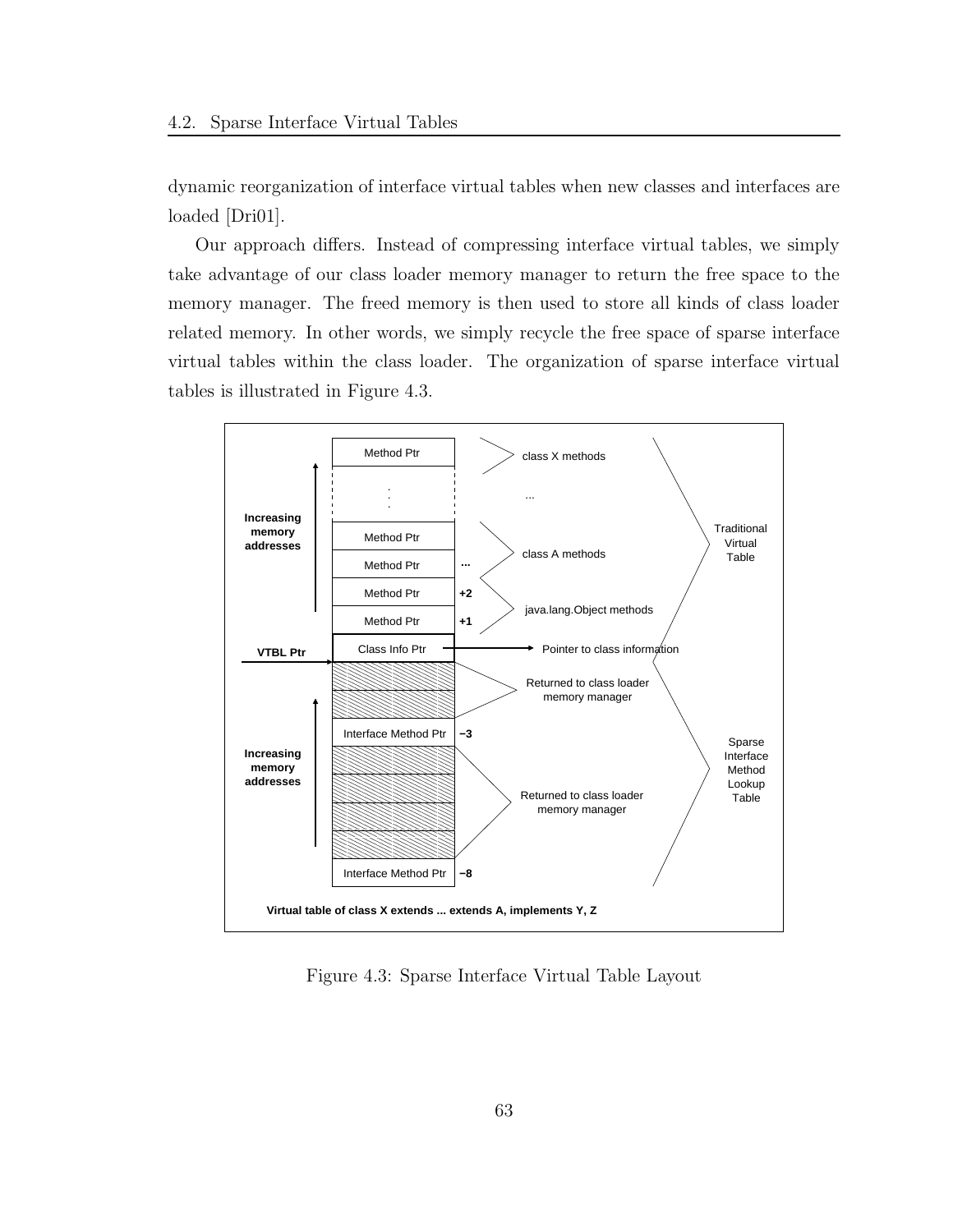dynamic reorganization of interface virtual tables when new classes and interfaces are loaded [Dri01].

Our approach differs. Instead of compressing interface virtual tables, we simply take advantage of our class loader memory manager to return the free space to the memory manager. The freed memory is then used to store all kinds of class loader related memory. In other words, we simply recycle the free space of sparse interface virtual tables within the class loader. The organization of sparse interface virtual tables is illustrated in Figure 4.3.

Figure 4.3: Sparse Interface Virtual Table Layout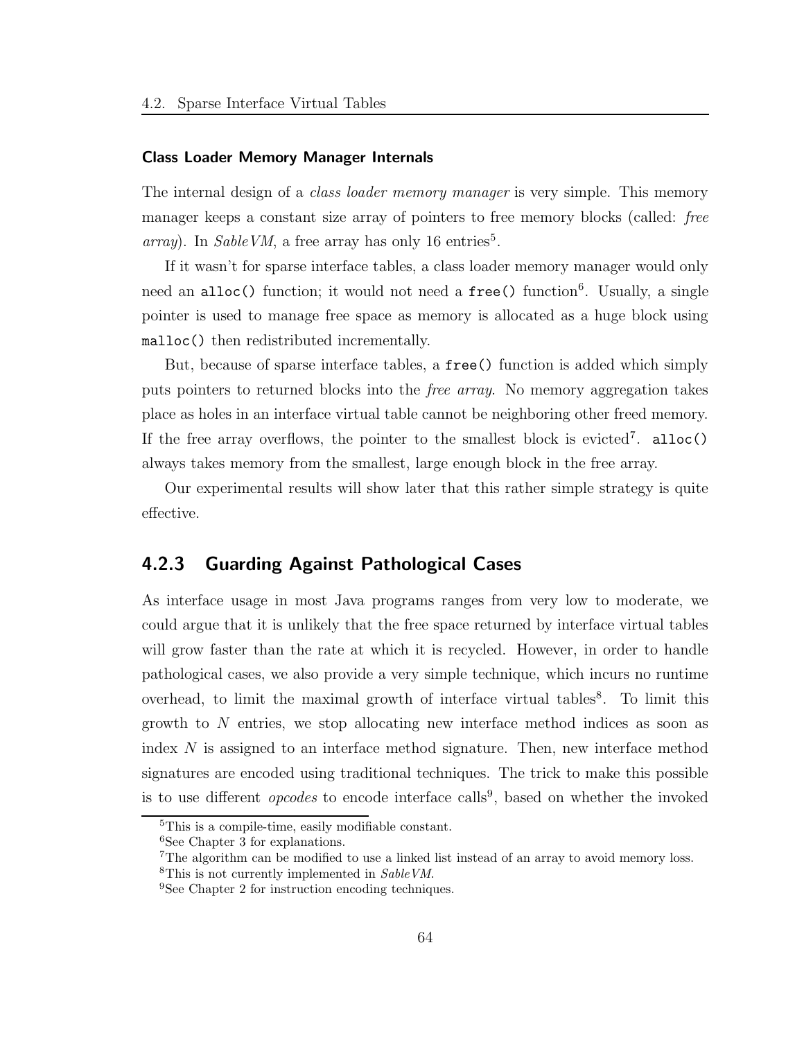#### Class Loader Memory Manager Internals

The internal design of a *class loader memory manager* is very simple. This memory manager keeps a constant size array of pointers to free memory blocks (called: *free array*). In *SableVM*, a free array has only 16 entries[5].

If it wasn't for sparse interface tables, a class loader memory manager would only need an `alloc()` function; it would not need a `free()` function[6]. Usually, a single pointer is used to manage free space as memory is allocated as a huge block using `malloc()` then redistributed incrementally.

But, because of sparse interface tables, a `free()` function is added which simply puts pointers to returned blocks into the *free array*. No memory aggregation takes place as holes in an interface virtual table cannot be neighboring other freed memory. If the free array overflows, the pointer to the smallest block is evicted[7]. `alloc()` always takes memory from the smallest, large enough block in the free array.

Our experimental results will show later that this rather simple strategy is quite effective.

### 4.2.3 Guarding Against Pathological Cases

As interface usage in most Java programs ranges from very low to moderate, we could argue that it is unlikely that the free space returned by interface virtual tables will grow faster than the rate at which it is recycled. However, in order to handle pathological cases, we also provide a very simple technique, which incurs no runtime overhead, to limit the maximal growth of interface virtual tables[8]. To limit this growth to $N$ entries, we stop allocating new interface method indices as soon as index $N$ is assigned to an interface method signature. Then, new interface method signatures are encoded using traditional techniques. The trick to make this possible is to use different *opcodes* to encode interface calls[9], based on whether the invoked

---

[5] This is a compile-time, easily modifiable constant.

[6] See Chapter 3 for explanations.

[7] The algorithm can be modified to use a linked list instead of an array to avoid memory loss.

[8] This is not currently implemented in *SableVM*.

[9] See Chapter 2 for instruction encoding techniques.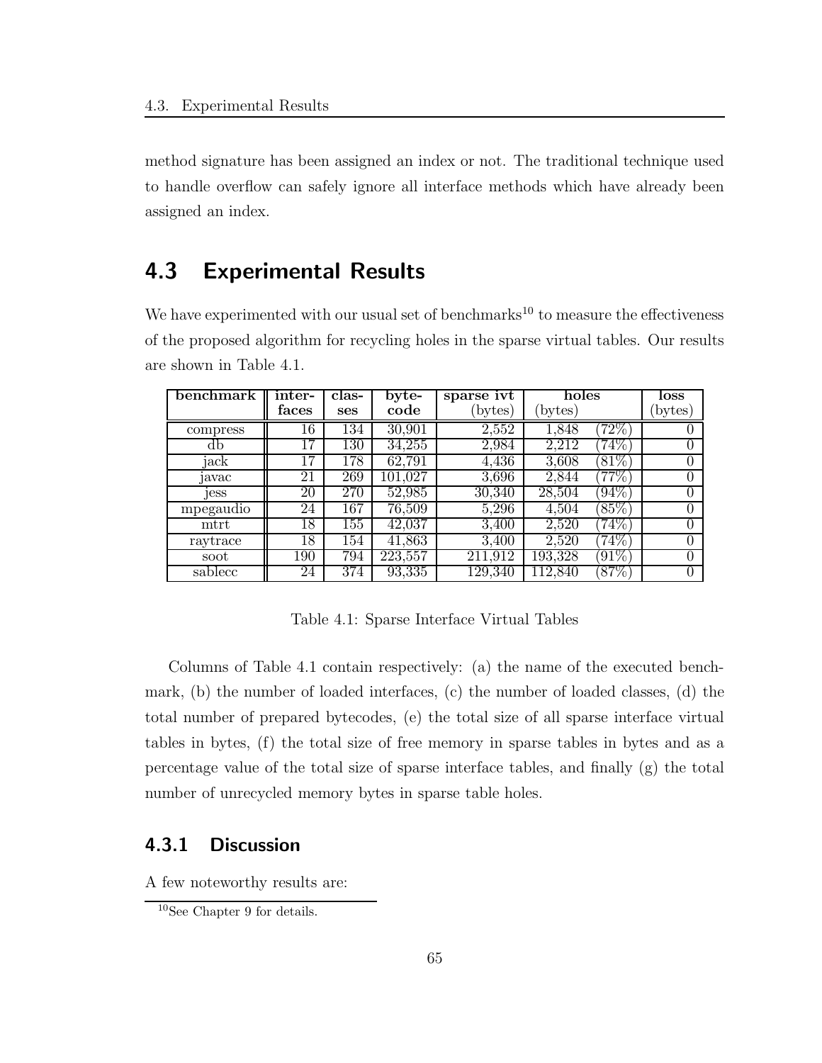method signature has been assigned an index or not. The traditional technique used to handle overflow can safely ignore all interface methods which have already been assigned an index.

## 4.3 Experimental Results

We have experimented with our usual set of benchmarks[10] to measure the effectiveness of the proposed algorithm for recycling holes in the sparse virtual tables. Our results are shown in Table 4.1.

| benchmark | interfaces | classes | bytecode | sparse ivt (bytes) | holes (bytes) | | loss (bytes) |
|---|---|---|---|---|---|---|---|
| compress | 16 | 134 | 30,901 | 2,552 | 1,848 | (72%) | 0 |
| db | 17 | 130 | 34,255 | 2,984 | 2,212 | (74%) | 0 |
| jack | 17 | 178 | 62,791 | 4,436 | 3,608 | (81%) | 0 |
| javac | 21 | 269 | 101,027 | 3,696 | 2,844 | (77%) | 0 |
| jess | 20 | 270 | 52,985 | 30,340 | 28,504 | (94%) | 0 |
| mpegaudio | 24 | 167 | 76,509 | 5,296 | 4,504 | (85%) | 0 |
| mtrt | 18 | 155 | 42,037 | 3,400 | 2,520 | (74%) | 0 |
| raytrace | 18 | 154 | 41,863 | 3,400 | 2,520 | (74%) | 0 |
| soot | 190 | 794 | 223,557 | 211,912 | 193,328 | (91%) | 0 |
| sablecc | 24 | 374 | 93,335 | 129,340 | 112,840 | (87%) | 0 |

Table 4.1: Sparse Interface Virtual Tables

Columns of Table 4.1 contain respectively: (a) the name of the executed benchmark, (b) the number of loaded interfaces, (c) the number of loaded classes, (d) the total number of prepared bytecodes, (e) the total size of all sparse interface virtual tables in bytes, (f) the total size of free memory in sparse tables in bytes and as a percentage value of the total size of sparse interface tables, and finally (g) the total number of unrecycled memory bytes in sparse table holes.

### 4.3.1 Discussion

A few noteworthy results are:

[10] See Chapter 9 for details.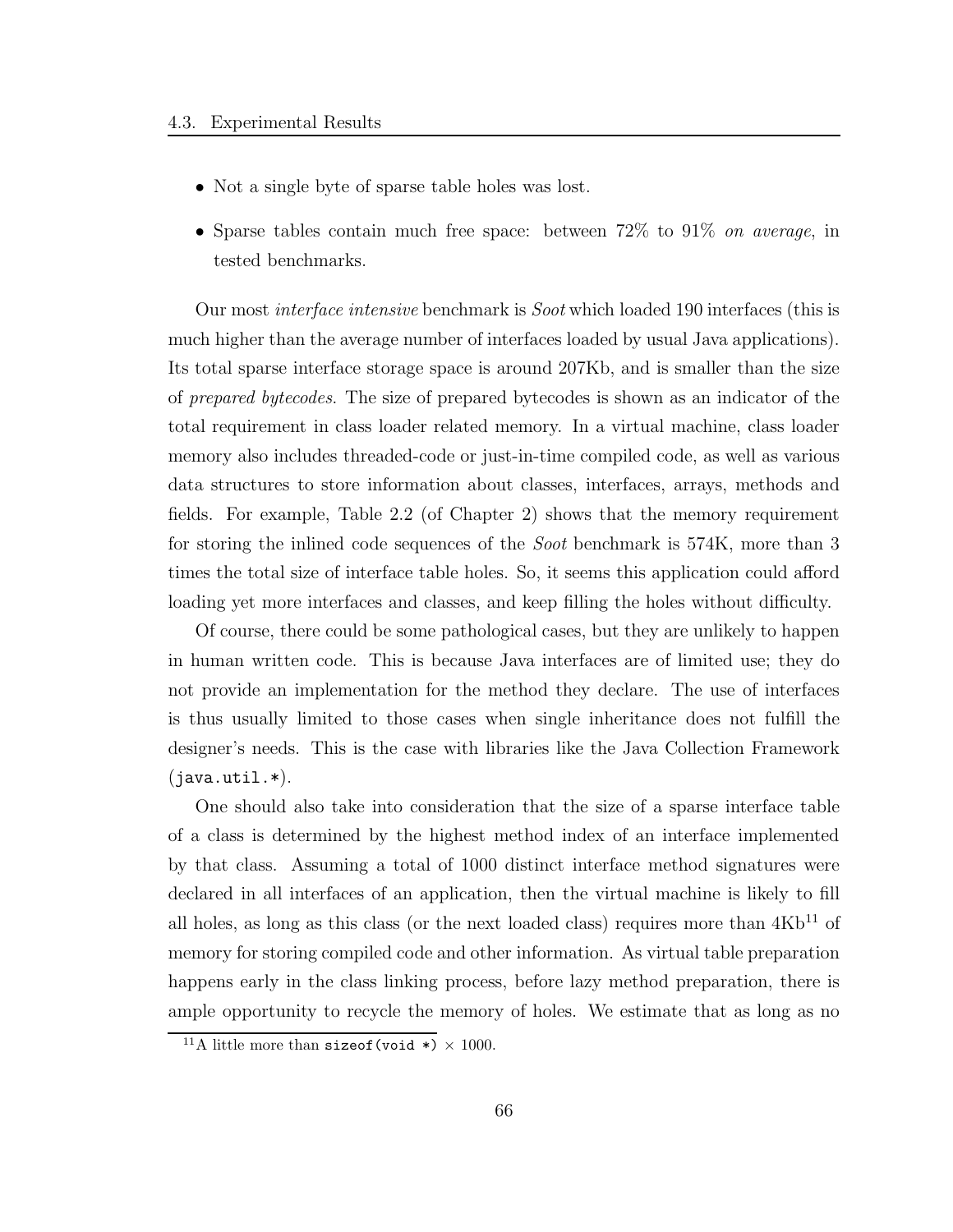- Not a single byte of sparse table holes was lost.
- Sparse tables contain much free space: between 72% to 91% *on average*, in tested benchmarks.

Our most *interface intensive* benchmark is *Soot* which loaded 190 interfaces (this is much higher than the average number of interfaces loaded by usual Java applications). Its total sparse interface storage space is around 207Kb, and is smaller than the size of *prepared bytecodes*. The size of prepared bytecodes is shown as an indicator of the total requirement in class loader related memory. In a virtual machine, class loader memory also includes threaded-code or just-in-time compiled code, as well as various data structures to store information about classes, interfaces, arrays, methods and fields. For example, Table 2.2 (of Chapter 2) shows that the memory requirement for storing the inlined code sequences of the *Soot* benchmark is 574K, more than 3 times the total size of interface table holes. So, it seems this application could afford loading yet more interfaces and classes, and keep filling the holes without difficulty.

Of course, there could be some pathological cases, but they are unlikely to happen in human written code. This is because Java interfaces are of limited use; they do not provide an implementation for the method they declare. The use of interfaces is thus usually limited to those cases when single inheritance does not fulfill the designer's needs. This is the case with libraries like the Java Collection Framework (`java.util.*`).

One should also take into consideration that the size of a sparse interface table of a class is determined by the highest method index of an interface implemented by that class. Assuming a total of 1000 distinct interface method signatures were declared in all interfaces of an application, then the virtual machine is likely to fill all holes, as long as this class (or the next loaded class) requires more than 4Kb[11] of memory for storing compiled code and other information. As virtual table preparation happens early in the class linking process, before lazy method preparation, there is ample opportunity to recycle the memory of holes. We estimate that as long as no

[11] A little more than `sizeof(void *)` $\times$ 1000.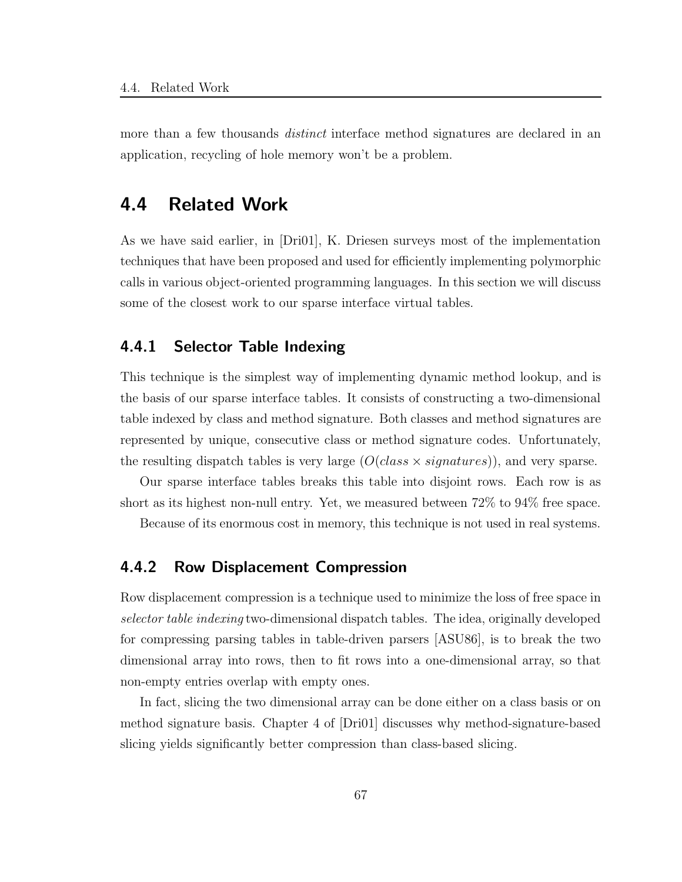more than a few thousands *distinct* interface method signatures are declared in an application, recycling of hole memory won't be a problem.

## 4.4 Related Work

As we have said earlier, in [Dri01], K. Driesen surveys most of the implementation techniques that have been proposed and used for efficiently implementing polymorphic calls in various object-oriented programming languages. In this section we will discuss some of the closest work to our sparse interface virtual tables.

### 4.4.1 Selector Table Indexing

This technique is the simplest way of implementing dynamic method lookup, and is the basis of our sparse interface tables. It consists of constructing a two-dimensional table indexed by class and method signature. Both classes and method signatures are represented by unique, consecutive class or method signature codes. Unfortunately, the resulting dispatch tables is very large ($O(class \times signatures)$), and very sparse.

Our sparse interface tables breaks this table into disjoint rows. Each row is as short as its highest non-null entry. Yet, we measured between 72% to 94% free space.

Because of its enormous cost in memory, this technique is not used in real systems.

### 4.4.2 Row Displacement Compression

Row displacement compression is a technique used to minimize the loss of free space in *selector table indexing* two-dimensional dispatch tables. The idea, originally developed for compressing parsing tables in table-driven parsers [ASU86], is to break the two dimensional array into rows, then to fit rows into a one-dimensional array, so that non-empty entries overlap with empty ones.

In fact, slicing the two dimensional array can be done either on a class basis or on method signature basis. Chapter 4 of [Dri01] discusses why method-signature-based slicing yields significantly better compression than class-based slicing.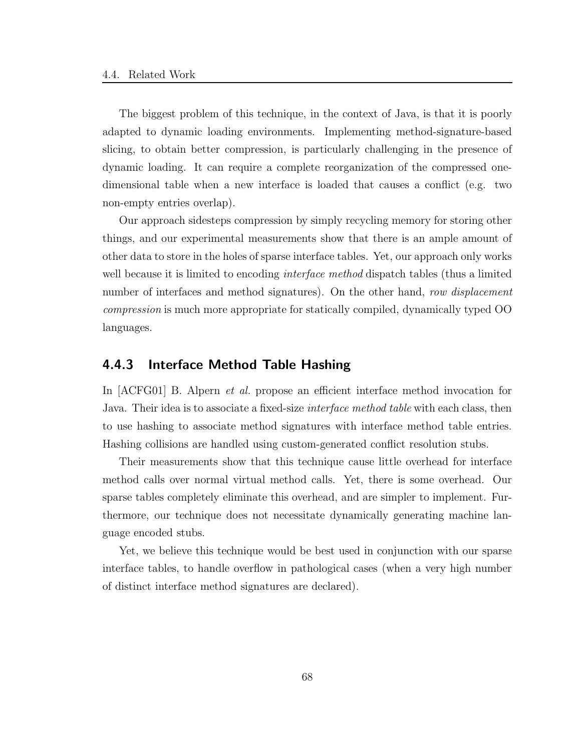The biggest problem of this technique, in the context of Java, is that it is poorly adapted to dynamic loading environments. Implementing method-signature-based slicing, to obtain better compression, is particularly challenging in the presence of dynamic loading. It can require a complete reorganization of the compressed one-dimensional table when a new interface is loaded that causes a conflict (e.g. two non-empty entries overlap).

Our approach sidesteps compression by simply recycling memory for storing other things, and our experimental measurements show that there is an ample amount of other data to store in the holes of sparse interface tables. Yet, our approach only works well because it is limited to encoding *interface method* dispatch tables (thus a limited number of interfaces and method signatures). On the other hand, *row displacement compression* is much more appropriate for statically compiled, dynamically typed OO languages.

### 4.4.3 Interface Method Table Hashing

In [ACFG01] B. Alpern *et al.* propose an efficient interface method invocation for Java. Their idea is to associate a fixed-size *interface method table* with each class, then to use hashing to associate method signatures with interface method table entries. Hashing collisions are handled using custom-generated conflict resolution stubs.

Their measurements show that this technique cause little overhead for interface method calls over normal virtual method calls. Yet, there is some overhead. Our sparse tables completely eliminate this overhead, and are simpler to implement. Furthermore, our technique does not necessitate dynamically generating machine language encoded stubs.

Yet, we believe this technique would be best used in conjunction with our sparse interface tables, to handle overflow in pathological cases (when a very high number of distinct interface method signatures are declared).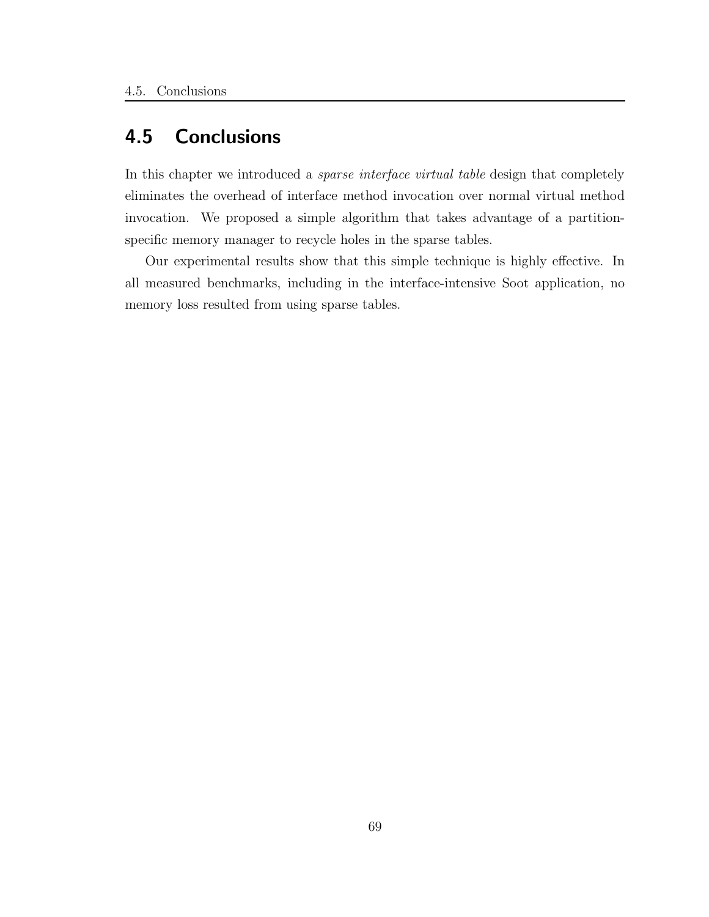## 4.5 Conclusions

In this chapter we introduced a *sparse interface virtual table* design that completely eliminates the overhead of interface method invocation over normal virtual method invocation. We proposed a simple algorithm that takes advantage of a partition-specific memory manager to recycle holes in the sparse tables.

Our experimental results show that this simple technique is highly effective. In all measured benchmarks, including in the interface-intensive Soot application, no memory loss resulted from using sparse tables.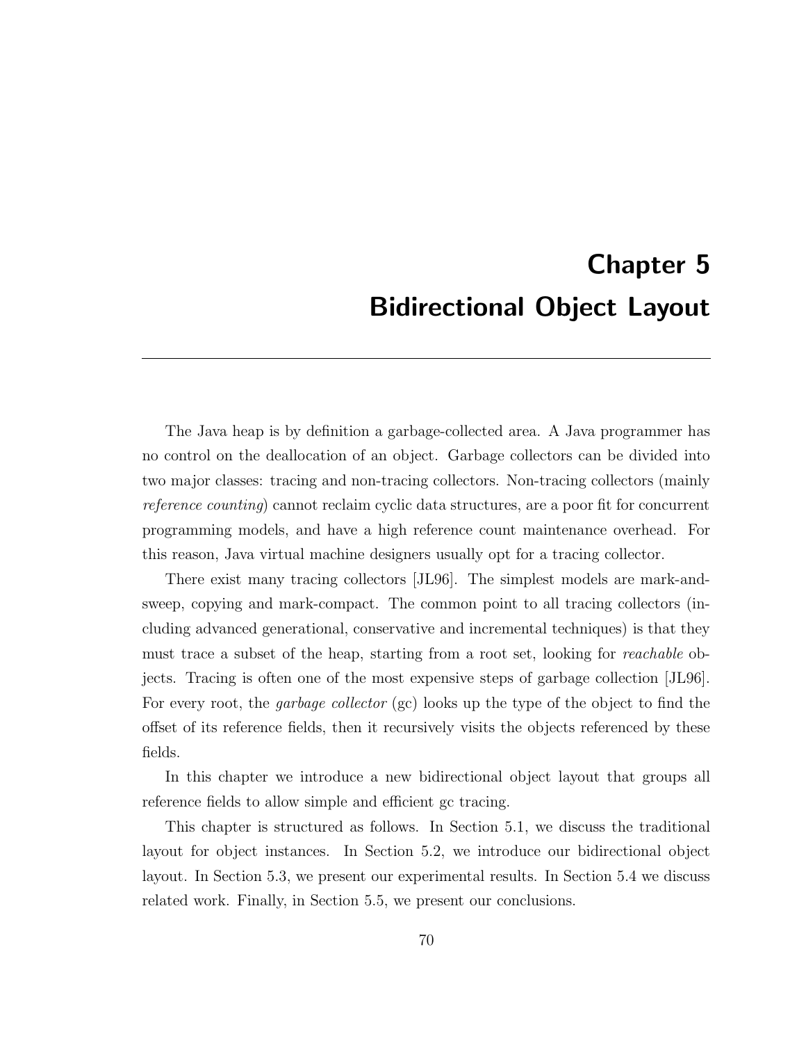# Chapter 5
# Bidirectional Object Layout

The Java heap is by definition a garbage-collected area. A Java programmer has no control on the deallocation of an object. Garbage collectors can be divided into two major classes: tracing and non-tracing collectors. Non-tracing collectors (mainly *reference counting*) cannot reclaim cyclic data structures, are a poor fit for concurrent programming models, and have a high reference count maintenance overhead. For this reason, Java virtual machine designers usually opt for a tracing collector.

There exist many tracing collectors [JL96]. The simplest models are mark-and-sweep, copying and mark-compact. The common point to all tracing collectors (including advanced generational, conservative and incremental techniques) is that they must trace a subset of the heap, starting from a root set, looking for *reachable* objects. Tracing is often one of the most expensive steps of garbage collection [JL96]. For every root, the *garbage collector* (gc) looks up the type of the object to find the offset of its reference fields, then it recursively visits the objects referenced by these fields.

In this chapter we introduce a new bidirectional object layout that groups all reference fields to allow simple and efficient gc tracing.

This chapter is structured as follows. In Section 5.1, we discuss the traditional layout for object instances. In Section 5.2, we introduce our bidirectional object layout. In Section 5.3, we present our experimental results. In Section 5.4 we discuss related work. Finally, in Section 5.5, we present our conclusions.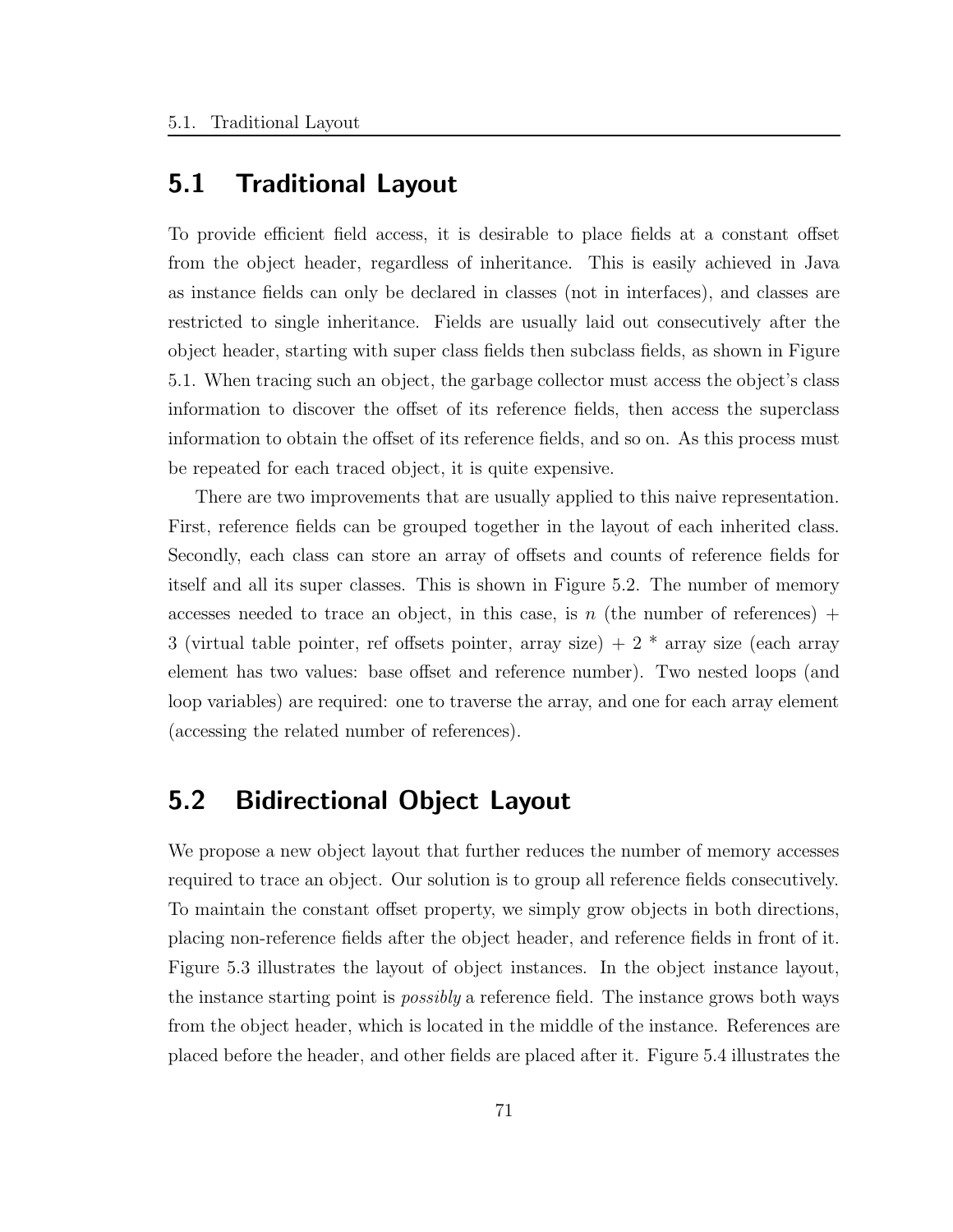## 5.1 Traditional Layout

To provide efficient field access, it is desirable to place fields at a constant offset from the object header, regardless of inheritance. This is easily achieved in Java as instance fields can only be declared in classes (not in interfaces), and classes are restricted to single inheritance. Fields are usually laid out consecutively after the object header, starting with super class fields then subclass fields, as shown in Figure 5.1. When tracing such an object, the garbage collector must access the object's class information to discover the offset of its reference fields, then access the superclass information to obtain the offset of its reference fields, and so on. As this process must be repeated for each traced object, it is quite expensive.

There are two improvements that are usually applied to this naive representation. First, reference fields can be grouped together in the layout of each inherited class. Secondly, each class can store an array of offsets and counts of reference fields for itself and all its super classes. This is shown in Figure 5.2. The number of memory accesses needed to trace an object, in this case, is $n$ (the number of references) + 3 (virtual table pointer, ref offsets pointer, array size) + 2 * array size (each array element has two values: base offset and reference number). Two nested loops (and loop variables) are required: one to traverse the array, and one for each array element (accessing the related number of references).

## 5.2 Bidirectional Object Layout

We propose a new object layout that further reduces the number of memory accesses required to trace an object. Our solution is to group all reference fields consecutively. To maintain the constant offset property, we simply grow objects in both directions, placing non-reference fields after the object header, and reference fields in front of it. Figure 5.3 illustrates the layout of object instances. In the object instance layout, the instance starting point is *possibly* a reference field. The instance grows both ways from the object header, which is located in the middle of the instance. References are placed before the header, and other fields are placed after it. Figure 5.4 illustrates the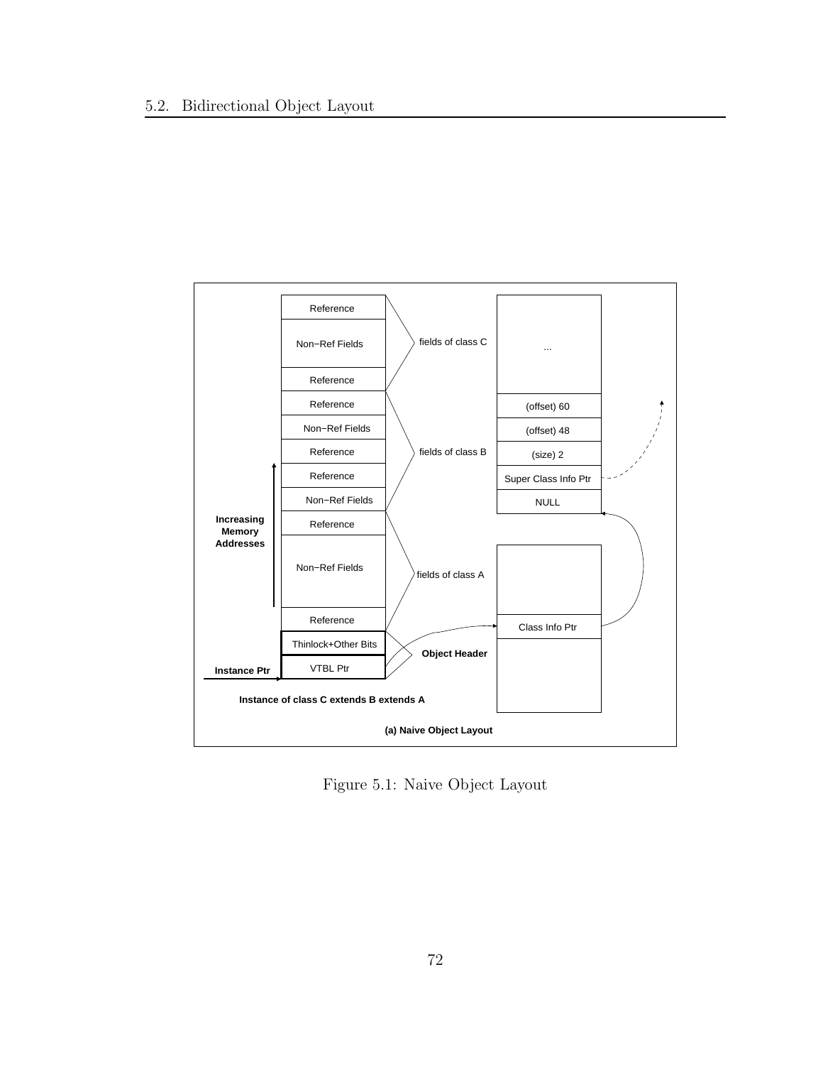Figure 5.1: Naive Object Layout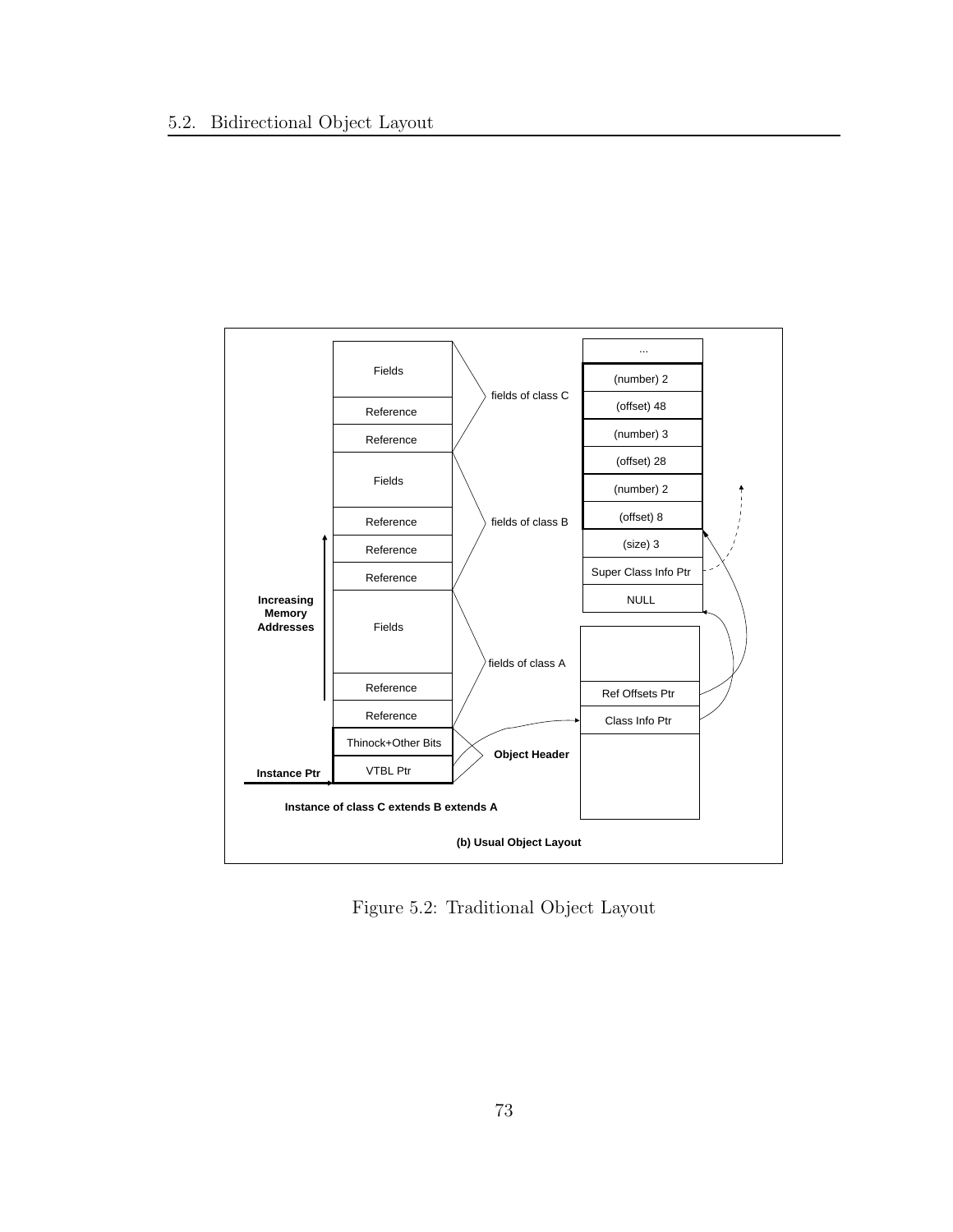Figure 5.2: Traditional Object Layout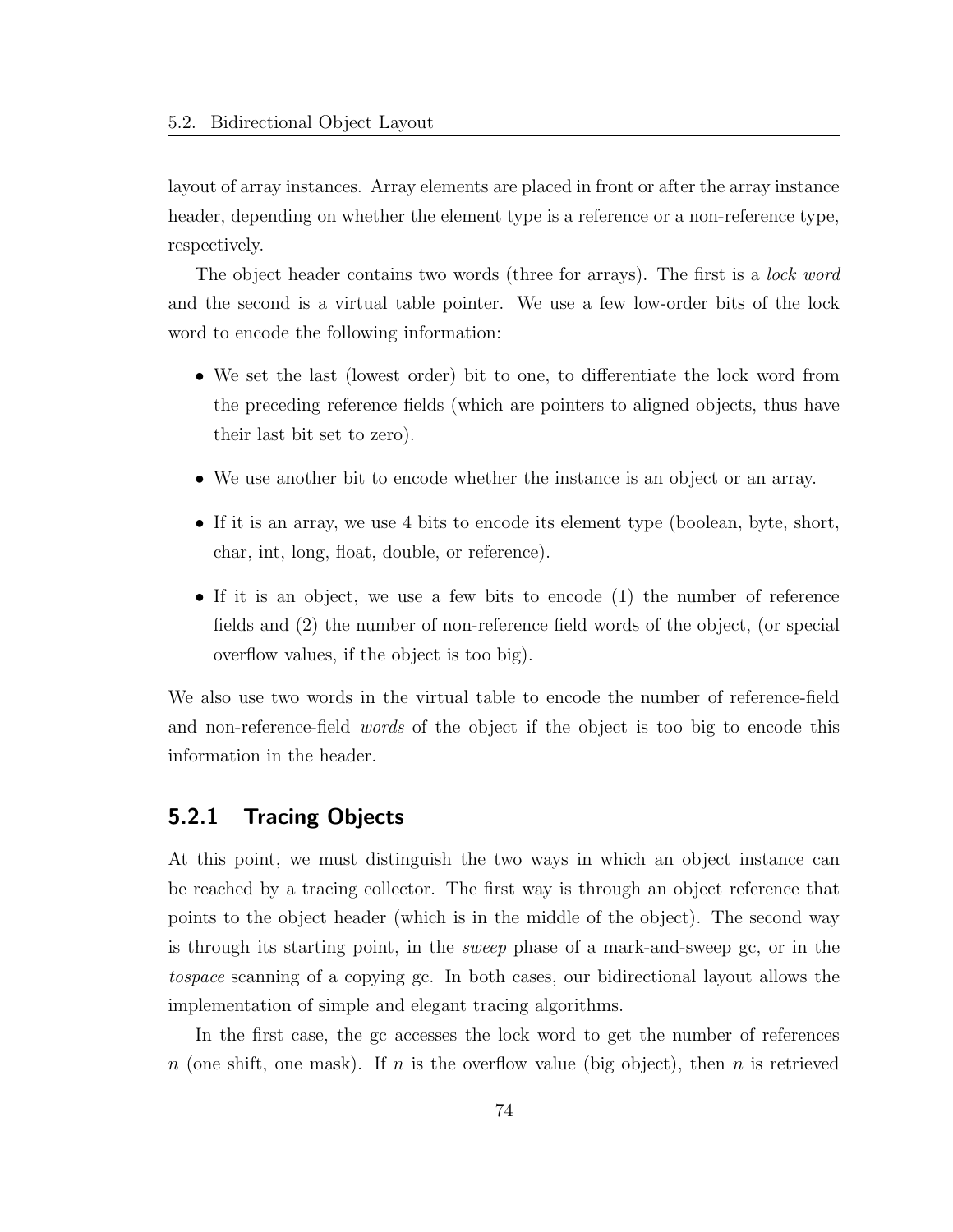layout of array instances. Array elements are placed in front or after the array instance header, depending on whether the element type is a reference or a non-reference type, respectively.

The object header contains two words (three for arrays). The first is a *lock word* and the second is a virtual table pointer. We use a few low-order bits of the lock word to encode the following information:

- We set the last (lowest order) bit to one, to differentiate the lock word from the preceding reference fields (which are pointers to aligned objects, thus have their last bit set to zero).
- We use another bit to encode whether the instance is an object or an array.
- If it is an array, we use 4 bits to encode its element type (boolean, byte, short, char, int, long, float, double, or reference).
- If it is an object, we use a few bits to encode (1) the number of reference fields and (2) the number of non-reference field words of the object, (or special overflow values, if the object is too big).

We also use two words in the virtual table to encode the number of reference-field and non-reference-field *words* of the object if the object is too big to encode this information in the header.

### 5.2.1 Tracing Objects

At this point, we must distinguish the two ways in which an object instance can be reached by a tracing collector. The first way is through an object reference that points to the object header (which is in the middle of the object). The second way is through its starting point, in the *sweep* phase of a mark-and-sweep gc, or in the *tospace* scanning of a copying gc. In both cases, our bidirectional layout allows the implementation of simple and elegant tracing algorithms.

In the first case, the gc accesses the lock word to get the number of references $n$ (one shift, one mask). If $n$ is the overflow value (big object), then $n$ is retrieved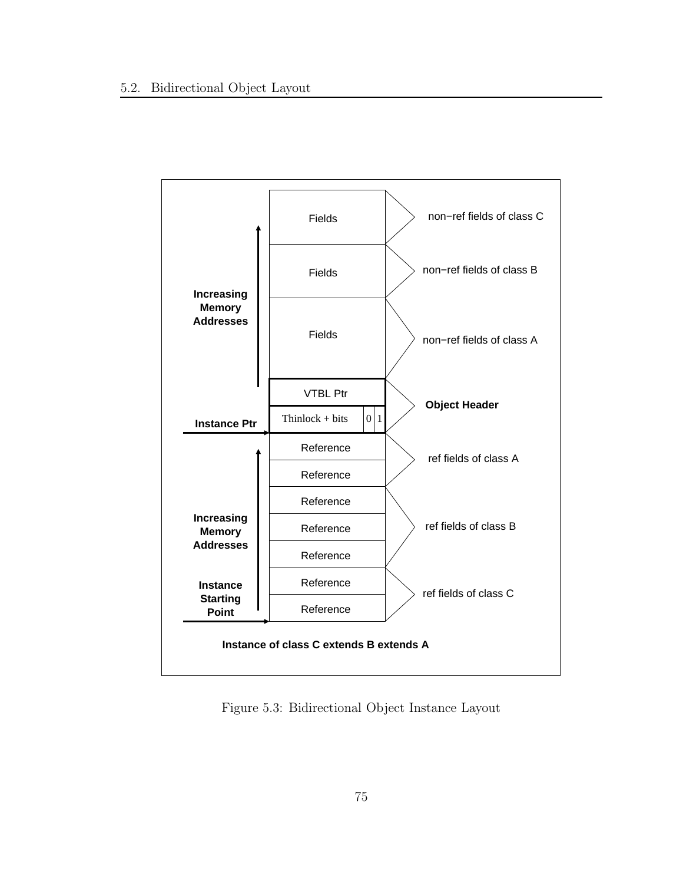Figure 5.3: Bidirectional Object Instance Layout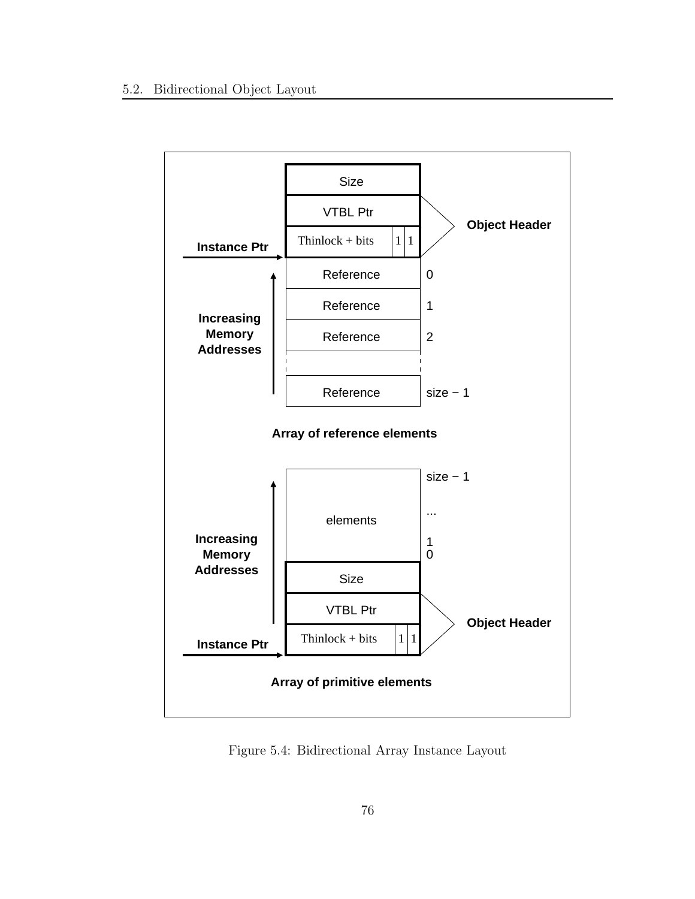Figure 5.4: Bidirectional Array Instance Layout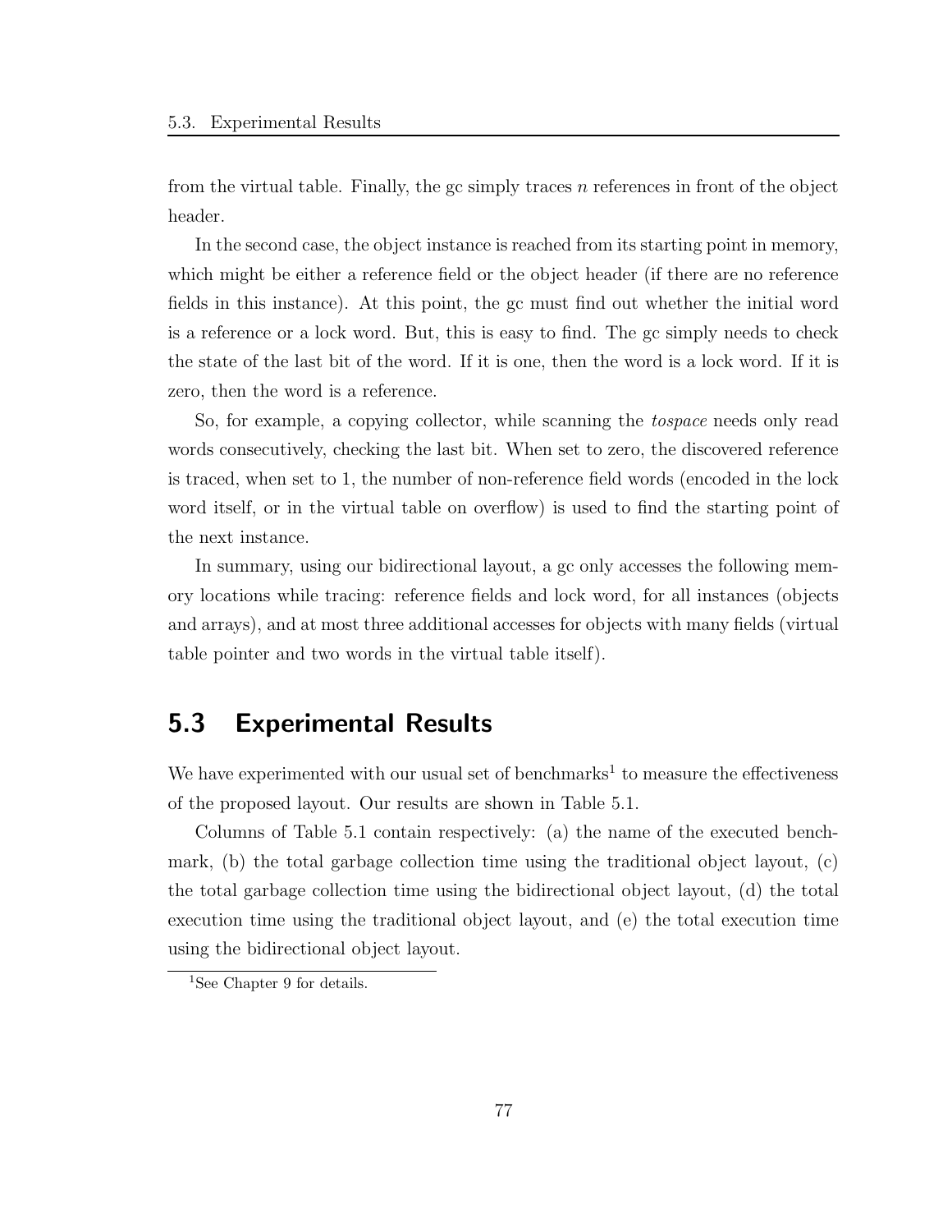from the virtual table. Finally, the gc simply traces $n$ references in front of the object header.

In the second case, the object instance is reached from its starting point in memory, which might be either a reference field or the object header (if there are no reference fields in this instance). At this point, the gc must find out whether the initial word is a reference or a lock word. But, this is easy to find. The gc simply needs to check the state of the last bit of the word. If it is one, then the word is a lock word. If it is zero, then the word is a reference.

So, for example, a copying collector, while scanning the *tospace* needs only read words consecutively, checking the last bit. When set to zero, the discovered reference is traced, when set to 1, the number of non-reference field words (encoded in the lock word itself, or in the virtual table on overflow) is used to find the starting point of the next instance.

In summary, using our bidirectional layout, a gc only accesses the following memory locations while tracing: reference fields and lock word, for all instances (objects and arrays), and at most three additional accesses for objects with many fields (virtual table pointer and two words in the virtual table itself).

## 5.3 Experimental Results

We have experimented with our usual set of benchmarks[1] to measure the effectiveness of the proposed layout. Our results are shown in Table 5.1.

Columns of Table 5.1 contain respectively: (a) the name of the executed benchmark, (b) the total garbage collection time using the traditional object layout, (c) the total garbage collection time using the bidirectional object layout, (d) the total execution time using the traditional object layout, and (e) the total execution time using the bidirectional object layout.

[1] See Chapter 9 for details.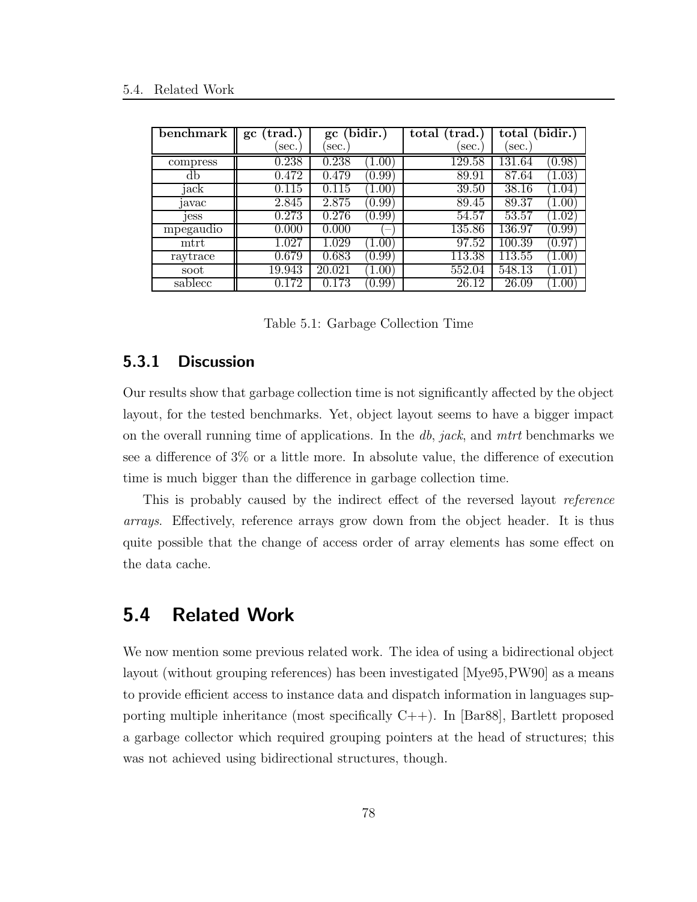| **benchmark** | **gc (trad.)** (sec.) | **gc (bidir.)** (sec.) | | **total (trad.)** (sec.) | **total (bidir.)** (sec.) | |
|---|---|---|---|---|---|---|
| compress | 0.238 | 0.238 | (1.00) | 129.58 | 131.64 | (0.98) |
| db | 0.472 | 0.479 | (0.99) | 89.91 | 87.64 | (1.03) |
| jack | 0.115 | 0.115 | (1.00) | 39.50 | 38.16 | (1.04) |
| javac | 2.845 | 2.875 | (0.99) | 89.45 | 89.37 | (1.00) |
| jess | 0.273 | 0.276 | (0.99) | 54.57 | 53.57 | (1.02) |
| mpegaudio | 0.000 | 0.000 | (–) | 135.86 | 136.97 | (0.99) |
| mtrt | 1.027 | 1.029 | (1.00) | 97.52 | 100.39 | (0.97) |
| raytrace | 0.679 | 0.683 | (0.99) | 113.38 | 113.55 | (1.00) |
| soot | 19.943 | 20.021 | (1.00) | 552.04 | 548.13 | (1.01) |
| sablecc | 0.172 | 0.173 | (0.99) | 26.12 | 26.09 | (1.00) |

Table 5.1: Garbage Collection Time

### 5.3.1 Discussion

Our results show that garbage collection time is not significantly affected by the object layout, for the tested benchmarks. Yet, object layout seems to have a bigger impact on the overall running time of applications. In the *db*, *jack*, and *mtrt* benchmarks we see a difference of 3% or a little more. In absolute value, the difference of execution time is much bigger than the difference in garbage collection time.

This is probably caused by the indirect effect of the reversed layout *reference arrays*. Effectively, reference arrays grow down from the object header. It is thus quite possible that the change of access order of array elements has some effect on the data cache.

## 5.4 Related Work

We now mention some previous related work. The idea of using a bidirectional object layout (without grouping references) has been investigated [Mye95,PW90] as a means to provide efficient access to instance data and dispatch information in languages supporting multiple inheritance (most specifically C++). In [Bar88], Bartlett proposed a garbage collector which required grouping pointers at the head of structures; this was not achieved using bidirectional structures, though.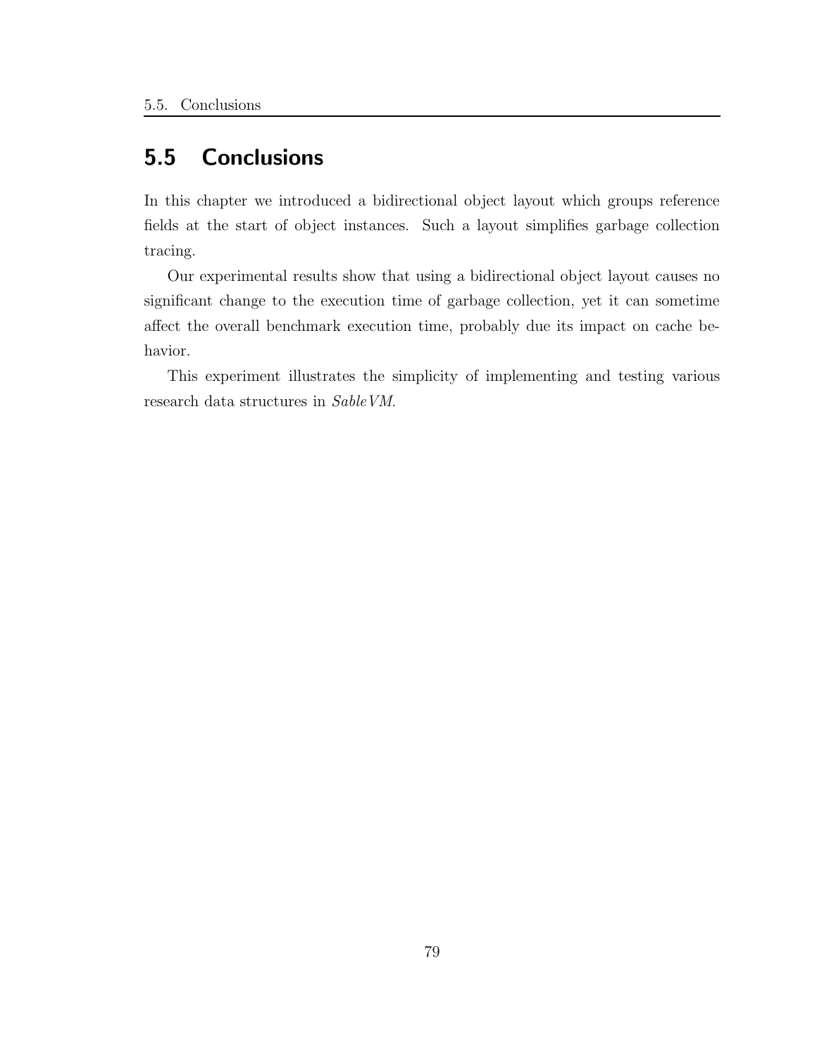## 5.5 Conclusions

In this chapter we introduced a bidirectional object layout which groups reference fields at the start of object instances. Such a layout simplifies garbage collection tracing.

Our experimental results show that using a bidirectional object layout causes no significant change to the execution time of garbage collection, yet it can sometime affect the overall benchmark execution time, probably due its impact on cache behavior.

This experiment illustrates the simplicity of implementing and testing various research data structures in *SableVM*.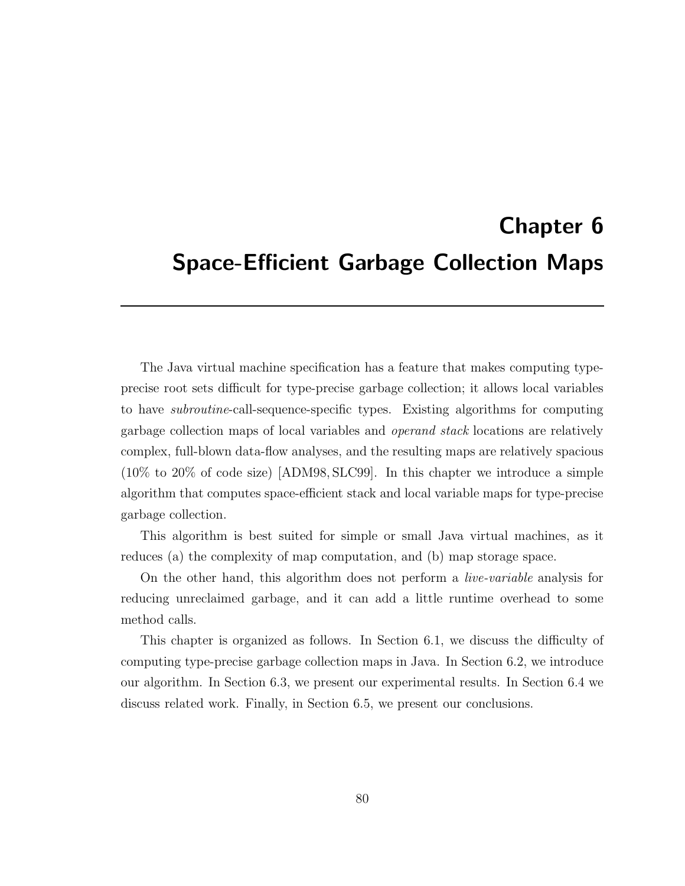# Chapter 6
# Space-Efficient Garbage Collection Maps

The Java virtual machine specification has a feature that makes computing type-precise root sets difficult for type-precise garbage collection; it allows local variables to have *subroutine*-call-sequence-specific types. Existing algorithms for computing garbage collection maps of local variables and *operand stack* locations are relatively complex, full-blown data-flow analyses, and the resulting maps are relatively spacious (10% to 20% of code size) [ADM98, SLC99]. In this chapter we introduce a simple algorithm that computes space-efficient stack and local variable maps for type-precise garbage collection.

This algorithm is best suited for simple or small Java virtual machines, as it reduces (a) the complexity of map computation, and (b) map storage space.

On the other hand, this algorithm does not perform a *live-variable* analysis for reducing unreclaimed garbage, and it can add a little runtime overhead to some method calls.

This chapter is organized as follows. In Section 6.1, we discuss the difficulty of computing type-precise garbage collection maps in Java. In Section 6.2, we introduce our algorithm. In Section 6.3, we present our experimental results. In Section 6.4 we discuss related work. Finally, in Section 6.5, we present our conclusions.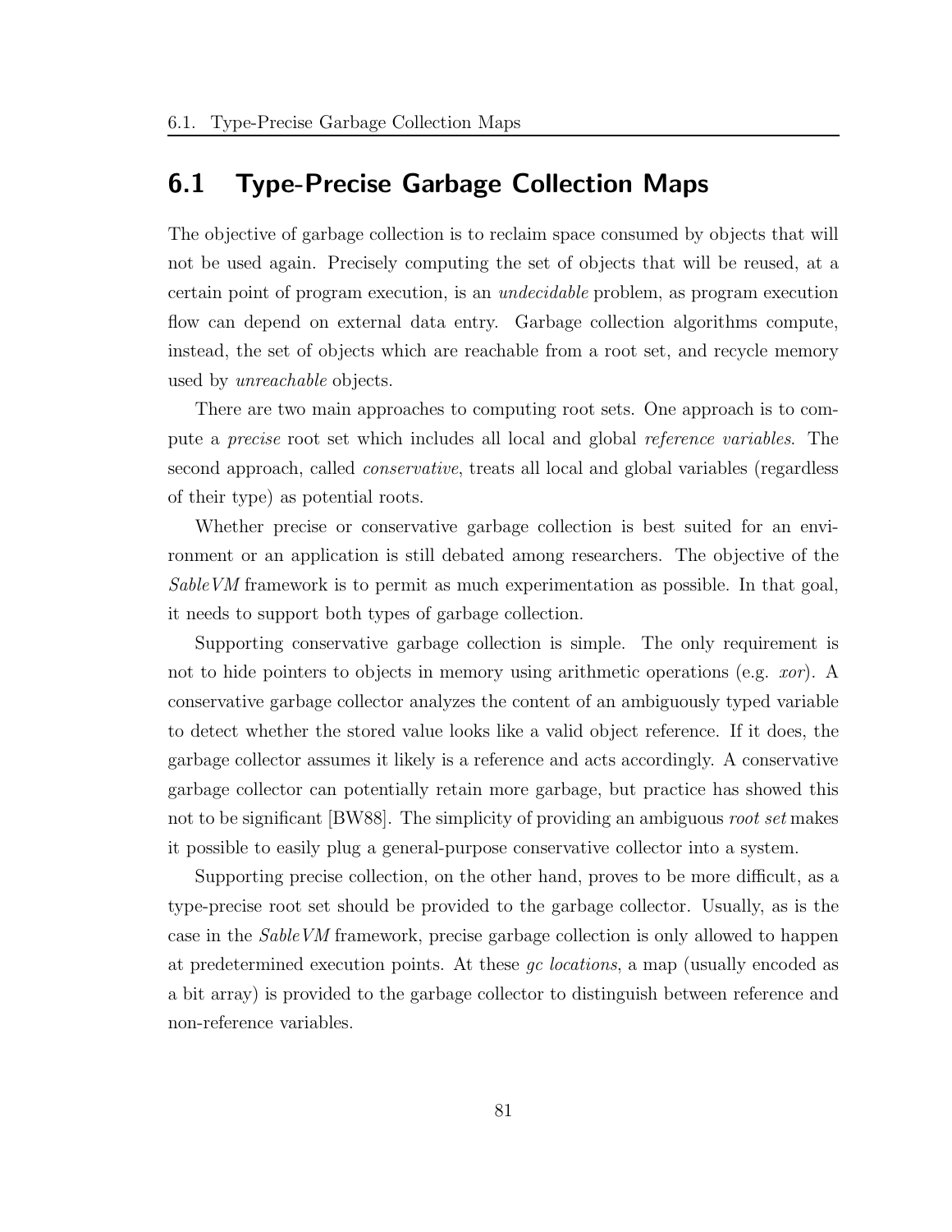## 6.1 Type-Precise Garbage Collection Maps

The objective of garbage collection is to reclaim space consumed by objects that will not be used again. Precisely computing the set of objects that will be reused, at a certain point of program execution, is an *undecidable* problem, as program execution flow can depend on external data entry. Garbage collection algorithms compute, instead, the set of objects which are reachable from a root set, and recycle memory used by *unreachable* objects.

There are two main approaches to computing root sets. One approach is to compute a *precise* root set which includes all local and global *reference variables*. The second approach, called *conservative*, treats all local and global variables (regardless of their type) as potential roots.

Whether precise or conservative garbage collection is best suited for an environment or an application is still debated among researchers. The objective of the *SableVM* framework is to permit as much experimentation as possible. In that goal, it needs to support both types of garbage collection.

Supporting conservative garbage collection is simple. The only requirement is not to hide pointers to objects in memory using arithmetic operations (e.g. *xor*). A conservative garbage collector analyzes the content of an ambiguously typed variable to detect whether the stored value looks like a valid object reference. If it does, the garbage collector assumes it likely is a reference and acts accordingly. A conservative garbage collector can potentially retain more garbage, but practice has showed this not to be significant [BW88]. The simplicity of providing an ambiguous *root set* makes it possible to easily plug a general-purpose conservative collector into a system.

Supporting precise collection, on the other hand, proves to be more difficult, as a type-precise root set should be provided to the garbage collector. Usually, as is the case in the *SableVM* framework, precise garbage collection is only allowed to happen at predetermined execution points. At these *gc locations*, a map (usually encoded as a bit array) is provided to the garbage collector to distinguish between reference and non-reference variables.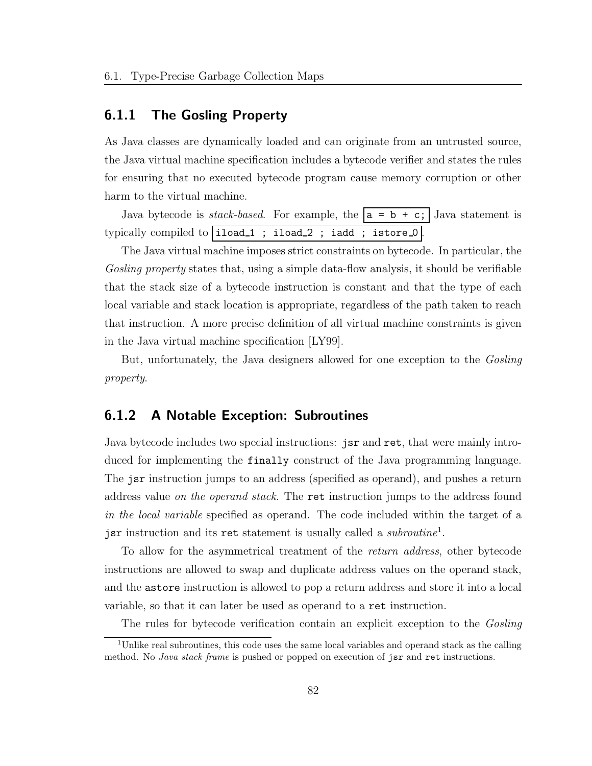### 6.1.1 The Gosling Property

As Java classes are dynamically loaded and can originate from an untrusted source, the Java virtual machine specification includes a bytecode verifier and states the rules for ensuring that no executed bytecode program cause memory corruption or other harm to the virtual machine.

Java bytecode is *stack-based*. For example, the `a = b + c;` Java statement is typically compiled to `iload_1 ; iload_2 ; iadd ; istore_0`.

The Java virtual machine imposes strict constraints on bytecode. In particular, the *Gosling property* states that, using a simple data-flow analysis, it should be verifiable that the stack size of a bytecode instruction is constant and that the type of each local variable and stack location is appropriate, regardless of the path taken to reach that instruction. A more precise definition of all virtual machine constraints is given in the Java virtual machine specification [LY99].

But, unfortunately, the Java designers allowed for one exception to the *Gosling property*.

### 6.1.2 A Notable Exception: Subroutines

Java bytecode includes two special instructions: `jsr` and `ret`, that were mainly introduced for implementing the `finally` construct of the Java programming language. The `jsr` instruction jumps to an address (specified as operand), and pushes a return address value *on the operand stack*. The `ret` instruction jumps to the address found *in the local variable* specified as operand. The code included within the target of a `jsr` instruction and its `ret` statement is usually called a *subroutine*[1].

To allow for the asymmetrical treatment of the *return address*, other bytecode instructions are allowed to swap and duplicate address values on the operand stack, and the `astore` instruction is allowed to pop a return address and store it into a local variable, so that it can later be used as operand to a `ret` instruction.

The rules for bytecode verification contain an explicit exception to the *Gosling*

[1] Unlike real subroutines, this code uses the same local variables and operand stack as the calling method. No *Java stack frame* is pushed or popped on execution of `jsr` and `ret` instructions.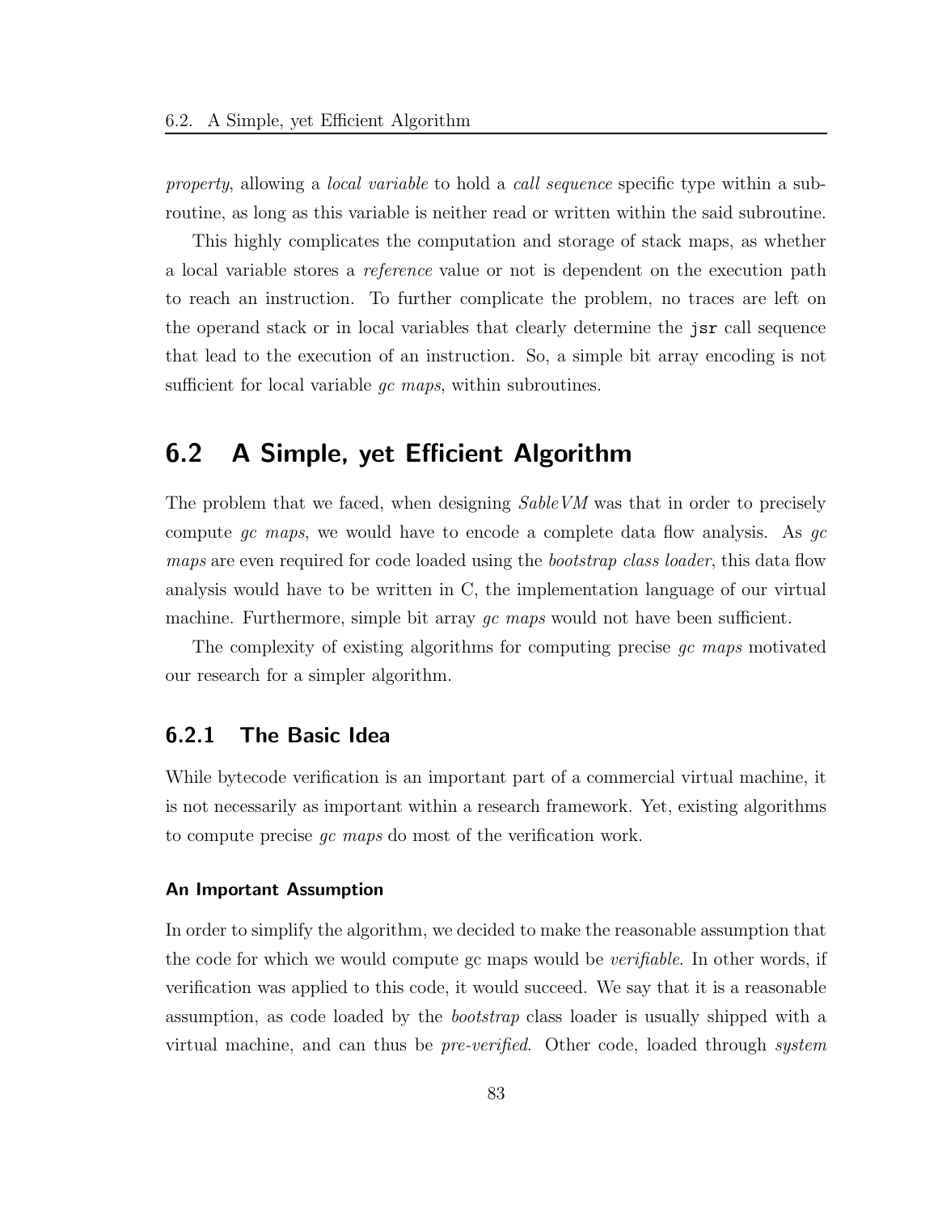*property*, allowing a *local variable* to hold a *call sequence* specific type within a subroutine, as long as this variable is neither read or written within the said subroutine.

This highly complicates the computation and storage of stack maps, as whether a local variable stores a *reference* value or not is dependent on the execution path to reach an instruction. To further complicate the problem, no traces are left on the operand stack or in local variables that clearly determine the `jsr` call sequence that lead to the execution of an instruction. So, a simple bit array encoding is not sufficient for local variable *gc maps*, within subroutines.

## 6.2 A Simple, yet Efficient Algorithm

The problem that we faced, when designing *SableVM* was that in order to precisely compute *gc maps*, we would have to encode a complete data flow analysis. As *gc maps* are even required for code loaded using the *bootstrap class loader*, this data flow analysis would have to be written in C, the implementation language of our virtual machine. Furthermore, simple bit array *gc maps* would not have been sufficient.

The complexity of existing algorithms for computing precise *gc maps* motivated our research for a simpler algorithm.

### 6.2.1 The Basic Idea

While bytecode verification is an important part of a commercial virtual machine, it is not necessarily as important within a research framework. Yet, existing algorithms to compute precise *gc maps* do most of the verification work.

#### An Important Assumption

In order to simplify the algorithm, we decided to make the reasonable assumption that the code for which we would compute gc maps would be *verifiable*. In other words, if verification was applied to this code, it would succeed. We say that it is a reasonable assumption, as code loaded by the *bootstrap* class loader is usually shipped with a virtual machine, and can thus be *pre-verified*. Other code, loaded through *system*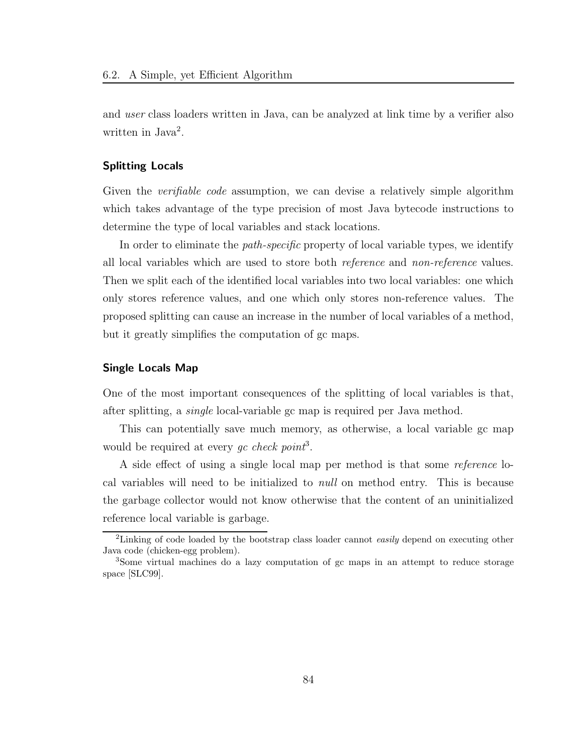and *user* class loaders written in Java, can be analyzed at link time by a verifier also written in Java[2].

#### Splitting Locals

Given the *verifiable code* assumption, we can devise a relatively simple algorithm which takes advantage of the type precision of most Java bytecode instructions to determine the type of local variables and stack locations.

In order to eliminate the *path-specific* property of local variable types, we identify all local variables which are used to store both *reference* and *non-reference* values. Then we split each of the identified local variables into two local variables: one which only stores reference values, and one which only stores non-reference values. The proposed splitting can cause an increase in the number of local variables of a method, but it greatly simplifies the computation of gc maps.

#### Single Locals Map

One of the most important consequences of the splitting of local variables is that, after splitting, a *single* local-variable gc map is required per Java method.

This can potentially save much memory, as otherwise, a local variable gc map would be required at every *gc check point*[3].

A side effect of using a single local map per method is that some *reference* local variables will need to be initialized to *null* on method entry. This is because the garbage collector would not know otherwise that the content of an uninitialized reference local variable is garbage.

---

[2] Linking of code loaded by the bootstrap class loader cannot *easily* depend on executing other Java code (chicken-egg problem).

[3] Some virtual machines do a lazy computation of gc maps in an attempt to reduce storage space [SLC99].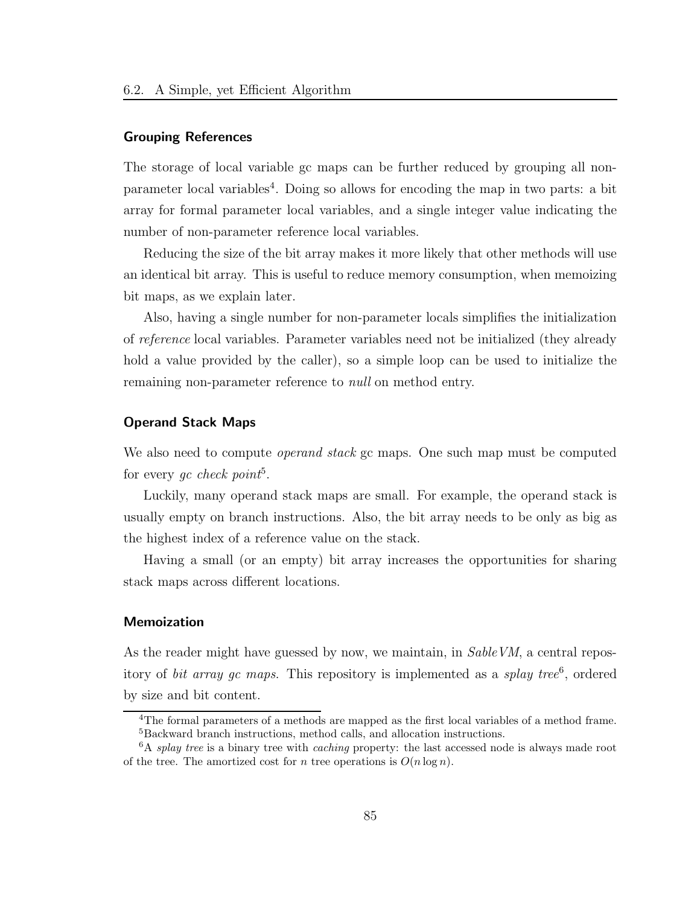### Grouping References

The storage of local variable gc maps can be further reduced by grouping all non-parameter local variables[4]. Doing so allows for encoding the map in two parts: a bit array for formal parameter local variables, and a single integer value indicating the number of non-parameter reference local variables.

Reducing the size of the bit array makes it more likely that other methods will use an identical bit array. This is useful to reduce memory consumption, when memoizing bit maps, as we explain later.

Also, having a single number for non-parameter locals simplifies the initialization of *reference* local variables. Parameter variables need not be initialized (they already hold a value provided by the caller), so a simple loop can be used to initialize the remaining non-parameter reference to *null* on method entry.

### Operand Stack Maps

We also need to compute *operand stack* gc maps. One such map must be computed for every *gc check point*[5].

Luckily, many operand stack maps are small. For example, the operand stack is usually empty on branch instructions. Also, the bit array needs to be only as big as the highest index of a reference value on the stack.

Having a small (or an empty) bit array increases the opportunities for sharing stack maps across different locations.

### Memoization

As the reader might have guessed by now, we maintain, in *SableVM*, a central repository of *bit array gc maps.* This repository is implemented as a *splay tree*[6], ordered by size and bit content.

[4]The formal parameters of a methods are mapped as the first local variables of a method frame.

[5]Backward branch instructions, method calls, and allocation instructions.

[6]A *splay tree* is a binary tree with *caching* property: the last accessed node is always made root of the tree. The amortized cost for $n$ tree operations is $O(n \log n)$.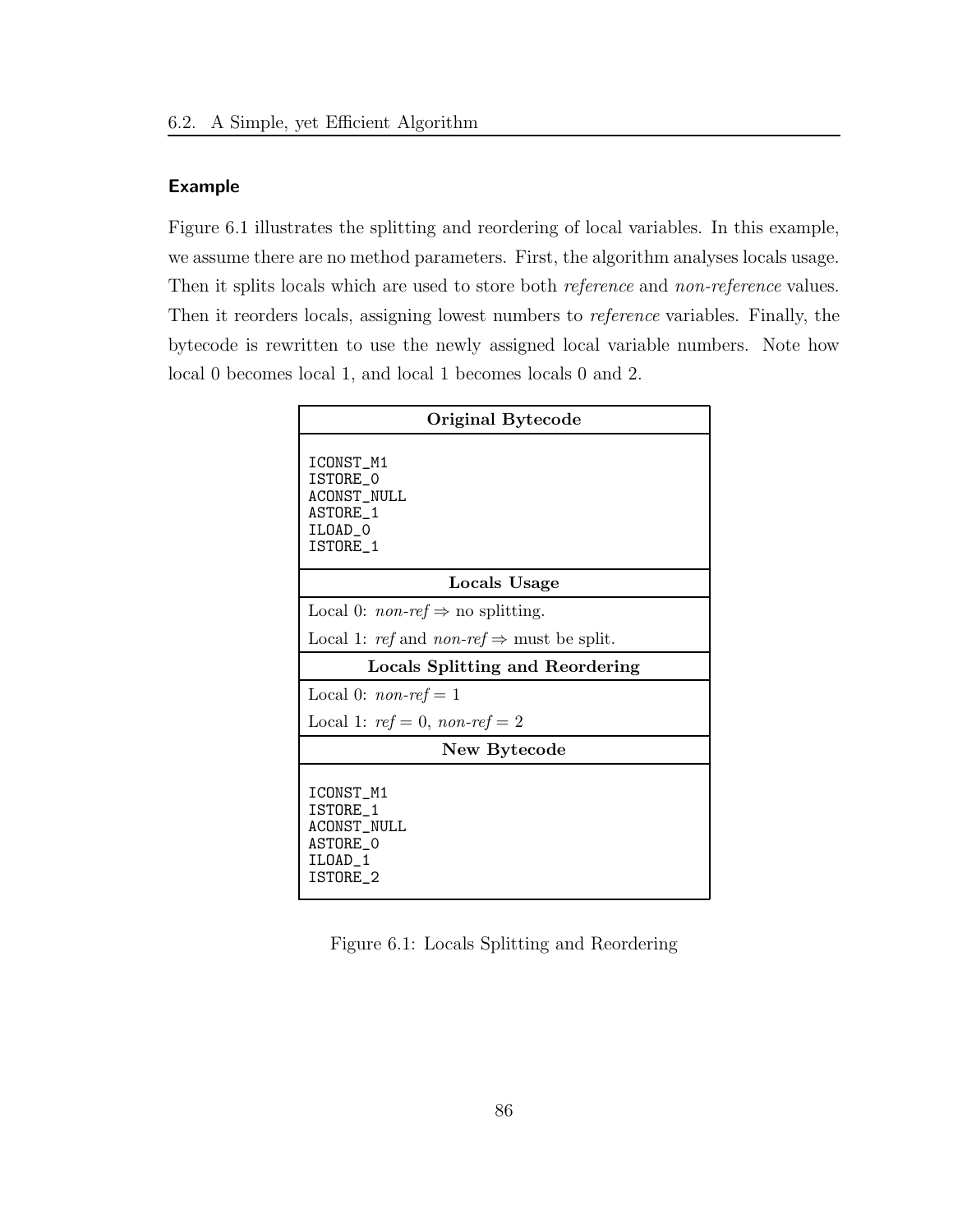### Example

Figure 6.1 illustrates the splitting and reordering of local variables. In this example, we assume there are no method parameters. First, the algorithm analyses locals usage. Then it splits locals which are used to store both *reference* and *non-reference* values. Then it reorders locals, assigning lowest numbers to *reference* variables. Finally, the bytecode is rewritten to use the newly assigned local variable numbers. Note how local 0 becomes local 1, and local 1 becomes locals 0 and 2.

**Original Bytecode**

```
ICONST_M1
ISTORE_0
ACONST_NULL
ASTORE_1
ILOAD_0
ISTORE_1
```

**Locals Usage**

Local 0: *non-ref* ⇒ no splitting.

Local 1: *ref* and *non-ref* ⇒ must be split.

**Locals Splitting and Reordering**

Local 0: *non-ref* = 1

Local 1: *ref* = 0, *non-ref* = 2

**New Bytecode**

```
ICONST_M1
ISTORE_1
ACONST_NULL
ASTORE_0
ILOAD_1
ISTORE_2
```

Figure 6.1: Locals Splitting and Reordering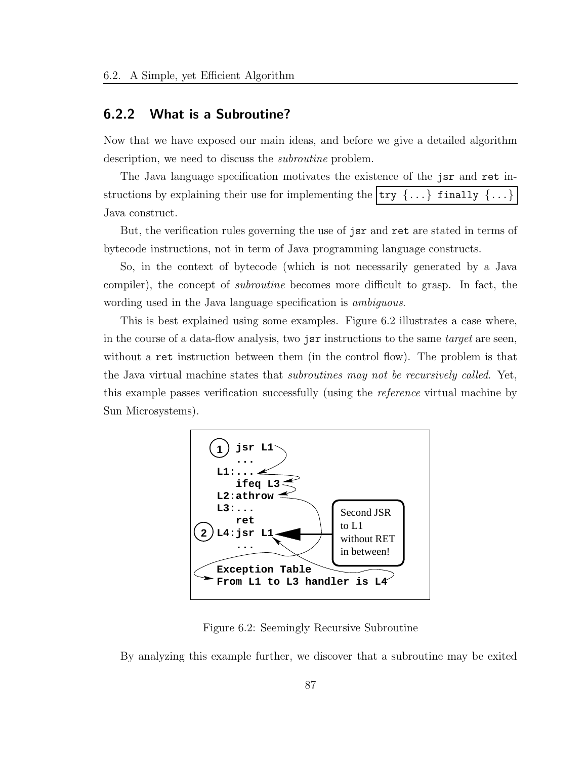### 6.2.2 What is a Subroutine?

Now that we have exposed our main ideas, and before we give a detailed algorithm description, we need to discuss the *subroutine* problem.

The Java language specification motivates the existence of the `jsr` and `ret` instructions by explaining their use for implementing the `try {...} finally {...}` Java construct.

But, the verification rules governing the use of `jsr` and `ret` are stated in terms of bytecode instructions, not in term of Java programming language constructs.

So, in the context of bytecode (which is not necessarily generated by a Java compiler), the concept of *subroutine* becomes more difficult to grasp. In fact, the wording used in the Java language specification is *ambiguous*.

This is best explained using some examples. Figure 6.2 illustrates a case where, in the course of a data-flow analysis, two `jsr` instructions to the same *target* are seen, without a `ret` instruction between them (in the control flow). The problem is that the Java virtual machine states that *subroutines may not be recursively called*. Yet, this example passes verification successfully (using the *reference* virtual machine by Sun Microsystems).

```
(1)    jsr L1
       ...
    L1:...
       ifeq L3
    L2:athrow
    L3:...
       ret
(2) L4:jsr L1      <-- Second JSR to L1 without RET in between!
       ...

    Exception Table
    From L1 to L3 handler is L4
```

Figure 6.2: Seemingly Recursive Subroutine

By analyzing this example further, we discover that a subroutine may be exited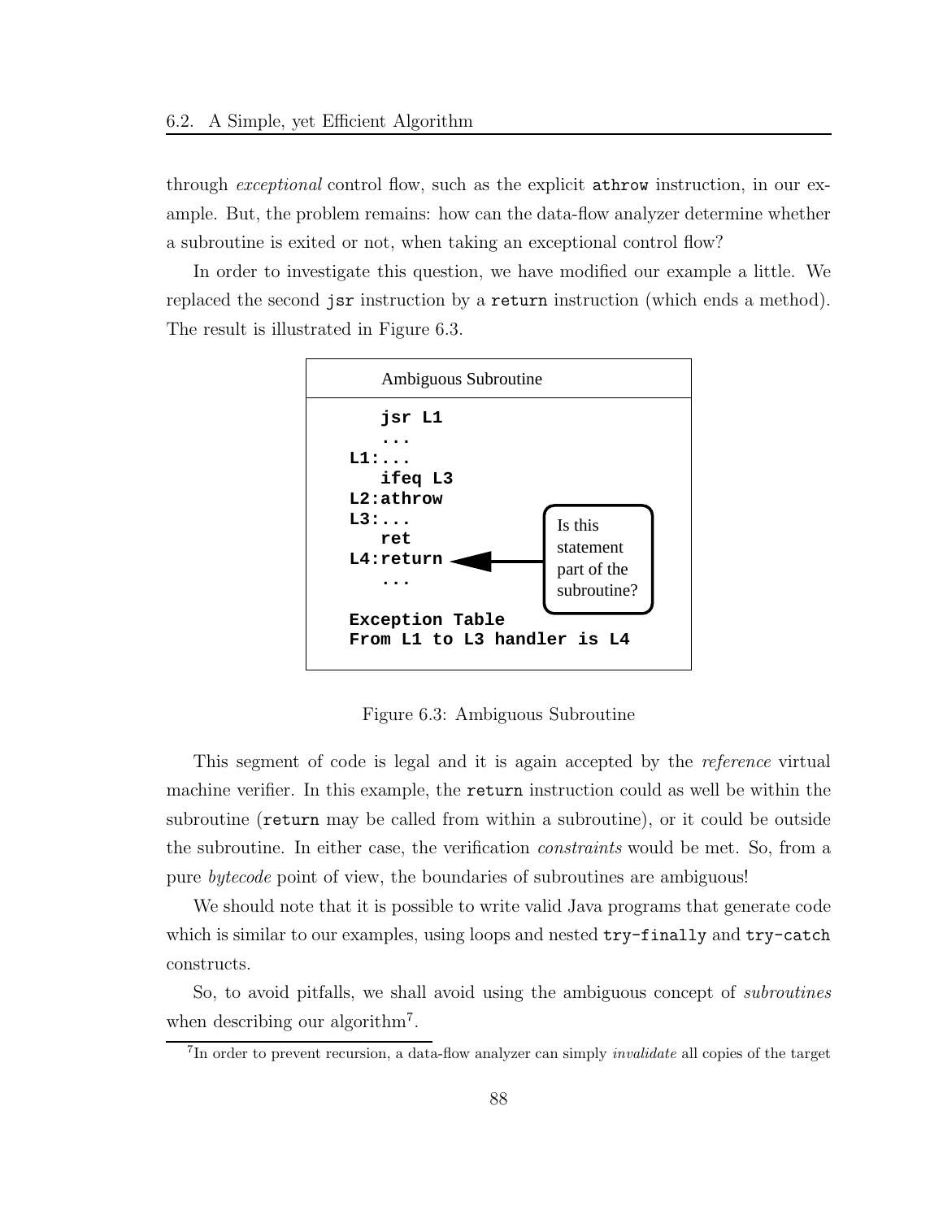through *exceptional* control flow, such as the explicit `athrow` instruction, in our example. But, the problem remains: how can the data-flow analyzer determine whether a subroutine is exited or not, when taking an exceptional control flow?

In order to investigate this question, we have modified our example a little. We replaced the second `jsr` instruction by a `return` instruction (which ends a method). The result is illustrated in Figure 6.3.

```
Ambiguous Subroutine

    jsr L1
    ...
L1:...
    ifeq L3
L2:athrow
L3:...
    ret
L4:return   <---- Is this statement part of the subroutine?
    ...

Exception Table
From L1 to L3 handler is L4
```

Figure 6.3: Ambiguous Subroutine

This segment of code is legal and it is again accepted by the *reference* virtual machine verifier. In this example, the `return` instruction could as well be within the subroutine (`return` may be called from within a subroutine), or it could be outside the subroutine. In either case, the verification *constraints* would be met. So, from a pure *bytecode* point of view, the boundaries of subroutines are ambiguous!

We should note that it is possible to write valid Java programs that generate code which is similar to our examples, using loops and nested `try-finally` and `try-catch` constructs.

So, to avoid pitfalls, we shall avoid using the ambiguous concept of *subroutines* when describing our algorithm[7].

[7] In order to prevent recursion, a data-flow analyzer can simply *invalidate* all copies of the target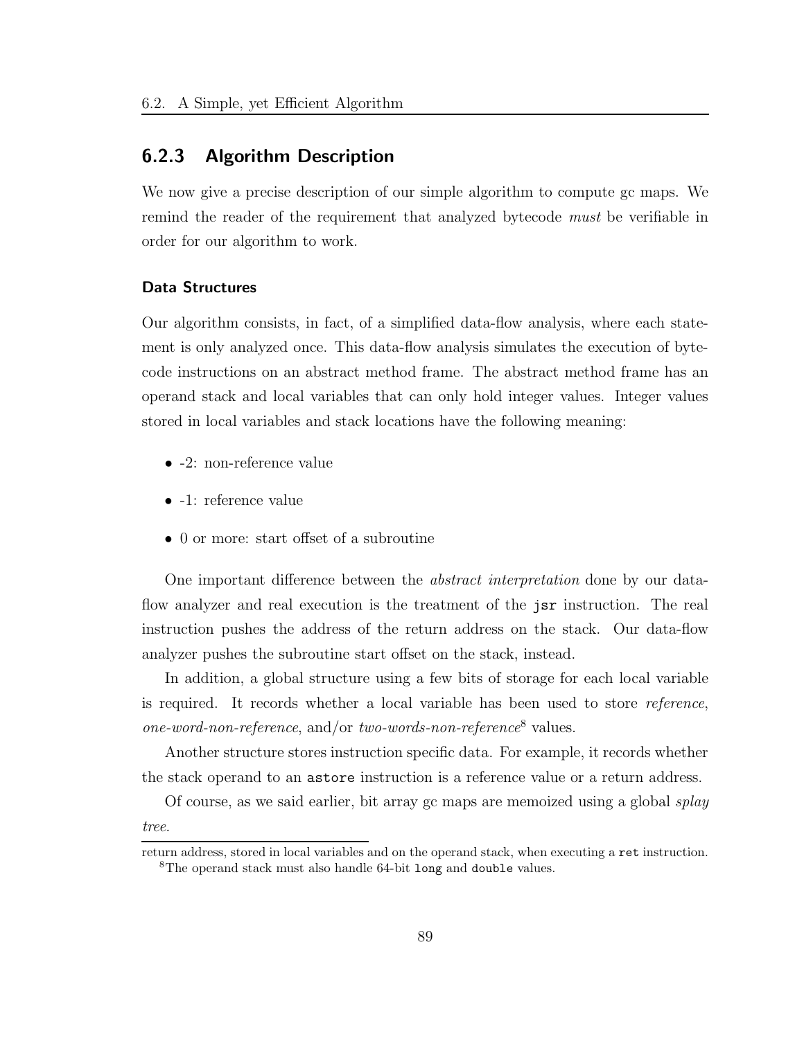### 6.2.3 Algorithm Description

We now give a precise description of our simple algorithm to compute gc maps. We remind the reader of the requirement that analyzed bytecode *must* be verifiable in order for our algorithm to work.

#### Data Structures

Our algorithm consists, in fact, of a simplified data-flow analysis, where each statement is only analyzed once. This data-flow analysis simulates the execution of bytecode instructions on an abstract method frame. The abstract method frame has an operand stack and local variables that can only hold integer values. Integer values stored in local variables and stack locations have the following meaning:

- -2: non-reference value
- -1: reference value
- 0 or more: start offset of a subroutine

One important difference between the *abstract interpretation* done by our data-flow analyzer and real execution is the treatment of the `jsr` instruction. The real instruction pushes the address of the return address on the stack. Our data-flow analyzer pushes the subroutine start offset on the stack, instead.

In addition, a global structure using a few bits of storage for each local variable is required. It records whether a local variable has been used to store *reference*, *one-word-non-reference*, and/or *two-words-non-reference*[8] values.

Another structure stores instruction specific data. For example, it records whether the stack operand to an `astore` instruction is a reference value or a return address.

Of course, as we said earlier, bit array gc maps are memoized using a global *splay tree*.

---

return address, stored in local variables and on the operand stack, when executing a `ret` instruction.

[8] The operand stack must also handle 64-bit `long` and `double` values.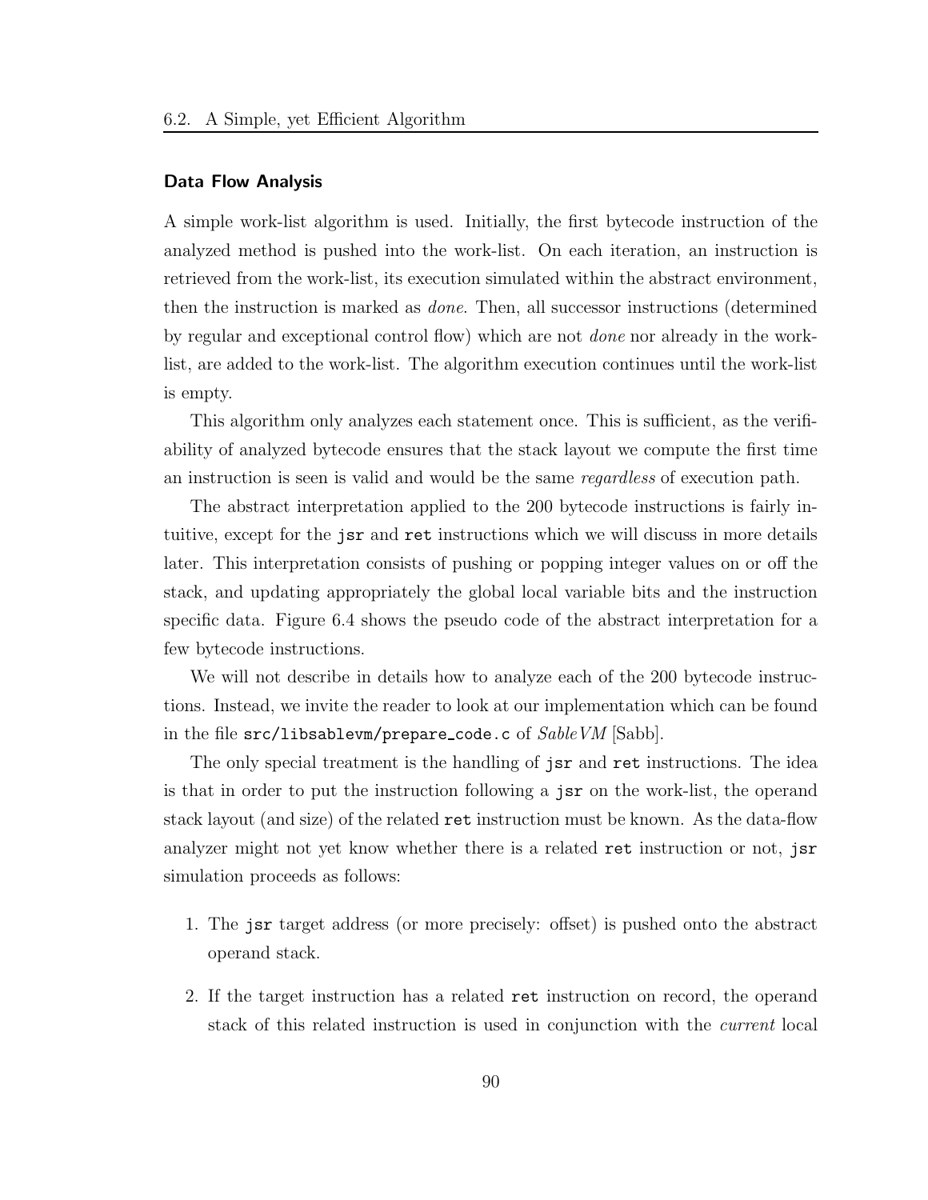### Data Flow Analysis

A simple work-list algorithm is used. Initially, the first bytecode instruction of the analyzed method is pushed into the work-list. On each iteration, an instruction is retrieved from the work-list, its execution simulated within the abstract environment, then the instruction is marked as *done*. Then, all successor instructions (determined by regular and exceptional control flow) which are not *done* nor already in the work-list, are added to the work-list. The algorithm execution continues until the work-list is empty.

This algorithm only analyzes each statement once. This is sufficient, as the verifiability of analyzed bytecode ensures that the stack layout we compute the first time an instruction is seen is valid and would be the same *regardless* of execution path.

The abstract interpretation applied to the 200 bytecode instructions is fairly intuitive, except for the `jsr` and `ret` instructions which we will discuss in more details later. This interpretation consists of pushing or popping integer values on or off the stack, and updating appropriately the global local variable bits and the instruction specific data. Figure 6.4 shows the pseudo code of the abstract interpretation for a few bytecode instructions.

We will not describe in details how to analyze each of the 200 bytecode instructions. Instead, we invite the reader to look at our implementation which can be found in the file `src/libsablevm/prepare_code.c` of *SableVM* [Sabb].

The only special treatment is the handling of `jsr` and `ret` instructions. The idea is that in order to put the instruction following a `jsr` on the work-list, the operand stack layout (and size) of the related `ret` instruction must be known. As the data-flow analyzer might not yet know whether there is a related `ret` instruction or not, `jsr` simulation proceeds as follows:

1. The `jsr` target address (or more precisely: offset) is pushed onto the abstract operand stack.
2. If the target instruction has a related `ret` instruction on record, the operand stack of this related instruction is used in conjunction with the *current* local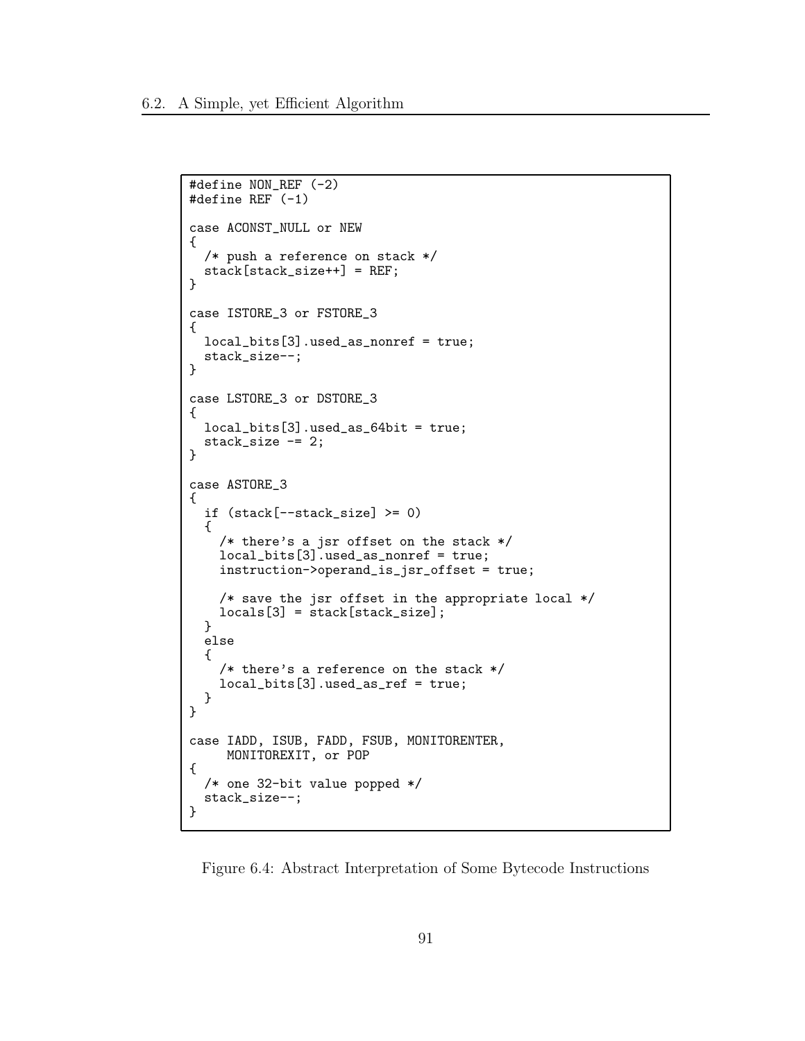```
#define NON_REF (-2)
#define REF (-1)

case ACONST_NULL or NEW
{
  /* push a reference on stack */
  stack[stack_size++] = REF;
}

case ISTORE_3 or FSTORE_3
{
  local_bits[3].used_as_nonref = true;
  stack_size--;
}

case LSTORE_3 or DSTORE_3
{
  local_bits[3].used_as_64bit = true;
  stack_size -= 2;
}

case ASTORE_3
{
  if (stack[--stack_size] >= 0)
  {
    /* there's a jsr offset on the stack */
    local_bits[3].used_as_nonref = true;
    instruction->operand_is_jsr_offset = true;

    /* save the jsr offset in the appropriate local */
    locals[3] = stack[stack_size];
  }
  else
  {
    /* there's a reference on the stack */
    local_bits[3].used_as_ref = true;
  }
}

case IADD, ISUB, FADD, FSUB, MONITORENTER,
     MONITOREXIT, or POP
{
  /* one 32-bit value popped */
  stack_size--;
}
```

Figure 6.4: Abstract Interpretation of Some Bytecode Instructions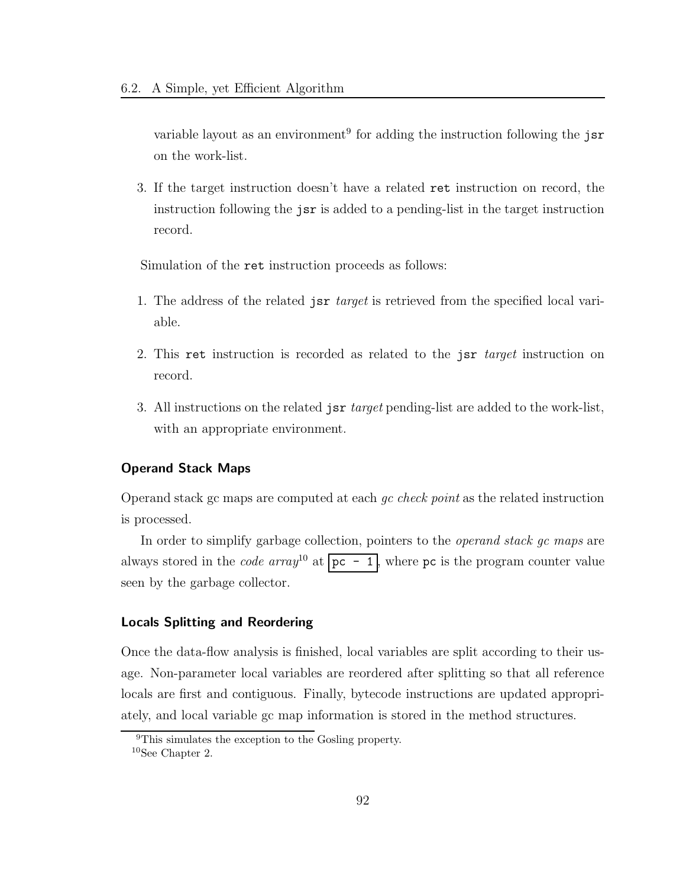variable layout as an environment[9] for adding the instruction following the `jsr` on the work-list.

3. If the target instruction doesn't have a related `ret` instruction on record, the instruction following the `jsr` is added to a pending-list in the target instruction record.

Simulation of the `ret` instruction proceeds as follows:

1. The address of the related `jsr` *target* is retrieved from the specified local variable.

2. This `ret` instruction is recorded as related to the `jsr` *target* instruction on record.

3. All instructions on the related `jsr` *target* pending-list are added to the work-list, with an appropriate environment.

### Operand Stack Maps

Operand stack gc maps are computed at each *gc check point* as the related instruction is processed.

In order to simplify garbage collection, pointers to the *operand stack gc maps* are always stored in the *code array*[10] at `pc - 1`, where `pc` is the program counter value seen by the garbage collector.

### Locals Splitting and Reordering

Once the data-flow analysis is finished, local variables are split according to their usage. Non-parameter local variables are reordered after splitting so that all reference locals are first and contiguous. Finally, bytecode instructions are updated appropriately, and local variable gc map information is stored in the method structures.

---

[9] This simulates the exception to the Gosling property.

[10] See Chapter 2.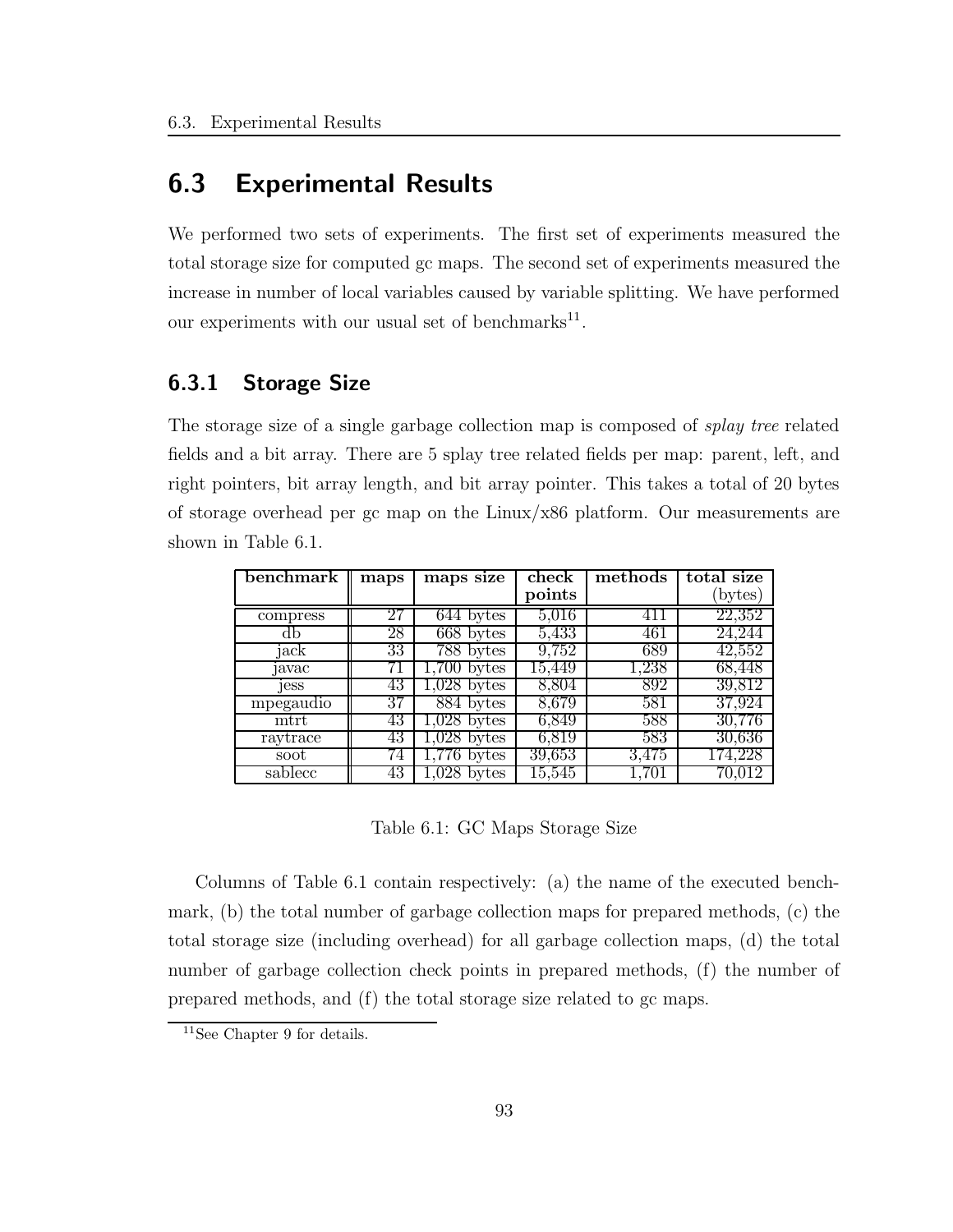## 6.3 Experimental Results

We performed two sets of experiments. The first set of experiments measured the total storage size for computed gc maps. The second set of experiments measured the increase in number of local variables caused by variable splitting. We have performed our experiments with our usual set of benchmarks[11].

### 6.3.1 Storage Size

The storage size of a single garbage collection map is composed of *splay tree* related fields and a bit array. There are 5 splay tree related fields per map: parent, left, and right pointers, bit array length, and bit array pointer. This takes a total of 20 bytes of storage overhead per gc map on the Linux/x86 platform. Our measurements are shown in Table 6.1.

| benchmark | maps | maps size | check points | methods | total size (bytes) |
|---|---|---|---|---|---|
| compress | 27 | 644 bytes | 5,016 | 411 | 22,352 |
| db | 28 | 668 bytes | 5,433 | 461 | 24,244 |
| jack | 33 | 788 bytes | 9,752 | 689 | 42,552 |
| javac | 71 | 1,700 bytes | 15,449 | 1,238 | 68,448 |
| jess | 43 | 1,028 bytes | 8,804 | 892 | 39,812 |
| mpegaudio | 37 | 884 bytes | 8,679 | 581 | 37,924 |
| mtrt | 43 | 1,028 bytes | 6,849 | 588 | 30,776 |
| raytrace | 43 | 1,028 bytes | 6,819 | 583 | 30,636 |
| soot | 74 | 1,776 bytes | 39,653 | 3,475 | 174,228 |
| sablecc | 43 | 1,028 bytes | 15,545 | 1,701 | 70,012 |

Table 6.1: GC Maps Storage Size

Columns of Table 6.1 contain respectively: (a) the name of the executed benchmark, (b) the total number of garbage collection maps for prepared methods, (c) the total storage size (including overhead) for all garbage collection maps, (d) the total number of garbage collection check points in prepared methods, (f) the number of prepared methods, and (f) the total storage size related to gc maps.

[11] See Chapter 9 for details.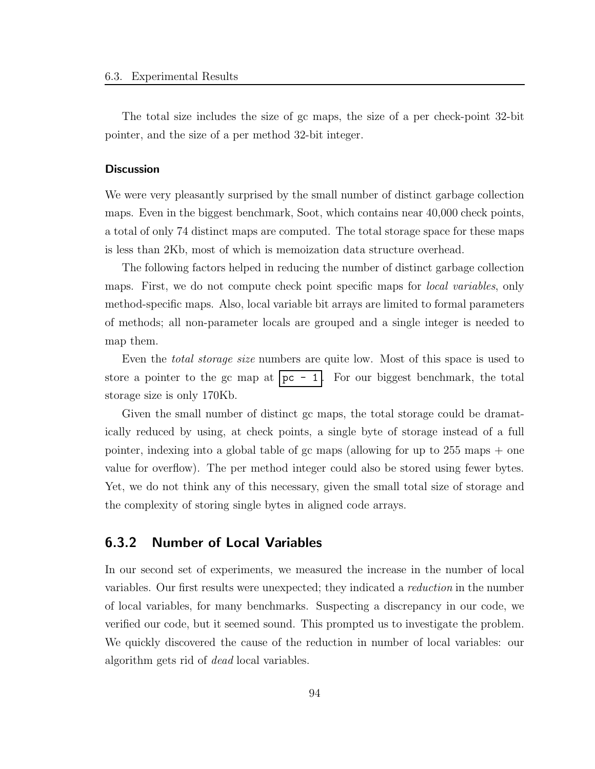The total size includes the size of gc maps, the size of a per check-point 32-bit pointer, and the size of a per method 32-bit integer.

#### Discussion

We were very pleasantly surprised by the small number of distinct garbage collection maps. Even in the biggest benchmark, Soot, which contains near 40,000 check points, a total of only 74 distinct maps are computed. The total storage space for these maps is less than 2Kb, most of which is memoization data structure overhead.

The following factors helped in reducing the number of distinct garbage collection maps. First, we do not compute check point specific maps for *local variables*, only method-specific maps. Also, local variable bit arrays are limited to formal parameters of methods; all non-parameter locals are grouped and a single integer is needed to map them.

Even the *total storage size* numbers are quite low. Most of this space is used to store a pointer to the gc map at `pc - 1`. For our biggest benchmark, the total storage size is only 170Kb.

Given the small number of distinct gc maps, the total storage could be dramatically reduced by using, at check points, a single byte of storage instead of a full pointer, indexing into a global table of gc maps (allowing for up to 255 maps + one value for overflow). The per method integer could also be stored using fewer bytes. Yet, we do not think any of this necessary, given the small total size of storage and the complexity of storing single bytes in aligned code arrays.

### 6.3.2 Number of Local Variables

In our second set of experiments, we measured the increase in the number of local variables. Our first results were unexpected; they indicated a *reduction* in the number of local variables, for many benchmarks. Suspecting a discrepancy in our code, we verified our code, but it seemed sound. This prompted us to investigate the problem. We quickly discovered the cause of the reduction in number of local variables: our algorithm gets rid of *dead* local variables.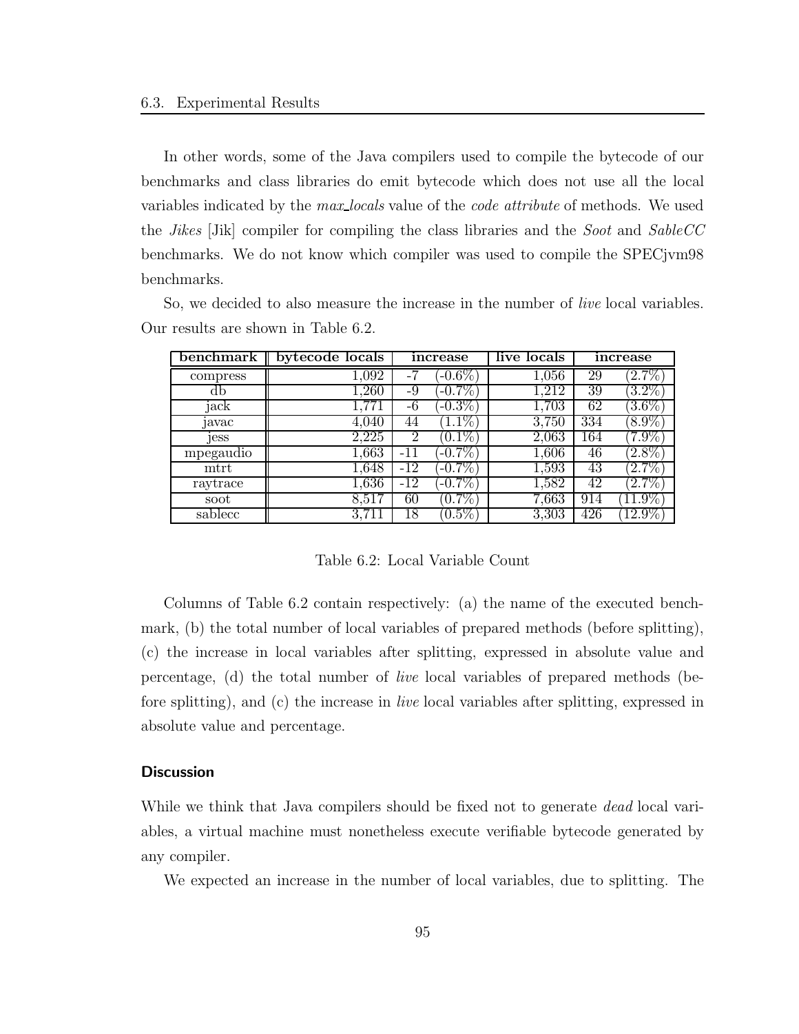In other words, some of the Java compilers used to compile the bytecode of our benchmarks and class libraries do emit bytecode which does not use all the local variables indicated by the *max_locals* value of the *code attribute* of methods. We used the *Jikes* [Jik] compiler for compiling the class libraries and the *Soot* and *SableCC* benchmarks. We do not know which compiler was used to compile the SPECjvm98 benchmarks.

So, we decided to also measure the increase in the number of *live* local variables. Our results are shown in Table 6.2.

| benchmark | bytecode locals | increase | | live locals | increase | |
|---|---|---|---|---|---|---|
| compress | 1,092 | -7 | (-0.6%) | 1,056 | 29 | (2.7%) |
| db | 1,260 | -9 | (-0.7%) | 1,212 | 39 | (3.2%) |
| jack | 1,771 | -6 | (-0.3%) | 1,703 | 62 | (3.6%) |
| javac | 4,040 | 44 | (1.1%) | 3,750 | 334 | (8.9%) |
| jess | 2,225 | 2 | (0.1%) | 2,063 | 164 | (7.9%) |
| mpegaudio | 1,663 | -11 | (-0.7%) | 1,606 | 46 | (2.8%) |
| mtrt | 1,648 | -12 | (-0.7%) | 1,593 | 43 | (2.7%) |
| raytrace | 1,636 | -12 | (-0.7%) | 1,582 | 42 | (2.7%) |
| soot | 8,517 | 60 | (0.7%) | 7,663 | 914 | (11.9%) |
| sablecc | 3,711 | 18 | (0.5%) | 3,303 | 426 | (12.9%) |

Table 6.2: Local Variable Count

Columns of Table 6.2 contain respectively: (a) the name of the executed benchmark, (b) the total number of local variables of prepared methods (before splitting), (c) the increase in local variables after splitting, expressed in absolute value and percentage, (d) the total number of *live* local variables of prepared methods (before splitting), and (c) the increase in *live* local variables after splitting, expressed in absolute value and percentage.

#### Discussion

While we think that Java compilers should be fixed not to generate *dead* local variables, a virtual machine must nonetheless execute verifiable bytecode generated by any compiler.

We expected an increase in the number of local variables, due to splitting. The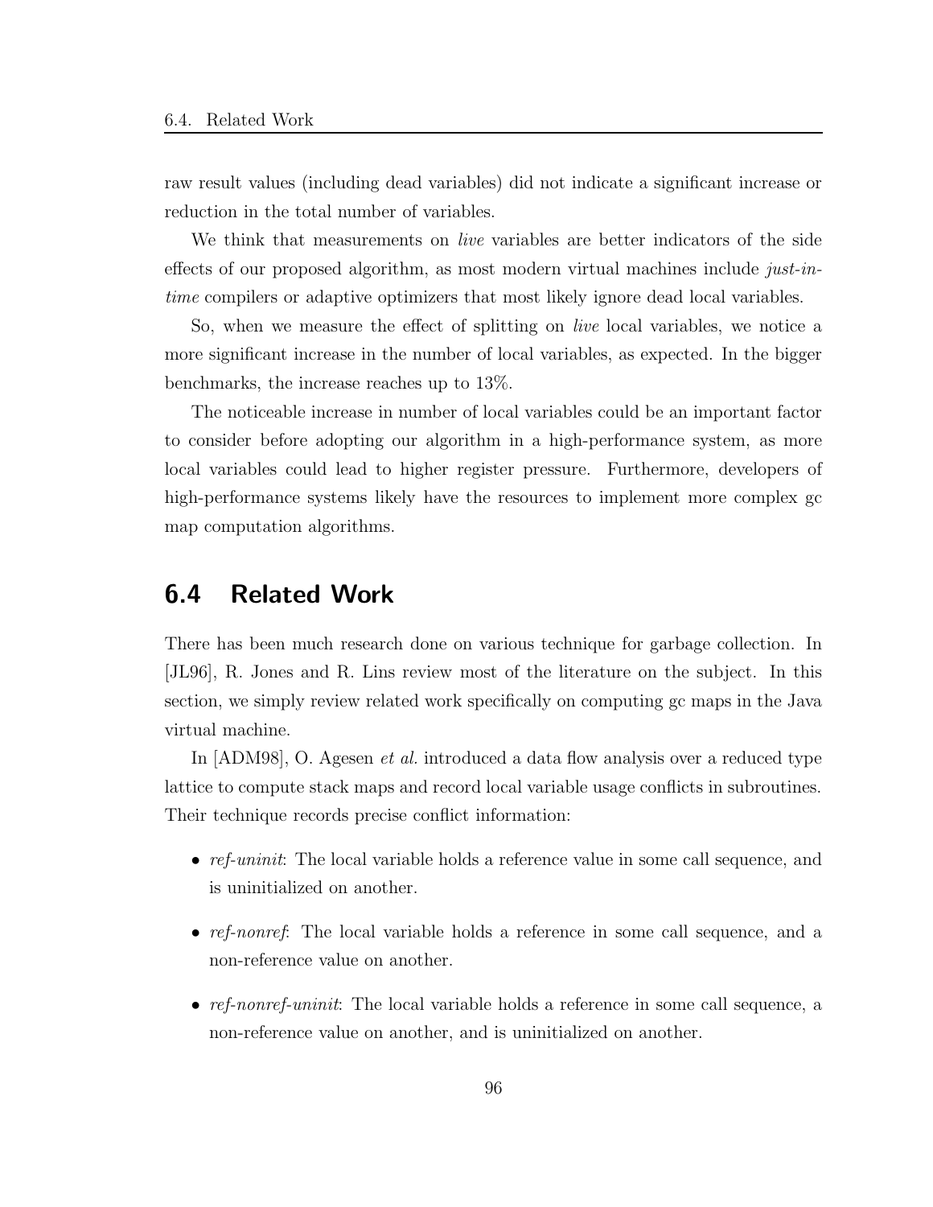raw result values (including dead variables) did not indicate a significant increase or reduction in the total number of variables.

We think that measurements on *live* variables are better indicators of the side effects of our proposed algorithm, as most modern virtual machines include *just-in-time* compilers or adaptive optimizers that most likely ignore dead local variables.

So, when we measure the effect of splitting on *live* local variables, we notice a more significant increase in the number of local variables, as expected. In the bigger benchmarks, the increase reaches up to 13%.

The noticeable increase in number of local variables could be an important factor to consider before adopting our algorithm in a high-performance system, as more local variables could lead to higher register pressure. Furthermore, developers of high-performance systems likely have the resources to implement more complex gc map computation algorithms.

## 6.4 Related Work

There has been much research done on various technique for garbage collection. In [JL96], R. Jones and R. Lins review most of the literature on the subject. In this section, we simply review related work specifically on computing gc maps in the Java virtual machine.

In [ADM98], O. Agesen *et al.* introduced a data flow analysis over a reduced type lattice to compute stack maps and record local variable usage conflicts in subroutines. Their technique records precise conflict information:

- *ref-uninit*: The local variable holds a reference value in some call sequence, and is uninitialized on another.
- *ref-nonref*: The local variable holds a reference in some call sequence, and a non-reference value on another.
- *ref-nonref-uninit*: The local variable holds a reference in some call sequence, a non-reference value on another, and is uninitialized on another.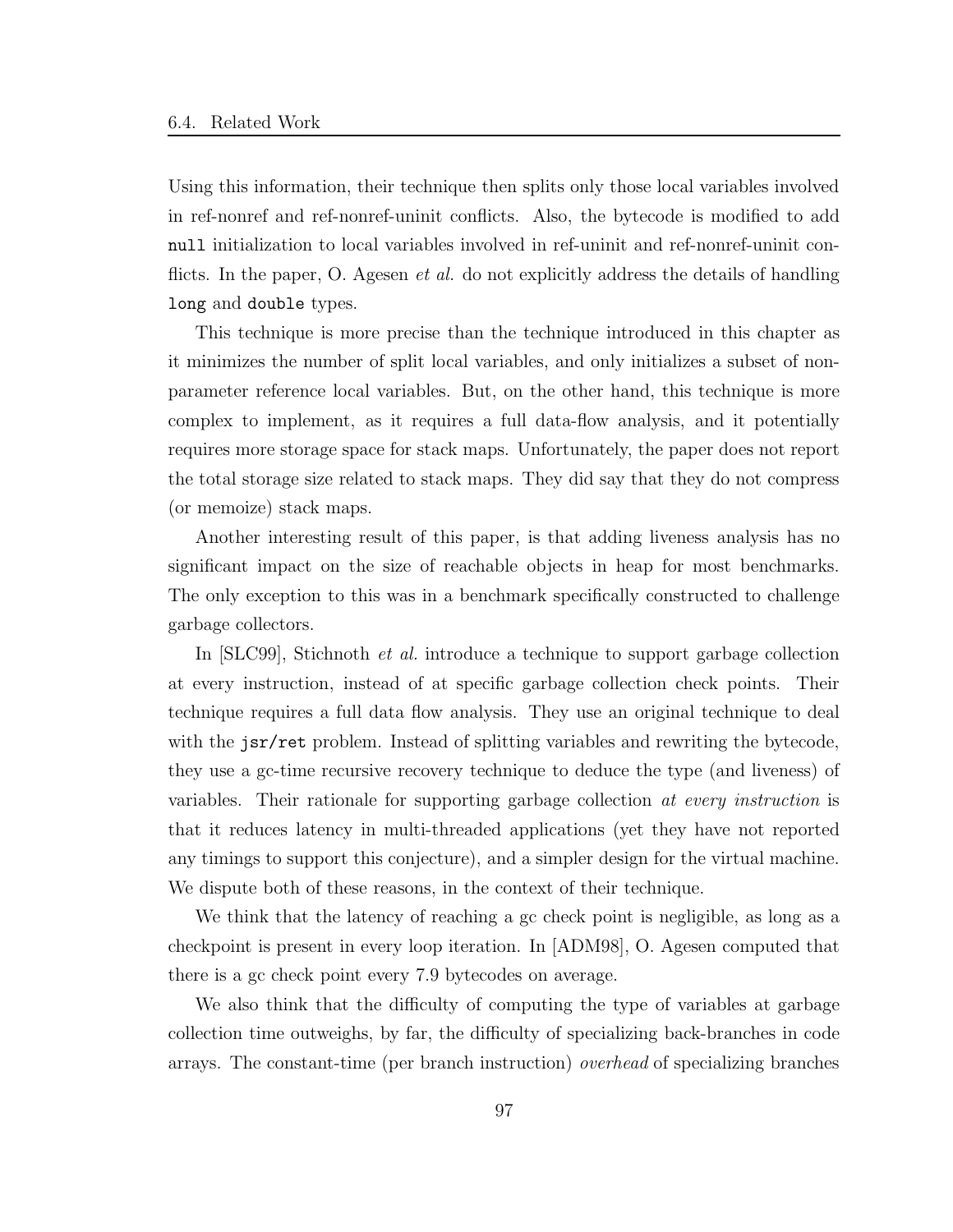Using this information, their technique then splits only those local variables involved in ref-nonref and ref-nonref-uninit conflicts. Also, the bytecode is modified to add `null` initialization to local variables involved in ref-uninit and ref-nonref-uninit conflicts. In the paper, O. Agesen *et al.* do not explicitly address the details of handling `long` and `double` types.

This technique is more precise than the technique introduced in this chapter as it minimizes the number of split local variables, and only initializes a subset of non-parameter reference local variables. But, on the other hand, this technique is more complex to implement, as it requires a full data-flow analysis, and it potentially requires more storage space for stack maps. Unfortunately, the paper does not report the total storage size related to stack maps. They did say that they do not compress (or memoize) stack maps.

Another interesting result of this paper, is that adding liveness analysis has no significant impact on the size of reachable objects in heap for most benchmarks. The only exception to this was in a benchmark specifically constructed to challenge garbage collectors.

In [SLC99], Stichnoth *et al.* introduce a technique to support garbage collection at every instruction, instead of at specific garbage collection check points. Their technique requires a full data flow analysis. They use an original technique to deal with the `jsr/ret` problem. Instead of splitting variables and rewriting the bytecode, they use a gc-time recursive recovery technique to deduce the type (and liveness) of variables. Their rationale for supporting garbage collection *at every instruction* is that it reduces latency in multi-threaded applications (yet they have not reported any timings to support this conjecture), and a simpler design for the virtual machine. We dispute both of these reasons, in the context of their technique.

We think that the latency of reaching a gc check point is negligible, as long as a checkpoint is present in every loop iteration. In [ADM98], O. Agesen computed that there is a gc check point every 7.9 bytecodes on average.

We also think that the difficulty of computing the type of variables at garbage collection time outweighs, by far, the difficulty of specializing back-branches in code arrays. The constant-time (per branch instruction) *overhead* of specializing branches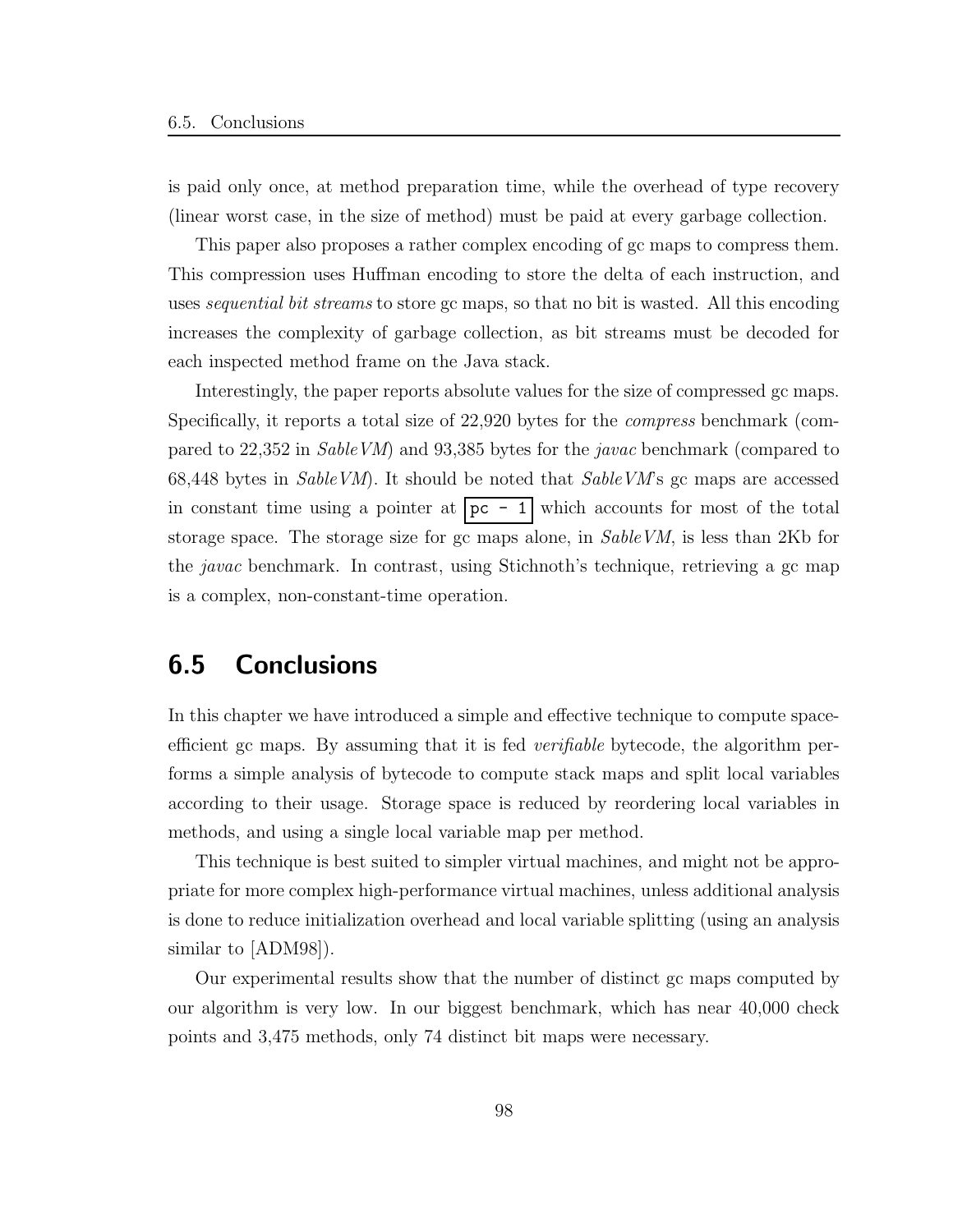is paid only once, at method preparation time, while the overhead of type recovery (linear worst case, in the size of method) must be paid at every garbage collection.

This paper also proposes a rather complex encoding of gc maps to compress them. This compression uses Huffman encoding to store the delta of each instruction, and uses *sequential bit streams* to store gc maps, so that no bit is wasted. All this encoding increases the complexity of garbage collection, as bit streams must be decoded for each inspected method frame on the Java stack.

Interestingly, the paper reports absolute values for the size of compressed gc maps. Specifically, it reports a total size of 22,920 bytes for the *compress* benchmark (compared to 22,352 in *SableVM*) and 93,385 bytes for the *javac* benchmark (compared to 68,448 bytes in *SableVM*). It should be noted that *SableVM*'s gc maps are accessed in constant time using a pointer at `pc - 1` which accounts for most of the total storage space. The storage size for gc maps alone, in *SableVM*, is less than 2Kb for the *javac* benchmark. In contrast, using Stichnoth's technique, retrieving a gc map is a complex, non-constant-time operation.

## 6.5 Conclusions

In this chapter we have introduced a simple and effective technique to compute space-efficient gc maps. By assuming that it is fed *verifiable* bytecode, the algorithm performs a simple analysis of bytecode to compute stack maps and split local variables according to their usage. Storage space is reduced by reordering local variables in methods, and using a single local variable map per method.

This technique is best suited to simpler virtual machines, and might not be appropriate for more complex high-performance virtual machines, unless additional analysis is done to reduce initialization overhead and local variable splitting (using an analysis similar to [ADM98]).

Our experimental results show that the number of distinct gc maps computed by our algorithm is very low. In our biggest benchmark, which has near 40,000 check points and 3,475 methods, only 74 distinct bit maps were necessary.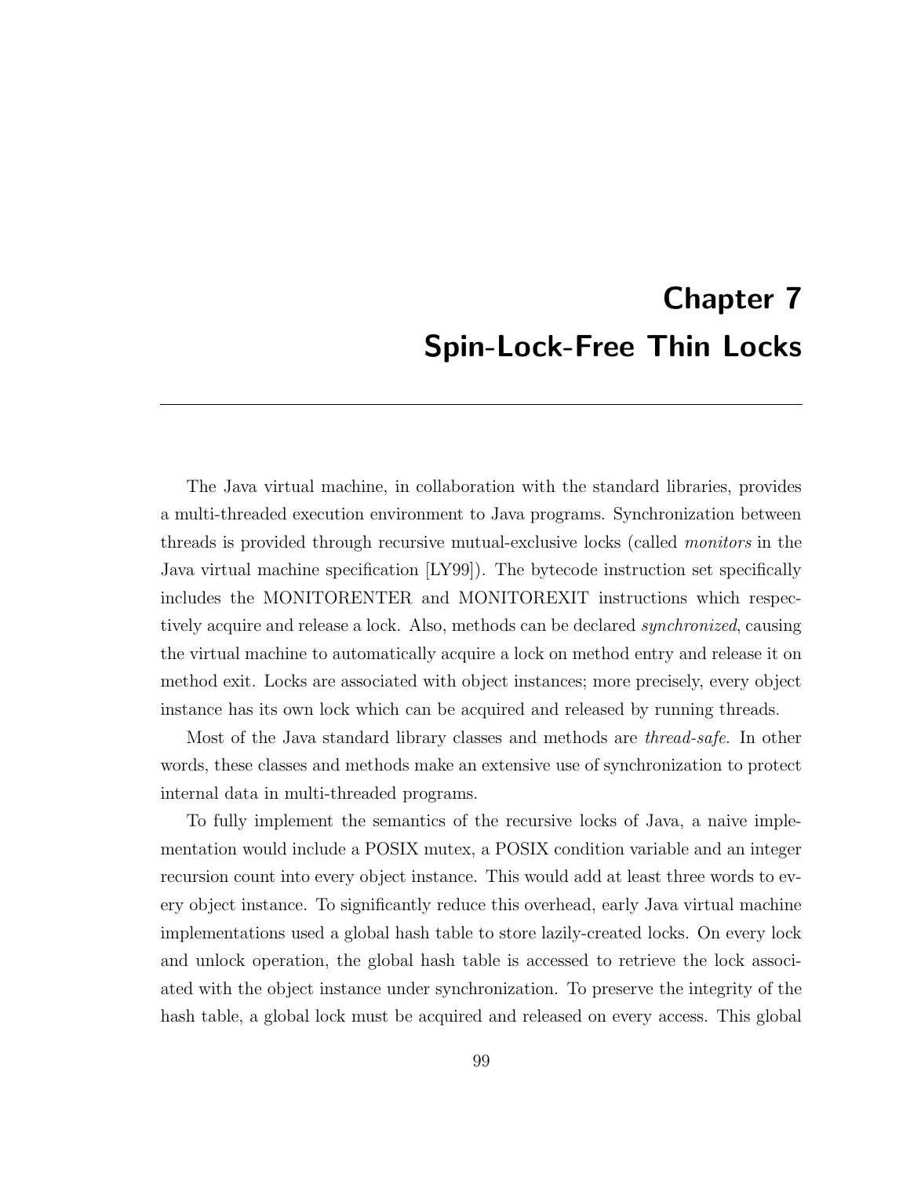# Chapter 7
# Spin-Lock-Free Thin Locks

The Java virtual machine, in collaboration with the standard libraries, provides a multi-threaded execution environment to Java programs. Synchronization between threads is provided through recursive mutual-exclusive locks (called *monitors* in the Java virtual machine specification [LY99]). The bytecode instruction set specifically includes the MONITORENTER and MONITOREXIT instructions which respectively acquire and release a lock. Also, methods can be declared *synchronized*, causing the virtual machine to automatically acquire a lock on method entry and release it on method exit. Locks are associated with object instances; more precisely, every object instance has its own lock which can be acquired and released by running threads.

Most of the Java standard library classes and methods are *thread-safe*. In other words, these classes and methods make an extensive use of synchronization to protect internal data in multi-threaded programs.

To fully implement the semantics of the recursive locks of Java, a naive implementation would include a POSIX mutex, a POSIX condition variable and an integer recursion count into every object instance. This would add at least three words to every object instance. To significantly reduce this overhead, early Java virtual machine implementations used a global hash table to store lazily-created locks. On every lock and unlock operation, the global hash table is accessed to retrieve the lock associated with the object instance under synchronization. To preserve the integrity of the hash table, a global lock must be acquired and released on every access. This global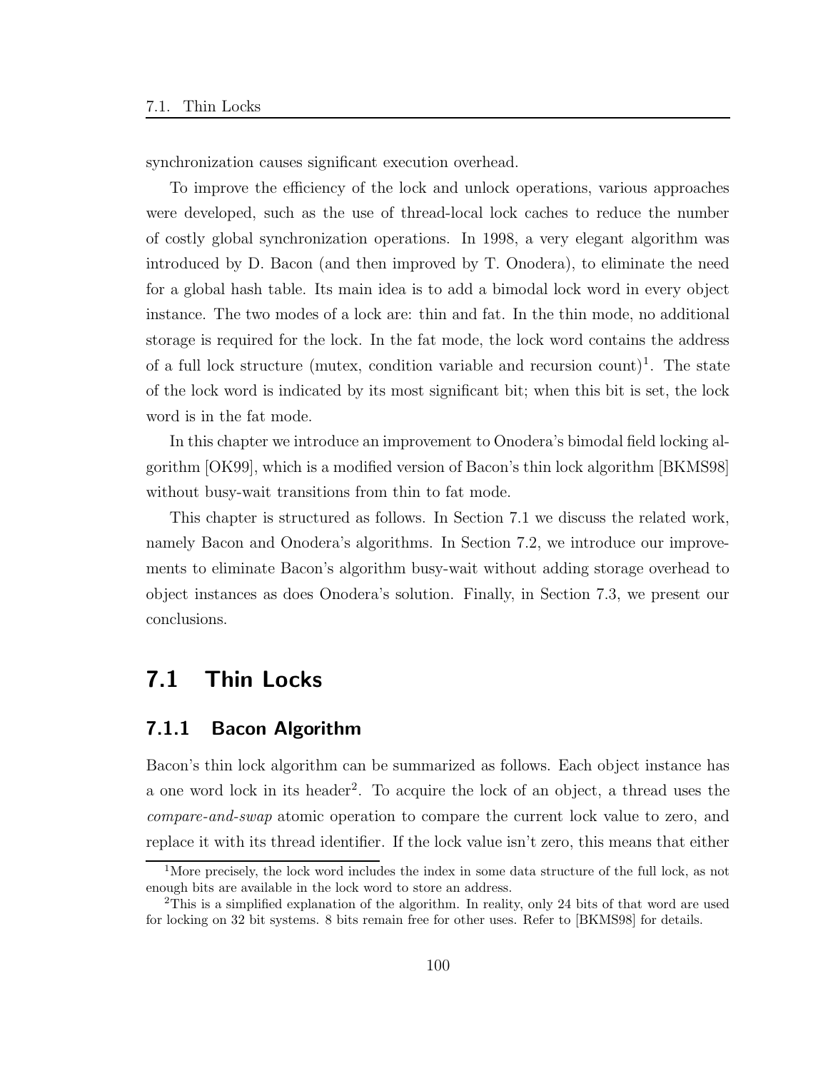synchronization causes significant execution overhead.

To improve the efficiency of the lock and unlock operations, various approaches were developed, such as the use of thread-local lock caches to reduce the number of costly global synchronization operations. In 1998, a very elegant algorithm was introduced by D. Bacon (and then improved by T. Onodera), to eliminate the need for a global hash table. Its main idea is to add a bimodal lock word in every object instance. The two modes of a lock are: thin and fat. In the thin mode, no additional storage is required for the lock. In the fat mode, the lock word contains the address of a full lock structure (mutex, condition variable and recursion count)[1]. The state of the lock word is indicated by its most significant bit; when this bit is set, the lock word is in the fat mode.

In this chapter we introduce an improvement to Onodera's bimodal field locking algorithm [OK99], which is a modified version of Bacon's thin lock algorithm [BKMS98] without busy-wait transitions from thin to fat mode.

This chapter is structured as follows. In Section 7.1 we discuss the related work, namely Bacon and Onodera's algorithms. In Section 7.2, we introduce our improvements to eliminate Bacon's algorithm busy-wait without adding storage overhead to object instances as does Onodera's solution. Finally, in Section 7.3, we present our conclusions.

## 7.1 Thin Locks

### 7.1.1 Bacon Algorithm

Bacon's thin lock algorithm can be summarized as follows. Each object instance has a one word lock in its header[2]. To acquire the lock of an object, a thread uses the *compare-and-swap* atomic operation to compare the current lock value to zero, and replace it with its thread identifier. If the lock value isn't zero, this means that either

[1] More precisely, the lock word includes the index in some data structure of the full lock, as not enough bits are available in the lock word to store an address.

[2] This is a simplified explanation of the algorithm. In reality, only 24 bits of that word are used for locking on 32 bit systems. 8 bits remain free for other uses. Refer to [BKMS98] for details.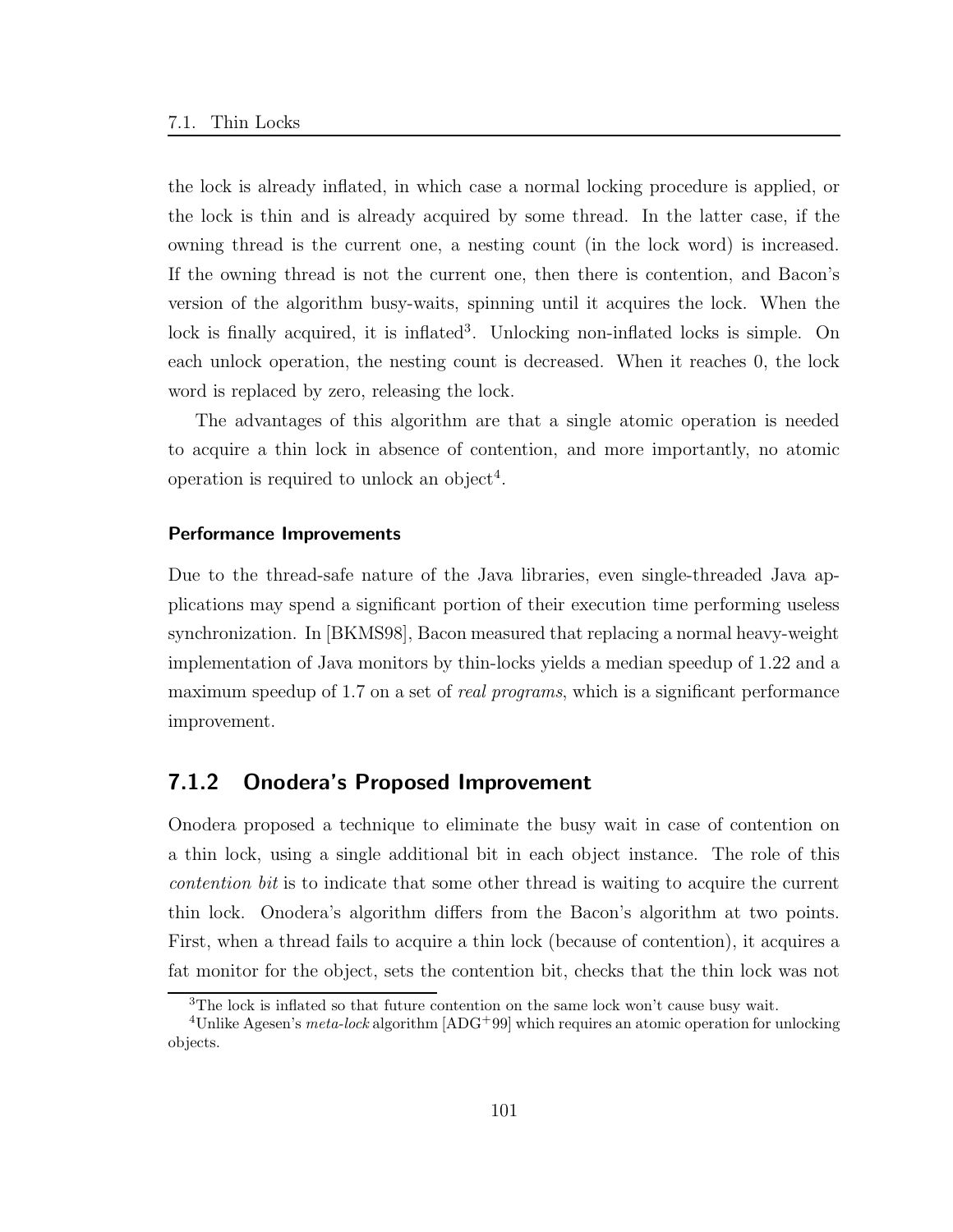the lock is already inflated, in which case a normal locking procedure is applied, or the lock is thin and is already acquired by some thread. In the latter case, if the owning thread is the current one, a nesting count (in the lock word) is increased. If the owning thread is not the current one, then there is contention, and Bacon's version of the algorithm busy-waits, spinning until it acquires the lock. When the lock is finally acquired, it is inflated[3]. Unlocking non-inflated locks is simple. On each unlock operation, the nesting count is decreased. When it reaches 0, the lock word is replaced by zero, releasing the lock.

The advantages of this algorithm are that a single atomic operation is needed to acquire a thin lock in absence of contention, and more importantly, no atomic operation is required to unlock an object[4].

#### Performance Improvements

Due to the thread-safe nature of the Java libraries, even single-threaded Java applications may spend a significant portion of their execution time performing useless synchronization. In [BKMS98], Bacon measured that replacing a normal heavy-weight implementation of Java monitors by thin-locks yields a median speedup of 1.22 and a maximum speedup of 1.7 on a set of *real programs*, which is a significant performance improvement.

### 7.1.2 Onodera's Proposed Improvement

Onodera proposed a technique to eliminate the busy wait in case of contention on a thin lock, using a single additional bit in each object instance. The role of this *contention bit* is to indicate that some other thread is waiting to acquire the current thin lock. Onodera's algorithm differs from the Bacon's algorithm at two points. First, when a thread fails to acquire a thin lock (because of contention), it acquires a fat monitor for the object, sets the contention bit, checks that the thin lock was not

[3] The lock is inflated so that future contention on the same lock won't cause busy wait.

[4] Unlike Agesen's *meta-lock* algorithm [ADG+99] which requires an atomic operation for unlocking objects.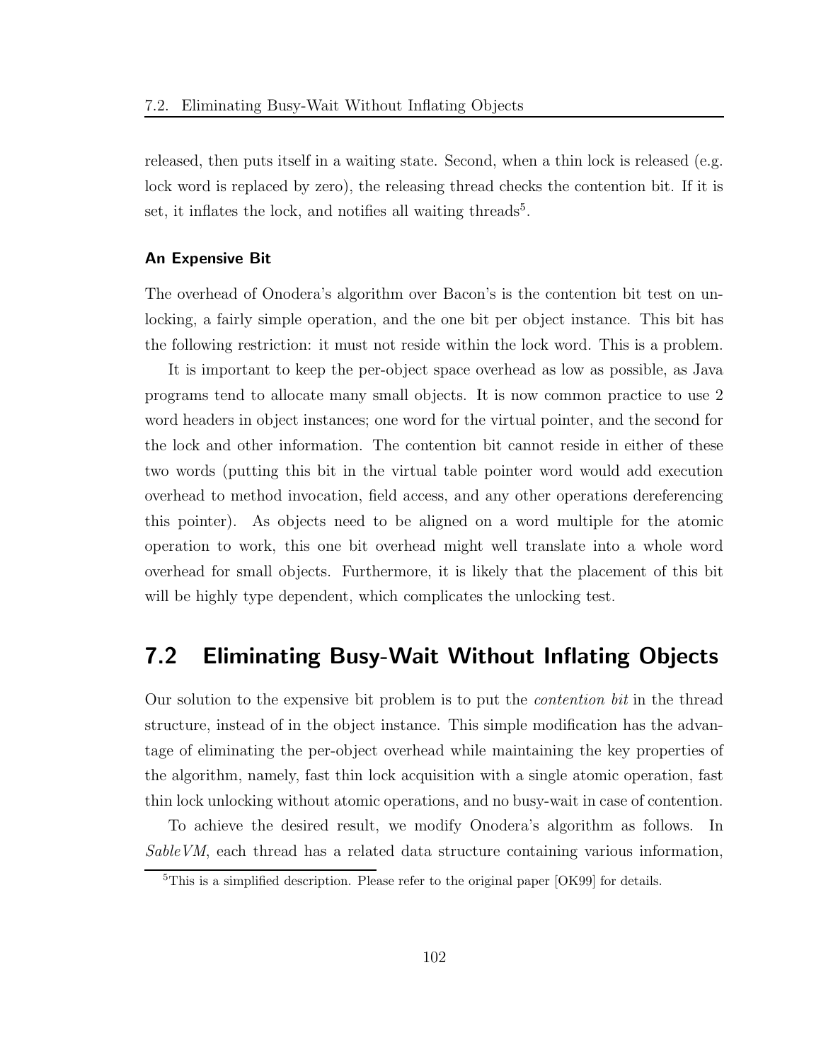released, then puts itself in a waiting state. Second, when a thin lock is released (e.g. lock word is replaced by zero), the releasing thread checks the contention bit. If it is set, it inflates the lock, and notifies all waiting threads[5].

#### An Expensive Bit

The overhead of Onodera's algorithm over Bacon's is the contention bit test on unlocking, a fairly simple operation, and the one bit per object instance. This bit has the following restriction: it must not reside within the lock word. This is a problem.

It is important to keep the per-object space overhead as low as possible, as Java programs tend to allocate many small objects. It is now common practice to use 2 word headers in object instances; one word for the virtual pointer, and the second for the lock and other information. The contention bit cannot reside in either of these two words (putting this bit in the virtual table pointer word would add execution overhead to method invocation, field access, and any other operations dereferencing this pointer). As objects need to be aligned on a word multiple for the atomic operation to work, this one bit overhead might well translate into a whole word overhead for small objects. Furthermore, it is likely that the placement of this bit will be highly type dependent, which complicates the unlocking test.

## 7.2 Eliminating Busy-Wait Without Inflating Objects

Our solution to the expensive bit problem is to put the *contention bit* in the thread structure, instead of in the object instance. This simple modification has the advantage of eliminating the per-object overhead while maintaining the key properties of the algorithm, namely, fast thin lock acquisition with a single atomic operation, fast thin lock unlocking without atomic operations, and no busy-wait in case of contention.

To achieve the desired result, we modify Onodera's algorithm as follows. In *SableVM*, each thread has a related data structure containing various information,

[5] This is a simplified description. Please refer to the original paper [OK99] for details.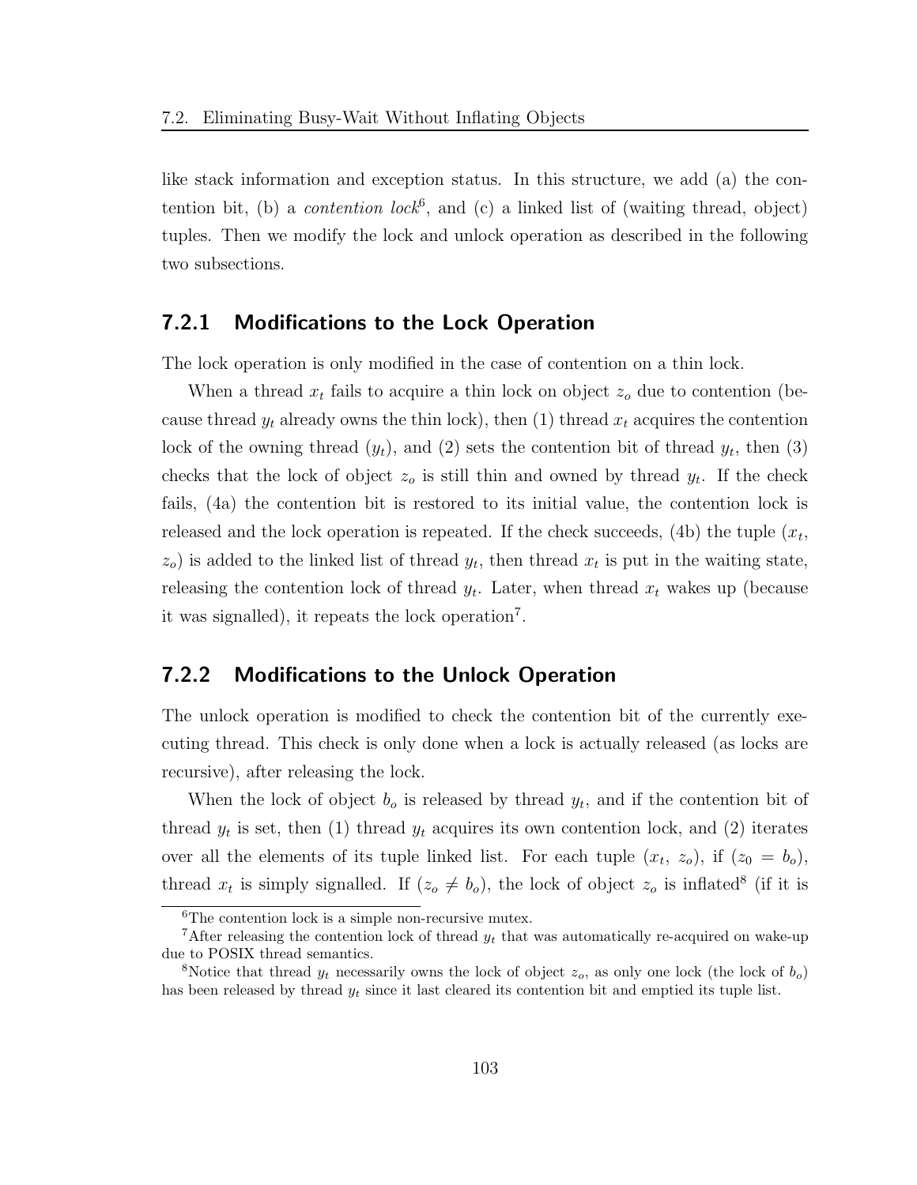like stack information and exception status. In this structure, we add (a) the contention bit, (b) a *contention lock*[6], and (c) a linked list of (waiting thread, object) tuples. Then we modify the lock and unlock operation as described in the following two subsections.

### 7.2.1 Modifications to the Lock Operation

The lock operation is only modified in the case of contention on a thin lock.

When a thread $x_t$ fails to acquire a thin lock on object $z_o$ due to contention (because thread $y_t$ already owns the thin lock), then (1) thread $x_t$ acquires the contention lock of the owning thread ($y_t$), and (2) sets the contention bit of thread $y_t$, then (3) checks that the lock of object $z_o$ is still thin and owned by thread $y_t$. If the check fails, (4a) the contention bit is restored to its initial value, the contention lock is released and the lock operation is repeated. If the check succeeds, (4b) the tuple ($x_t$, $z_o$) is added to the linked list of thread $y_t$, then thread $x_t$ is put in the waiting state, releasing the contention lock of thread $y_t$. Later, when thread $x_t$ wakes up (because it was signalled), it repeats the lock operation[7].

### 7.2.2 Modifications to the Unlock Operation

The unlock operation is modified to check the contention bit of the currently executing thread. This check is only done when a lock is actually released (as locks are recursive), after releasing the lock.

When the lock of object $b_o$ is released by thread $y_t$, and if the contention bit of thread $y_t$ is set, then (1) thread $y_t$ acquires its own contention lock, and (2) iterates over all the elements of its tuple linked list. For each tuple ($x_t$, $z_o$), if ($z_0 = b_o$), thread $x_t$ is simply signalled. If ($z_o \neq b_o$), the lock of object $z_o$ is inflated[8] (if it is

---

[6] The contention lock is a simple non-recursive mutex.

[7] After releasing the contention lock of thread $y_t$ that was automatically re-acquired on wake-up due to POSIX thread semantics.

[8] Notice that thread $y_t$ necessarily owns the lock of object $z_o$, as only one lock (the lock of $b_o$) has been released by thread $y_t$ since it last cleared its contention bit and emptied its tuple list.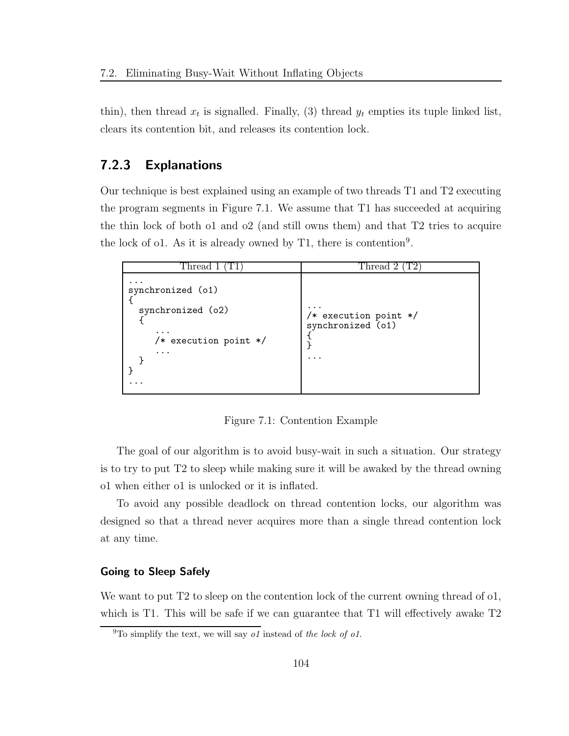thin), then thread $x_t$ is signalled. Finally, (3) thread $y_t$ empties its tuple linked list, clears its contention bit, and releases its contention lock.

### 7.2.3 Explanations

Our technique is best explained using an example of two threads T1 and T2 executing the program segments in Figure 7.1. We assume that T1 has succeeded at acquiring the thin lock of both o1 and o2 (and still owns them) and that T2 tries to acquire the lock of o1. As it is already owned by T1, there is contention[9].

| Thread 1 (T1) | Thread 2 (T2) |
|---|---|
| <pre>...<br>synchronized (o1)<br>{<br>  synchronized (o2)<br>  {<br>     ...<br>     /* execution point */<br>     ...<br>  }<br>}<br>...</pre> | <pre>...<br>/* execution point */<br>synchronized (o1)<br>{<br>}<br>...</pre> |

Figure 7.1: Contention Example

The goal of our algorithm is to avoid busy-wait in such a situation. Our strategy is to try to put T2 to sleep while making sure it will be awaked by the thread owning o1 when either o1 is unlocked or it is inflated.

To avoid any possible deadlock on thread contention locks, our algorithm was designed so that a thread never acquires more than a single thread contention lock at any time.

#### Going to Sleep Safely

We want to put T2 to sleep on the contention lock of the current owning thread of o1, which is T1. This will be safe if we can guarantee that T1 will effectively awake T2

[9] To simplify the text, we will say *o1* instead of *the lock of o1*.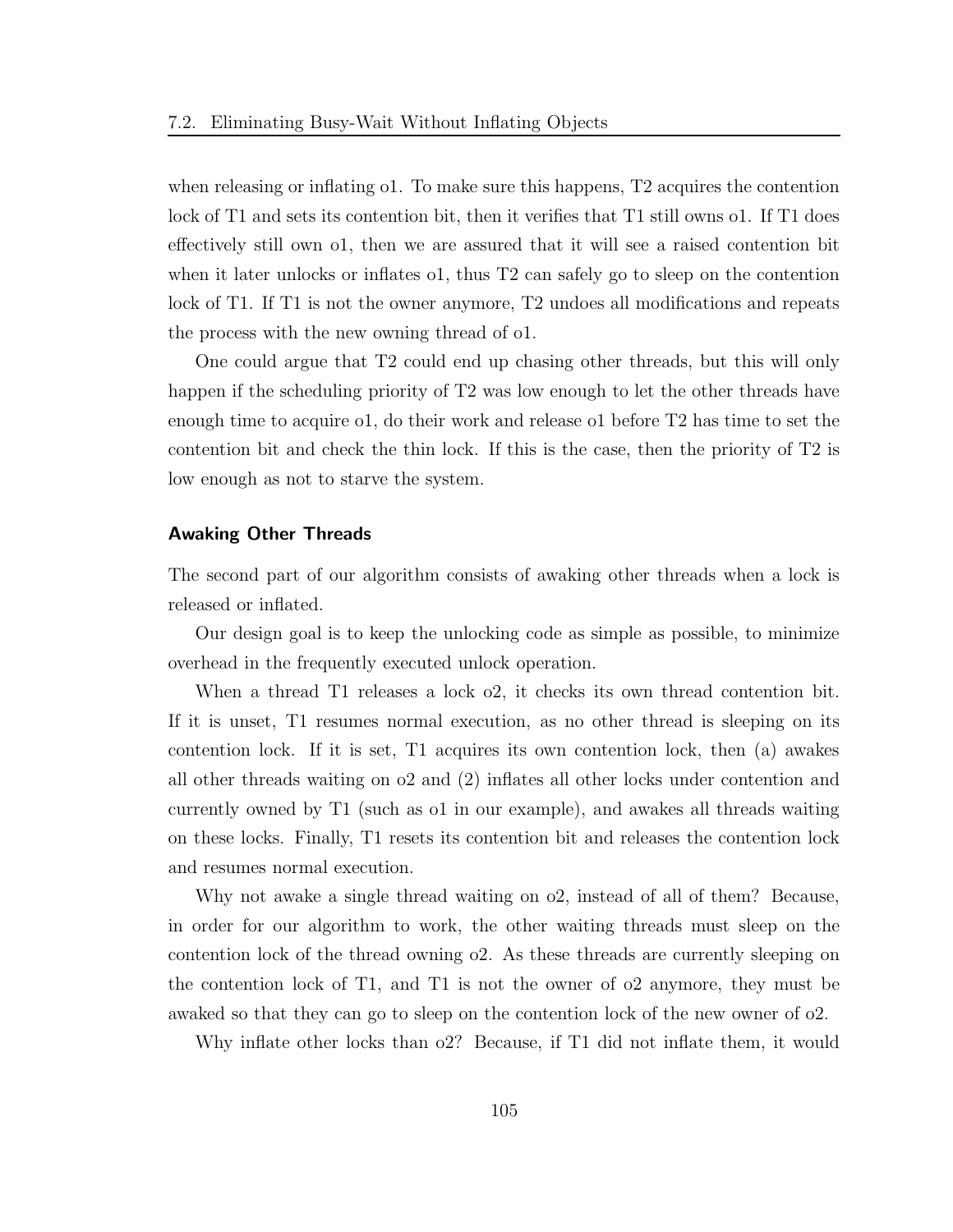when releasing or inflating o1. To make sure this happens, T2 acquires the contention lock of T1 and sets its contention bit, then it verifies that T1 still owns o1. If T1 does effectively still own o1, then we are assured that it will see a raised contention bit when it later unlocks or inflates o1, thus T2 can safely go to sleep on the contention lock of T1. If T1 is not the owner anymore, T2 undoes all modifications and repeats the process with the new owning thread of o1.

One could argue that T2 could end up chasing other threads, but this will only happen if the scheduling priority of T2 was low enough to let the other threads have enough time to acquire o1, do their work and release o1 before T2 has time to set the contention bit and check the thin lock. If this is the case, then the priority of T2 is low enough as not to starve the system.

#### Awaking Other Threads

The second part of our algorithm consists of awaking other threads when a lock is released or inflated.

Our design goal is to keep the unlocking code as simple as possible, to minimize overhead in the frequently executed unlock operation.

When a thread T1 releases a lock o2, it checks its own thread contention bit. If it is unset, T1 resumes normal execution, as no other thread is sleeping on its contention lock. If it is set, T1 acquires its own contention lock, then (a) awakes all other threads waiting on o2 and (2) inflates all other locks under contention and currently owned by T1 (such as o1 in our example), and awakes all threads waiting on these locks. Finally, T1 resets its contention bit and releases the contention lock and resumes normal execution.

Why not awake a single thread waiting on o2, instead of all of them? Because, in order for our algorithm to work, the other waiting threads must sleep on the contention lock of the thread owning o2. As these threads are currently sleeping on the contention lock of T1, and T1 is not the owner of o2 anymore, they must be awaked so that they can go to sleep on the contention lock of the new owner of o2.

Why inflate other locks than o2? Because, if T1 did not inflate them, it would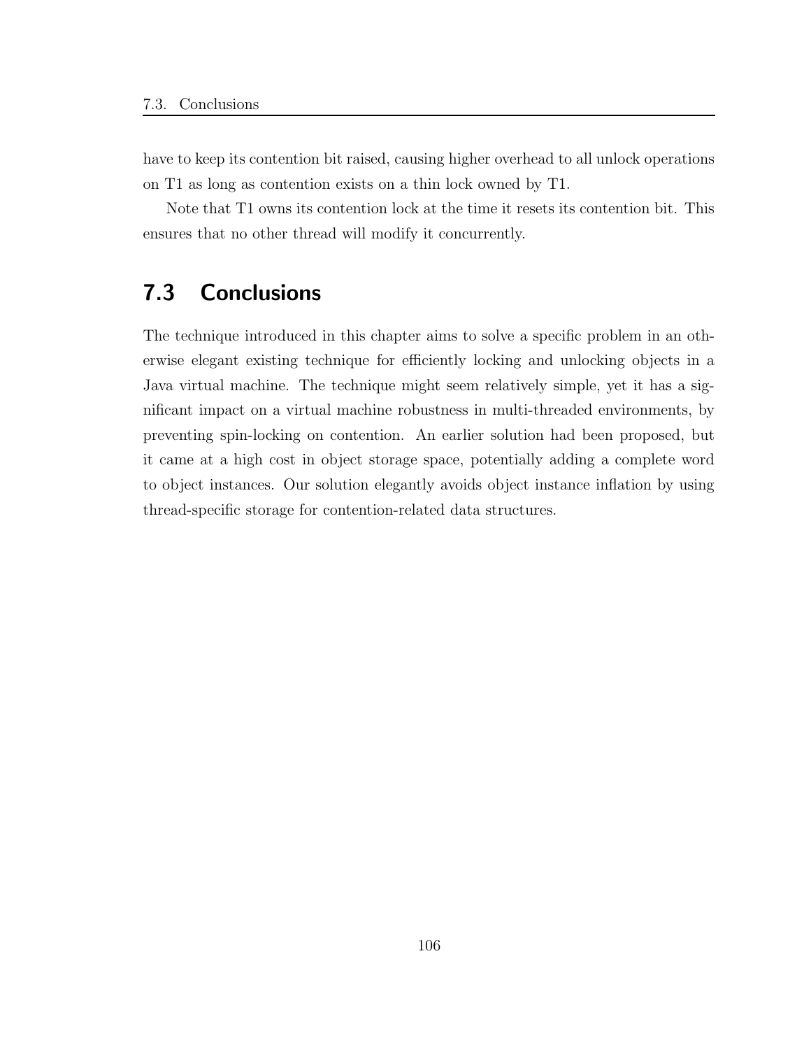have to keep its contention bit raised, causing higher overhead to all unlock operations on T1 as long as contention exists on a thin lock owned by T1.

Note that T1 owns its contention lock at the time it resets its contention bit. This ensures that no other thread will modify it concurrently.

## 7.3 Conclusions

The technique introduced in this chapter aims to solve a specific problem in an otherwise elegant existing technique for efficiently locking and unlocking objects in a Java virtual machine. The technique might seem relatively simple, yet it has a significant impact on a virtual machine robustness in multi-threaded environments, by preventing spin-locking on contention. An earlier solution had been proposed, but it came at a high cost in object storage space, potentially adding a complete word to object instances. Our solution elegantly avoids object instance inflation by using thread-specific storage for contention-related data structures.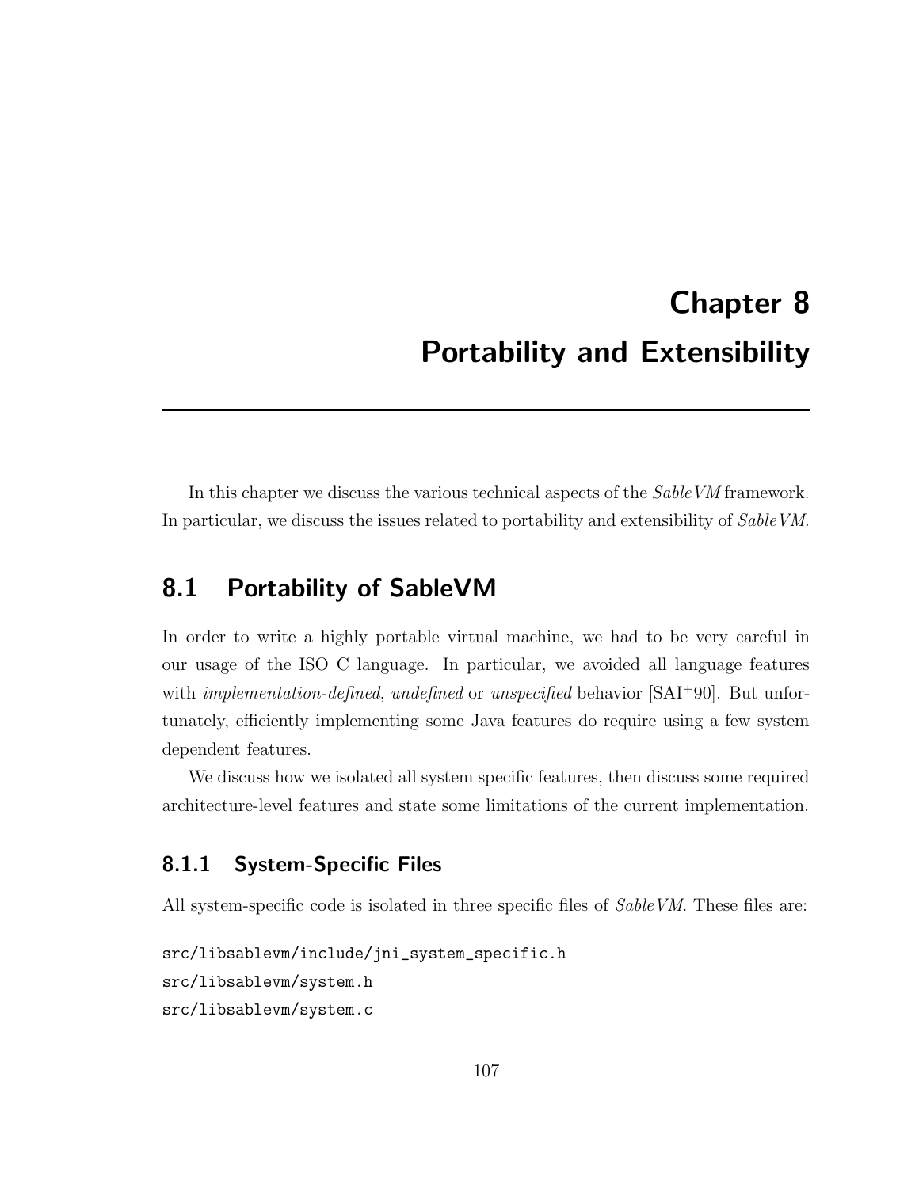# Chapter 8

# Portability and Extensibility

In this chapter we discuss the various technical aspects of the *SableVM* framework. In particular, we discuss the issues related to portability and extensibility of *SableVM*.

## 8.1 Portability of SableVM

In order to write a highly portable virtual machine, we had to be very careful in our usage of the ISO C language. In particular, we avoided all language features with *implementation-defined*, *undefined* or *unspecified* behavior [SAI+90]. But unfortunately, efficiently implementing some Java features do require using a few system dependent features.

We discuss how we isolated all system specific features, then discuss some required architecture-level features and state some limitations of the current implementation.

### 8.1.1 System-Specific Files

All system-specific code is isolated in three specific files of *SableVM*. These files are:

```
src/libsablevm/include/jni_system_specific.h
src/libsablevm/system.h
src/libsablevm/system.c
```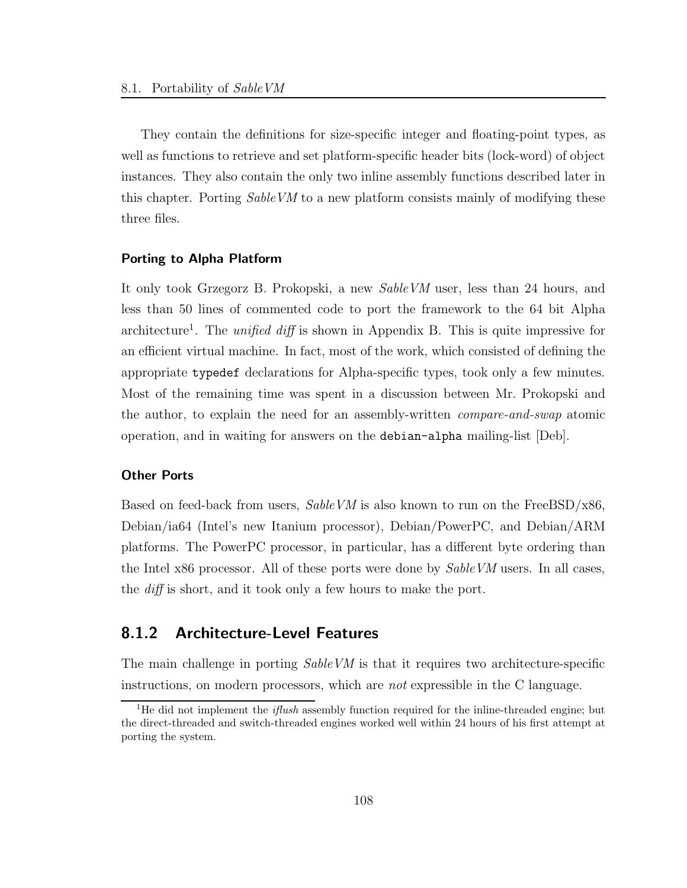They contain the definitions for size-specific integer and floating-point types, as well as functions to retrieve and set platform-specific header bits (lock-word) of object instances. They also contain the only two inline assembly functions described later in this chapter. Porting *SableVM* to a new platform consists mainly of modifying these three files.

#### Porting to Alpha Platform

It only took Grzegorz B. Prokopski, a new *SableVM* user, less than 24 hours, and less than 50 lines of commented code to port the framework to the 64 bit Alpha architecture[1]. The *unified diff* is shown in Appendix B. This is quite impressive for an efficient virtual machine. In fact, most of the work, which consisted of defining the appropriate `typedef` declarations for Alpha-specific types, took only a few minutes. Most of the remaining time was spent in a discussion between Mr. Prokopski and the author, to explain the need for an assembly-written *compare-and-swap* atomic operation, and in waiting for answers on the `debian-alpha` mailing-list [Deb].

#### Other Ports

Based on feed-back from users, *SableVM* is also known to run on the FreeBSD/x86, Debian/ia64 (Intel's new Itanium processor), Debian/PowerPC, and Debian/ARM platforms. The PowerPC processor, in particular, has a different byte ordering than the Intel x86 processor. All of these ports were done by *SableVM* users. In all cases, the *diff* is short, and it took only a few hours to make the port.

### 8.1.2 Architecture-Level Features

The main challenge in porting *SableVM* is that it requires two architecture-specific instructions, on modern processors, which are *not* expressible in the C language.

[1] He did not implement the *iflush* assembly function required for the inline-threaded engine; but the direct-threaded and switch-threaded engines worked well within 24 hours of his first attempt at porting the system.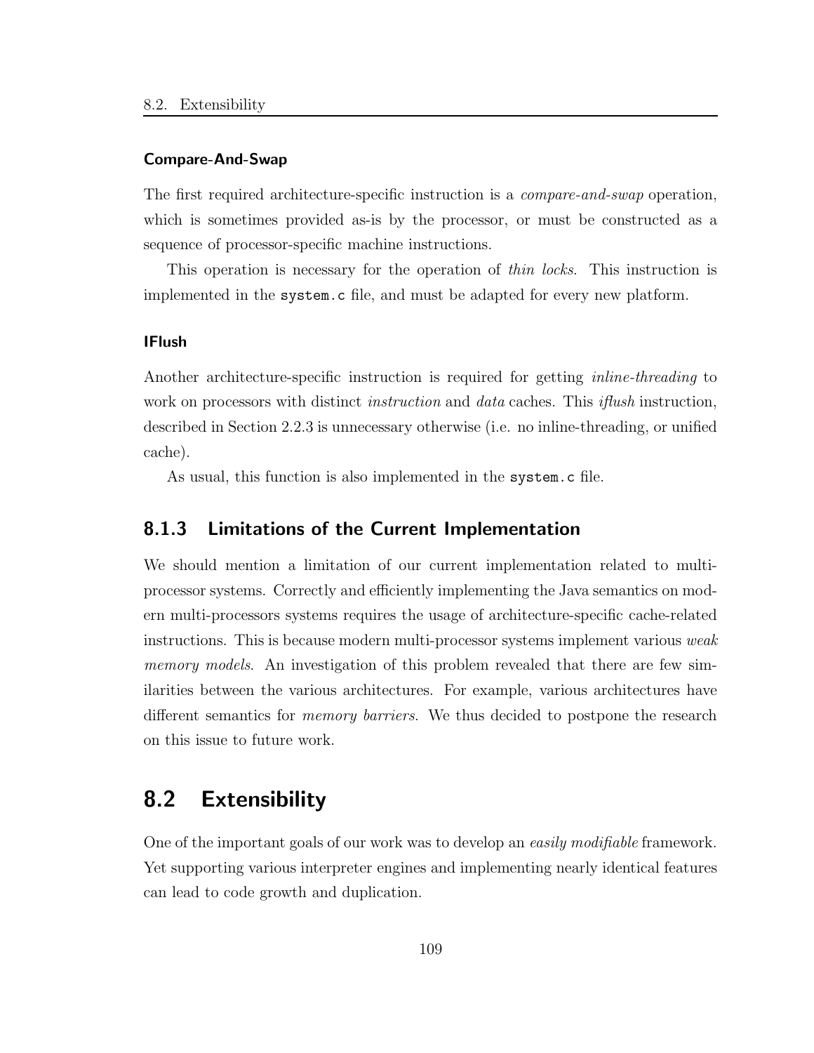#### Compare-And-Swap

The first required architecture-specific instruction is a *compare-and-swap* operation, which is sometimes provided as-is by the processor, or must be constructed as a sequence of processor-specific machine instructions.

This operation is necessary for the operation of *thin locks*. This instruction is implemented in the `system.c` file, and must be adapted for every new platform.

#### IFlush

Another architecture-specific instruction is required for getting *inline-threading* to work on processors with distinct *instruction* and *data* caches. This *iflush* instruction, described in Section 2.2.3 is unnecessary otherwise (i.e. no inline-threading, or unified cache).

As usual, this function is also implemented in the `system.c` file.

### 8.1.3 Limitations of the Current Implementation

We should mention a limitation of our current implementation related to multi-processor systems. Correctly and efficiently implementing the Java semantics on modern multi-processors systems requires the usage of architecture-specific cache-related instructions. This is because modern multi-processor systems implement various *weak memory models*. An investigation of this problem revealed that there are few similarities between the various architectures. For example, various architectures have different semantics for *memory barriers*. We thus decided to postpone the research on this issue to future work.

## 8.2 Extensibility

One of the important goals of our work was to develop an *easily modifiable* framework. Yet supporting various interpreter engines and implementing nearly identical features can lead to code growth and duplication.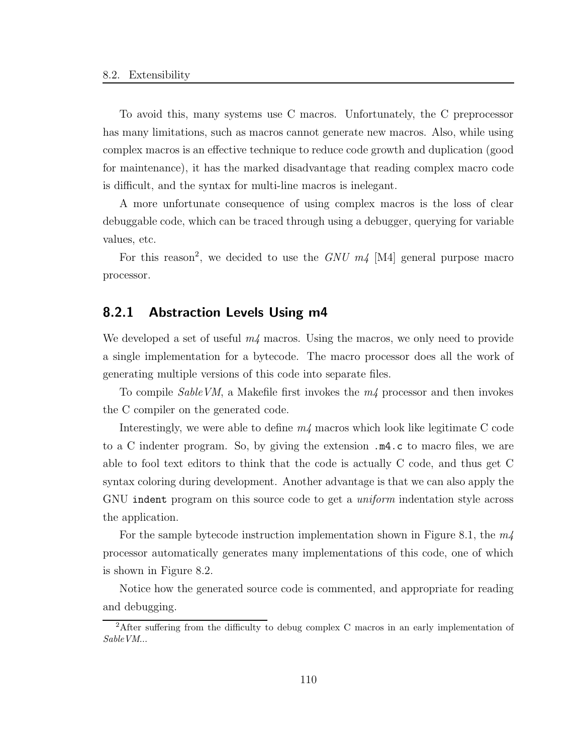To avoid this, many systems use C macros. Unfortunately, the C preprocessor has many limitations, such as macros cannot generate new macros. Also, while using complex macros is an effective technique to reduce code growth and duplication (good for maintenance), it has the marked disadvantage that reading complex macro code is difficult, and the syntax for multi-line macros is inelegant.

A more unfortunate consequence of using complex macros is the loss of clear debuggable code, which can be traced through using a debugger, querying for variable values, etc.

For this reason[2], we decided to use the *GNU m4* [M4] general purpose macro processor.

### 8.2.1 Abstraction Levels Using m4

We developed a set of useful *m4* macros. Using the macros, we only need to provide a single implementation for a bytecode. The macro processor does all the work of generating multiple versions of this code into separate files.

To compile *SableVM*, a Makefile first invokes the *m4* processor and then invokes the C compiler on the generated code.

Interestingly, we were able to define *m4* macros which look like legitimate C code to a C indenter program. So, by giving the extension `.m4.c` to macro files, we are able to fool text editors to think that the code is actually C code, and thus get C syntax coloring during development. Another advantage is that we can also apply the GNU `indent` program on this source code to get a *uniform* indentation style across the application.

For the sample bytecode instruction implementation shown in Figure 8.1, the *m4* processor automatically generates many implementations of this code, one of which is shown in Figure 8.2.

Notice how the generated source code is commented, and appropriate for reading and debugging.

[2]After suffering from the difficulty to debug complex C macros in an early implementation of *SableVM*...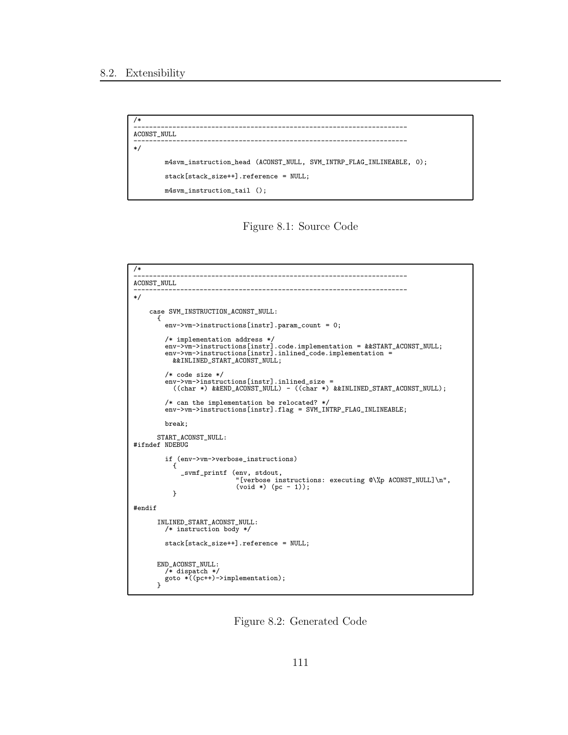```
/*
----------------------------------------------------------------------
ACONST_NULL
----------------------------------------------------------------------
*/

        m4svm_instruction_head (ACONST_NULL, SVM_INTRP_FLAG_INLINEABLE, 0);

        stack[stack_size++].reference = NULL;

        m4svm_instruction_tail ();
```

Figure 8.1: Source Code

```
/*
----------------------------------------------------------------------
ACONST_NULL
----------------------------------------------------------------------
*/

    case SVM_INSTRUCTION_ACONST_NULL:
      {
        env->vm->instructions[instr].param_count = 0;

        /* implementation address */
        env->vm->instructions[instr].code.implementation = &&START_ACONST_NULL;
        env->vm->instructions[instr].inlined_code.implementation =
          &&INLINED_START_ACONST_NULL;

        /* code size */
        env->vm->instructions[instr].inlined_size =
          ((char *) &&END_ACONST_NULL) - ((char *) &&INLINED_START_ACONST_NULL);

        /* can the implementation be relocated? */
        env->vm->instructions[instr].flag = SVM_INTRP_FLAG_INLINEABLE;

        break;

      START_ACONST_NULL:
#ifndef NDEBUG

        if (env->vm->verbose_instructions)
          {
            _svmf_printf (env, stdout,
                          "[verbose instructions: executing @\%p ACONST_NULL]\n",
                          (void *) (pc - 1));
          }

#endif

      INLINED_START_ACONST_NULL:
        /* instruction body */

        stack[stack_size++].reference = NULL;


      END_ACONST_NULL:
        /* dispatch */
        goto *((pc++)->implementation);
      }
```

Figure 8.2: Generated Code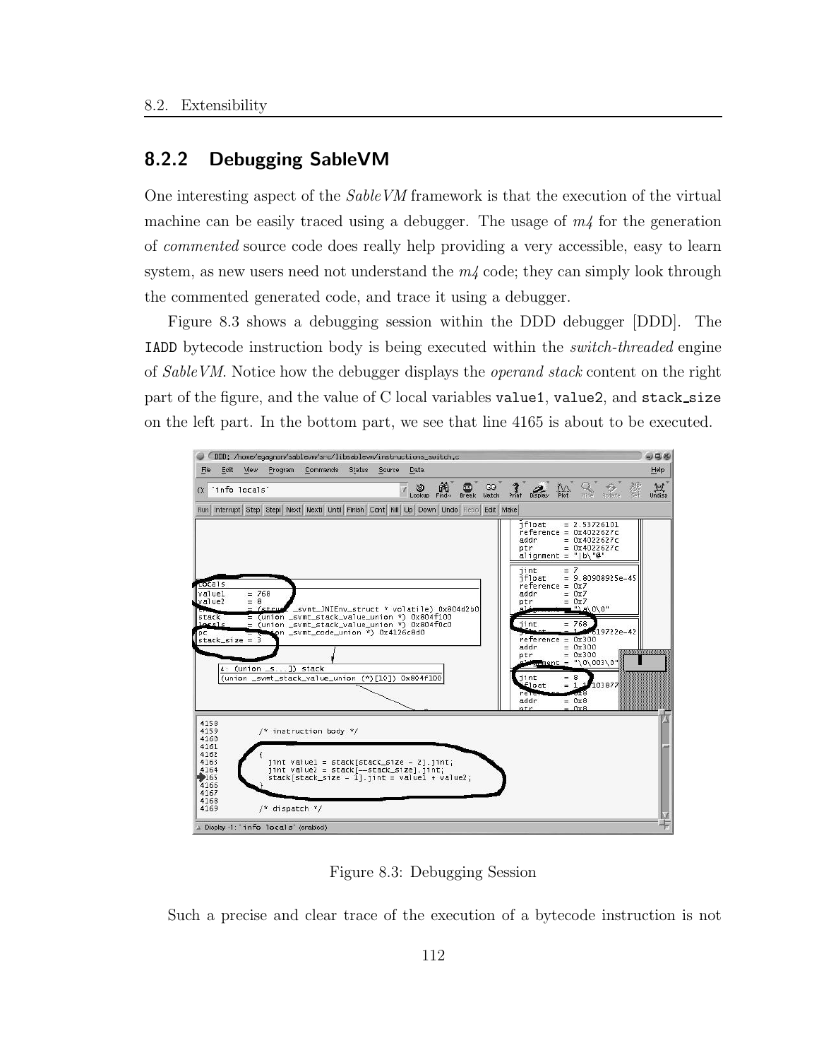## 8.2.2 Debugging SableVM

One interesting aspect of the *SableVM* framework is that the execution of the virtual machine can be easily traced using a debugger. The usage of *m4* for the generation of *commented* source code does really help providing a very accessible, easy to learn system, as new users need not understand the *m4* code; they can simply look through the commented generated code, and trace it using a debugger.

Figure 8.3 shows a debugging session within the DDD debugger [DDD]. The IADD bytecode instruction body is being executed within the *switch-threaded* engine of *SableVM*. Notice how the debugger displays the *operand stack* content on the right part of the figure, and the value of C local variables value1, value2, and stack_size on the left part. In the bottom part, we see that line 4165 is about to be executed.

Figure 8.3: Debugging Session

Such a precise and clear trace of the execution of a bytecode instruction is not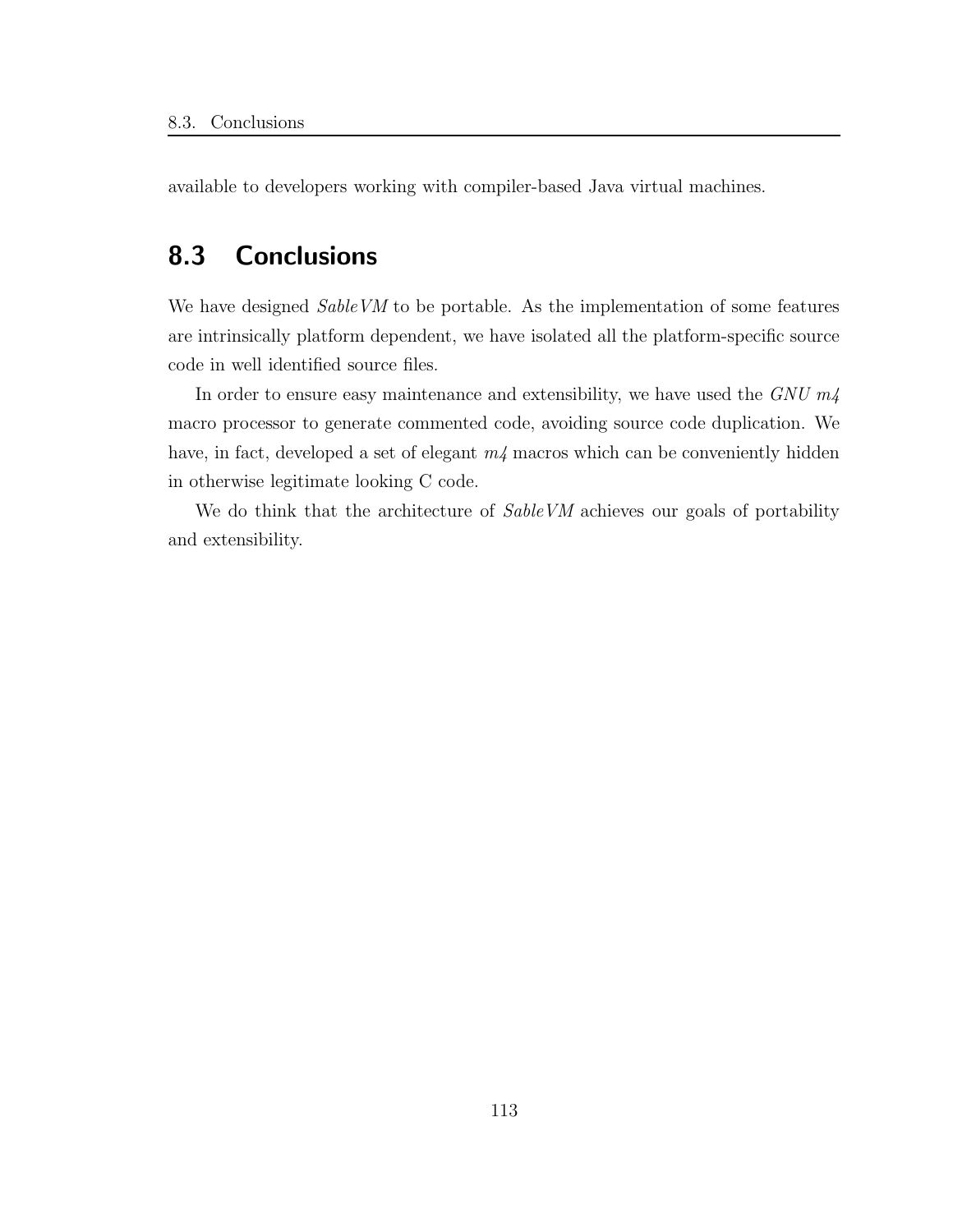available to developers working with compiler-based Java virtual machines.

## 8.3 Conclusions

We have designed *SableVM* to be portable. As the implementation of some features are intrinsically platform dependent, we have isolated all the platform-specific source code in well identified source files.

In order to ensure easy maintenance and extensibility, we have used the *GNU m4* macro processor to generate commented code, avoiding source code duplication. We have, in fact, developed a set of elegant *m4* macros which can be conveniently hidden in otherwise legitimate looking C code.

We do think that the architecture of *SableVM* achieves our goals of portability and extensibility.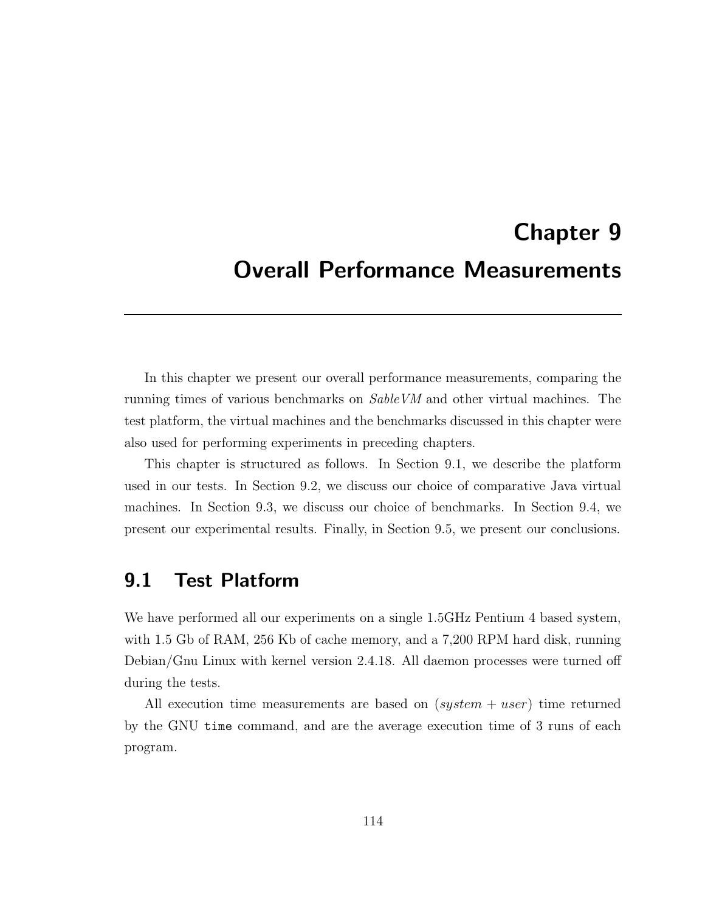# Chapter 9

# Overall Performance Measurements

In this chapter we present our overall performance measurements, comparing the running times of various benchmarks on *SableVM* and other virtual machines. The test platform, the virtual machines and the benchmarks discussed in this chapter were also used for performing experiments in preceding chapters.

This chapter is structured as follows. In Section 9.1, we describe the platform used in our tests. In Section 9.2, we discuss our choice of comparative Java virtual machines. In Section 9.3, we discuss our choice of benchmarks. In Section 9.4, we present our experimental results. Finally, in Section 9.5, we present our conclusions.

## 9.1 Test Platform

We have performed all our experiments on a single 1.5GHz Pentium 4 based system, with 1.5 Gb of RAM, 256 Kb of cache memory, and a 7,200 RPM hard disk, running Debian/Gnu Linux with kernel version 2.4.18. All daemon processes were turned off during the tests.

All execution time measurements are based on $(system + user)$ time returned by the GNU `time` command, and are the average execution time of 3 runs of each program.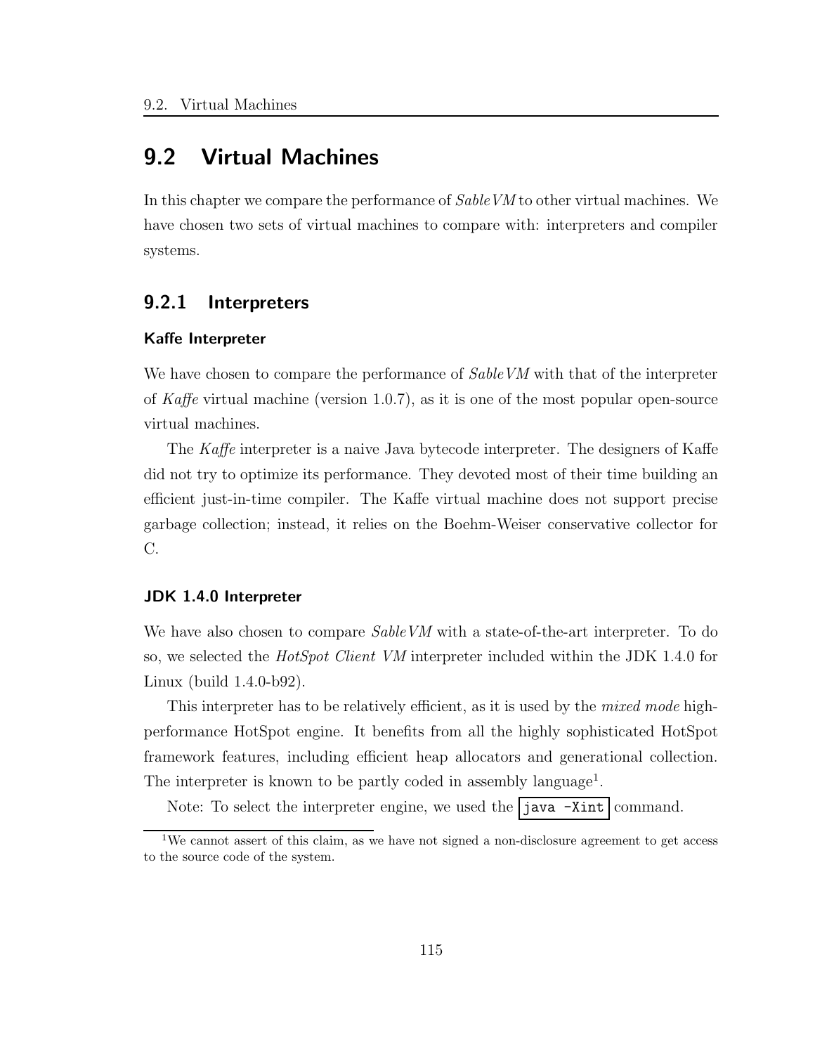## 9.2 Virtual Machines

In this chapter we compare the performance of *SableVM* to other virtual machines. We have chosen two sets of virtual machines to compare with: interpreters and compiler systems.

### 9.2.1 Interpreters

#### Kaffe Interpreter

We have chosen to compare the performance of *SableVM* with that of the interpreter of *Kaffe* virtual machine (version 1.0.7), as it is one of the most popular open-source virtual machines.

The *Kaffe* interpreter is a naive Java bytecode interpreter. The designers of Kaffe did not try to optimize its performance. They devoted most of their time building an efficient just-in-time compiler. The Kaffe virtual machine does not support precise garbage collection; instead, it relies on the Boehm-Weiser conservative collector for C.

#### JDK 1.4.0 Interpreter

We have also chosen to compare *SableVM* with a state-of-the-art interpreter. To do so, we selected the *HotSpot Client VM* interpreter included within the JDK 1.4.0 for Linux (build 1.4.0-b92).

This interpreter has to be relatively efficient, as it is used by the *mixed mode* high-performance HotSpot engine. It benefits from all the highly sophisticated HotSpot framework features, including efficient heap allocators and generational collection. The interpreter is known to be partly coded in assembly language[1].

Note: To select the interpreter engine, we used the `java -Xint` command.

[1]We cannot assert of this claim, as we have not signed a non-disclosure agreement to get access to the source code of the system.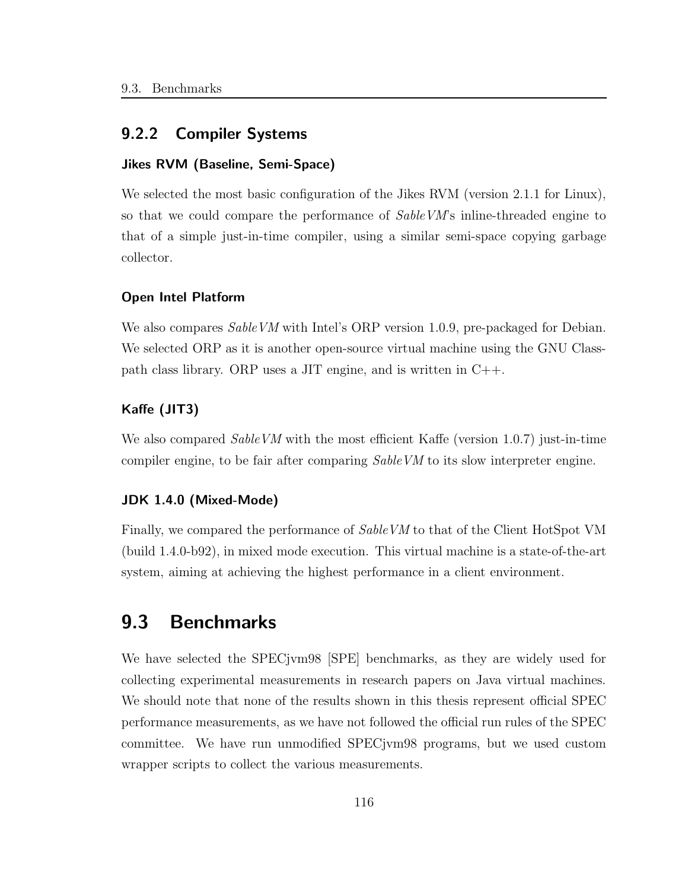### 9.2.2 Compiler Systems

#### Jikes RVM (Baseline, Semi-Space)

We selected the most basic configuration of the Jikes RVM (version 2.1.1 for Linux), so that we could compare the performance of *SableVM*'s inline-threaded engine to that of a simple just-in-time compiler, using a similar semi-space copying garbage collector.

#### Open Intel Platform

We also compares *SableVM* with Intel's ORP version 1.0.9, pre-packaged for Debian. We selected ORP as it is another open-source virtual machine using the GNU Classpath class library. ORP uses a JIT engine, and is written in C++.

#### Kaffe (JIT3)

We also compared *SableVM* with the most efficient Kaffe (version 1.0.7) just-in-time compiler engine, to be fair after comparing *SableVM* to its slow interpreter engine.

#### JDK 1.4.0 (Mixed-Mode)

Finally, we compared the performance of *SableVM* to that of the Client HotSpot VM (build 1.4.0-b92), in mixed mode execution. This virtual machine is a state-of-the-art system, aiming at achieving the highest performance in a client environment.

## 9.3 Benchmarks

We have selected the SPECjvm98 [SPE] benchmarks, as they are widely used for collecting experimental measurements in research papers on Java virtual machines. We should note that none of the results shown in this thesis represent official SPEC performance measurements, as we have not followed the official run rules of the SPEC committee. We have run unmodified SPECjvm98 programs, but we used custom wrapper scripts to collect the various measurements.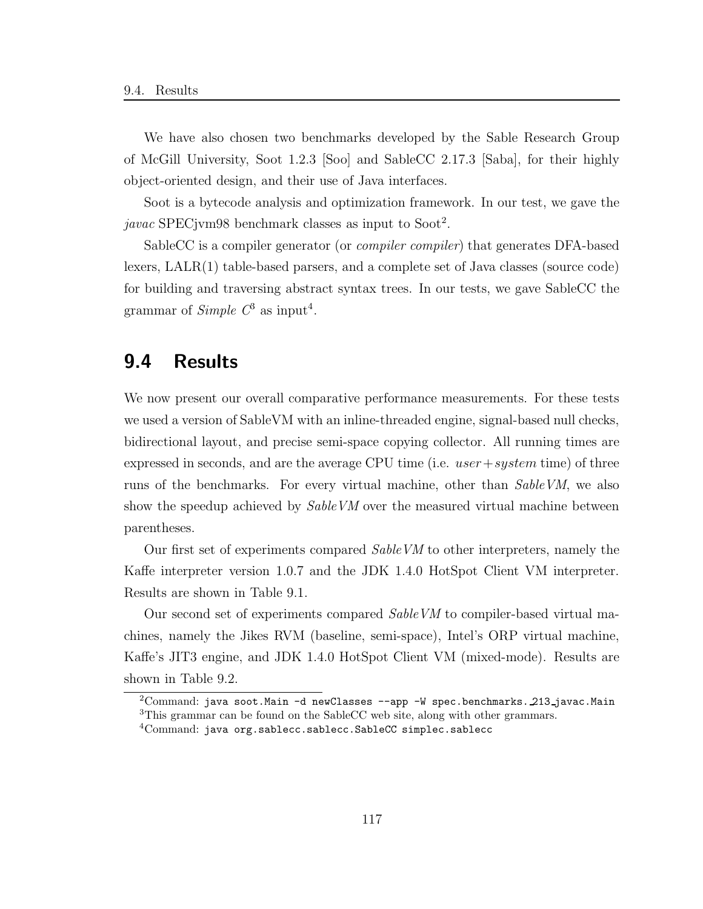We have also chosen two benchmarks developed by the Sable Research Group of McGill University, Soot 1.2.3 [Soo] and SableCC 2.17.3 [Saba], for their highly object-oriented design, and their use of Java interfaces.

Soot is a bytecode analysis and optimization framework. In our test, we gave the *javac* SPECjvm98 benchmark classes as input to Soot[2].

SableCC is a compiler generator (or *compiler compiler*) that generates DFA-based lexers, LALR(1) table-based parsers, and a complete set of Java classes (source code) for building and traversing abstract syntax trees. In our tests, we gave SableCC the grammar of *Simple C*[3] as input[4].

## 9.4 Results

We now present our overall comparative performance measurements. For these tests we used a version of SableVM with an inline-threaded engine, signal-based null checks, bidirectional layout, and precise semi-space copying collector. All running times are expressed in seconds, and are the average CPU time (i.e. *user+system* time) of three runs of the benchmarks. For every virtual machine, other than *SableVM*, we also show the speedup achieved by *SableVM* over the measured virtual machine between parentheses.

Our first set of experiments compared *SableVM* to other interpreters, namely the Kaffe interpreter version 1.0.7 and the JDK 1.4.0 HotSpot Client VM interpreter. Results are shown in Table 9.1.

Our second set of experiments compared *SableVM* to compiler-based virtual machines, namely the Jikes RVM (baseline, semi-space), Intel's ORP virtual machine, Kaffe's JIT3 engine, and JDK 1.4.0 HotSpot Client VM (mixed-mode). Results are shown in Table 9.2.

---

[2] Command: `java soot.Main -d newClasses --app -W spec.benchmarks._213_javac.Main`

[3] This grammar can be found on the SableCC web site, along with other grammars.

[4] Command: `java org.sablecc.sablecc.SableCC simplec.sablecc`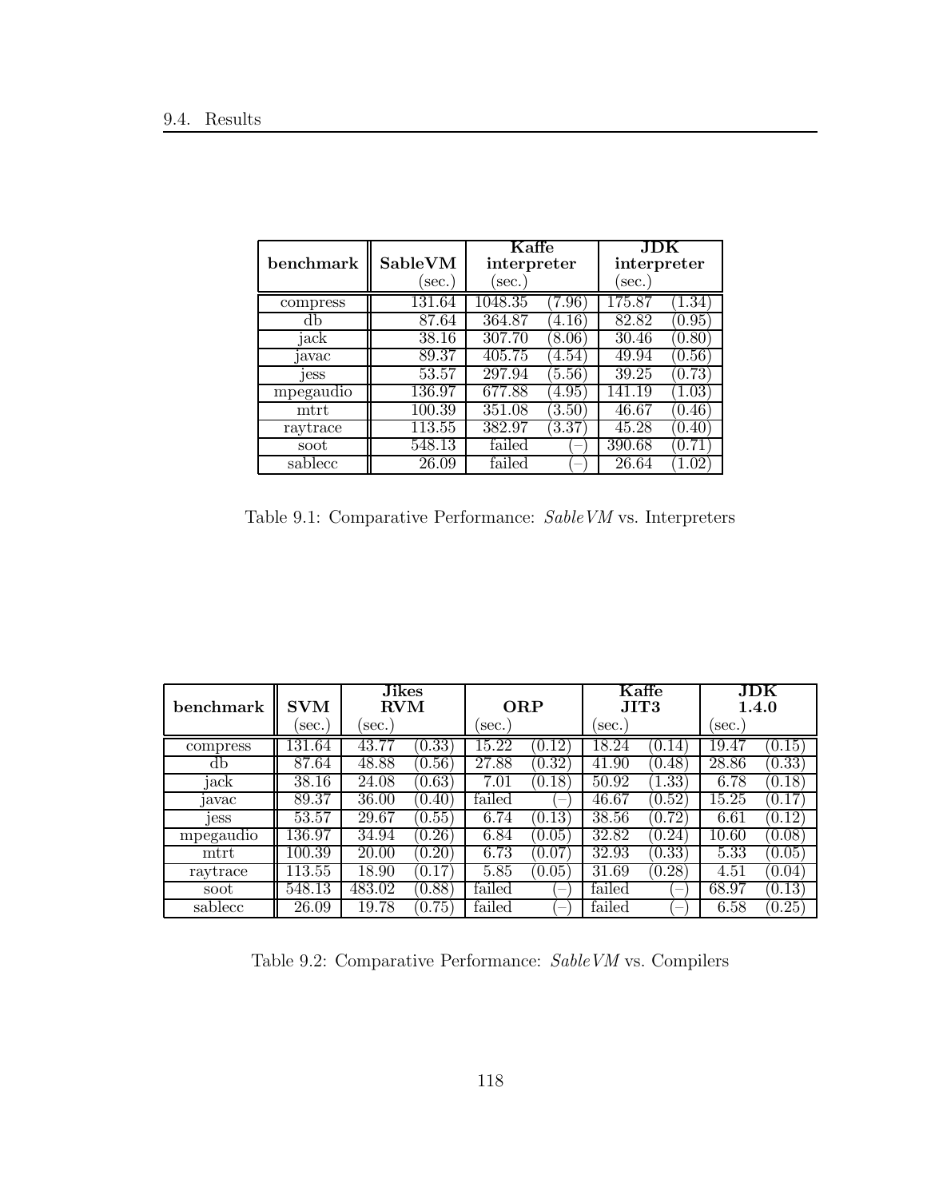| benchmark | SableVM (sec.) | Kaffe interpreter (sec.) | | JDK interpreter (sec.) | |
|---|---|---|---|---|---|
| compress | 131.64 | 1048.35 | (7.96) | 175.87 | (1.34) |
| db | 87.64 | 364.87 | (4.16) | 82.82 | (0.95) |
| jack | 38.16 | 307.70 | (8.06) | 30.46 | (0.80) |
| javac | 89.37 | 405.75 | (4.54) | 49.94 | (0.56) |
| jess | 53.57 | 297.94 | (5.56) | 39.25 | (0.73) |
| mpegaudio | 136.97 | 677.88 | (4.95) | 141.19 | (1.03) |
| mtrt | 100.39 | 351.08 | (3.50) | 46.67 | (0.46) |
| raytrace | 113.55 | 382.97 | (3.37) | 45.28 | (0.40) |
| soot | 548.13 | failed | (–) | 390.68 | (0.71) |
| sablecc | 26.09 | failed | (–) | 26.64 | (1.02) |

Table 9.1: Comparative Performance: *SableVM* vs. Interpreters

| benchmark | SVM (sec.) | Jikes RVM (sec.) | | ORP (sec.) | | Kaffe JIT3 (sec.) | | JDK 1.4.0 (sec.) | |
|---|---|---|---|---|---|---|---|---|---|
| compress | 131.64 | 43.77 | (0.33) | 15.22 | (0.12) | 18.24 | (0.14) | 19.47 | (0.15) |
| db | 87.64 | 48.88 | (0.56) | 27.88 | (0.32) | 41.90 | (0.48) | 28.86 | (0.33) |
| jack | 38.16 | 24.08 | (0.63) | 7.01 | (0.18) | 50.92 | (1.33) | 6.78 | (0.18) |
| javac | 89.37 | 36.00 | (0.40) | failed | (–) | 46.67 | (0.52) | 15.25 | (0.17) |
| jess | 53.57 | 29.67 | (0.55) | 6.74 | (0.13) | 38.56 | (0.72) | 6.61 | (0.12) |
| mpegaudio | 136.97 | 34.94 | (0.26) | 6.84 | (0.05) | 32.82 | (0.24) | 10.60 | (0.08) |
| mtrt | 100.39 | 20.00 | (0.20) | 6.73 | (0.07) | 32.93 | (0.33) | 5.33 | (0.05) |
| raytrace | 113.55 | 18.90 | (0.17) | 5.85 | (0.05) | 31.69 | (0.28) | 4.51 | (0.04) |
| soot | 548.13 | 483.02 | (0.88) | failed | (–) | failed | (–) | 68.97 | (0.13) |
| sablecc | 26.09 | 19.78 | (0.75) | failed | (–) | failed | (–) | 6.58 | (0.25) |

Table 9.2: Comparative Performance: *SableVM* vs. Compilers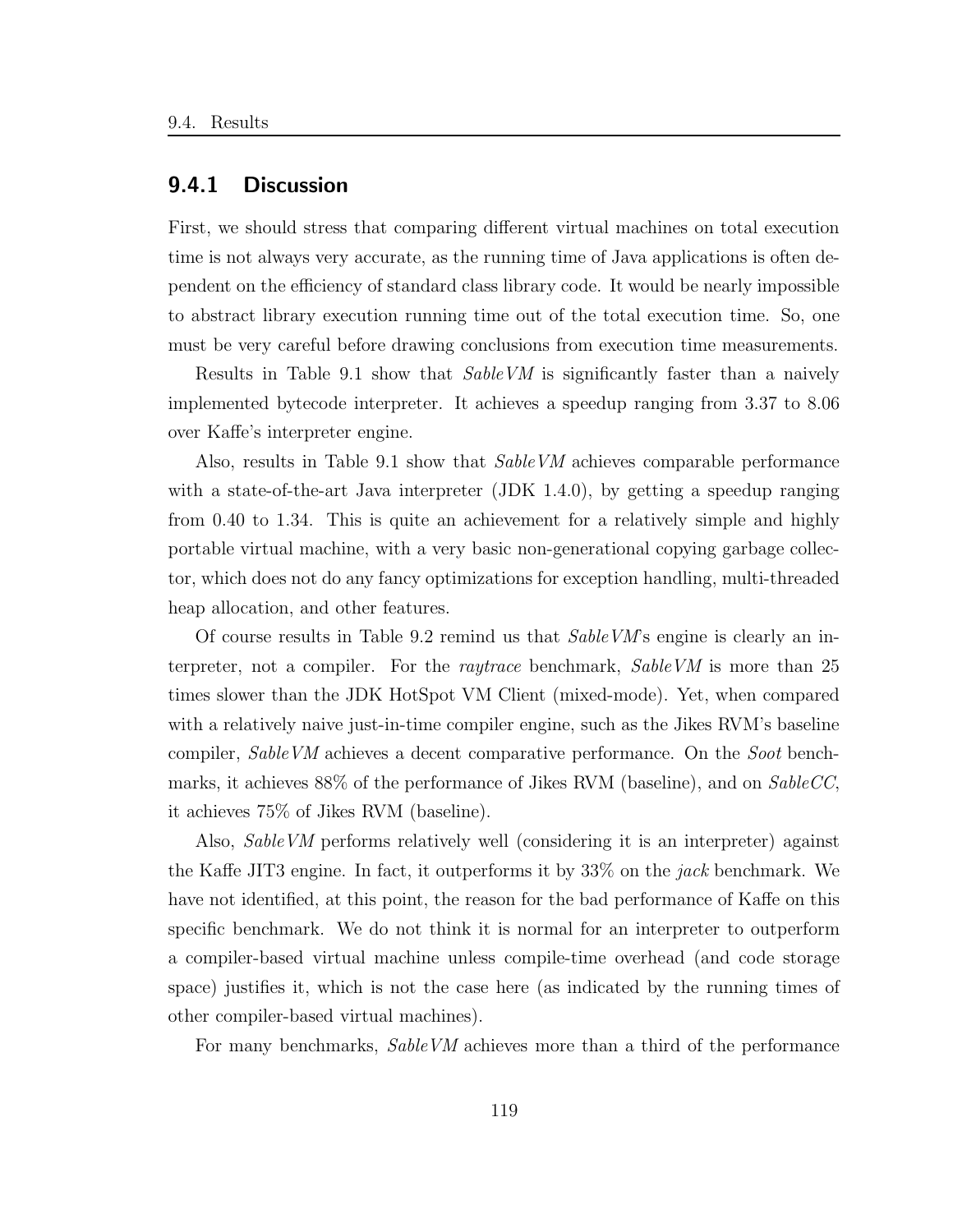### 9.4.1 Discussion

First, we should stress that comparing different virtual machines on total execution time is not always very accurate, as the running time of Java applications is often dependent on the efficiency of standard class library code. It would be nearly impossible to abstract library execution running time out of the total execution time. So, one must be very careful before drawing conclusions from execution time measurements.

Results in Table 9.1 show that *SableVM* is significantly faster than a naively implemented bytecode interpreter. It achieves a speedup ranging from 3.37 to 8.06 over Kaffe's interpreter engine.

Also, results in Table 9.1 show that *SableVM* achieves comparable performance with a state-of-the-art Java interpreter (JDK 1.4.0), by getting a speedup ranging from 0.40 to 1.34. This is quite an achievement for a relatively simple and highly portable virtual machine, with a very basic non-generational copying garbage collector, which does not do any fancy optimizations for exception handling, multi-threaded heap allocation, and other features.

Of course results in Table 9.2 remind us that *SableVM*'s engine is clearly an interpreter, not a compiler. For the *raytrace* benchmark, *SableVM* is more than 25 times slower than the JDK HotSpot VM Client (mixed-mode). Yet, when compared with a relatively naive just-in-time compiler engine, such as the Jikes RVM's baseline compiler, *SableVM* achieves a decent comparative performance. On the *Soot* benchmarks, it achieves 88% of the performance of Jikes RVM (baseline), and on *SableCC*, it achieves 75% of Jikes RVM (baseline).

Also, *SableVM* performs relatively well (considering it is an interpreter) against the Kaffe JIT3 engine. In fact, it outperforms it by 33% on the *jack* benchmark. We have not identified, at this point, the reason for the bad performance of Kaffe on this specific benchmark. We do not think it is normal for an interpreter to outperform a compiler-based virtual machine unless compile-time overhead (and code storage space) justifies it, which is not the case here (as indicated by the running times of other compiler-based virtual machines).

For many benchmarks, *SableVM* achieves more than a third of the performance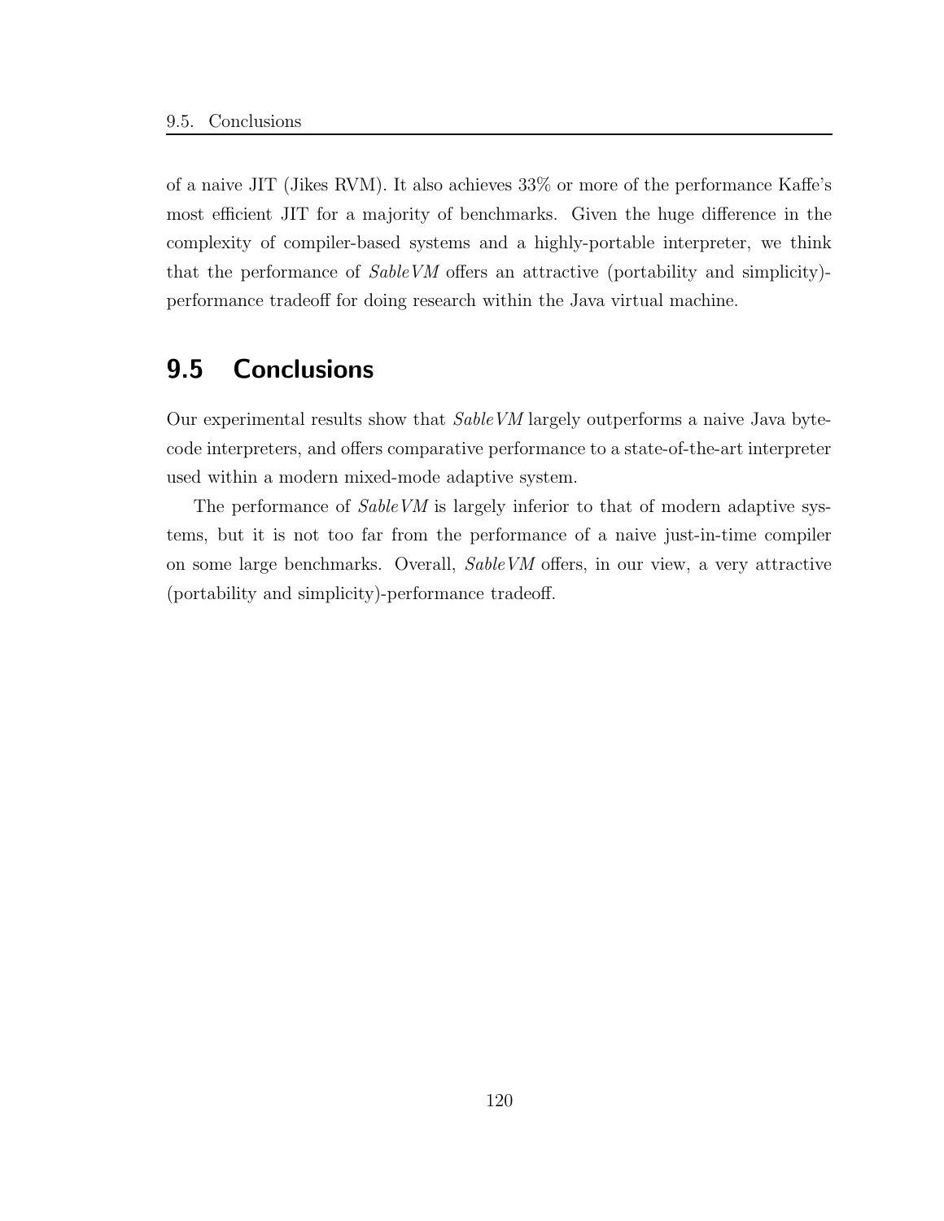of a naive JIT (Jikes RVM). It also achieves 33% or more of the performance Kaffe's most efficient JIT for a majority of benchmarks. Given the huge difference in the complexity of compiler-based systems and a highly-portable interpreter, we think that the performance of *SableVM* offers an attractive (portability and simplicity)-performance tradeoff for doing research within the Java virtual machine.

## 9.5 Conclusions

Our experimental results show that *SableVM* largely outperforms a naive Java bytecode interpreters, and offers comparative performance to a state-of-the-art interpreter used within a modern mixed-mode adaptive system.

The performance of *SableVM* is largely inferior to that of modern adaptive systems, but it is not too far from the performance of a naive just-in-time compiler on some large benchmarks. Overall, *SableVM* offers, in our view, a very attractive (portability and simplicity)-performance tradeoff.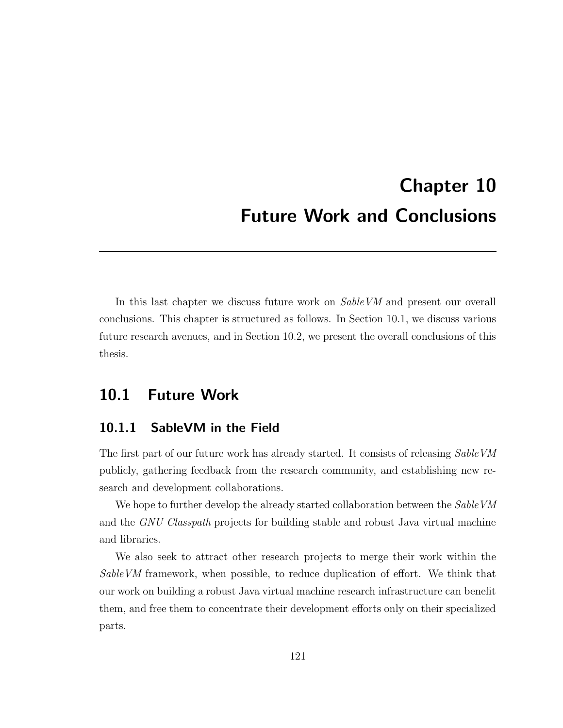# Chapter 10
# Future Work and Conclusions

In this last chapter we discuss future work on *SableVM* and present our overall conclusions. This chapter is structured as follows. In Section 10.1, we discuss various future research avenues, and in Section 10.2, we present the overall conclusions of this thesis.

## 10.1 Future Work

### 10.1.1 SableVM in the Field

The first part of our future work has already started. It consists of releasing *SableVM* publicly, gathering feedback from the research community, and establishing new research and development collaborations.

We hope to further develop the already started collaboration between the *SableVM* and the *GNU Classpath* projects for building stable and robust Java virtual machine and libraries.

We also seek to attract other research projects to merge their work within the *SableVM* framework, when possible, to reduce duplication of effort. We think that our work on building a robust Java virtual machine research infrastructure can benefit them, and free them to concentrate their development efforts only on their specialized parts.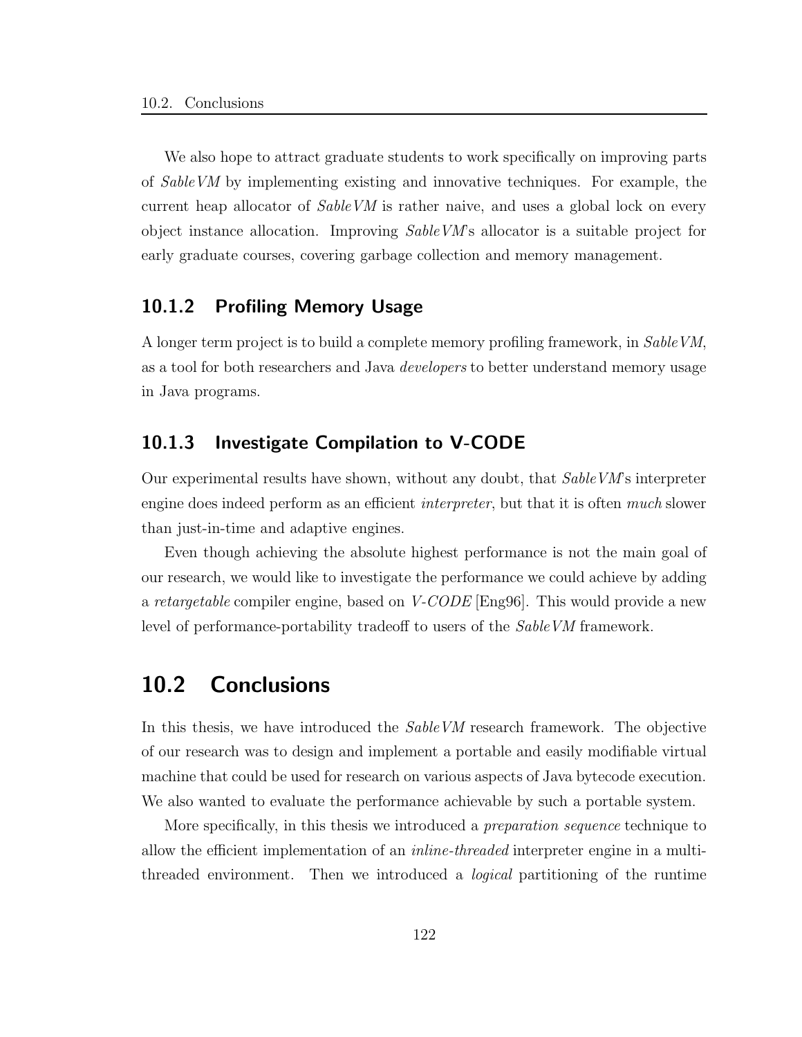We also hope to attract graduate students to work specifically on improving parts of *SableVM* by implementing existing and innovative techniques. For example, the current heap allocator of *SableVM* is rather naive, and uses a global lock on every object instance allocation. Improving *SableVM*'s allocator is a suitable project for early graduate courses, covering garbage collection and memory management.

### 10.1.2 Profiling Memory Usage

A longer term project is to build a complete memory profiling framework, in *SableVM*, as a tool for both researchers and Java *developers* to better understand memory usage in Java programs.

### 10.1.3 Investigate Compilation to V-CODE

Our experimental results have shown, without any doubt, that *SableVM*'s interpreter engine does indeed perform as an efficient *interpreter*, but that it is often *much* slower than just-in-time and adaptive engines.

Even though achieving the absolute highest performance is not the main goal of our research, we would like to investigate the performance we could achieve by adding a *retargetable* compiler engine, based on *V-CODE* [Eng96]. This would provide a new level of performance-portability tradeoff to users of the *SableVM* framework.

## 10.2 Conclusions

In this thesis, we have introduced the *SableVM* research framework. The objective of our research was to design and implement a portable and easily modifiable virtual machine that could be used for research on various aspects of Java bytecode execution. We also wanted to evaluate the performance achievable by such a portable system.

More specifically, in this thesis we introduced a *preparation sequence* technique to allow the efficient implementation of an *inline-threaded* interpreter engine in a multi-threaded environment. Then we introduced a *logical* partitioning of the runtime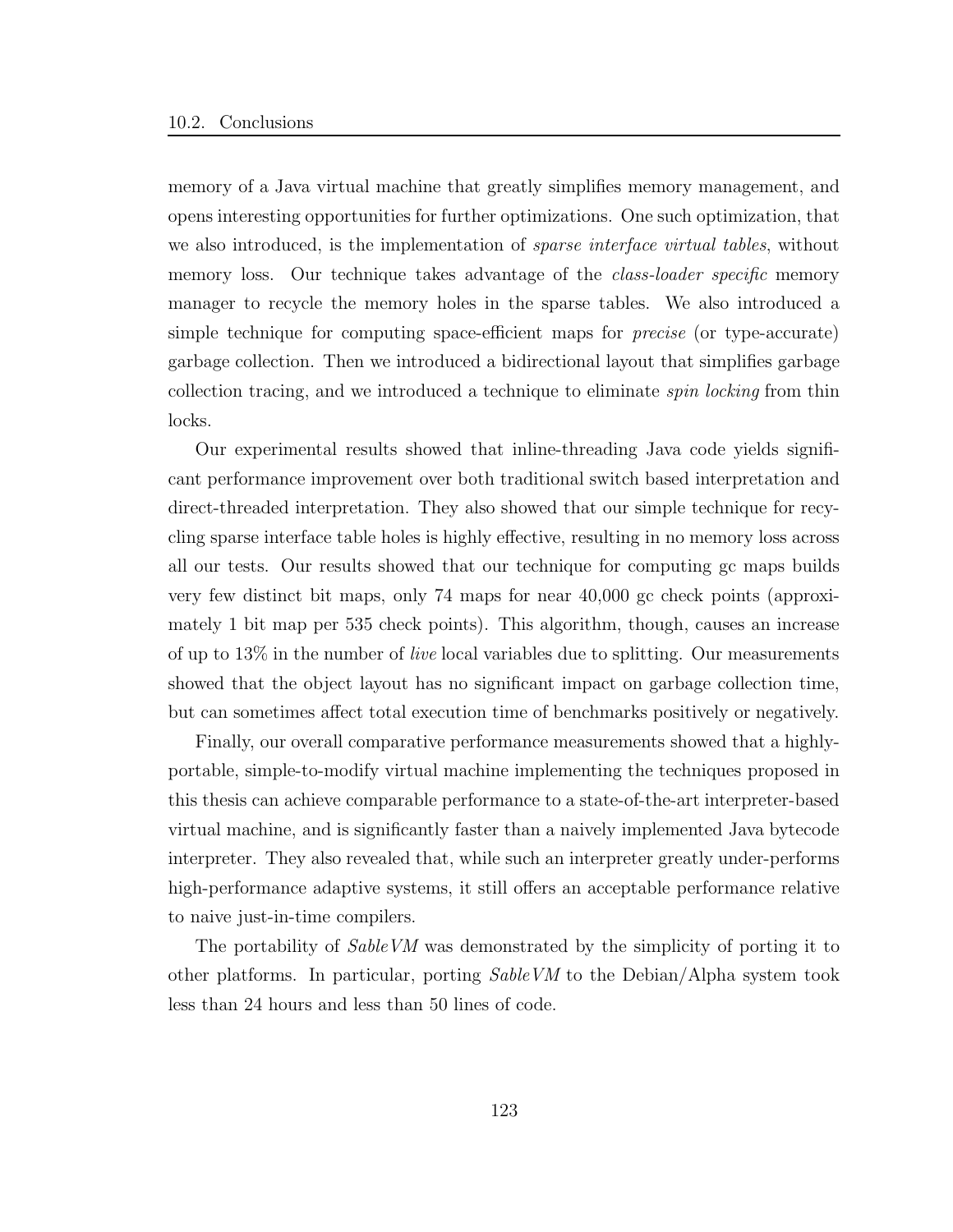memory of a Java virtual machine that greatly simplifies memory management, and opens interesting opportunities for further optimizations. One such optimization, that we also introduced, is the implementation of *sparse interface virtual tables*, without memory loss. Our technique takes advantage of the *class-loader specific* memory manager to recycle the memory holes in the sparse tables. We also introduced a simple technique for computing space-efficient maps for *precise* (or type-accurate) garbage collection. Then we introduced a bidirectional layout that simplifies garbage collection tracing, and we introduced a technique to eliminate *spin locking* from thin locks.

Our experimental results showed that inline-threading Java code yields significant performance improvement over both traditional switch based interpretation and direct-threaded interpretation. They also showed that our simple technique for recycling sparse interface table holes is highly effective, resulting in no memory loss across all our tests. Our results showed that our technique for computing gc maps builds very few distinct bit maps, only 74 maps for near 40,000 gc check points (approximately 1 bit map per 535 check points). This algorithm, though, causes an increase of up to 13% in the number of *live* local variables due to splitting. Our measurements showed that the object layout has no significant impact on garbage collection time, but can sometimes affect total execution time of benchmarks positively or negatively.

Finally, our overall comparative performance measurements showed that a highly-portable, simple-to-modify virtual machine implementing the techniques proposed in this thesis can achieve comparable performance to a state-of-the-art interpreter-based virtual machine, and is significantly faster than a naively implemented Java bytecode interpreter. They also revealed that, while such an interpreter greatly under-performs high-performance adaptive systems, it still offers an acceptable performance relative to naive just-in-time compilers.

The portability of *SableVM* was demonstrated by the simplicity of porting it to other platforms. In particular, porting *SableVM* to the Debian/Alpha system took less than 24 hours and less than 50 lines of code.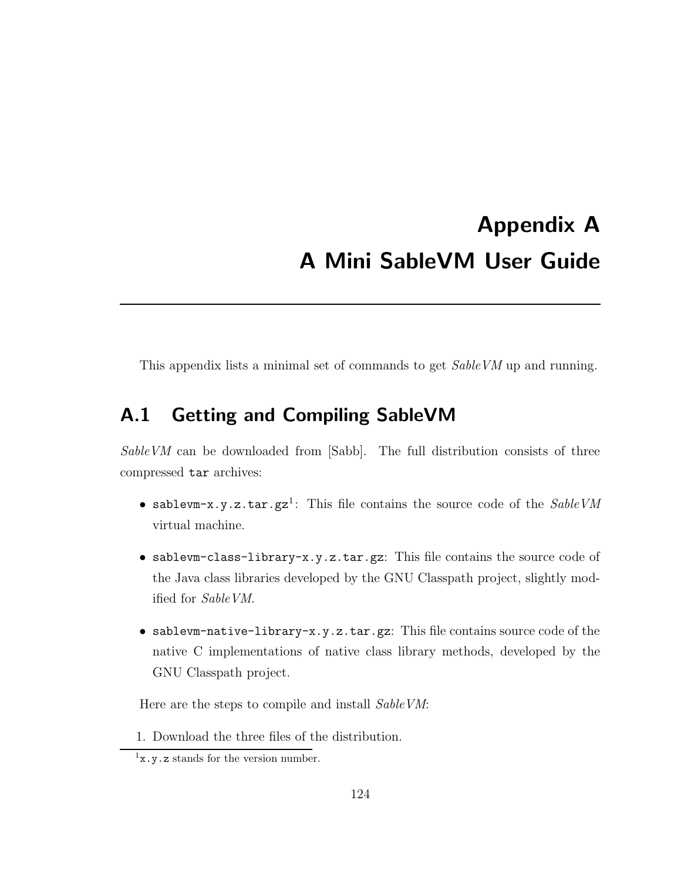# Appendix A
# A Mini SableVM User Guide

This appendix lists a minimal set of commands to get *SableVM* up and running.

## A.1 Getting and Compiling SableVM

*SableVM* can be downloaded from [Sabb]. The full distribution consists of three compressed `tar` archives:

- `sablevm-x.y.z.tar.gz`[1]: This file contains the source code of the *SableVM* virtual machine.
- `sablevm-class-library-x.y.z.tar.gz`: This file contains the source code of the Java class libraries developed by the GNU Classpath project, slightly modified for *SableVM*.
- `sablevm-native-library-x.y.z.tar.gz`: This file contains source code of the native C implementations of native class library methods, developed by the GNU Classpath project.

Here are the steps to compile and install *SableVM*:

1. Download the three files of the distribution.

[1] `x.y.z` stands for the version number.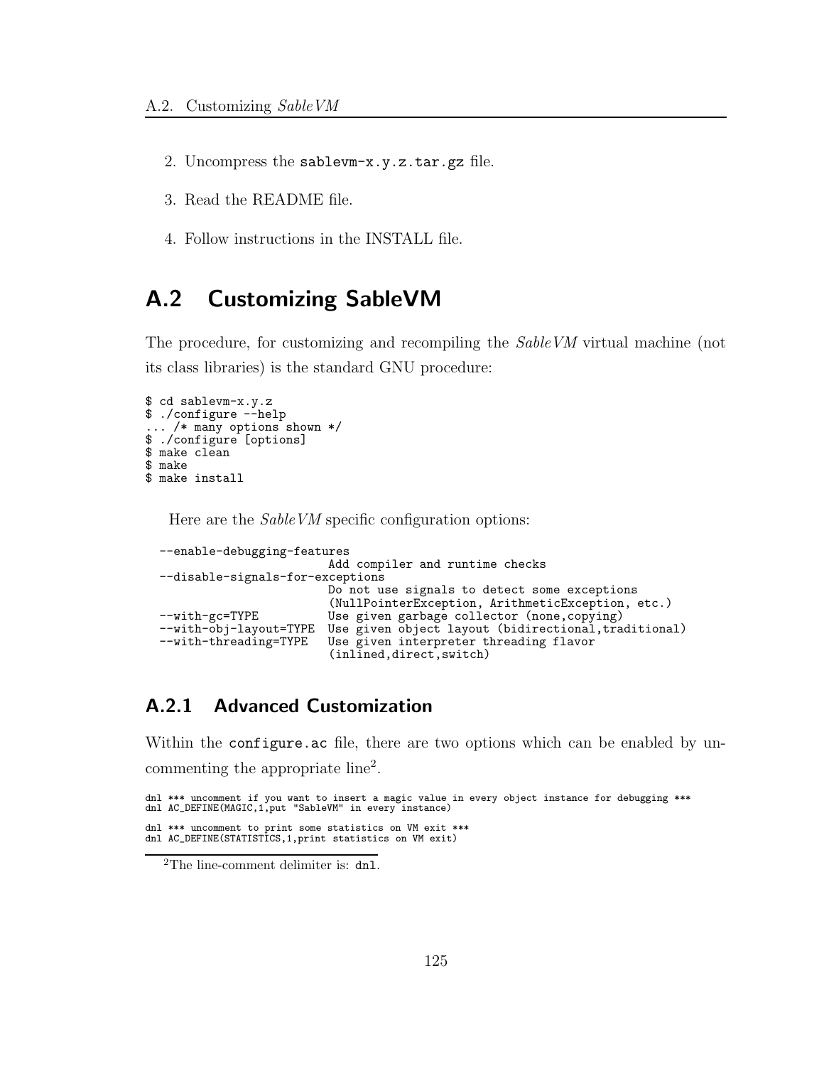2. Uncompress the `sablevm-x.y.z.tar.gz` file.

3. Read the README file.

4. Follow instructions in the INSTALL file.

## A.2 Customizing SableVM

The procedure, for customizing and recompiling the *SableVM* virtual machine (not its class libraries) is the standard GNU procedure:

```
$ cd sablevm-x.y.z
$ ./configure --help
... /* many options shown */
$ ./configure [options]
$ make clean
$ make
$ make install
```

Here are the *SableVM* specific configuration options:

```
  --enable-debugging-features
                          Add compiler and runtime checks
  --disable-signals-for-exceptions
                          Do not use signals to detect some exceptions
                          (NullPointerException, ArithmeticException, etc.)
  --with-gc=TYPE          Use given garbage collector (none,copying)
  --with-obj-layout=TYPE  Use given object layout (bidirectional,traditional)
  --with-threading=TYPE   Use given interpreter threading flavor
                          (inlined,direct,switch)
```

### A.2.1 Advanced Customization

Within the `configure.ac` file, there are two options which can be enabled by uncommenting the appropriate line[2].

```
dnl *** uncomment if you want to insert a magic value in every object instance for debugging ***
dnl AC_DEFINE(MAGIC,1,put "SableVM" in every instance)

dnl *** uncomment to print some statistics on VM exit ***
dnl AC_DEFINE(STATISTICS,1,print statistics on VM exit)
```

[2]The line-comment delimiter is: `dnl`.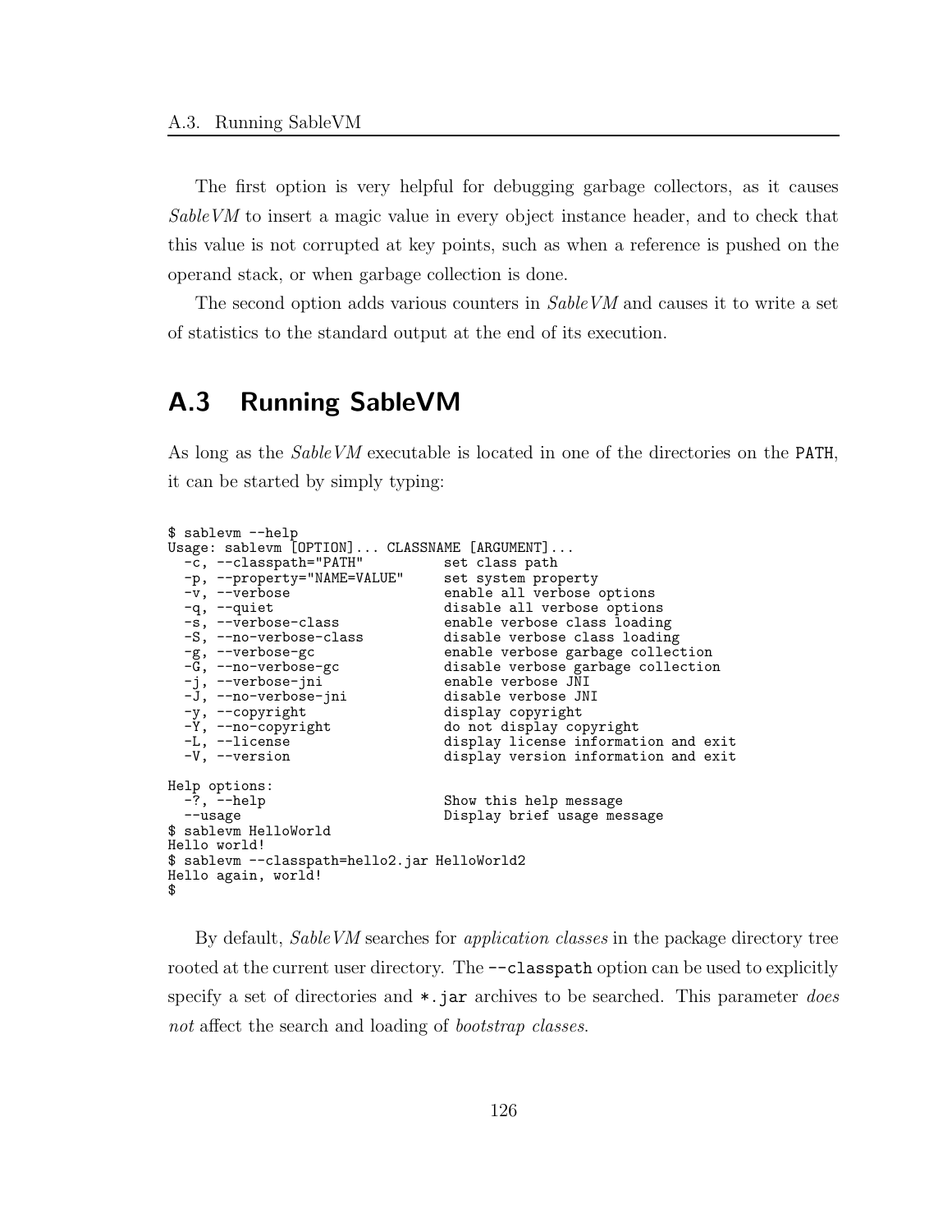The first option is very helpful for debugging garbage collectors, as it causes *SableVM* to insert a magic value in every object instance header, and to check that this value is not corrupted at key points, such as when a reference is pushed on the operand stack, or when garbage collection is done.

The second option adds various counters in *SableVM* and causes it to write a set of statistics to the standard output at the end of its execution.

## A.3 Running SableVM

As long as the *SableVM* executable is located in one of the directories on the `PATH`, it can be started by simply typing:

```
$ sablevm --help
Usage: sablevm [OPTION]... CLASSNAME [ARGUMENT]...
  -c, --classpath="PATH"          set class path
  -p, --property="NAME=VALUE"     set system property
  -v, --verbose                   enable all verbose options
  -q, --quiet                     disable all verbose options
  -s, --verbose-class             enable verbose class loading
  -S, --no-verbose-class          disable verbose class loading
  -g, --verbose-gc                enable verbose garbage collection
  -G, --no-verbose-gc             disable verbose garbage collection
  -j, --verbose-jni               enable verbose JNI
  -J, --no-verbose-jni            disable verbose JNI
  -y, --copyright                 display copyright
  -Y, --no-copyright              do not display copyright
  -L, --license                   display license information and exit
  -V, --version                   display version information and exit

Help options:
  -?, --help                      Show this help message
  --usage                         Display brief usage message
$ sablevm HelloWorld
Hello world!
$ sablevm --classpath=hello2.jar HelloWorld2
Hello again, world!
$
```

By default, *SableVM* searches for *application classes* in the package directory tree rooted at the current user directory. The `--classpath` option can be used to explicitly specify a set of directories and `*.jar` archives to be searched. This parameter *does not* affect the search and loading of *bootstrap classes*.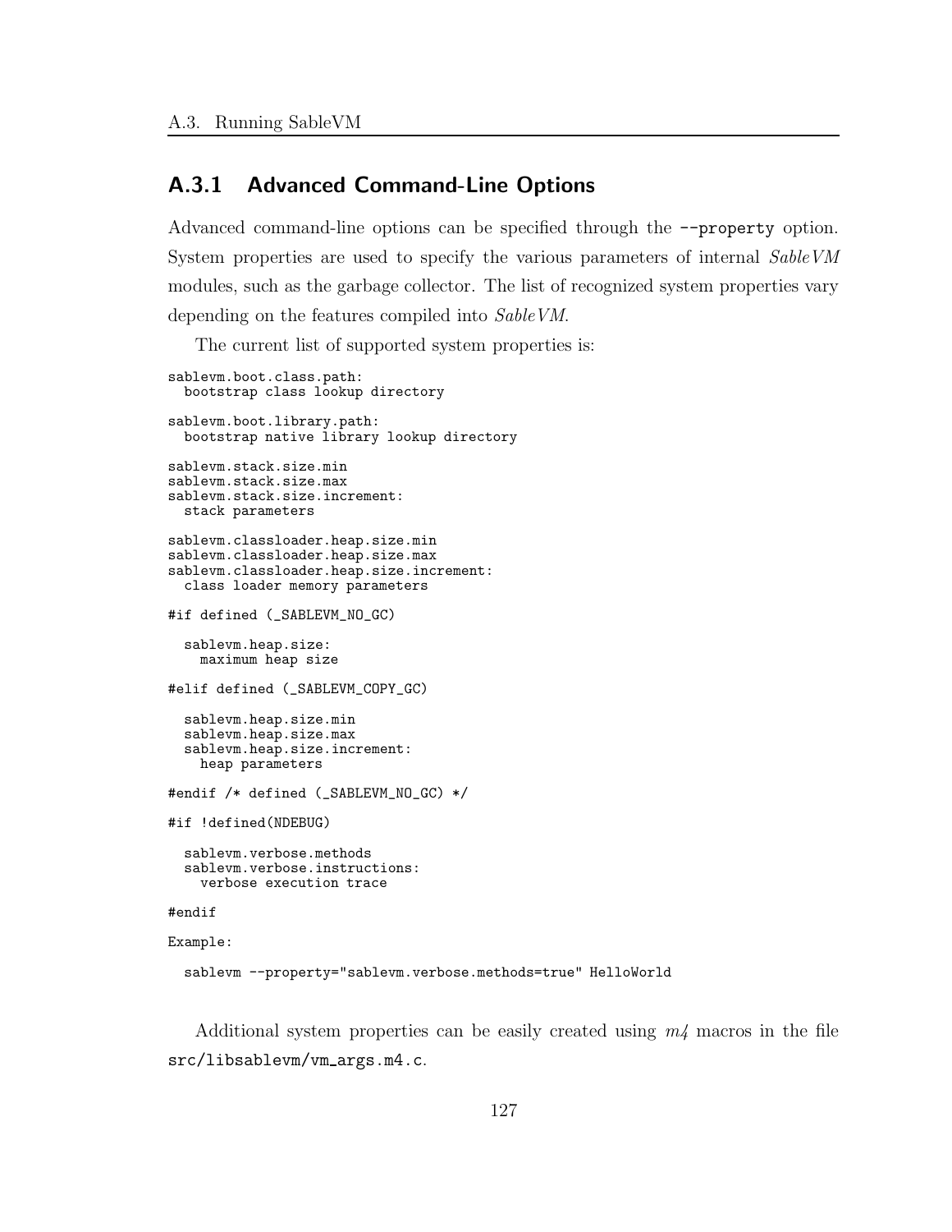### A.3.1 Advanced Command-Line Options

Advanced command-line options can be specified through the `--property` option. System properties are used to specify the various parameters of internal *SableVM* modules, such as the garbage collector. The list of recognized system properties vary depending on the features compiled into *SableVM*.

The current list of supported system properties is:

```
sablevm.boot.class.path:
  bootstrap class lookup directory

sablevm.boot.library.path:
  bootstrap native library lookup directory

sablevm.stack.size.min
sablevm.stack.size.max
sablevm.stack.size.increment:
  stack parameters

sablevm.classloader.heap.size.min
sablevm.classloader.heap.size.max
sablevm.classloader.heap.size.increment:
  class loader memory parameters

#if defined (_SABLEVM_NO_GC)

  sablevm.heap.size:
    maximum heap size

#elif defined (_SABLEVM_COPY_GC)

  sablevm.heap.size.min
  sablevm.heap.size.max
  sablevm.heap.size.increment:
    heap parameters

#endif /* defined (_SABLEVM_NO_GC) */

#if !defined(NDEBUG)

  sablevm.verbose.methods
  sablevm.verbose.instructions:
    verbose execution trace

#endif

Example:

  sablevm --property="sablevm.verbose.methods=true" HelloWorld
```

Additional system properties can be easily created using *m4* macros in the file `src/libsablevm/vm_args.m4.c`.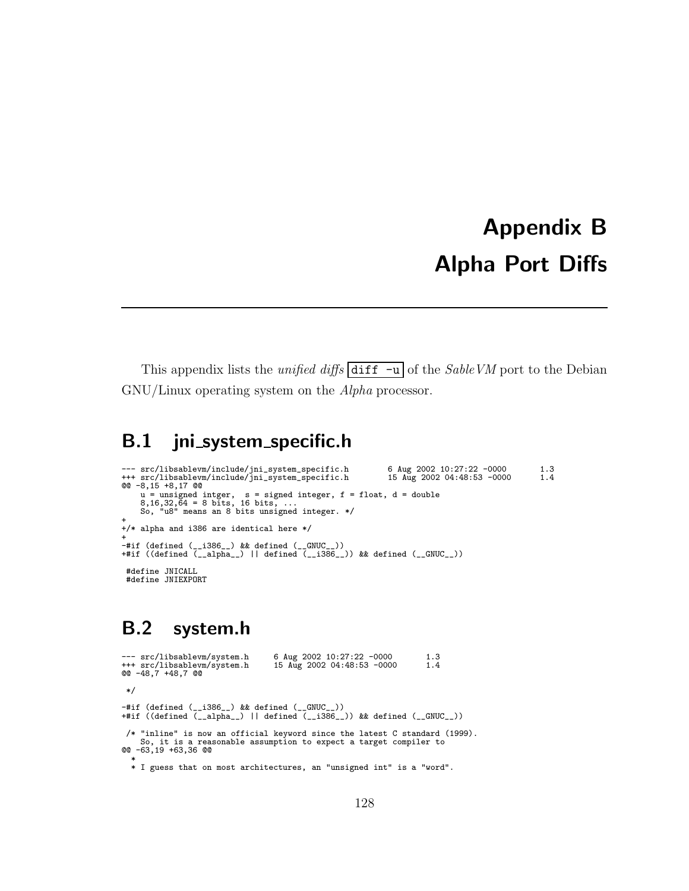# Appendix B

# Alpha Port Diffs

This appendix lists the *unified diffs* `diff -u` of the *SableVM* port to the Debian GNU/Linux operating system on the *Alpha* processor.

## B.1 jni_system_specific.h

```
--- src/libsablevm/include/jni_system_specific.h        6 Aug 2002 10:27:22 -0000       1.3
+++ src/libsablevm/include/jni_system_specific.h        15 Aug 2002 04:48:53 -0000      1.4
@@ -8,15 +8,17 @@
    u = unsigned intger,  s = signed integer, f = float, d = double
    8,16,32,64 = 8 bits, 16 bits, ...
    So, "u8" means an 8 bits unsigned integer. */
+
+/* alpha and i386 are identical here */
+
-#if (defined (__i386__) && defined (__GNUC__))
+#if ((defined (__alpha__) || defined (__i386__)) && defined (__GNUC__))

 #define JNICALL
 #define JNIEXPORT
```

## B.2 system.h

```
--- src/libsablevm/system.h     6 Aug 2002 10:27:22 -0000       1.3
+++ src/libsablevm/system.h     15 Aug 2002 04:48:53 -0000      1.4
@@ -48,7 +48,7 @@

 */

-#if (defined (__i386__) && defined (__GNUC__))
+#if ((defined (__alpha__) || defined (__i386__)) && defined (__GNUC__))

 /* "inline" is now an official keyword since the latest C standard (1999).
    So, it is a reasonable assumption to expect a target compiler to
@@ -63,19 +63,36 @@
   *
   * I guess that on most architectures, an "unsigned int" is a "word".
```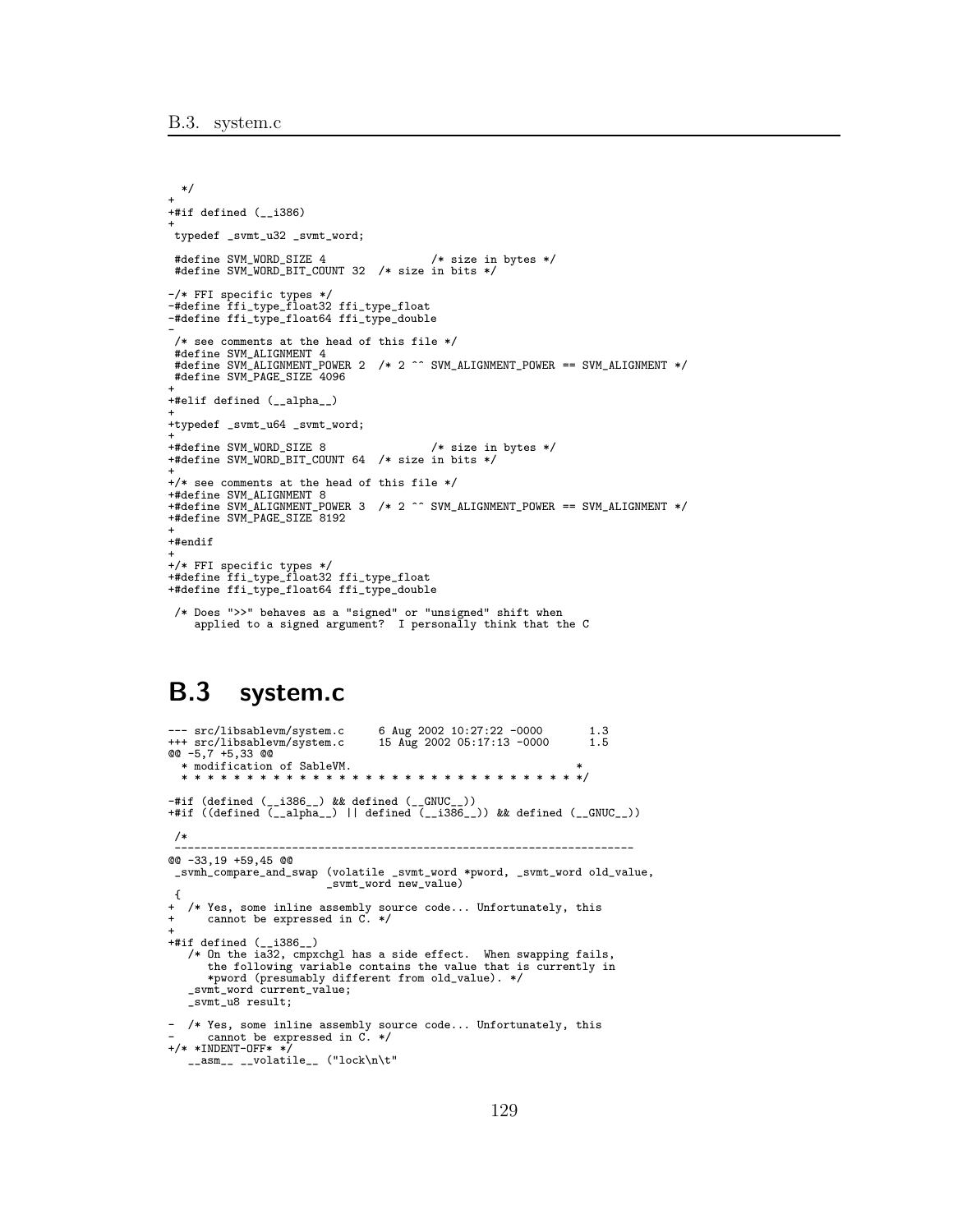```
 */
+
+#if defined (__i386)
+
 typedef _svmt_u32 _svmt_word;

 #define SVM_WORD_SIZE 4                /* size in bytes */
 #define SVM_WORD_BIT_COUNT 32  /* size in bits */

-/* FFI specific types */
-#define ffi_type_float32 ffi_type_float
-#define ffi_type_float64 ffi_type_double
-
 /* see comments at the head of this file */
 #define SVM_ALIGNMENT 4
 #define SVM_ALIGNMENT_POWER 2  /* 2 ^^ SVM_ALIGNMENT_POWER == SVM_ALIGNMENT */
 #define SVM_PAGE_SIZE 4096
+
+#elif defined (__alpha__)
+
+typedef _svmt_u64 _svmt_word;
+
+#define SVM_WORD_SIZE 8                /* size in bytes */
+#define SVM_WORD_BIT_COUNT 64  /* size in bits */
+
+/* see comments at the head of this file */
+#define SVM_ALIGNMENT 8
+#define SVM_ALIGNMENT_POWER 3  /* 2 ^^ SVM_ALIGNMENT_POWER == SVM_ALIGNMENT */
+#define SVM_PAGE_SIZE 8192
+
+#endif
+
+/* FFI specific types */
+#define ffi_type_float32 ffi_type_float
+#define ffi_type_float64 ffi_type_double

 /* Does ">>" behaves as a "signed" or "unsigned" shift when
    applied to a signed argument?  I personally think that the C
```

## B.3 system.c

```
--- src/libsablevm/system.c     6 Aug 2002 10:27:22 -0000       1.3
+++ src/libsablevm/system.c     15 Aug 2002 05:17:13 -0000      1.5
@@ -5,7 +5,33 @@
  * modification of SableVM.                                        *
  * * * * * * * * * * * * * * * * * * * * * * * * * * * * * * * * */

-#if (defined (__i386__) && defined (__GNUC__))
+#if ((defined (__alpha__) || defined (__i386__)) && defined (__GNUC__))

 /*
 ----------------------------------------------------------------------
@@ -33,19 +59,45 @@
 _svmh_compare_and_swap (volatile _svmt_word *pword, _svmt_word old_value,
                         _svmt_word new_value)
 {
+  /* Yes, some inline assembly source code... Unfortunately, this
+     cannot be expressed in C. */
+
+#if defined (__i386__)
   /* On the ia32, cmpxchgl has a side effect.  When swapping fails,
      the following variable contains the value that is currently in
      *pword (presumably different from old_value). */
   _svmt_word current_value;
   _svmt_u8 result;

-  /* Yes, some inline assembly source code... Unfortunately, this
-     cannot be expressed in C. */
+/* *INDENT-OFF* */
   __asm__ __volatile__ ("lock\n\t"
```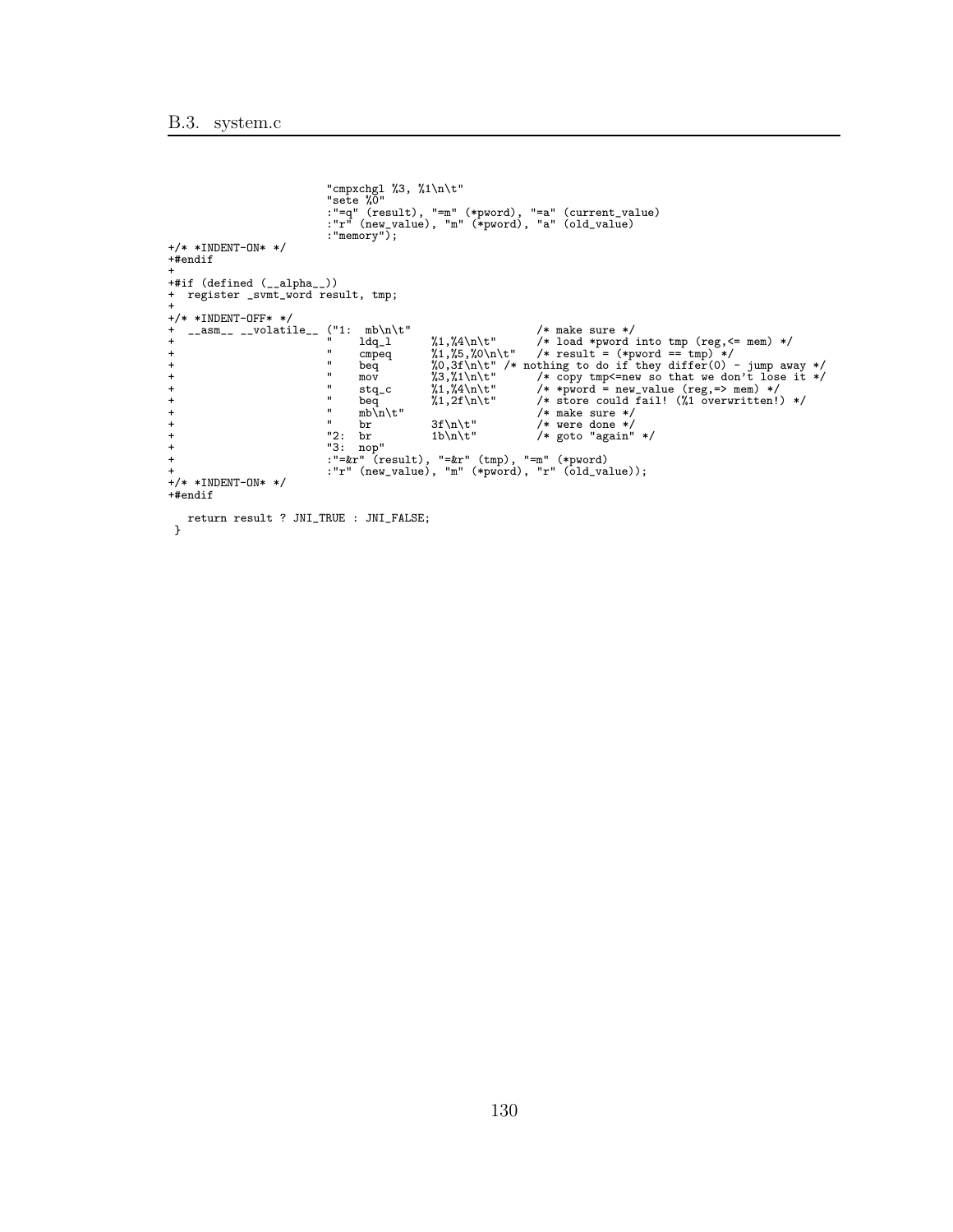```
                        "cmpxchgl %3, %1\n\t"
                        "sete %0"
                        :"=q" (result), "=m" (*pword), "=a" (current_value)
                        :"r" (new_value), "m" (*pword), "a" (old_value)
                        :"memory");
+/* *INDENT-ON* */
+#endif
+
+#if (defined (__alpha__))
+  register _svmt_word result, tmp;
+
+/* *INDENT-OFF* */
+  __asm__ __volatile__ ("1:  mb\n\t"                        /* make sure */
+                        "    ldq_l      %1,%4\n\t"      /* load *pword into tmp (reg,<= mem) */
+                        "    cmpeq      %1,%5,%0\n\t"   /* result = (*pword == tmp) */
+                        "    beq        %0,3f\n\t" /* nothing to do if they differ(0) - jump away */
+                        "    mov        %3,%1\n\t"      /* copy tmp<=new so that we don't lose it */
+                        "    stq_c      %1,%4\n\t"      /* *pword = new_value (reg,=> mem) */
+                        "    beq        %1,2f\n\t"      /* store could fail! (%1 overwritten!) */
+                        "    mb\n\t"                    /* make sure */
+                        "    br         3f\n\t"         /* were done */
+                        "2:  br         1b\n\t"         /* goto "again" */
+                        "3:  nop"
+                        :"=&r" (result), "=&r" (tmp), "=m" (*pword)
+                        :"r" (new_value), "m" (*pword), "r" (old_value));
+/* *INDENT-ON* */
+#endif

   return result ? JNI_TRUE : JNI_FALSE;
 }
```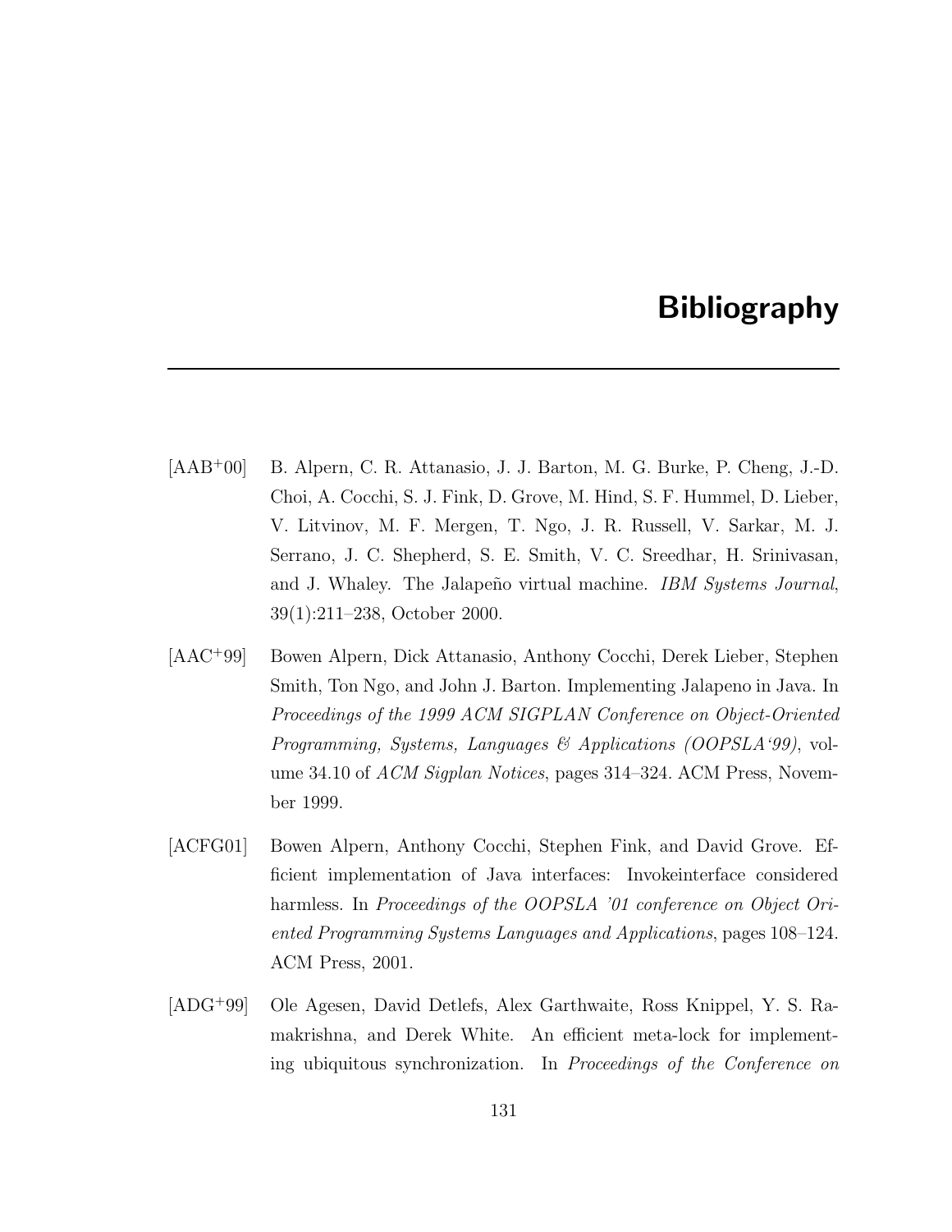# Bibliography

[AAB+00] B. Alpern, C. R. Attanasio, J. J. Barton, M. G. Burke, P. Cheng, J.-D. Choi, A. Cocchi, S. J. Fink, D. Grove, M. Hind, S. F. Hummel, D. Lieber, V. Litvinov, M. F. Mergen, T. Ngo, J. R. Russell, V. Sarkar, M. J. Serrano, J. C. Shepherd, S. E. Smith, V. C. Sreedhar, H. Srinivasan, and J. Whaley. The Jalapeño virtual machine. *IBM Systems Journal*, 39(1):211–238, October 2000.

[AAC+99] Bowen Alpern, Dick Attanasio, Anthony Cocchi, Derek Lieber, Stephen Smith, Ton Ngo, and John J. Barton. Implementing Jalapeno in Java. In *Proceedings of the 1999 ACM SIGPLAN Conference on Object-Oriented Programming, Systems, Languages & Applications (OOPSLA'99)*, volume 34.10 of *ACM Sigplan Notices*, pages 314–324. ACM Press, November 1999.

[ACFG01] Bowen Alpern, Anthony Cocchi, Stephen Fink, and David Grove. Efficient implementation of Java interfaces: Invokeinterface considered harmless. In *Proceedings of the OOPSLA '01 conference on Object Oriented Programming Systems Languages and Applications*, pages 108–124. ACM Press, 2001.

[ADG+99] Ole Agesen, David Detlefs, Alex Garthwaite, Ross Knippel, Y. S. Ramakrishna, and Derek White. An efficient meta-lock for implementing ubiquitous synchronization. In *Proceedings of the Conference on*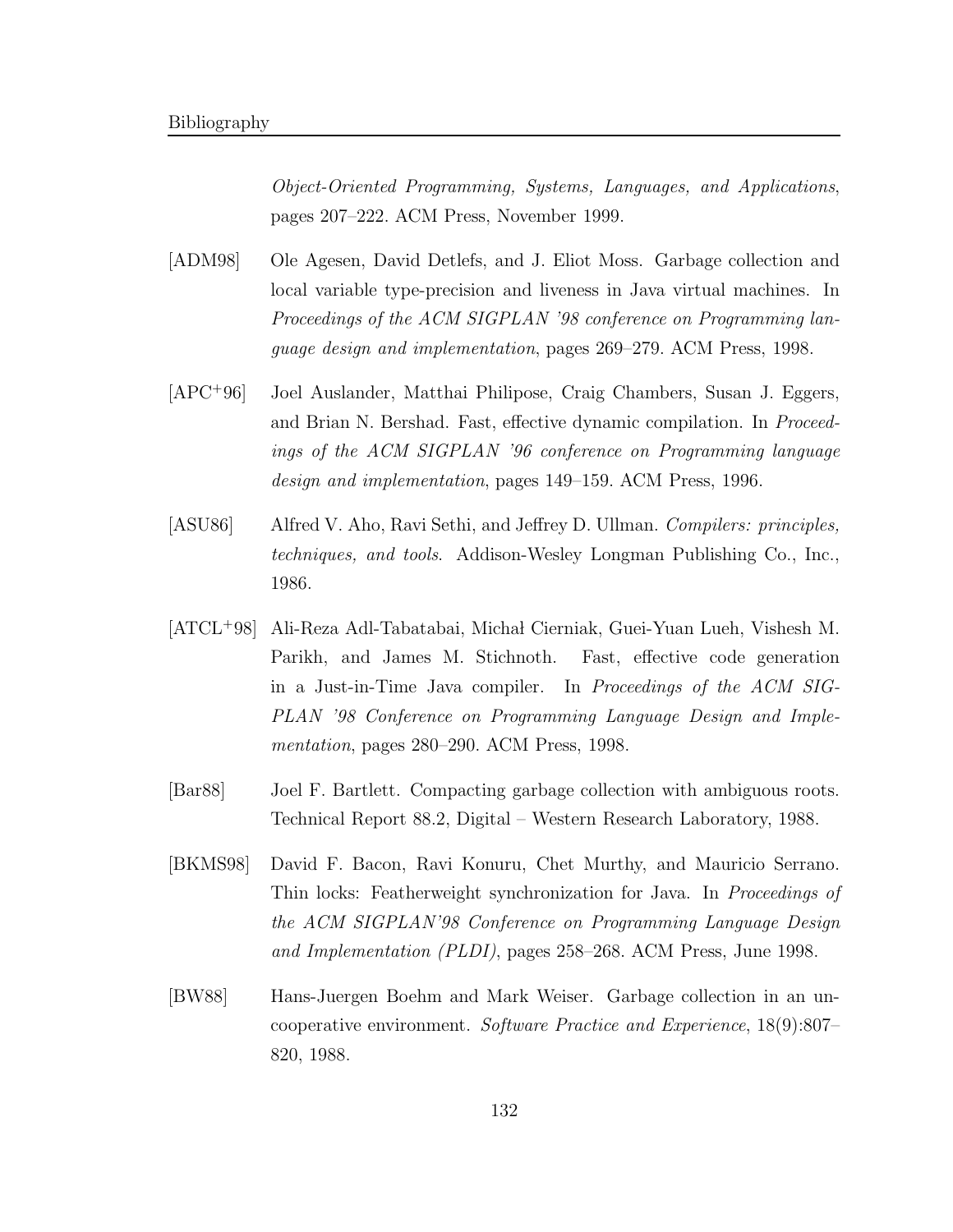*Object-Oriented Programming, Systems, Languages, and Applications*, pages 207–222. ACM Press, November 1999.

[ADM98] Ole Agesen, David Detlefs, and J. Eliot Moss. Garbage collection and local variable type-precision and liveness in Java virtual machines. In *Proceedings of the ACM SIGPLAN '98 conference on Programming language design and implementation*, pages 269–279. ACM Press, 1998.

[APC+96] Joel Auslander, Matthai Philipose, Craig Chambers, Susan J. Eggers, and Brian N. Bershad. Fast, effective dynamic compilation. In *Proceedings of the ACM SIGPLAN '96 conference on Programming language design and implementation*, pages 149–159. ACM Press, 1996.

[ASU86] Alfred V. Aho, Ravi Sethi, and Jeffrey D. Ullman. *Compilers: principles, techniques, and tools*. Addison-Wesley Longman Publishing Co., Inc., 1986.

[ATCL+98] Ali-Reza Adl-Tabatabai, Michał Cierniak, Guei-Yuan Lueh, Vishesh M. Parikh, and James M. Stichnoth. Fast, effective code generation in a Just-in-Time Java compiler. In *Proceedings of the ACM SIGPLAN '98 Conference on Programming Language Design and Implementation*, pages 280–290. ACM Press, 1998.

[Bar88] Joel F. Bartlett. Compacting garbage collection with ambiguous roots. Technical Report 88.2, Digital – Western Research Laboratory, 1988.

[BKMS98] David F. Bacon, Ravi Konuru, Chet Murthy, and Mauricio Serrano. Thin locks: Featherweight synchronization for Java. In *Proceedings of the ACM SIGPLAN'98 Conference on Programming Language Design and Implementation (PLDI)*, pages 258–268. ACM Press, June 1998.

[BW88] Hans-Juergen Boehm and Mark Weiser. Garbage collection in an uncooperative environment. *Software Practice and Experience*, 18(9):807–820, 1988.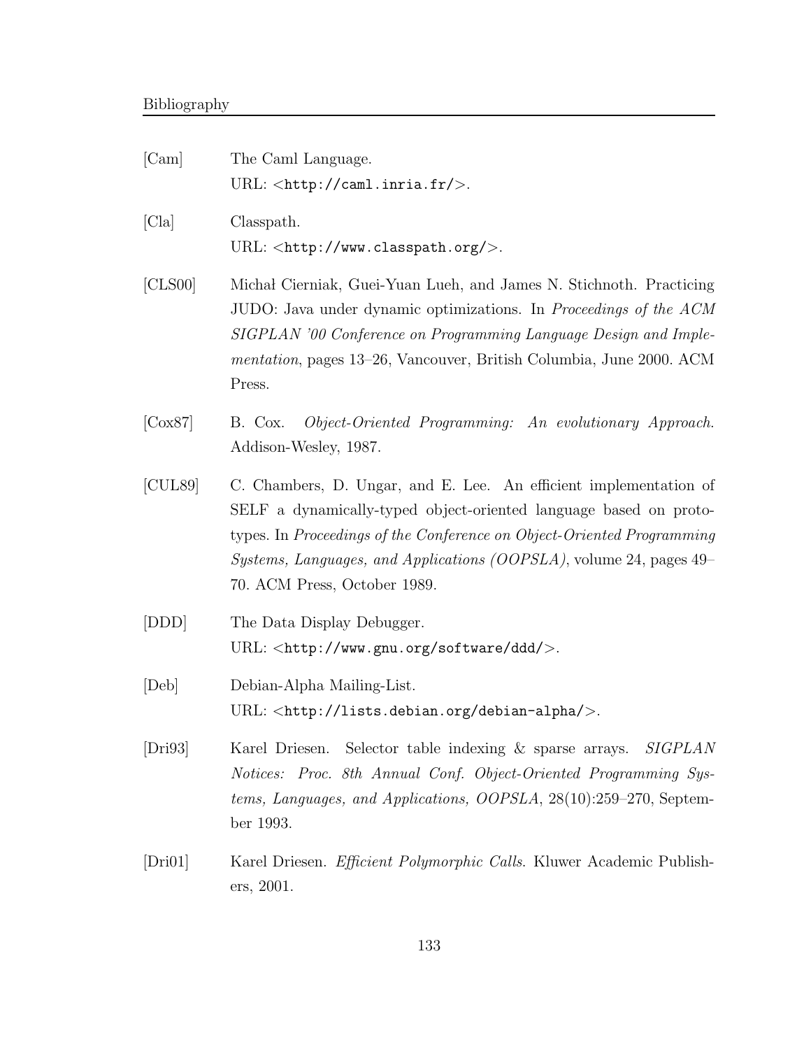[Cam] The Caml Language.
URL: <`http://caml.inria.fr/`>.

[Cla] Classpath.
URL: <`http://www.classpath.org/`>.

[CLS00] Michał Cierniak, Guei-Yuan Lueh, and James N. Stichnoth. Practicing JUDO: Java under dynamic optimizations. In *Proceedings of the ACM SIGPLAN '00 Conference on Programming Language Design and Implementation*, pages 13–26, Vancouver, British Columbia, June 2000. ACM Press.

[Cox87] B. Cox. *Object-Oriented Programming: An evolutionary Approach*. Addison-Wesley, 1987.

[CUL89] C. Chambers, D. Ungar, and E. Lee. An efficient implementation of SELF a dynamically-typed object-oriented language based on prototypes. In *Proceedings of the Conference on Object-Oriented Programming Systems, Languages, and Applications (OOPSLA)*, volume 24, pages 49–70. ACM Press, October 1989.

[DDD] The Data Display Debugger.
URL: <`http://www.gnu.org/software/ddd/`>.

[Deb] Debian-Alpha Mailing-List.
URL: <`http://lists.debian.org/debian-alpha/`>.

[Dri93] Karel Driesen. Selector table indexing & sparse arrays. *SIGPLAN Notices: Proc. 8th Annual Conf. Object-Oriented Programming Systems, Languages, and Applications, OOPSLA*, 28(10):259–270, September 1993.

[Dri01] Karel Driesen. *Efficient Polymorphic Calls*. Kluwer Academic Publishers, 2001.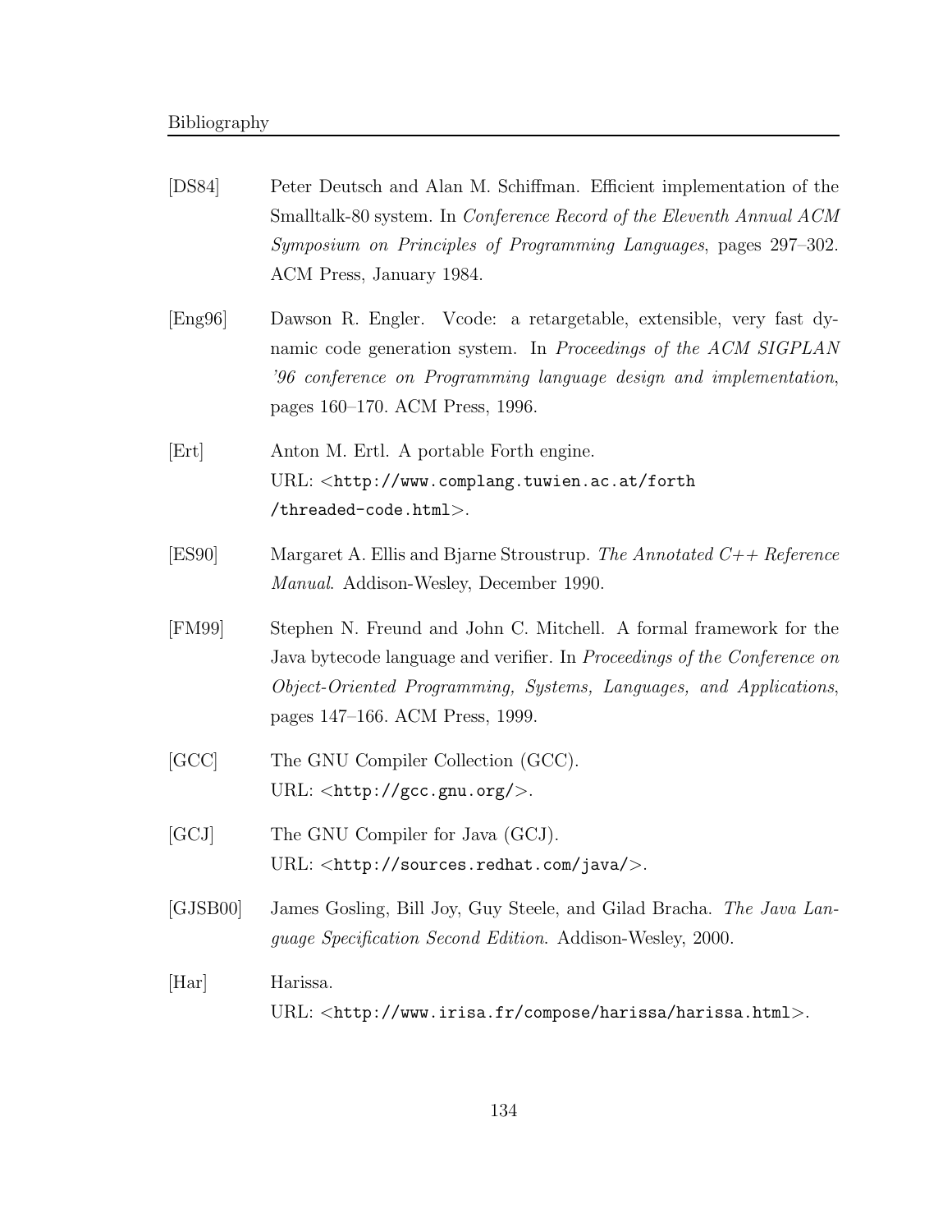[DS84] Peter Deutsch and Alan M. Schiffman. Efficient implementation of the Smalltalk-80 system. In *Conference Record of the Eleventh Annual ACM Symposium on Principles of Programming Languages*, pages 297–302. ACM Press, January 1984.

[Eng96] Dawson R. Engler. Vcode: a retargetable, extensible, very fast dynamic code generation system. In *Proceedings of the ACM SIGPLAN '96 conference on Programming language design and implementation*, pages 160–170. ACM Press, 1996.

[Ert] Anton M. Ertl. A portable Forth engine. URL: <`http://www.complang.tuwien.ac.at/forth/threaded-code.html`>.

[ES90] Margaret A. Ellis and Bjarne Stroustrup. *The Annotated C++ Reference Manual*. Addison-Wesley, December 1990.

[FM99] Stephen N. Freund and John C. Mitchell. A formal framework for the Java bytecode language and verifier. In *Proceedings of the Conference on Object-Oriented Programming, Systems, Languages, and Applications*, pages 147–166. ACM Press, 1999.

[GCC] The GNU Compiler Collection (GCC). URL: <`http://gcc.gnu.org/`>.

[GCJ] The GNU Compiler for Java (GCJ). URL: <`http://sources.redhat.com/java/`>.

[GJSB00] James Gosling, Bill Joy, Guy Steele, and Gilad Bracha. *The Java Language Specification Second Edition*. Addison-Wesley, 2000.

[Har] Harissa. URL: <`http://www.irisa.fr/compose/harissa/harissa.html`>.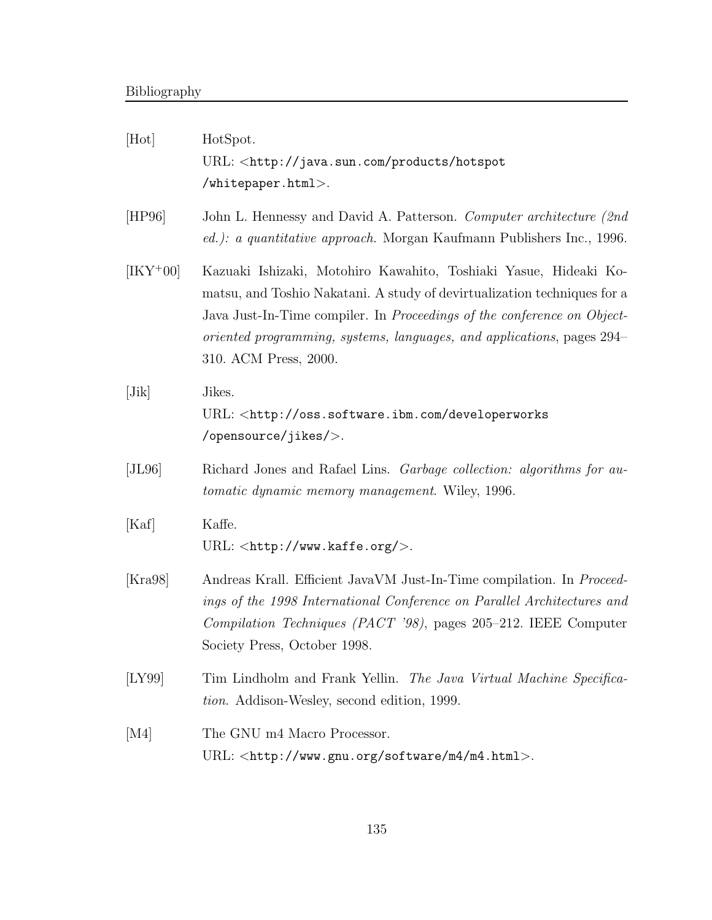[Hot] HotSpot.
URL: <http://java.sun.com/products/hotspot/whitepaper.html>.

[HP96] John L. Hennessy and David A. Patterson. *Computer architecture (2nd ed.): a quantitative approach*. Morgan Kaufmann Publishers Inc., 1996.

[IKY+00] Kazuaki Ishizaki, Motohiro Kawahito, Toshiaki Yasue, Hideaki Komatsu, and Toshio Nakatani. A study of devirtualization techniques for a Java Just-In-Time compiler. In *Proceedings of the conference on Object-oriented programming, systems, languages, and applications*, pages 294–310. ACM Press, 2000.

[Jik] Jikes.
URL: <http://oss.software.ibm.com/developerworks/opensource/jikes/>.

[JL96] Richard Jones and Rafael Lins. *Garbage collection: algorithms for automatic dynamic memory management*. Wiley, 1996.

[Kaf] Kaffe.
URL: <http://www.kaffe.org/>.

[Kra98] Andreas Krall. Efficient JavaVM Just-In-Time compilation. In *Proceedings of the 1998 International Conference on Parallel Architectures and Compilation Techniques (PACT '98)*, pages 205–212. IEEE Computer Society Press, October 1998.

[LY99] Tim Lindholm and Frank Yellin. *The Java Virtual Machine Specification*. Addison-Wesley, second edition, 1999.

[M4] The GNU m4 Macro Processor.
URL: <http://www.gnu.org/software/m4/m4.html>.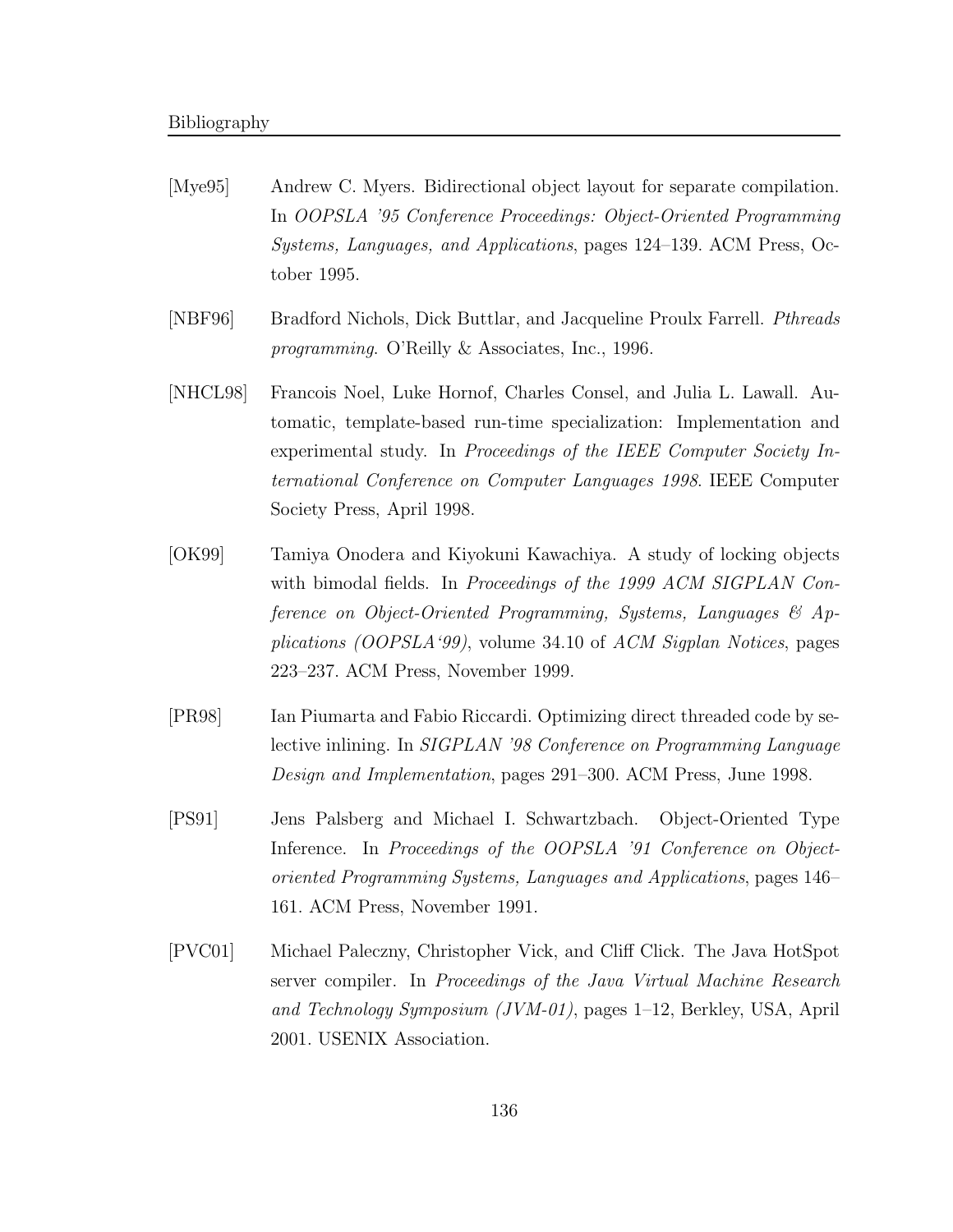[Mye95] Andrew C. Myers. Bidirectional object layout for separate compilation. In *OOPSLA '95 Conference Proceedings: Object-Oriented Programming Systems, Languages, and Applications*, pages 124–139. ACM Press, October 1995.

[NBF96] Bradford Nichols, Dick Buttlar, and Jacqueline Proulx Farrell. *Pthreads programming*. O'Reilly & Associates, Inc., 1996.

[NHCL98] Francois Noel, Luke Hornof, Charles Consel, and Julia L. Lawall. Automatic, template-based run-time specialization: Implementation and experimental study. In *Proceedings of the IEEE Computer Society International Conference on Computer Languages 1998*. IEEE Computer Society Press, April 1998.

[OK99] Tamiya Onodera and Kiyokuni Kawachiya. A study of locking objects with bimodal fields. In *Proceedings of the 1999 ACM SIGPLAN Conference on Object-Oriented Programming, Systems, Languages & Applications (OOPSLA'99)*, volume 34.10 of *ACM Sigplan Notices*, pages 223–237. ACM Press, November 1999.

[PR98] Ian Piumarta and Fabio Riccardi. Optimizing direct threaded code by selective inlining. In *SIGPLAN '98 Conference on Programming Language Design and Implementation*, pages 291–300. ACM Press, June 1998.

[PS91] Jens Palsberg and Michael I. Schwartzbach. Object-Oriented Type Inference. In *Proceedings of the OOPSLA '91 Conference on Object-oriented Programming Systems, Languages and Applications*, pages 146–161. ACM Press, November 1991.

[PVC01] Michael Paleczny, Christopher Vick, and Cliff Click. The Java HotSpot server compiler. In *Proceedings of the Java Virtual Machine Research and Technology Symposium (JVM-01)*, pages 1–12, Berkley, USA, April 2001. USENIX Association.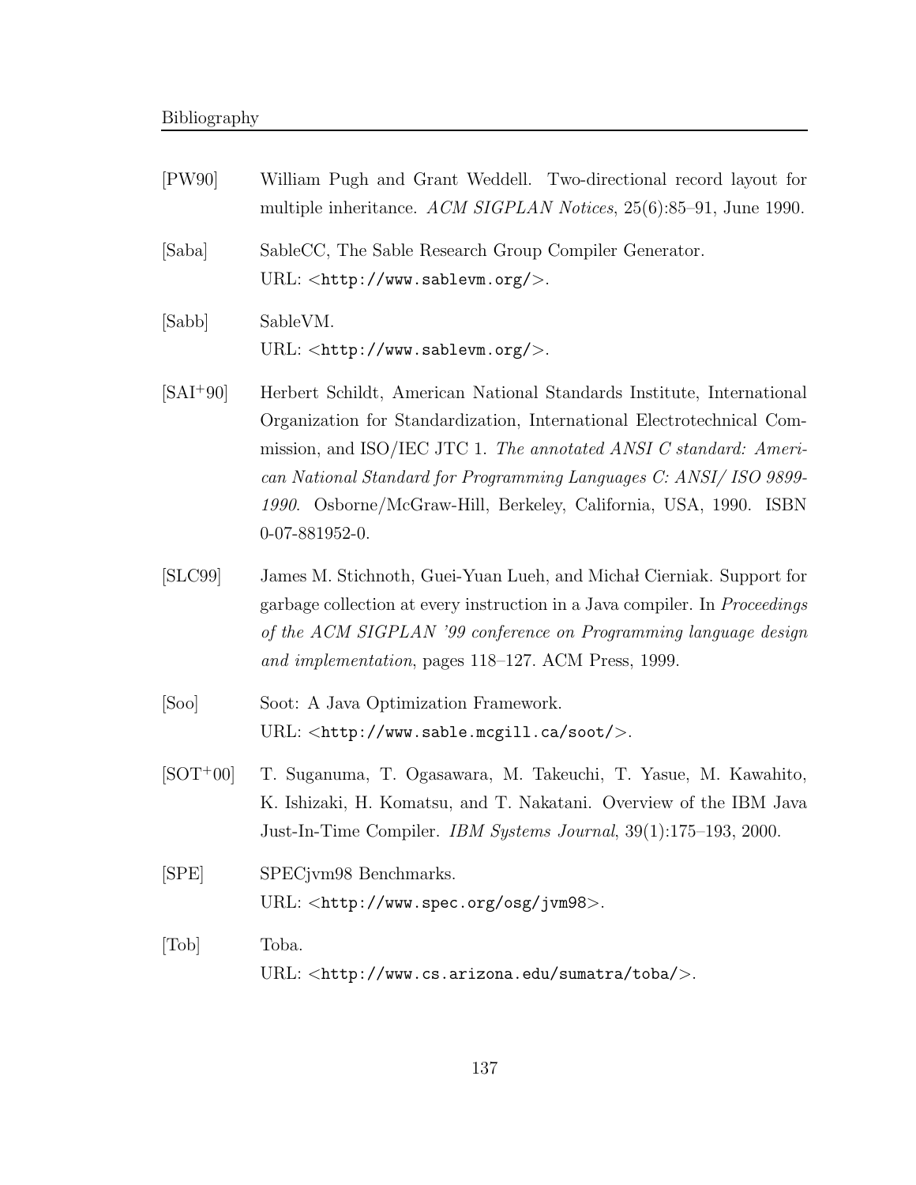[PW90] William Pugh and Grant Weddell. Two-directional record layout for multiple inheritance. *ACM SIGPLAN Notices*, 25(6):85–91, June 1990.

[Saba] SableCC, The Sable Research Group Compiler Generator. URL: <http://www.sablevm.org/>.

[Sabb] SableVM. URL: <http://www.sablevm.org/>.

[SAI+90] Herbert Schildt, American National Standards Institute, International Organization for Standardization, International Electrotechnical Commission, and ISO/IEC JTC 1. *The annotated ANSI C standard: American National Standard for Programming Languages C: ANSI/ ISO 9899-1990*. Osborne/McGraw-Hill, Berkeley, California, USA, 1990. ISBN 0-07-881952-0.

[SLC99] James M. Stichnoth, Guei-Yuan Lueh, and Michał Cierniak. Support for garbage collection at every instruction in a Java compiler. In *Proceedings of the ACM SIGPLAN '99 conference on Programming language design and implementation*, pages 118–127. ACM Press, 1999.

[Soo] Soot: A Java Optimization Framework. URL: <http://www.sable.mcgill.ca/soot/>.

[SOT+00] T. Suganuma, T. Ogasawara, M. Takeuchi, T. Yasue, M. Kawahito, K. Ishizaki, H. Komatsu, and T. Nakatani. Overview of the IBM Java Just-In-Time Compiler. *IBM Systems Journal*, 39(1):175–193, 2000.

[SPE] SPECjvm98 Benchmarks. URL: <http://www.spec.org/osg/jvm98>.

[Tob] Toba. URL: <http://www.cs.arizona.edu/sumatra/toba/>.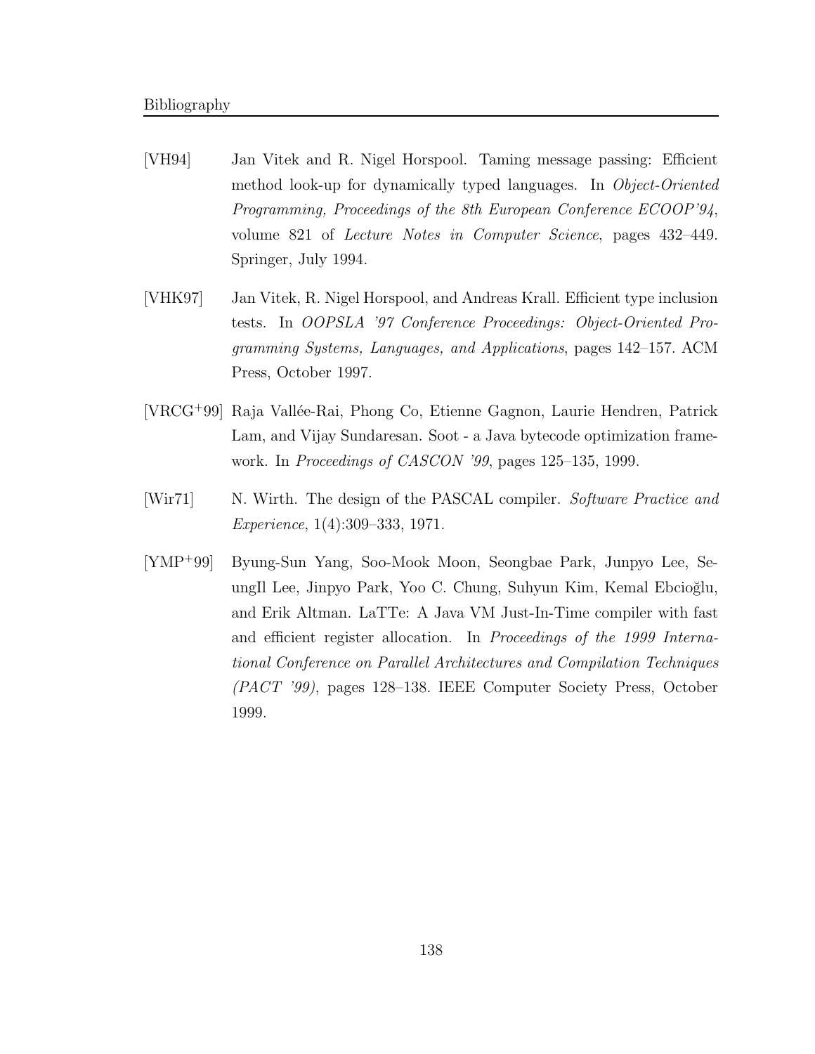[VH94] Jan Vitek and R. Nigel Horspool. Taming message passing: Efficient method look-up for dynamically typed languages. In *Object-Oriented Programming, Proceedings of the 8th European Conference ECOOP'94*, volume 821 of *Lecture Notes in Computer Science*, pages 432–449. Springer, July 1994.

[VHK97] Jan Vitek, R. Nigel Horspool, and Andreas Krall. Efficient type inclusion tests. In *OOPSLA '97 Conference Proceedings: Object-Oriented Programming Systems, Languages, and Applications*, pages 142–157. ACM Press, October 1997.

[VRCG+99] Raja Vallée-Rai, Phong Co, Etienne Gagnon, Laurie Hendren, Patrick Lam, and Vijay Sundaresan. Soot - a Java bytecode optimization framework. In *Proceedings of CASCON '99*, pages 125–135, 1999.

[Wir71] N. Wirth. The design of the PASCAL compiler. *Software Practice and Experience*, 1(4):309–333, 1971.

[YMP+99] Byung-Sun Yang, Soo-Mook Moon, Seongbae Park, Junpyo Lee, SeungIl Lee, Jinpyo Park, Yoo C. Chung, Suhyun Kim, Kemal Ebcioğlu, and Erik Altman. LaTTe: A Java VM Just-In-Time compiler with fast and efficient register allocation. In *Proceedings of the 1999 International Conference on Parallel Architectures and Compilation Techniques (PACT '99)*, pages 128–138. IEEE Computer Society Press, October 1999.